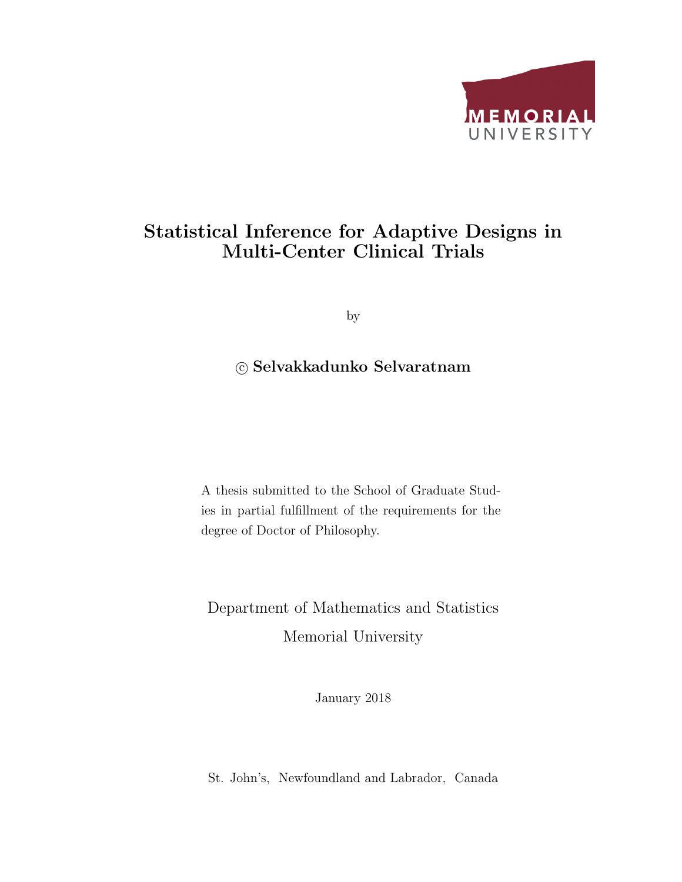MEMORIAL UNIVERSITY

# Statistical Inference for Adaptive Designs in Multi-Center Clinical Trials

by

**© Selvakkadunko Selvaratnam**

A thesis submitted to the School of Graduate Studies in partial fulfillment of the requirements for the degree of Doctor of Philosophy.

Department of Mathematics and Statistics

Memorial University

January 2018

St. John's, Newfoundland and Labrador, Canada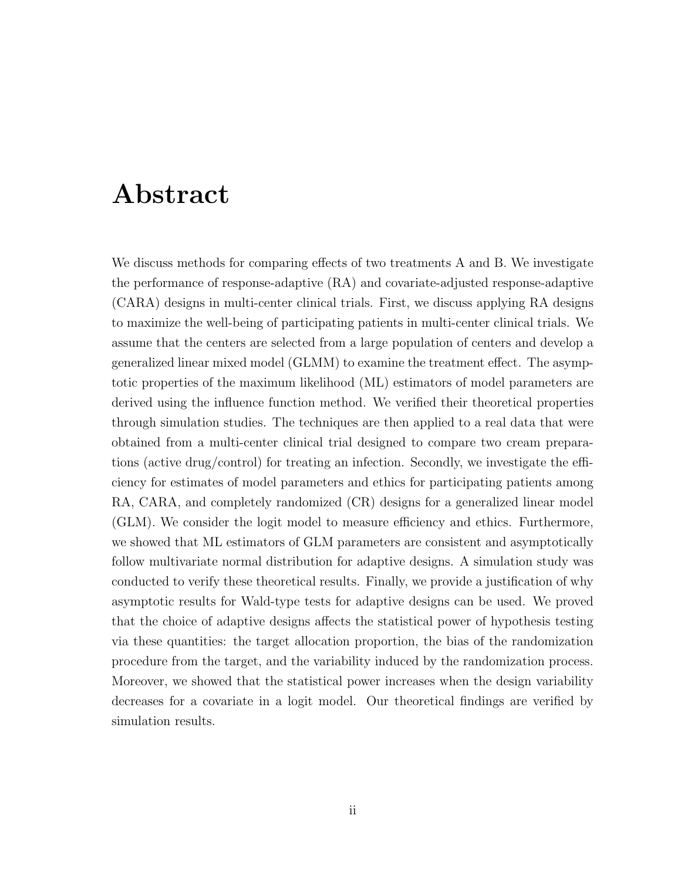# Abstract

We discuss methods for comparing effects of two treatments A and B. We investigate the performance of response-adaptive (RA) and covariate-adjusted response-adaptive (CARA) designs in multi-center clinical trials. First, we discuss applying RA designs to maximize the well-being of participating patients in multi-center clinical trials. We assume that the centers are selected from a large population of centers and develop a generalized linear mixed model (GLMM) to examine the treatment effect. The asymptotic properties of the maximum likelihood (ML) estimators of model parameters are derived using the influence function method. We verified their theoretical properties through simulation studies. The techniques are then applied to a real data that were obtained from a multi-center clinical trial designed to compare two cream preparations (active drug/control) for treating an infection. Secondly, we investigate the efficiency for estimates of model parameters and ethics for participating patients among RA, CARA, and completely randomized (CR) designs for a generalized linear model (GLM). We consider the logit model to measure efficiency and ethics. Furthermore, we showed that ML estimators of GLM parameters are consistent and asymptotically follow multivariate normal distribution for adaptive designs. A simulation study was conducted to verify these theoretical results. Finally, we provide a justification of why asymptotic results for Wald-type tests for adaptive designs can be used. We proved that the choice of adaptive designs affects the statistical power of hypothesis testing via these quantities: the target allocation proportion, the bias of the randomization procedure from the target, and the variability induced by the randomization process. Moreover, we showed that the statistical power increases when the design variability decreases for a covariate in a logit model. Our theoretical findings are verified by simulation results.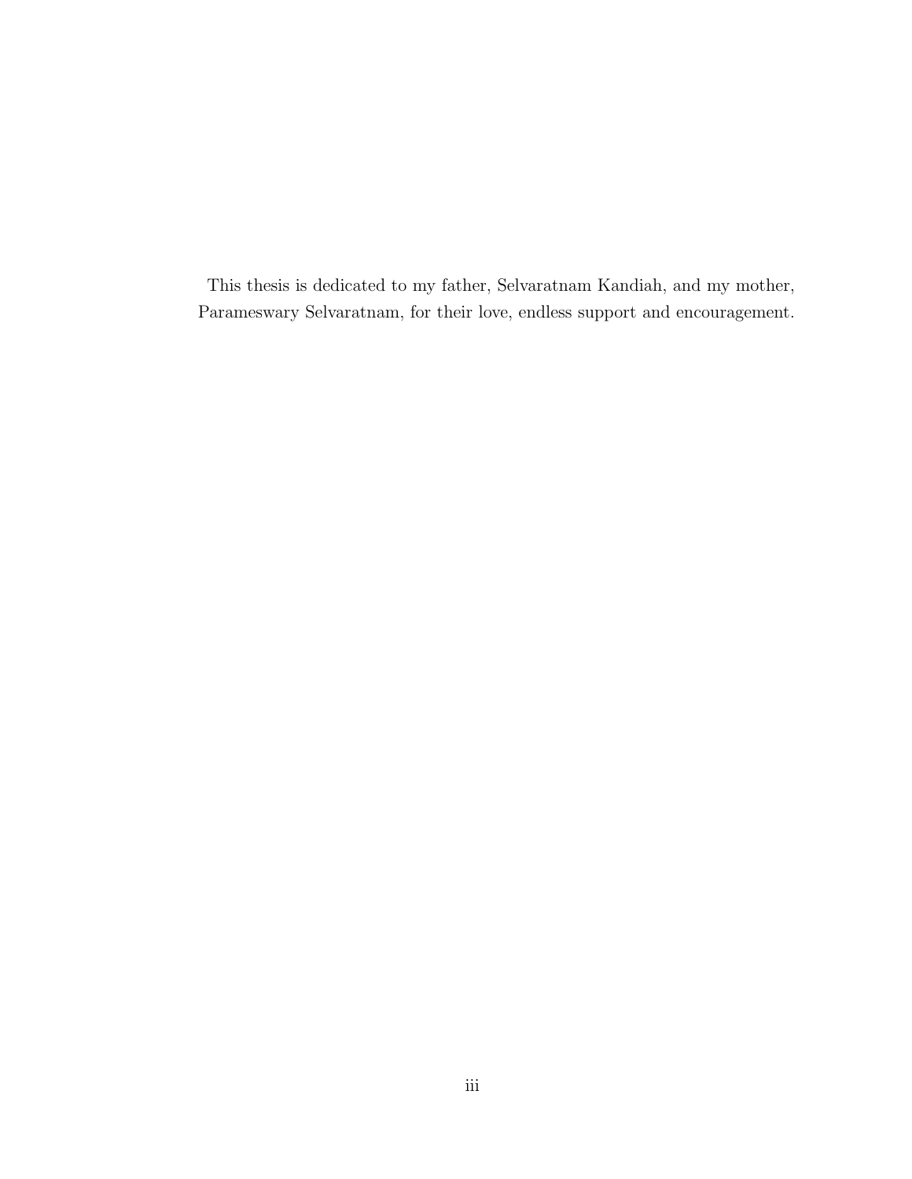This thesis is dedicated to my father, Selvaratnam Kandiah, and my mother, Parameswary Selvaratnam, for their love, endless support and encouragement.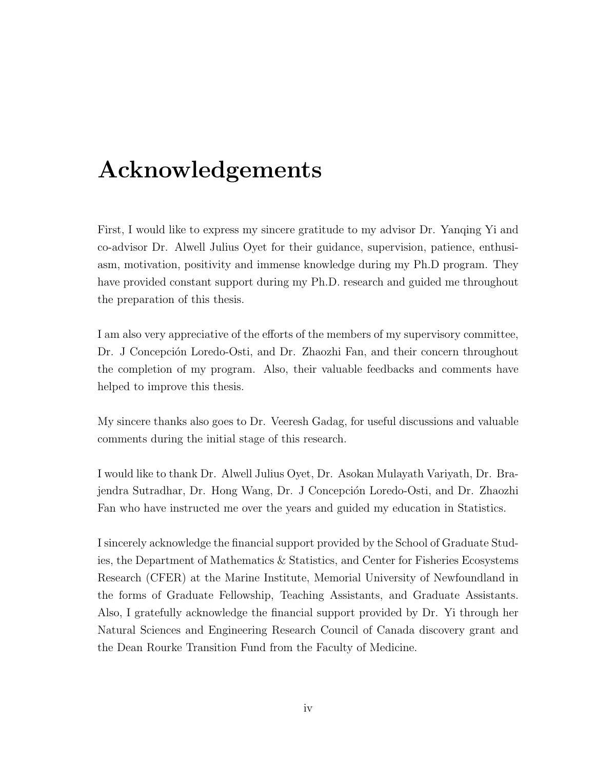# Acknowledgements

First, I would like to express my sincere gratitude to my advisor Dr. Yanqing Yi and co-advisor Dr. Alwell Julius Oyet for their guidance, supervision, patience, enthusiasm, motivation, positivity and immense knowledge during my Ph.D program. They have provided constant support during my Ph.D. research and guided me throughout the preparation of this thesis.

I am also very appreciative of the efforts of the members of my supervisory committee, Dr. J Concepción Loredo-Osti, and Dr. Zhaozhi Fan, and their concern throughout the completion of my program. Also, their valuable feedbacks and comments have helped to improve this thesis.

My sincere thanks also goes to Dr. Veeresh Gadag, for useful discussions and valuable comments during the initial stage of this research.

I would like to thank Dr. Alwell Julius Oyet, Dr. Asokan Mulayath Variyath, Dr. Brajendra Sutradhar, Dr. Hong Wang, Dr. J Concepción Loredo-Osti, and Dr. Zhaozhi Fan who have instructed me over the years and guided my education in Statistics.

I sincerely acknowledge the financial support provided by the School of Graduate Studies, the Department of Mathematics & Statistics, and Center for Fisheries Ecosystems Research (CFER) at the Marine Institute, Memorial University of Newfoundland in the forms of Graduate Fellowship, Teaching Assistants, and Graduate Assistants. Also, I gratefully acknowledge the financial support provided by Dr. Yi through her Natural Sciences and Engineering Research Council of Canada discovery grant and the Dean Rourke Transition Fund from the Faculty of Medicine.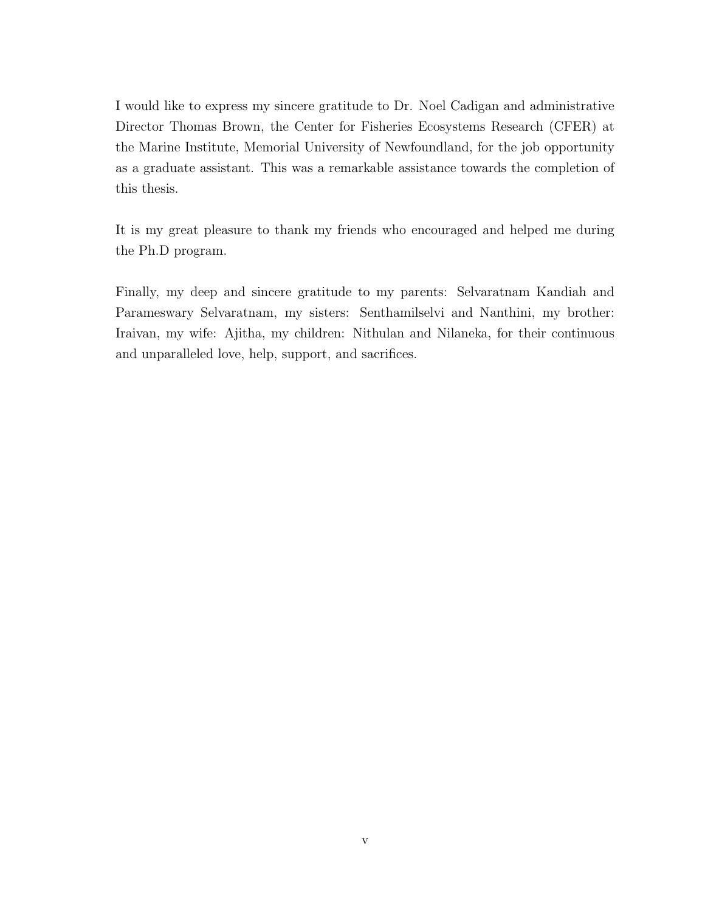I would like to express my sincere gratitude to Dr. Noel Cadigan and administrative Director Thomas Brown, the Center for Fisheries Ecosystems Research (CFER) at the Marine Institute, Memorial University of Newfoundland, for the job opportunity as a graduate assistant. This was a remarkable assistance towards the completion of this thesis.

It is my great pleasure to thank my friends who encouraged and helped me during the Ph.D program.

Finally, my deep and sincere gratitude to my parents: Selvaratnam Kandiah and Parameswary Selvaratnam, my sisters: Senthamilselvi and Nanthini, my brother: Iraivan, my wife: Ajitha, my children: Nithulan and Nilaneka, for their continuous and unparalleled love, help, support, and sacrifices.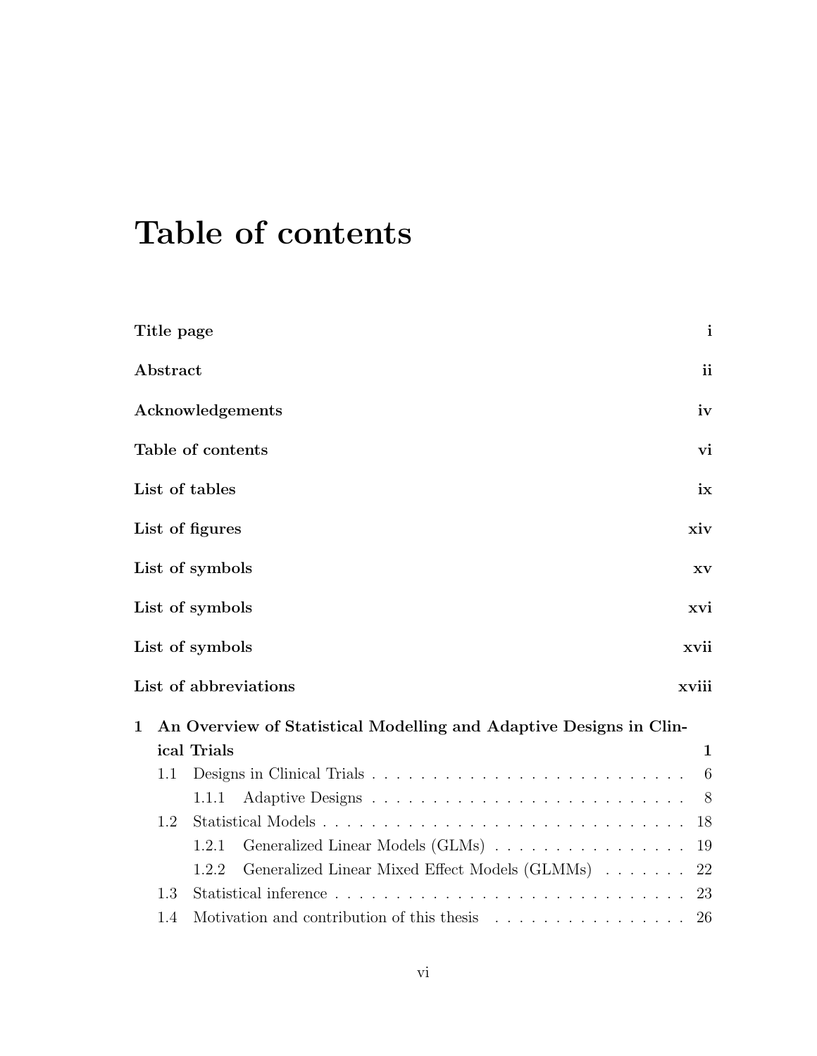# Table of contents

**Title page** **i**

**Abstract** **ii**

**Acknowledgements** **iv**

**Table of contents** **vi**

**List of tables** **ix**

**List of figures** **xiv**

**List of symbols** **xv**

**List of symbols** **xvi**

**List of symbols** **xvii**

**List of abbreviations** **xviii**

**1 An Overview of Statistical Modelling and Adaptive Designs in Clinical Trials** **1**

- 1.1 Designs in Clinical Trials . . . . . . . . . . . . . . . . . . . . . . . . . . 6
  - 1.1.1 Adaptive Designs . . . . . . . . . . . . . . . . . . . . . . . . . 8
- 1.2 Statistical Models . . . . . . . . . . . . . . . . . . . . . . . . . . . . . . 18
  - 1.2.1 Generalized Linear Models (GLMs) . . . . . . . . . . . . . . . . 19
  - 1.2.2 Generalized Linear Mixed Effect Models (GLMMs) . . . . . . . 22
- 1.3 Statistical inference . . . . . . . . . . . . . . . . . . . . . . . . . . . . . 23
- 1.4 Motivation and contribution of this thesis . . . . . . . . . . . . . . . . 26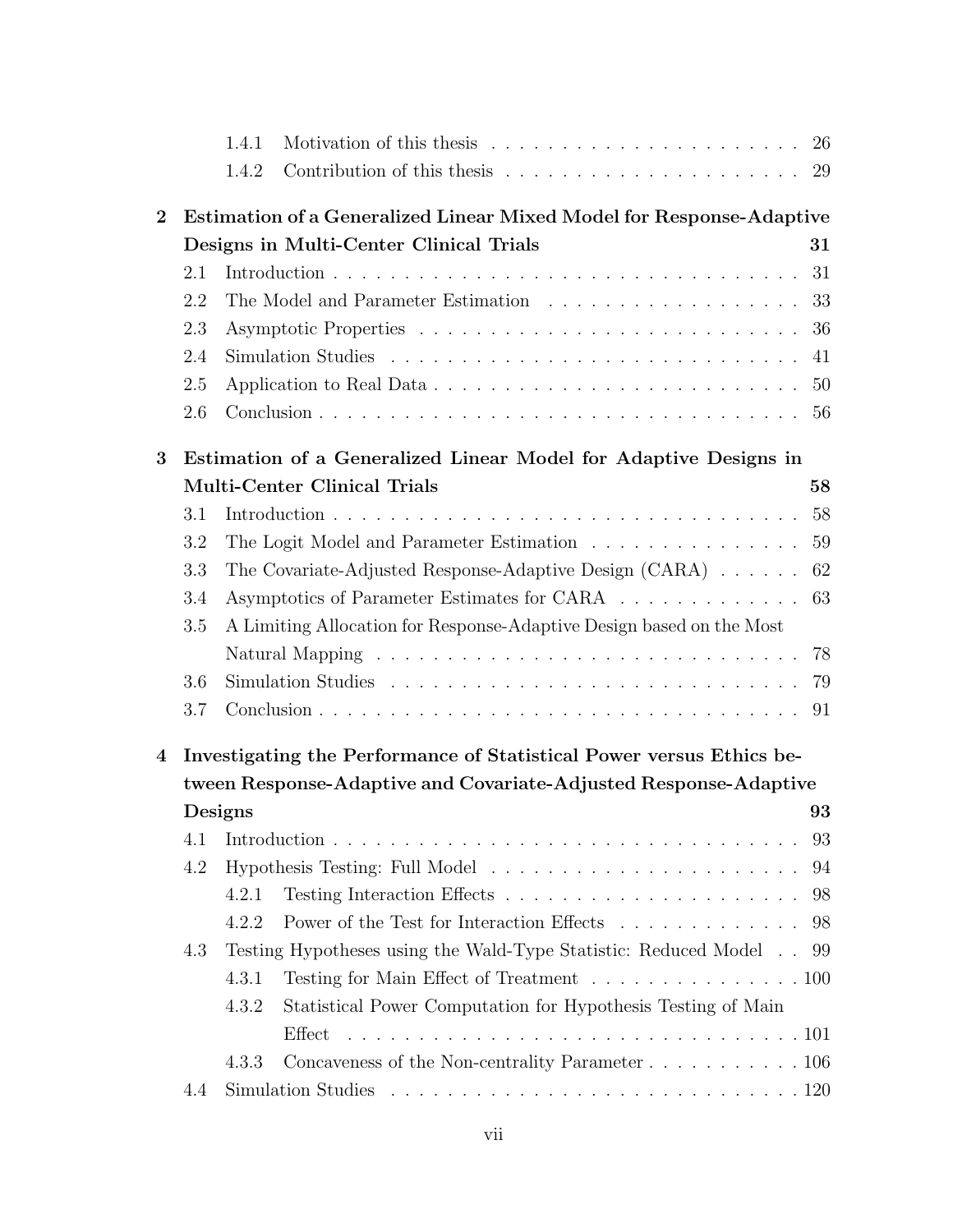- 1.4.1 Motivation of this thesis . . . . . . . . . . . . . . . . . . . . . . 26
- 1.4.2 Contribution of this thesis . . . . . . . . . . . . . . . . . . . . . . 29

**2 Estimation of a Generalized Linear Mixed Model for Response-Adaptive Designs in Multi-Center Clinical Trials 31**

- 2.1 Introduction . . . . . . . . . . . . . . . . . . . . . . . . . . . . . . . . 31
- 2.2 The Model and Parameter Estimation . . . . . . . . . . . . . . . . . . 33
- 2.3 Asymptotic Properties . . . . . . . . . . . . . . . . . . . . . . . . . . . 36
- 2.4 Simulation Studies . . . . . . . . . . . . . . . . . . . . . . . . . . . . . 41
- 2.5 Application to Real Data . . . . . . . . . . . . . . . . . . . . . . . . . . 50
- 2.6 Conclusion . . . . . . . . . . . . . . . . . . . . . . . . . . . . . . . . . 56

**3 Estimation of a Generalized Linear Model for Adaptive Designs in Multi-Center Clinical Trials 58**

- 3.1 Introduction . . . . . . . . . . . . . . . . . . . . . . . . . . . . . . . . 58
- 3.2 The Logit Model and Parameter Estimation . . . . . . . . . . . . . . . 59
- 3.3 The Covariate-Adjusted Response-Adaptive Design (CARA) . . . . . . 62
- 3.4 Asymptotics of Parameter Estimates for CARA . . . . . . . . . . . . . 63
- 3.5 A Limiting Allocation for Response-Adaptive Design based on the Most Natural Mapping . . . . . . . . . . . . . . . . . . . . . . . . . . . . . 78
- 3.6 Simulation Studies . . . . . . . . . . . . . . . . . . . . . . . . . . . . . 79
- 3.7 Conclusion . . . . . . . . . . . . . . . . . . . . . . . . . . . . . . . . . 91

**4 Investigating the Performance of Statistical Power versus Ethics between Response-Adaptive and Covariate-Adjusted Response-Adaptive Designs 93**

- 4.1 Introduction . . . . . . . . . . . . . . . . . . . . . . . . . . . . . . . . 93
- 4.2 Hypothesis Testing: Full Model . . . . . . . . . . . . . . . . . . . . . . 94
  - 4.2.1 Testing Interaction Effects . . . . . . . . . . . . . . . . . . . . . . 98
  - 4.2.2 Power of the Test for Interaction Effects . . . . . . . . . . . . . 98
- 4.3 Testing Hypotheses using the Wald-Type Statistic: Reduced Model . . 99
  - 4.3.1 Testing for Main Effect of Treatment . . . . . . . . . . . . . . . 100
  - 4.3.2 Statistical Power Computation for Hypothesis Testing of Main Effect . . . . . . . . . . . . . . . . . . . . . . . . . . . . . . . . . 101
  - 4.3.3 Concaveness of the Non-centrality Parameter . . . . . . . . . . . 106
- 4.4 Simulation Studies . . . . . . . . . . . . . . . . . . . . . . . . . . . . . 120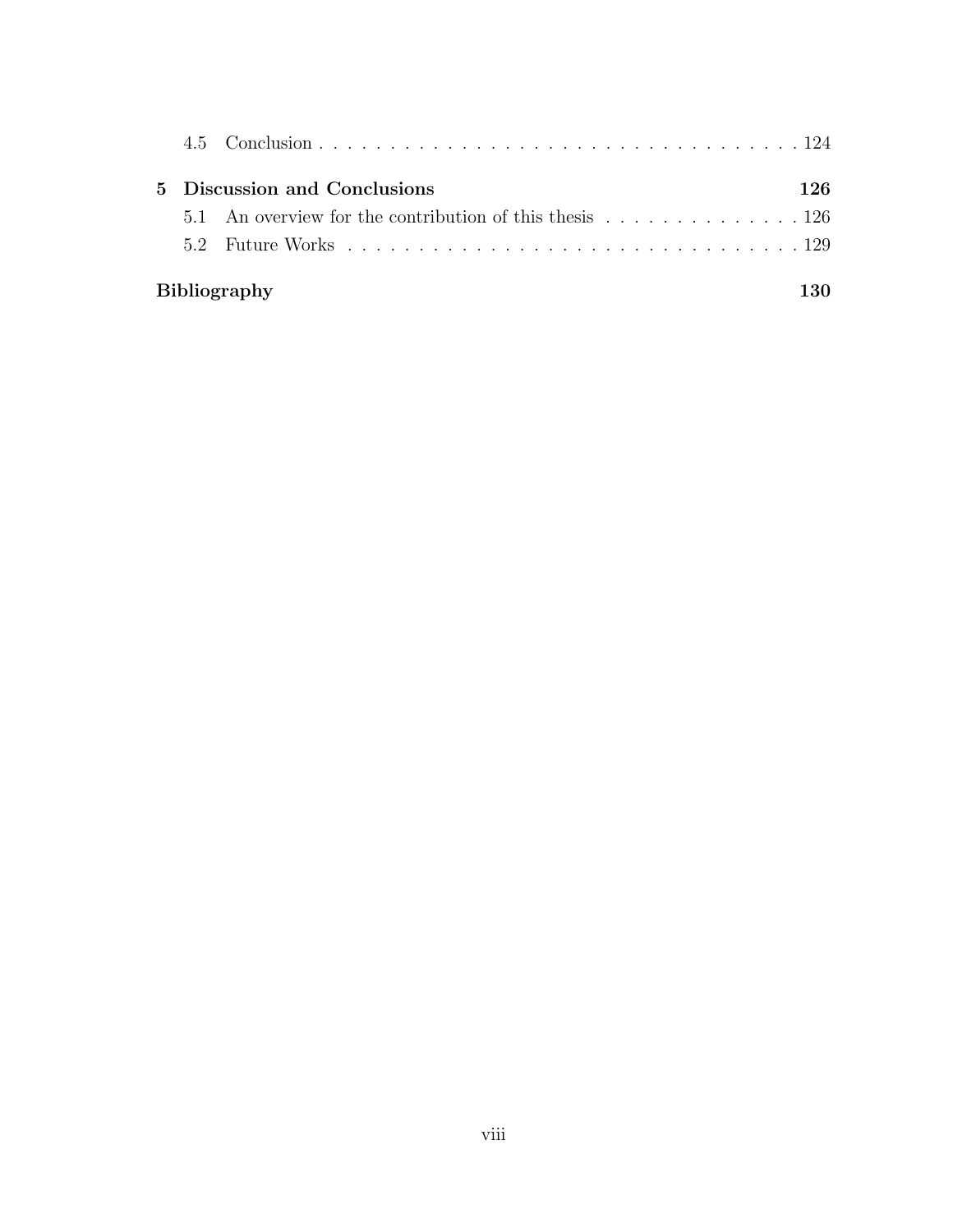- 4.5 Conclusion . . . . . . . . . . . . . . . . . . . . . . . . . . . . . . . . . . . . . 124

**5 Discussion and Conclusions** **126**

- 5.1 An overview for the contribution of this thesis . . . . . . . . . . . . . . . 126
- 5.2 Future Works . . . . . . . . . . . . . . . . . . . . . . . . . . . . . . . . . . . 129

**Bibliography** **130**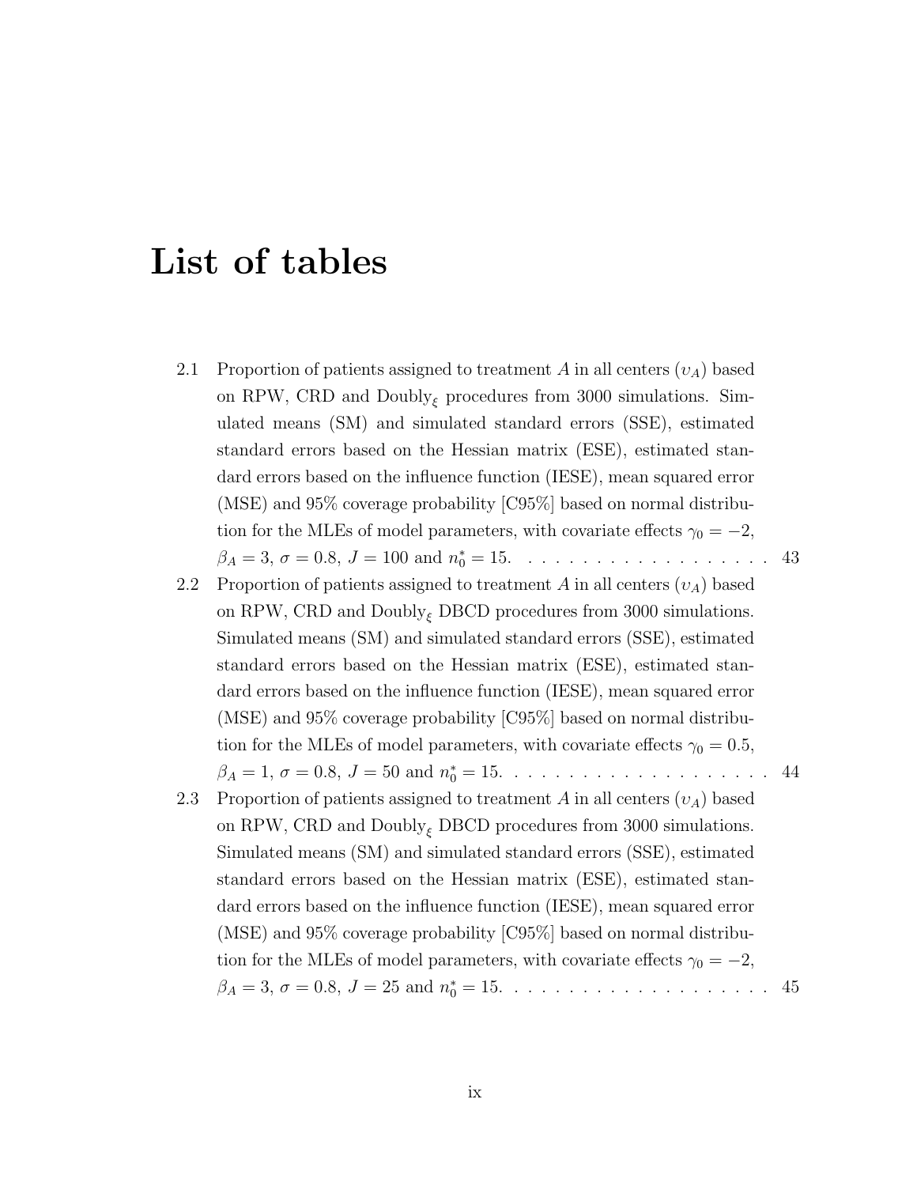# List of tables

2.1 Proportion of patients assigned to treatment $A$ in all centers ($\upsilon_A$) based on RPW, CRD and Doubly$_\xi$ procedures from 3000 simulations. Simulated means (SM) and simulated standard errors (SSE), estimated standard errors based on the Hessian matrix (ESE), estimated standard errors based on the influence function (IESE), mean squared error (MSE) and 95% coverage probability [C95%] based on normal distribution for the MLEs of model parameters, with covariate effects $\gamma_0 = -2$, $\beta_A = 3$, $\sigma = 0.8$, $J = 100$ and $n_0^* = 15$. . . . . . . . . . . . . . . . . . . 43

2.2 Proportion of patients assigned to treatment $A$ in all centers ($\upsilon_A$) based on RPW, CRD and Doubly$_\xi$ DBCD procedures from 3000 simulations. Simulated means (SM) and simulated standard errors (SSE), estimated standard errors based on the Hessian matrix (ESE), estimated standard errors based on the influence function (IESE), mean squared error (MSE) and 95% coverage probability [C95%] based on normal distribution for the MLEs of model parameters, with covariate effects $\gamma_0 = 0.5$, $\beta_A = 1$, $\sigma = 0.8$, $J = 50$ and $n_0^* = 15$. . . . . . . . . . . . . . . . . . . . 44

2.3 Proportion of patients assigned to treatment $A$ in all centers ($\upsilon_A$) based on RPW, CRD and Doubly$_\xi$ DBCD procedures from 3000 simulations. Simulated means (SM) and simulated standard errors (SSE), estimated standard errors based on the Hessian matrix (ESE), estimated standard errors based on the influence function (IESE), mean squared error (MSE) and 95% coverage probability [C95%] based on normal distribution for the MLEs of model parameters, with covariate effects $\gamma_0 = -2$, $\beta_A = 3$, $\sigma = 0.8$, $J = 25$ and $n_0^* = 15$. . . . . . . . . . . . . . . . . . . . 45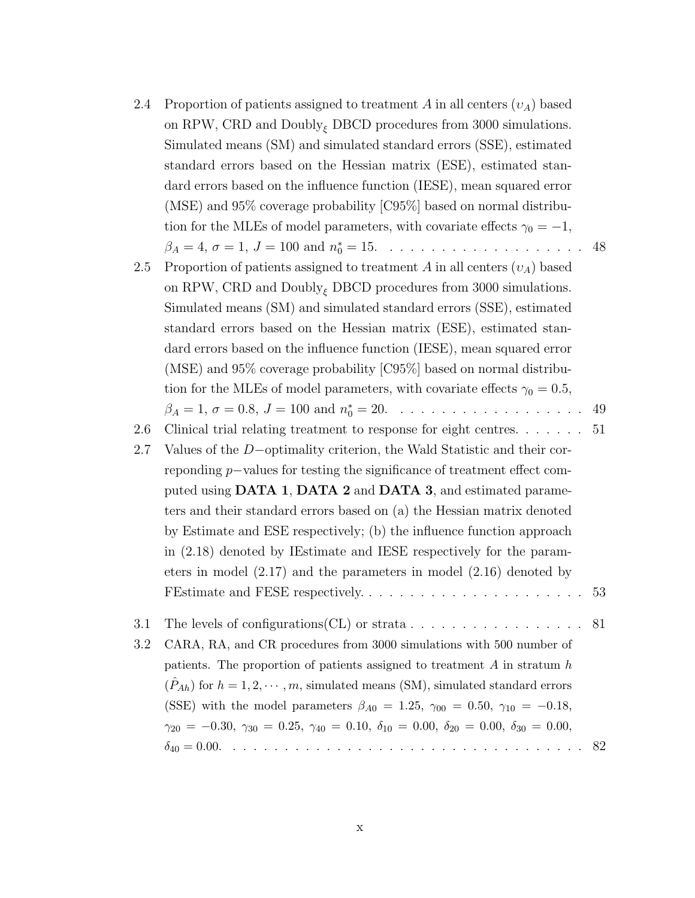2.4 Proportion of patients assigned to treatment $A$ in all centers ($\upsilon_A$) based on RPW, CRD and Doubly$_\xi$ DBCD procedures from 3000 simulations. Simulated means (SM) and simulated standard errors (SSE), estimated standard errors based on the Hessian matrix (ESE), estimated standard errors based on the influence function (IESE), mean squared error (MSE) and 95% coverage probability [C95%] based on normal distribution for the MLEs of model parameters, with covariate effects $\gamma_0 = -1$, $\beta_A = 4$, $\sigma = 1$, $J = 100$ and $n_0^* = 15$. . . . . . . . . . . . . . . . . . . . 48

2.5 Proportion of patients assigned to treatment $A$ in all centers ($\upsilon_A$) based on RPW, CRD and Doubly$_\xi$ DBCD procedures from 3000 simulations. Simulated means (SM) and simulated standard errors (SSE), estimated standard errors based on the Hessian matrix (ESE), estimated standard errors based on the influence function (IESE), mean squared error (MSE) and 95% coverage probability [C95%] based on normal distribution for the MLEs of model parameters, with covariate effects $\gamma_0 = 0.5$, $\beta_A = 1$, $\sigma = 0.8$, $J = 100$ and $n_0^* = 20$. . . . . . . . . . . . . . . . . . . 49

2.6 Clinical trial relating treatment to response for eight centres. . . . . . . 51

2.7 Values of the $D-$optimality criterion, the Wald Statistic and their correponding $p-$values for testing the significance of treatment effect computed using **DATA 1**, **DATA 2** and **DATA 3**, and estimated parameters and their standard errors based on (a) the Hessian matrix denoted by Estimate and ESE respectively; (b) the influence function approach in (2.18) denoted by IEstimate and IESE respectively for the parameters in model (2.17) and the parameters in model (2.16) denoted by FEstimate and FESE respectively. . . . . . . . . . . . . . . . . . . . . . 53

3.1 The levels of configurations(CL) or strata . . . . . . . . . . . . . . . . . 81

3.2 CARA, RA, and CR procedures from 3000 simulations with 500 number of patients. The proportion of patients assigned to treatment $A$ in stratum $h$ ($\hat{P}_{Ah}$) for $h = 1, 2, \cdots, m$, simulated means (SM), simulated standard errors (SSE) with the model parameters $\beta_{A0} = 1.25$, $\gamma_{00} = 0.50$, $\gamma_{10} = -0.18$, $\gamma_{20} = -0.30$, $\gamma_{30} = 0.25$, $\gamma_{40} = 0.10$, $\delta_{10} = 0.00$, $\delta_{20} = 0.00$, $\delta_{30} = 0.00$, $\delta_{40} = 0.00$. . . . . . . . . . . . . . . . . . . . . . . . . . . . . . . . . . 82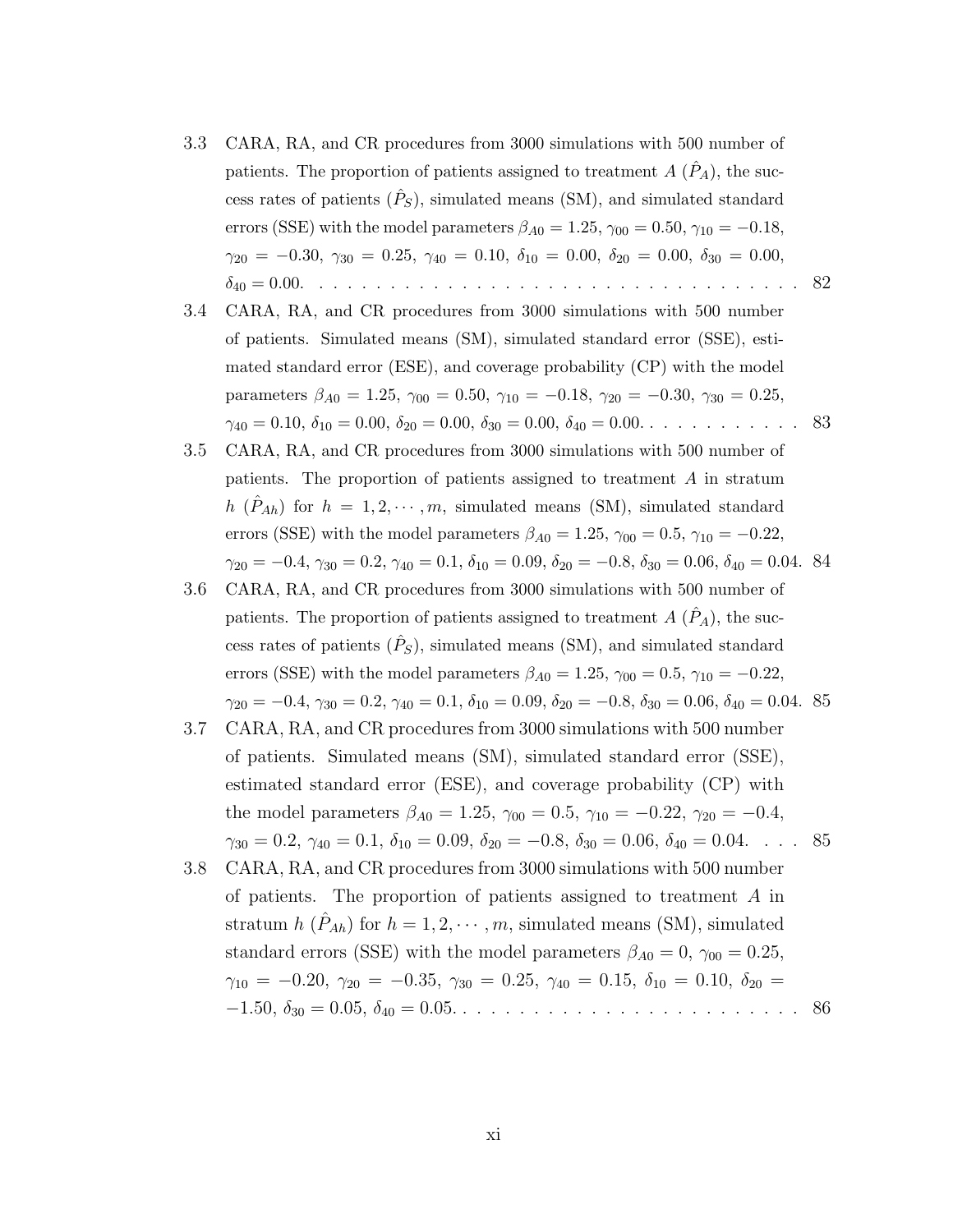3.3 CARA, RA, and CR procedures from 3000 simulations with 500 number of patients. The proportion of patients assigned to treatment $A$ ($\hat{P}_A$), the success rates of patients ($\hat{P}_S$), simulated means (SM), and simulated standard errors (SSE) with the model parameters $\beta_{A0} = 1.25$, $\gamma_{00} = 0.50$, $\gamma_{10} = -0.18$, $\gamma_{20} = -0.30$, $\gamma_{30} = 0.25$, $\gamma_{40} = 0.10$, $\delta_{10} = 0.00$, $\delta_{20} = 0.00$, $\delta_{30} = 0.00$, $\delta_{40} = 0.00$. . . . . . . . . . . . . . . . . . . . . . . . . . . . . . . . . . . 82

3.4 CARA, RA, and CR procedures from 3000 simulations with 500 number of patients. Simulated means (SM), simulated standard error (SSE), estimated standard error (ESE), and coverage probability (CP) with the model parameters $\beta_{A0} = 1.25$, $\gamma_{00} = 0.50$, $\gamma_{10} = -0.18$, $\gamma_{20} = -0.30$, $\gamma_{30} = 0.25$, $\gamma_{40} = 0.10$, $\delta_{10} = 0.00$, $\delta_{20} = 0.00$, $\delta_{30} = 0.00$, $\delta_{40} = 0.00$. . . . . . . . . . . . 83

3.5 CARA, RA, and CR procedures from 3000 simulations with 500 number of patients. The proportion of patients assigned to treatment $A$ in stratum $h$ ($\hat{P}_{Ah}$) for $h = 1, 2, \cdots, m$, simulated means (SM), simulated standard errors (SSE) with the model parameters $\beta_{A0} = 1.25$, $\gamma_{00} = 0.5$, $\gamma_{10} = -0.22$, $\gamma_{20} = -0.4$, $\gamma_{30} = 0.2$, $\gamma_{40} = 0.1$, $\delta_{10} = 0.09$, $\delta_{20} = -0.8$, $\delta_{30} = 0.06$, $\delta_{40} = 0.04$. 84

3.6 CARA, RA, and CR procedures from 3000 simulations with 500 number of patients. The proportion of patients assigned to treatment $A$ ($\hat{P}_A$), the success rates of patients ($\hat{P}_S$), simulated means (SM), and simulated standard errors (SSE) with the model parameters $\beta_{A0} = 1.25$, $\gamma_{00} = 0.5$, $\gamma_{10} = -0.22$, $\gamma_{20} = -0.4$, $\gamma_{30} = 0.2$, $\gamma_{40} = 0.1$, $\delta_{10} = 0.09$, $\delta_{20} = -0.8$, $\delta_{30} = 0.06$, $\delta_{40} = 0.04$. 85

3.7 CARA, RA, and CR procedures from 3000 simulations with 500 number of patients. Simulated means (SM), simulated standard error (SSE), estimated standard error (ESE), and coverage probability (CP) with the model parameters $\beta_{A0} = 1.25$, $\gamma_{00} = 0.5$, $\gamma_{10} = -0.22$, $\gamma_{20} = -0.4$, $\gamma_{30} = 0.2$, $\gamma_{40} = 0.1$, $\delta_{10} = 0.09$, $\delta_{20} = -0.8$, $\delta_{30} = 0.06$, $\delta_{40} = 0.04$. . . . 85

3.8 CARA, RA, and CR procedures from 3000 simulations with 500 number of patients. The proportion of patients assigned to treatment $A$ in stratum $h$ ($\hat{P}_{Ah}$) for $h = 1, 2, \cdots, m$, simulated means (SM), simulated standard errors (SSE) with the model parameters $\beta_{A0} = 0$, $\gamma_{00} = 0.25$, $\gamma_{10} = -0.20$, $\gamma_{20} = -0.35$, $\gamma_{30} = 0.25$, $\gamma_{40} = 0.15$, $\delta_{10} = 0.10$, $\delta_{20} = -1.50$, $\delta_{30} = 0.05$, $\delta_{40} = 0.05$. . . . . . . . . . . . . . . . . . . . . . . . . 86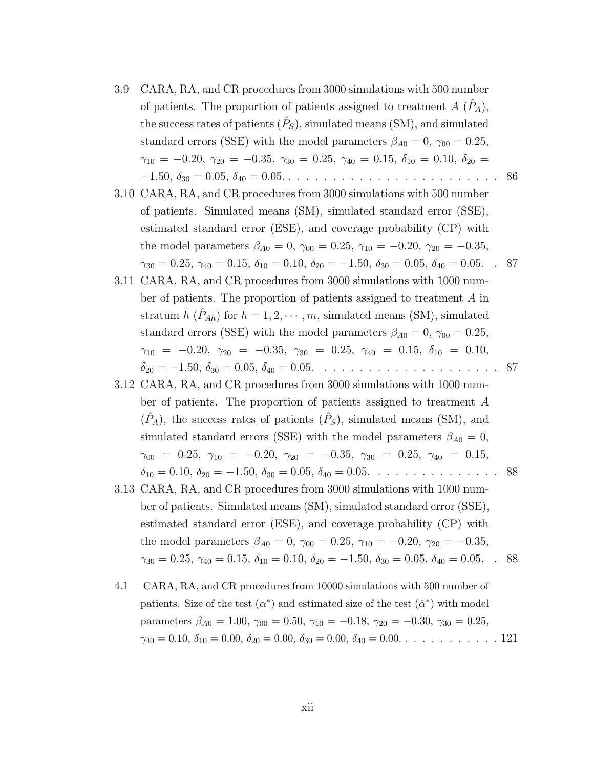3.9 CARA, RA, and CR procedures from 3000 simulations with 500 number of patients. The proportion of patients assigned to treatment $A$ ($\hat{P}_A$), the success rates of patients ($\hat{P}_S$), simulated means (SM), and simulated standard errors (SSE) with the model parameters $\beta_{A0} = 0$, $\gamma_{00} = 0.25$, $\gamma_{10} = -0.20$, $\gamma_{20} = -0.35$, $\gamma_{30} = 0.25$, $\gamma_{40} = 0.15$, $\delta_{10} = 0.10$, $\delta_{20} = -1.50$, $\delta_{30} = 0.05$, $\delta_{40} = 0.05$. . . . . . . . . . . . . . . . . . . . . . . . . 86

3.10 CARA, RA, and CR procedures from 3000 simulations with 500 number of patients. Simulated means (SM), simulated standard error (SSE), estimated standard error (ESE), and coverage probability (CP) with the model parameters $\beta_{A0} = 0$, $\gamma_{00} = 0.25$, $\gamma_{10} = -0.20$, $\gamma_{20} = -0.35$, $\gamma_{30} = 0.25$, $\gamma_{40} = 0.15$, $\delta_{10} = 0.10$, $\delta_{20} = -1.50$, $\delta_{30} = 0.05$, $\delta_{40} = 0.05$. . 87

3.11 CARA, RA, and CR procedures from 3000 simulations with 1000 number of patients. The proportion of patients assigned to treatment $A$ in stratum $h$ ($\hat{P}_{Ah}$) for $h = 1, 2, \cdots, m$, simulated means (SM), simulated standard errors (SSE) with the model parameters $\beta_{A0} = 0$, $\gamma_{00} = 0.25$, $\gamma_{10} = -0.20$, $\gamma_{20} = -0.35$, $\gamma_{30} = 0.25$, $\gamma_{40} = 0.15$, $\delta_{10} = 0.10$, $\delta_{20} = -1.50$, $\delta_{30} = 0.05$, $\delta_{40} = 0.05$. . . . . . . . . . . . . . . . . . . . 87

3.12 CARA, RA, and CR procedures from 3000 simulations with 1000 number of patients. The proportion of patients assigned to treatment $A$ ($\hat{P}_A$), the success rates of patients ($\hat{P}_S$), simulated means (SM), and simulated standard errors (SSE) with the model parameters $\beta_{A0} = 0$, $\gamma_{00} = 0.25$, $\gamma_{10} = -0.20$, $\gamma_{20} = -0.35$, $\gamma_{30} = 0.25$, $\gamma_{40} = 0.15$, $\delta_{10} = 0.10$, $\delta_{20} = -1.50$, $\delta_{30} = 0.05$, $\delta_{40} = 0.05$. . . . . . . . . . . . . . . 88

3.13 CARA, RA, and CR procedures from 3000 simulations with 1000 number of patients. Simulated means (SM), simulated standard error (SSE), estimated standard error (ESE), and coverage probability (CP) with the model parameters $\beta_{A0} = 0$, $\gamma_{00} = 0.25$, $\gamma_{10} = -0.20$, $\gamma_{20} = -0.35$, $\gamma_{30} = 0.25$, $\gamma_{40} = 0.15$, $\delta_{10} = 0.10$, $\delta_{20} = -1.50$, $\delta_{30} = 0.05$, $\delta_{40} = 0.05$. . 88

4.1 CARA, RA, and CR procedures from 10000 simulations with 500 number of patients. Size of the test ($\alpha^*$) and estimated size of the test ($\hat{\alpha}^*$) with model parameters $\beta_{A0} = 1.00$, $\gamma_{00} = 0.50$, $\gamma_{10} = -0.18$, $\gamma_{20} = -0.30$, $\gamma_{30} = 0.25$, $\gamma_{40} = 0.10$, $\delta_{10} = 0.00$, $\delta_{20} = 0.00$, $\delta_{30} = 0.00$, $\delta_{40} = 0.00$. . . . . . . . . . . . 121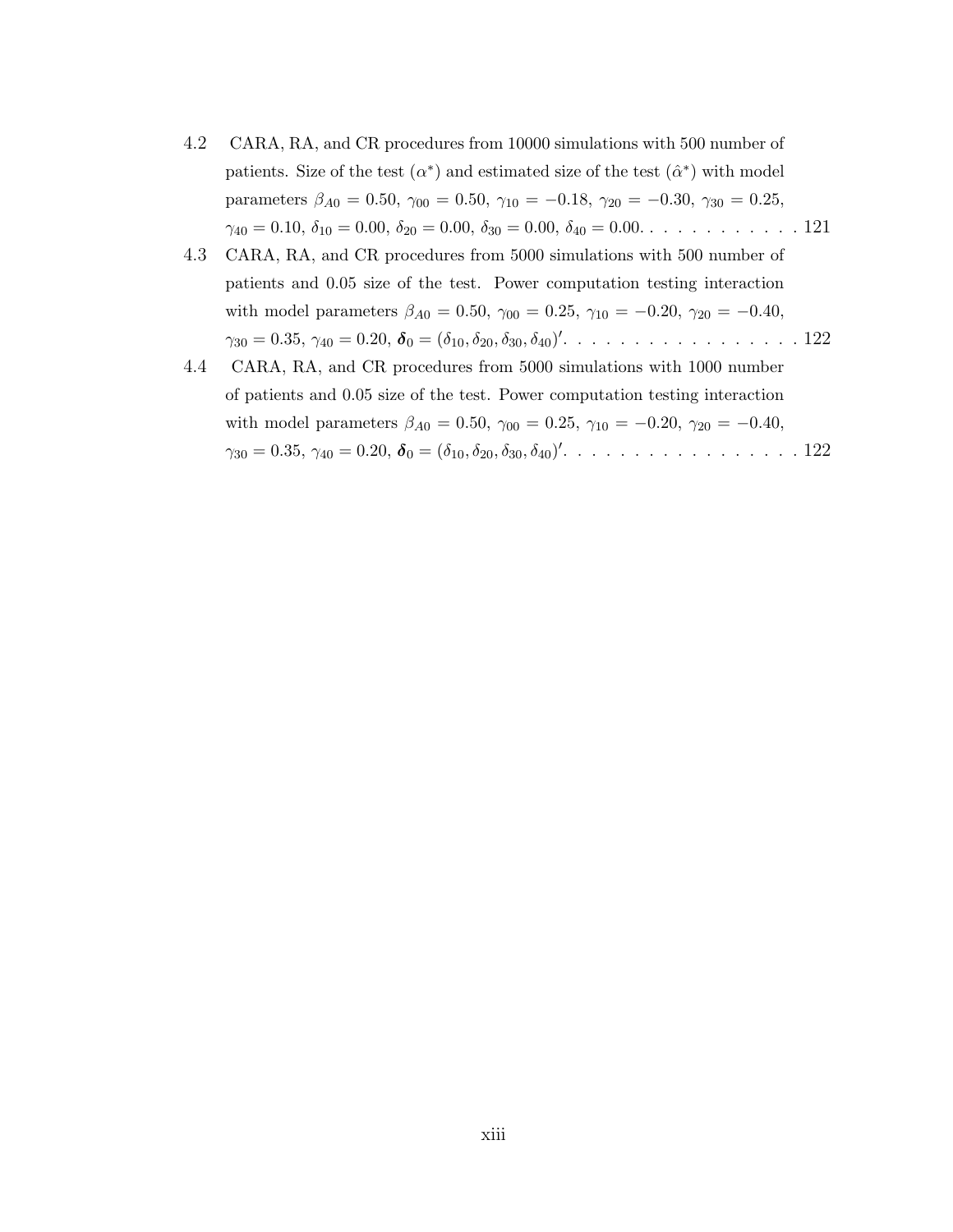4.2 CARA, RA, and CR procedures from 10000 simulations with 500 number of patients. Size of the test ($\alpha^*$) and estimated size of the test ($\hat{\alpha}^*$) with model parameters $\beta_{A0} = 0.50$, $\gamma_{00} = 0.50$, $\gamma_{10} = -0.18$, $\gamma_{20} = -0.30$, $\gamma_{30} = 0.25$, $\gamma_{40} = 0.10$, $\delta_{10} = 0.00$, $\delta_{20} = 0.00$, $\delta_{30} = 0.00$, $\delta_{40} = 0.00$. . . . . . . . . . . . . 121

4.3 CARA, RA, and CR procedures from 5000 simulations with 500 number of patients and 0.05 size of the test. Power computation testing interaction with model parameters $\beta_{A0} = 0.50$, $\gamma_{00} = 0.25$, $\gamma_{10} = -0.20$, $\gamma_{20} = -0.40$, $\gamma_{30} = 0.35$, $\gamma_{40} = 0.20$, $\boldsymbol{\delta}_0 = (\delta_{10}, \delta_{20}, \delta_{30}, \delta_{40})'$. . . . . . . . . . . . . . . . . 122

4.4 CARA, RA, and CR procedures from 5000 simulations with 1000 number of patients and 0.05 size of the test. Power computation testing interaction with model parameters $\beta_{A0} = 0.50$, $\gamma_{00} = 0.25$, $\gamma_{10} = -0.20$, $\gamma_{20} = -0.40$, $\gamma_{30} = 0.35$, $\gamma_{40} = 0.20$, $\boldsymbol{\delta}_0 = (\delta_{10}, \delta_{20}, \delta_{30}, \delta_{40})'$. . . . . . . . . . . . . . . . . 122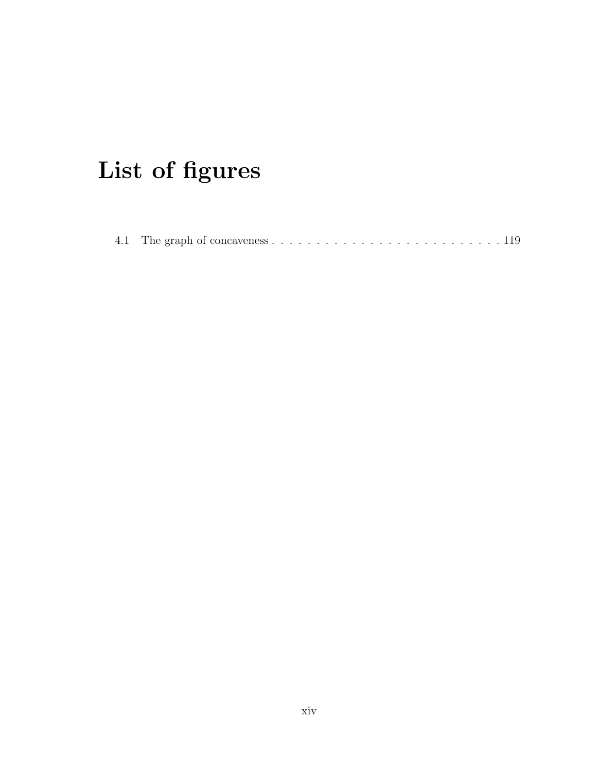# List of figures

4.1 The graph of concaveness . . . . . . . . . . . . . . . . . . . . . . . . . . . . 119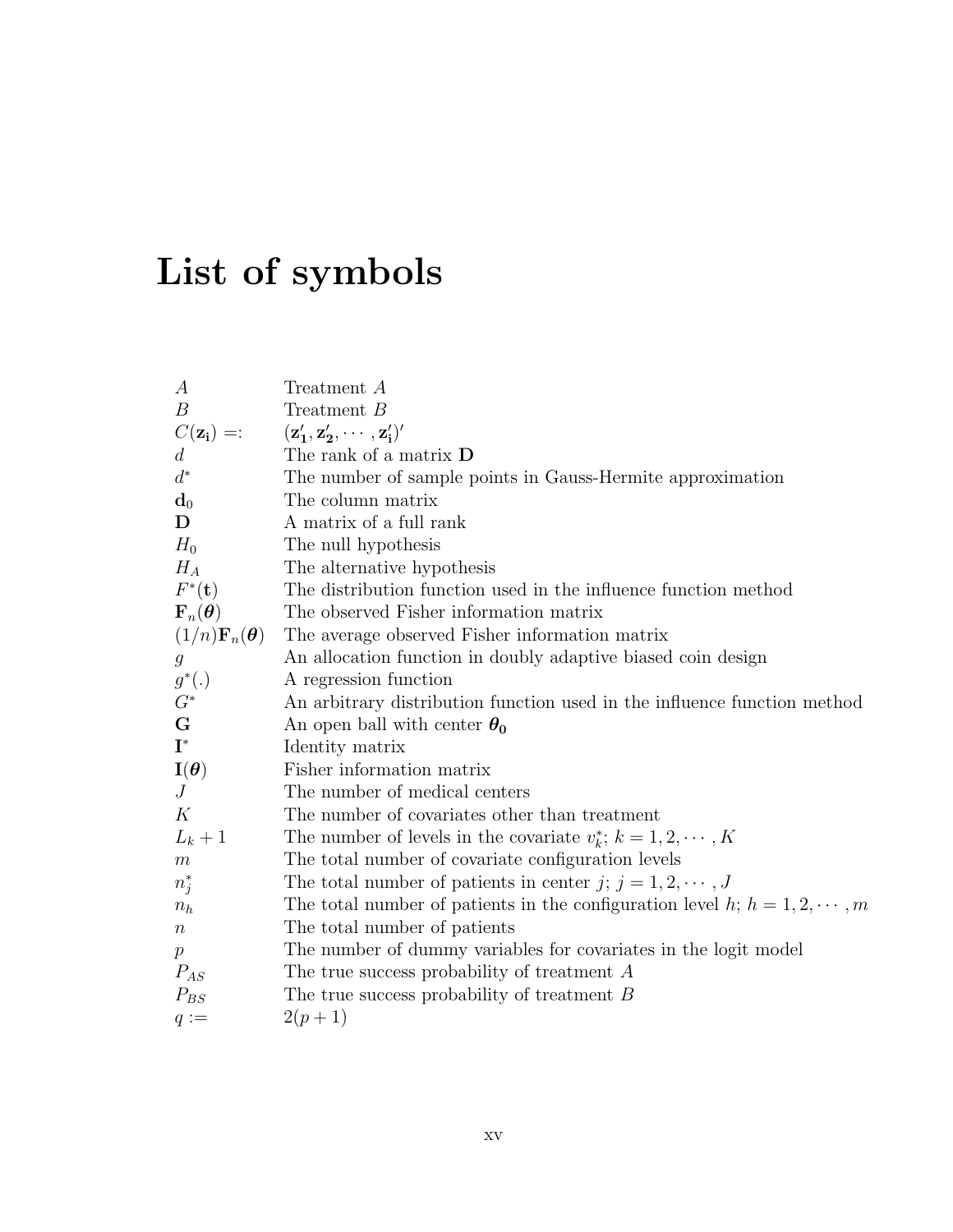# List of symbols

| | |
|---|---|
| $A$ | Treatment $A$ |
| $B$ | Treatment $B$ |
| $C(\mathbf{z_i}) =:$ | $(\mathbf{z_1'}, \mathbf{z_2'}, \cdots, \mathbf{z_i'})'$ |
| $d$ | The rank of a matrix $\mathbf{D}$ |
| $d^*$ | The number of sample points in Gauss-Hermite approximation |
| $\mathbf{d}_0$ | The column matrix |
| $\mathbf{D}$ | A matrix of a full rank |
| $H_0$ | The null hypothesis |
| $H_A$ | The alternative hypothesis |
| $F^*(\mathbf{t})$ | The distribution function used in the influence function method |
| $\mathbf{F}_n(\boldsymbol{\theta})$ | The observed Fisher information matrix |
| $(1/n)\mathbf{F}_n(\boldsymbol{\theta})$ | The average observed Fisher information matrix |
| $g$ | An allocation function in doubly adaptive biased coin design |
| $g^*(.)$ | A regression function |
| $G^*$ | An arbitrary distribution function used in the influence function method |
| $\mathbf{G}$ | An open ball with center $\boldsymbol{\theta_0}$ |
| $\mathbf{I}^*$ | Identity matrix |
| $\mathbf{I}(\boldsymbol{\theta})$ | Fisher information matrix |
| $J$ | The number of medical centers |
| $K$ | The number of covariates other than treatment |
| $L_k + 1$ | The number of levels in the covariate $v_k^*$; $k = 1, 2, \cdots, K$ |
| $m$ | The total number of covariate configuration levels |
| $n_j^*$ | The total number of patients in center $j$; $j = 1, 2, \cdots, J$ |
| $n_h$ | The total number of patients in the configuration level $h$; $h = 1, 2, \cdots, m$ |
| $n$ | The total number of patients |
| $p$ | The number of dummy variables for covariates in the logit model |
| $P_{AS}$ | The true success probability of treatment $A$ |
| $P_{BS}$ | The true success probability of treatment $B$ |
| $q :=$ | $2(p + 1)$ |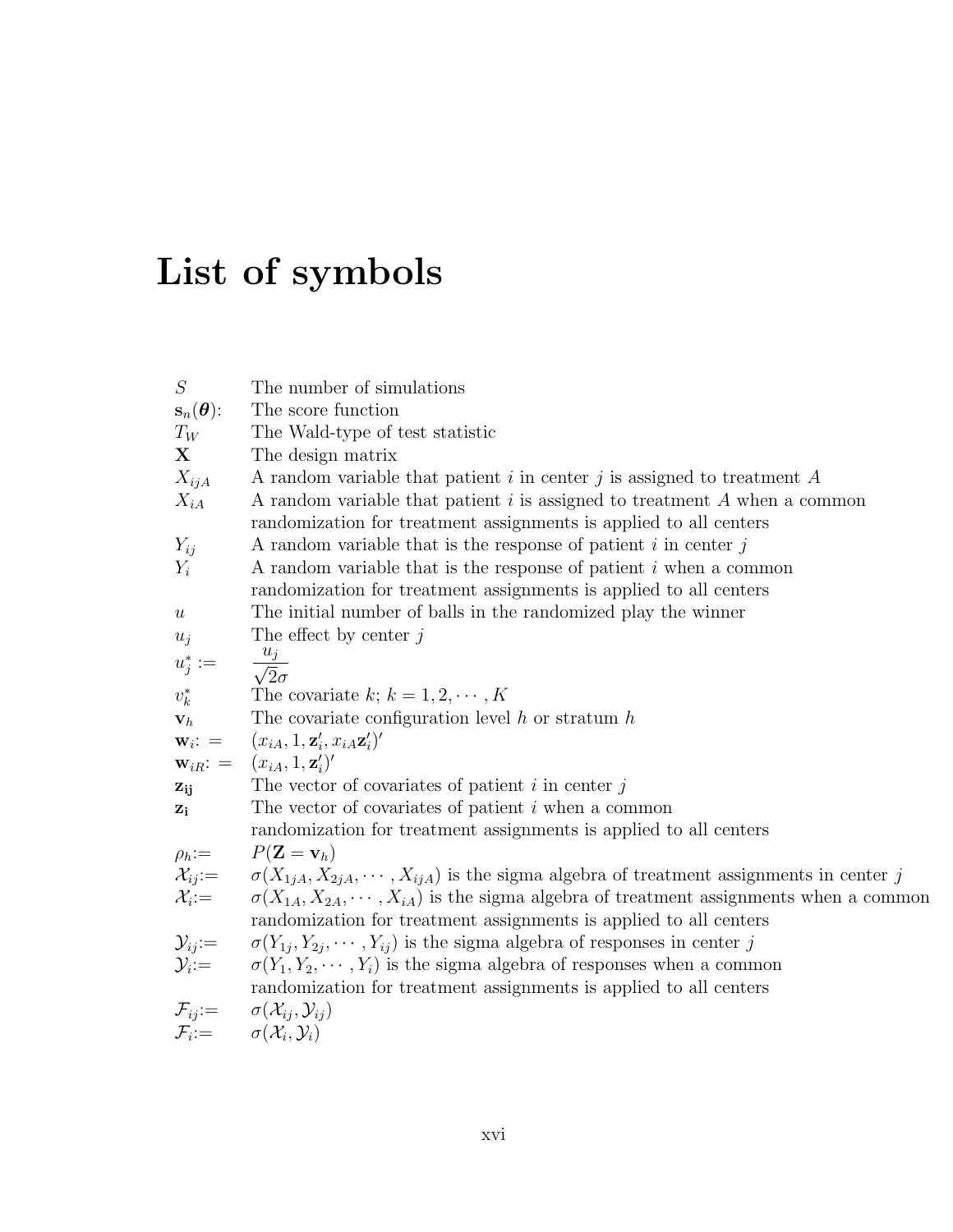# List of symbols

| | |
|---|---|
| $S$ | The number of simulations |
| $\mathbf{s}_n(\boldsymbol{\theta})$: | The score function |
| $T_W$ | The Wald-type of test statistic |
| $\mathbf{X}$ | The design matrix |
| $X_{ijA}$ | A random variable that patient $i$ in center $j$ is assigned to treatment $A$ |
| $X_{iA}$ | A random variable that patient $i$ is assigned to treatment $A$ when a common randomization for treatment assignments is applied to all centers |
| $Y_{ij}$ | A random variable that is the response of patient $i$ in center $j$ |
| $Y_i$ | A random variable that is the response of patient $i$ when a common randomization for treatment assignments is applied to all centers |
| $u$ | The initial number of balls in the randomized play the winner |
| $u_j$ | The effect by center $j$ |
| $u_j^* :=$ | $\dfrac{u_j}{\sqrt{2}\sigma}$ |
| $v_k^*$ | The covariate $k$; $k = 1, 2, \cdots, K$ |
| $\mathbf{v}_h$ | The covariate configuration level $h$ or stratum $h$ |
| $\mathbf{w}_i :=$ | $(x_{iA}, 1, \mathbf{z}_i', x_{iA}\mathbf{z}_i')'$ |
| $\mathbf{w}_{iR} :=$ | $(x_{iA}, 1, \mathbf{z}_i')'$ |
| $\mathbf{z_{ij}}$ | The vector of covariates of patient $i$ in center $j$ |
| $\mathbf{z_i}$ | The vector of covariates of patient $i$ when a common randomization for treatment assignments is applied to all centers |
| $\rho_h :=$ | $P(\mathbf{Z} = \mathbf{v}_h)$ |
| $\mathcal{X}_{ij} :=$ | $\sigma(X_{1jA}, X_{2jA}, \cdots, X_{ijA})$ is the sigma algebra of treatment assignments in center $j$ |
| $\mathcal{X}_i :=$ | $\sigma(X_{1A}, X_{2A}, \cdots, X_{iA})$ is the sigma algebra of treatment assignments when a common randomization for treatment assignments is applied to all centers |
| $\mathcal{Y}_{ij} :=$ | $\sigma(Y_{1j}, Y_{2j}, \cdots, Y_{ij})$ is the sigma algebra of responses in center $j$ |
| $\mathcal{Y}_i :=$ | $\sigma(Y_1, Y_2, \cdots, Y_i)$ is the sigma algebra of responses when a common randomization for treatment assignments is applied to all centers |
| $\mathcal{F}_{ij} :=$ | $\sigma(\mathcal{X}_{ij}, \mathcal{Y}_{ij})$ |
| $\mathcal{F}_i :=$ | $\sigma(\mathcal{X}_i, \mathcal{Y}_i)$ |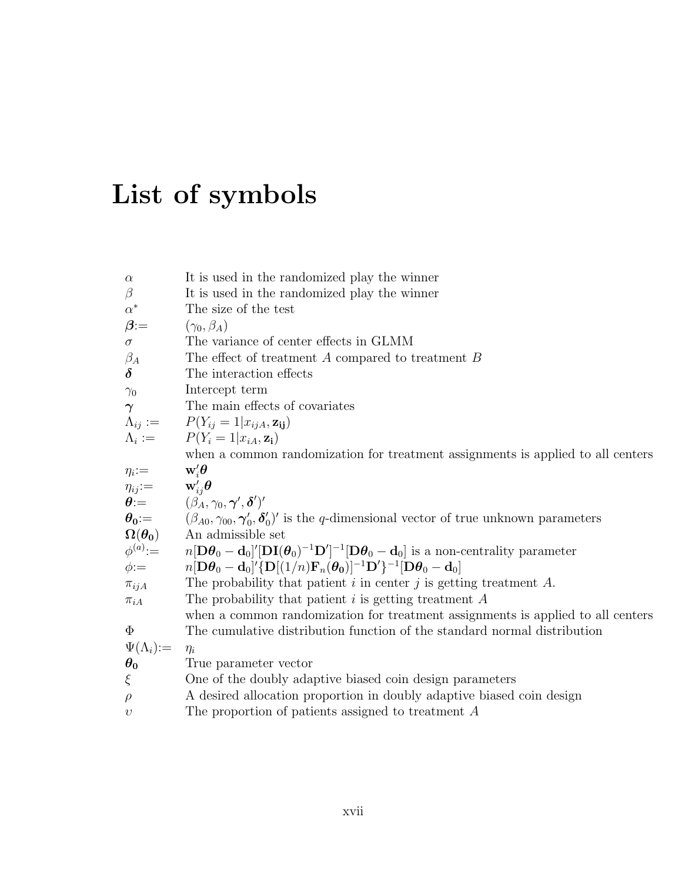# List of symbols

| | |
|---|---|
| $\alpha$ | It is used in the randomized play the winner |
| $\beta$ | It is used in the randomized play the winner |
| $\alpha^*$ | The size of the test |
| $\boldsymbol{\beta}:=$ | $(\gamma_0, \beta_A)$ |
| $\sigma$ | The variance of center effects in GLMM |
| $\beta_A$ | The effect of treatment $A$ compared to treatment $B$ |
| $\boldsymbol{\delta}$ | The interaction effects |
| $\gamma_0$ | Intercept term |
| $\boldsymbol{\gamma}$ | The main effects of covariates |
| $\Lambda_{ij} :=$ | $P(Y_{ij} = 1 \mid x_{ijA}, \mathbf{z_{ij}})$ |
| $\Lambda_i :=$ | $P(Y_i = 1 \mid x_{iA}, \mathbf{z_i})$ |
| | when a common randomization for treatment assignments is applied to all centers |
| $\eta_i:=$ | $\mathbf{w}_i'\boldsymbol{\theta}$ |
| $\eta_{ij}:=$ | $\mathbf{w}_{ij}'\boldsymbol{\theta}$ |
| $\boldsymbol{\theta}:=$ | $(\beta_A, \gamma_0, \boldsymbol{\gamma}', \boldsymbol{\delta}')'$ |
| $\boldsymbol{\theta_0}:=$ | $(\beta_{A0}, \gamma_{00}, \boldsymbol{\gamma}_0', \boldsymbol{\delta}_0')'$ is the $q$-dimensional vector of true unknown parameters |
| $\boldsymbol{\Omega}(\boldsymbol{\theta_0})$ | An admissible set |
| $\phi^{(a)}:=$ | $n[\mathbf{D}\boldsymbol{\theta}_0 - \mathbf{d}_0]'[\mathbf{D}\mathbf{I}(\boldsymbol{\theta}_0)^{-1}\mathbf{D}']^{-1}[\mathbf{D}\boldsymbol{\theta}_0 - \mathbf{d}_0]$ is a non-centrality parameter |
| $\phi:=$ | $n[\mathbf{D}\boldsymbol{\theta}_0 - \mathbf{d}_0]'\{\mathbf{D}[(1/n)\mathbf{F}_n(\boldsymbol{\theta_0})]^{-1}\mathbf{D}'\}^{-1}[\mathbf{D}\boldsymbol{\theta}_0 - \mathbf{d}_0]$ |
| $\pi_{ijA}$ | The probability that patient $i$ in center $j$ is getting treatment $A$. |
| $\pi_{iA}$ | The probability that patient $i$ is getting treatment $A$ |
| | when a common randomization for treatment assignments is applied to all centers |
| $\Phi$ | The cumulative distribution function of the standard normal distribution |
| $\Psi(\Lambda_i):=$ | $\eta_i$ |
| $\boldsymbol{\theta_0}$ | True parameter vector |
| $\xi$ | One of the doubly adaptive biased coin design parameters |
| $\rho$ | A desired allocation proportion in doubly adaptive biased coin design |
| $\upsilon$ | The proportion of patients assigned to treatment $A$ |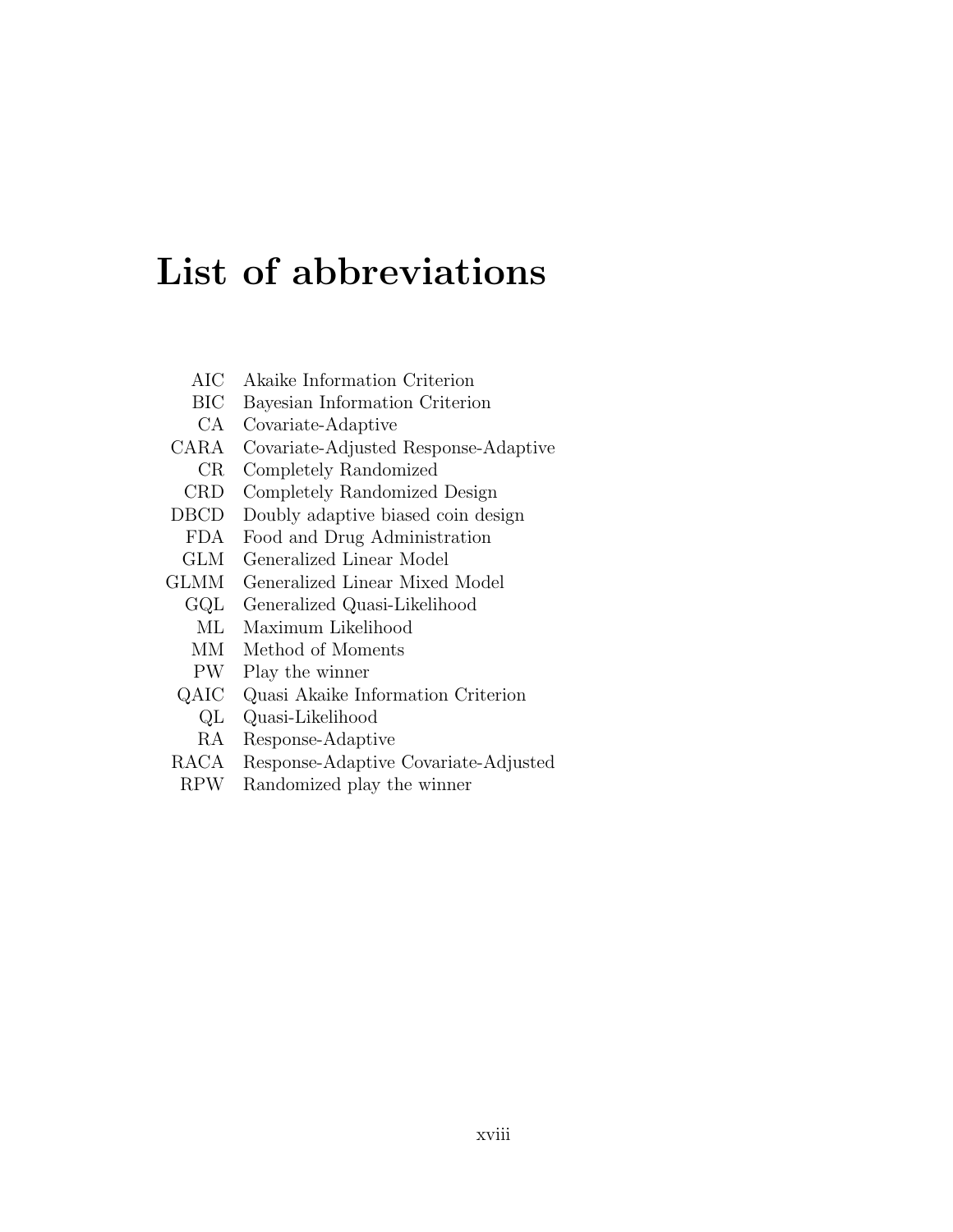# List of abbreviations

| | |
|---|---|
| AIC | Akaike Information Criterion |
| BIC | Bayesian Information Criterion |
| CA | Covariate-Adaptive |
| CARA | Covariate-Adjusted Response-Adaptive |
| CR | Completely Randomized |
| CRD | Completely Randomized Design |
| DBCD | Doubly adaptive biased coin design |
| FDA | Food and Drug Administration |
| GLM | Generalized Linear Model |
| GLMM | Generalized Linear Mixed Model |
| GQL | Generalized Quasi-Likelihood |
| ML | Maximum Likelihood |
| MM | Method of Moments |
| PW | Play the winner |
| QAIC | Quasi Akaike Information Criterion |
| QL | Quasi-Likelihood |
| RA | Response-Adaptive |
| RACA | Response-Adaptive Covariate-Adjusted |
| RPW | Randomized play the winner |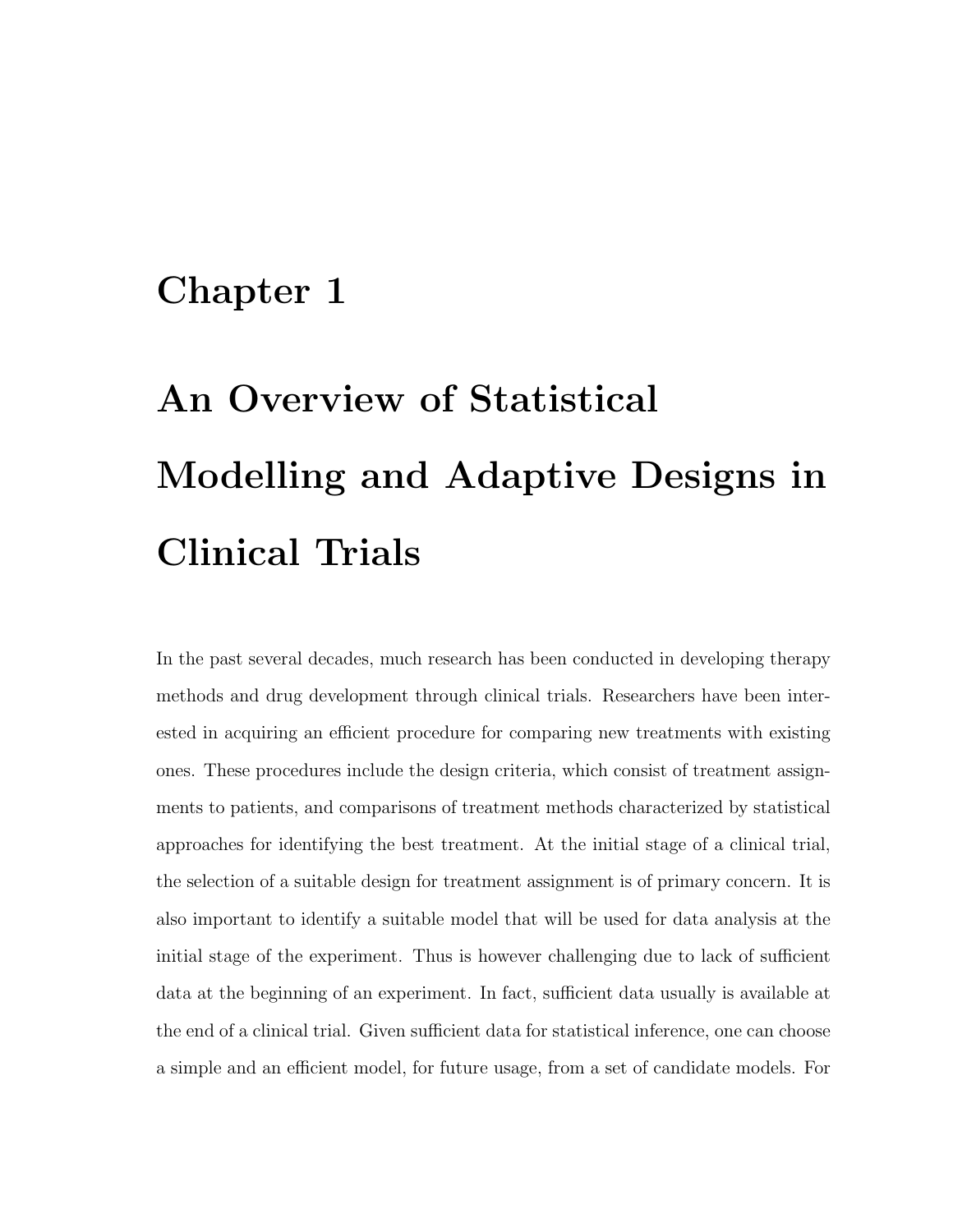# Chapter 1

# An Overview of Statistical Modelling and Adaptive Designs in Clinical Trials

In the past several decades, much research has been conducted in developing therapy methods and drug development through clinical trials. Researchers have been interested in acquiring an efficient procedure for comparing new treatments with existing ones. These procedures include the design criteria, which consist of treatment assignments to patients, and comparisons of treatment methods characterized by statistical approaches for identifying the best treatment. At the initial stage of a clinical trial, the selection of a suitable design for treatment assignment is of primary concern. It is also important to identify a suitable model that will be used for data analysis at the initial stage of the experiment. Thus is however challenging due to lack of sufficient data at the beginning of an experiment. In fact, sufficient data usually is available at the end of a clinical trial. Given sufficient data for statistical inference, one can choose a simple and an efficient model, for future usage, from a set of candidate models. For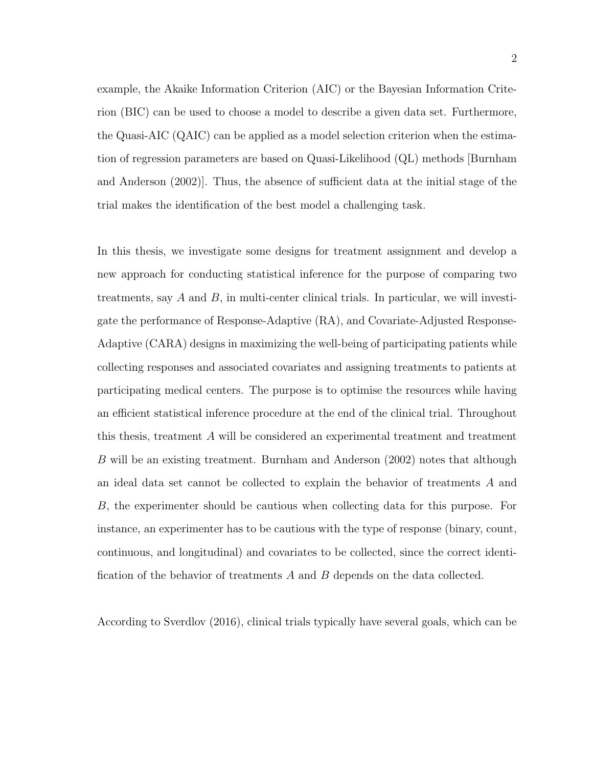example, the Akaike Information Criterion (AIC) or the Bayesian Information Criterion (BIC) can be used to choose a model to describe a given data set. Furthermore, the Quasi-AIC (QAIC) can be applied as a model selection criterion when the estimation of regression parameters are based on Quasi-Likelihood (QL) methods [Burnham and Anderson (2002)]. Thus, the absence of sufficient data at the initial stage of the trial makes the identification of the best model a challenging task.

In this thesis, we investigate some designs for treatment assignment and develop a new approach for conducting statistical inference for the purpose of comparing two treatments, say $A$ and $B$, in multi-center clinical trials. In particular, we will investigate the performance of Response-Adaptive (RA), and Covariate-Adjusted Response-Adaptive (CARA) designs in maximizing the well-being of participating patients while collecting responses and associated covariates and assigning treatments to patients at participating medical centers. The purpose is to optimise the resources while having an efficient statistical inference procedure at the end of the clinical trial. Throughout this thesis, treatment $A$ will be considered an experimental treatment and treatment $B$ will be an existing treatment. Burnham and Anderson (2002) notes that although an ideal data set cannot be collected to explain the behavior of treatments $A$ and $B$, the experimenter should be cautious when collecting data for this purpose. For instance, an experimenter has to be cautious with the type of response (binary, count, continuous, and longitudinal) and covariates to be collected, since the correct identification of the behavior of treatments $A$ and $B$ depends on the data collected.

According to Sverdlov (2016), clinical trials typically have several goals, which can be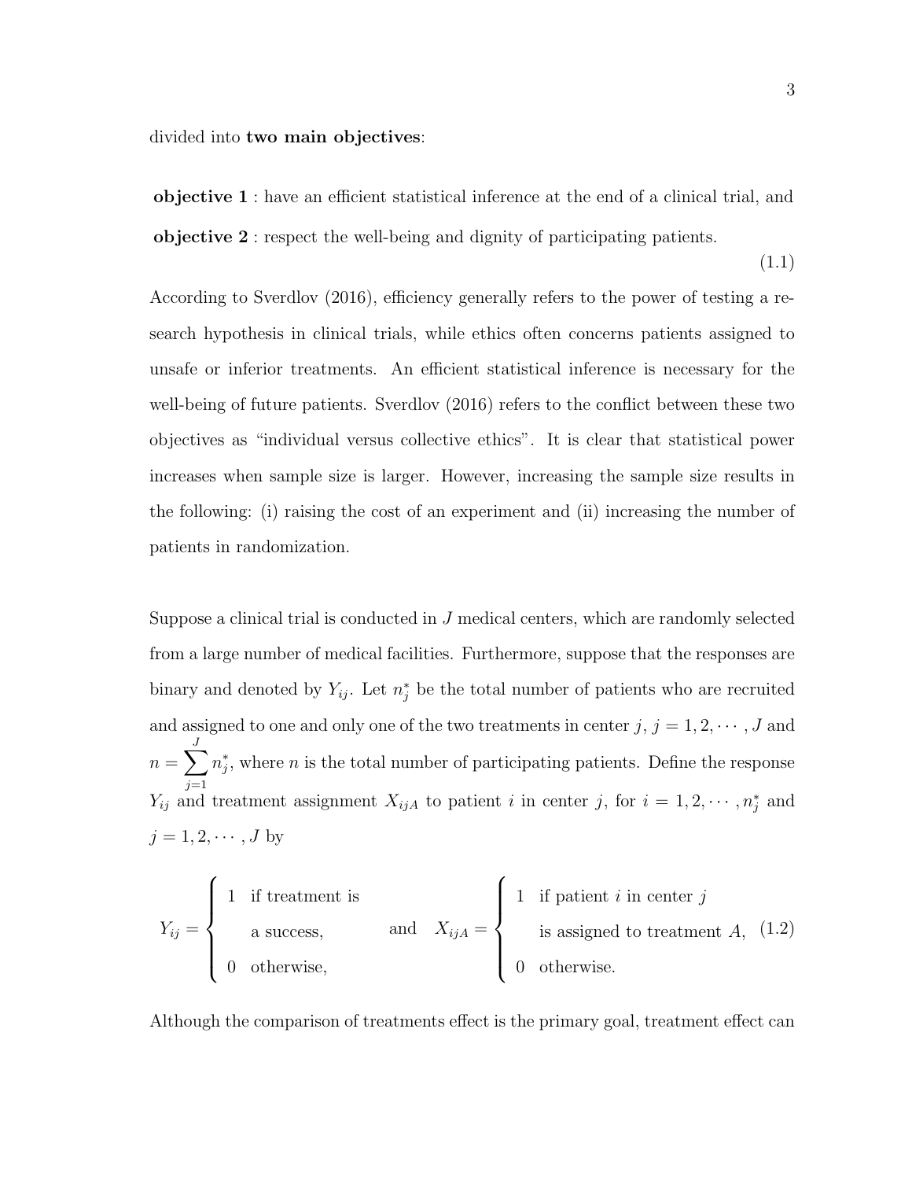divided into **two main objectives**:

**objective 1** : have an efficient statistical inference at the end of a clinical trial, and

**objective 2** : respect the well-being and dignity of participating patients.

(1.1)

According to Sverdlov (2016), efficiency generally refers to the power of testing a research hypothesis in clinical trials, while ethics often concerns patients assigned to unsafe or inferior treatments. An efficient statistical inference is necessary for the well-being of future patients. Sverdlov (2016) refers to the conflict between these two objectives as "individual versus collective ethics". It is clear that statistical power increases when sample size is larger. However, increasing the sample size results in the following: (i) raising the cost of an experiment and (ii) increasing the number of patients in randomization.

Suppose a clinical trial is conducted in $J$ medical centers, which are randomly selected from a large number of medical facilities. Furthermore, suppose that the responses are binary and denoted by $Y_{ij}$. Let $n_j^*$ be the total number of patients who are recruited and assigned to one and only one of the two treatments in center $j$, $j = 1, 2, \cdots, J$ and $n = \sum_{j=1}^{J} n_j^*$, where $n$ is the total number of participating patients. Define the response $Y_{ij}$ and treatment assignment $X_{ijA}$ to patient $i$ in center $j$, for $i = 1, 2, \cdots, n_j^*$ and $j = 1, 2, \cdots, J$ by

$$Y_{ij} = \begin{cases} 1 & \text{if treatment is} \\ & \text{a success,} \\ 0 & \text{otherwise,} \end{cases} \quad \text{and} \quad X_{ijA} = \begin{cases} 1 & \text{if patient } i \text{ in center } j \\ & \text{is assigned to treatment } A, \\ 0 & \text{otherwise.} \end{cases} \tag{1.2}$$

Although the comparison of treatments effect is the primary goal, treatment effect can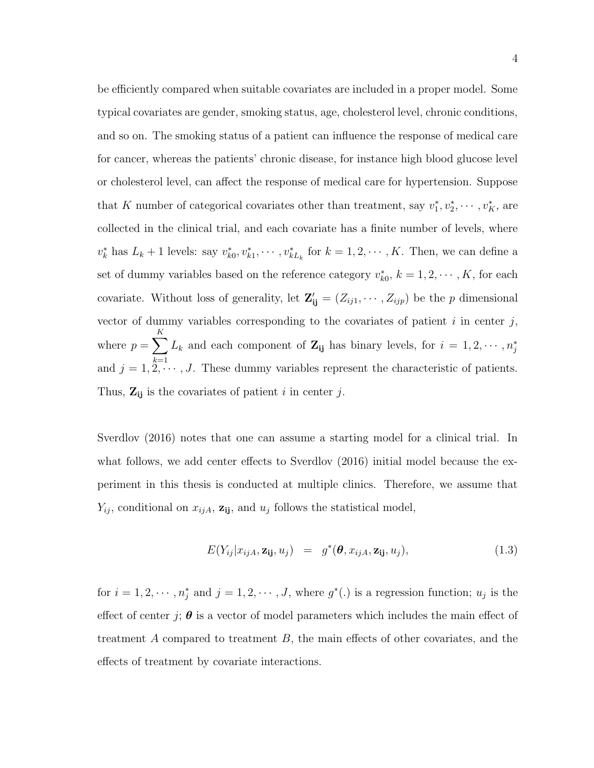be efficiently compared when suitable covariates are included in a proper model. Some typical covariates are gender, smoking status, age, cholesterol level, chronic conditions, and so on. The smoking status of a patient can influence the response of medical care for cancer, whereas the patients' chronic disease, for instance high blood glucose level or cholesterol level, can affect the response of medical care for hypertension. Suppose that $K$ number of categorical covariates other than treatment, say $v_1^*, v_2^*, \cdots, v_K^*$, are collected in the clinical trial, and each covariate has a finite number of levels, where $v_k^*$ has $L_k + 1$ levels: say $v_{k0}^*, v_{k1}^*, \cdots, v_{kL_k}^*$ for $k = 1, 2, \cdots, K$. Then, we can define a set of dummy variables based on the reference category $v_{k0}^*$, $k = 1, 2, \cdots, K$, for each covariate. Without loss of generality, let $\mathbf{Z_{ij}'} = (Z_{ij1}, \cdots, Z_{ijp})$ be the $p$ dimensional vector of dummy variables corresponding to the covariates of patient $i$ in center $j$, where $p = \sum_{k=1}^{K} L_k$ and each component of $\mathbf{Z_{ij}}$ has binary levels, for $i = 1, 2, \cdots, n_j^*$ and $j = 1, 2, \cdots, J$. These dummy variables represent the characteristic of patients. Thus, $\mathbf{Z_{ij}}$ is the covariates of patient $i$ in center $j$.

Sverdlov (2016) notes that one can assume a starting model for a clinical trial. In what follows, we add center effects to Sverdlov (2016) initial model because the experiment in this thesis is conducted at multiple clinics. Therefore, we assume that $Y_{ij}$, conditional on $x_{ijA}$, $\mathbf{z_{ij}}$, and $u_j$ follows the statistical model,

$$E(Y_{ij}|x_{ijA}, \mathbf{z_{ij}}, u_j) \quad = \quad g^*(\boldsymbol{\theta}, x_{ijA}, \mathbf{z_{ij}}, u_j), \tag{1.3}$$

for $i = 1, 2, \cdots, n_j^*$ and $j = 1, 2, \cdots, J$, where $g^*(.)$ is a regression function; $u_j$ is the effect of center $j$; $\boldsymbol{\theta}$ is a vector of model parameters which includes the main effect of treatment $A$ compared to treatment $B$, the main effects of other covariates, and the effects of treatment by covariate interactions.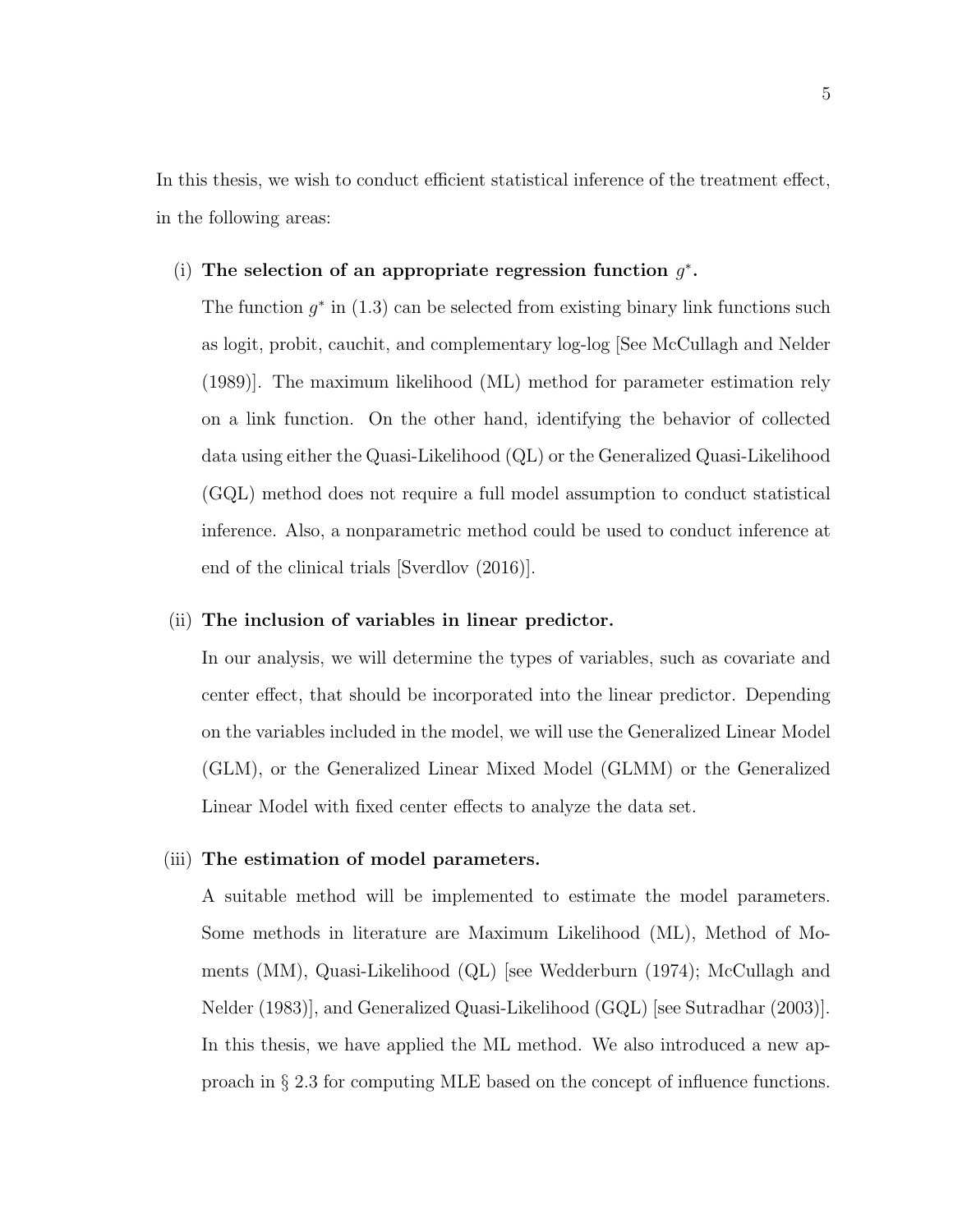In this thesis, we wish to conduct efficient statistical inference of the treatment effect, in the following areas:

(i) **The selection of an appropriate regression function $g^*$.**

The function $g^*$ in (1.3) can be selected from existing binary link functions such as logit, probit, cauchit, and complementary log-log [See McCullagh and Nelder (1989)]. The maximum likelihood (ML) method for parameter estimation rely on a link function. On the other hand, identifying the behavior of collected data using either the Quasi-Likelihood (QL) or the Generalized Quasi-Likelihood (GQL) method does not require a full model assumption to conduct statistical inference. Also, a nonparametric method could be used to conduct inference at end of the clinical trials [Sverdlov (2016)].

(ii) **The inclusion of variables in linear predictor.**

In our analysis, we will determine the types of variables, such as covariate and center effect, that should be incorporated into the linear predictor. Depending on the variables included in the model, we will use the Generalized Linear Model (GLM), or the Generalized Linear Mixed Model (GLMM) or the Generalized Linear Model with fixed center effects to analyze the data set.

(iii) **The estimation of model parameters.**

A suitable method will be implemented to estimate the model parameters. Some methods in literature are Maximum Likelihood (ML), Method of Moments (MM), Quasi-Likelihood (QL) [see Wedderburn (1974); McCullagh and Nelder (1983)], and Generalized Quasi-Likelihood (GQL) [see Sutradhar (2003)]. In this thesis, we have applied the ML method. We also introduced a new approach in § 2.3 for computing MLE based on the concept of influence functions.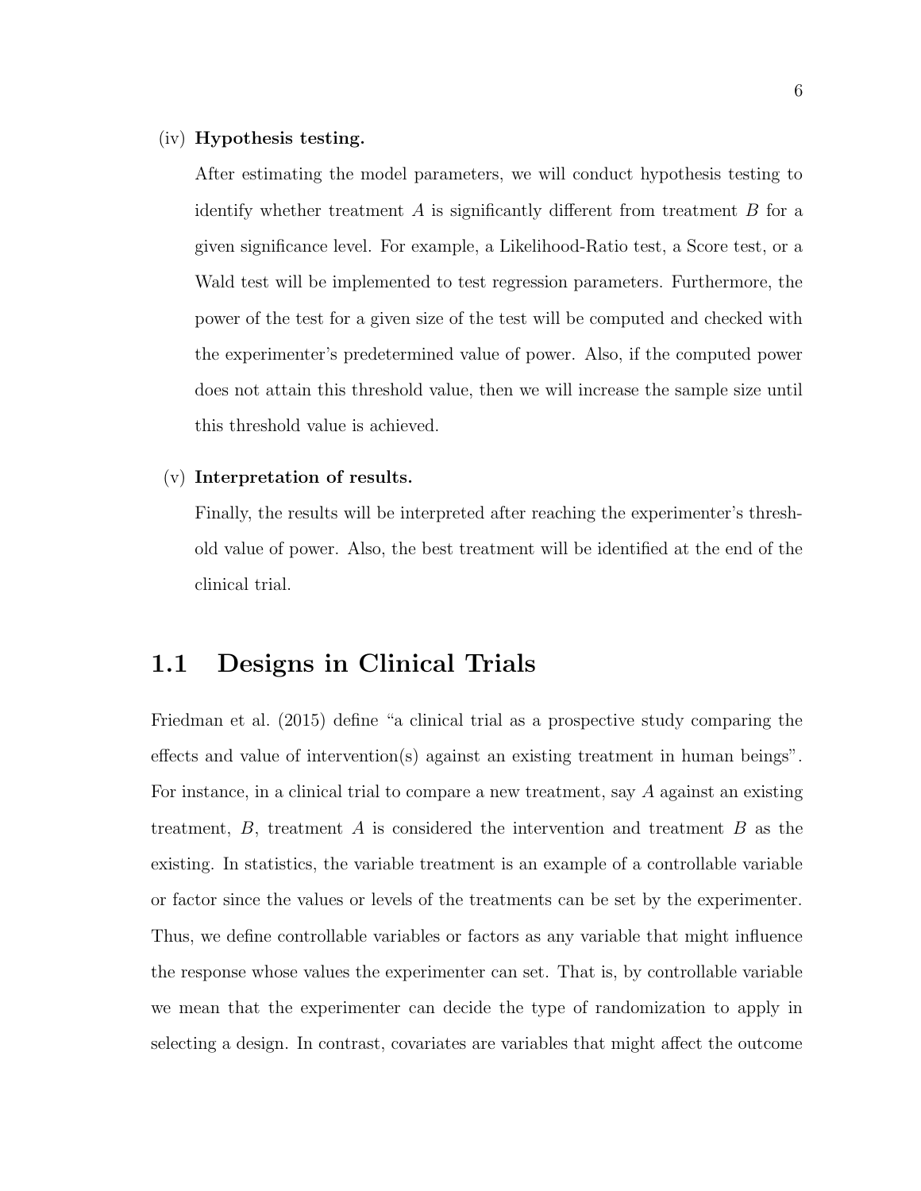(iv) **Hypothesis testing.**

After estimating the model parameters, we will conduct hypothesis testing to identify whether treatment $A$ is significantly different from treatment $B$ for a given significance level. For example, a Likelihood-Ratio test, a Score test, or a Wald test will be implemented to test regression parameters. Furthermore, the power of the test for a given size of the test will be computed and checked with the experimenter's predetermined value of power. Also, if the computed power does not attain this threshold value, then we will increase the sample size until this threshold value is achieved.

(v) **Interpretation of results.**

Finally, the results will be interpreted after reaching the experimenter's threshold value of power. Also, the best treatment will be identified at the end of the clinical trial.

## 1.1 Designs in Clinical Trials

Friedman et al. (2015) define "a clinical trial as a prospective study comparing the effects and value of intervention(s) against an existing treatment in human beings". For instance, in a clinical trial to compare a new treatment, say $A$ against an existing treatment, $B$, treatment $A$ is considered the intervention and treatment $B$ as the existing. In statistics, the variable treatment is an example of a controllable variable or factor since the values or levels of the treatments can be set by the experimenter. Thus, we define controllable variables or factors as any variable that might influence the response whose values the experimenter can set. That is, by controllable variable we mean that the experimenter can decide the type of randomization to apply in selecting a design. In contrast, covariates are variables that might affect the outcome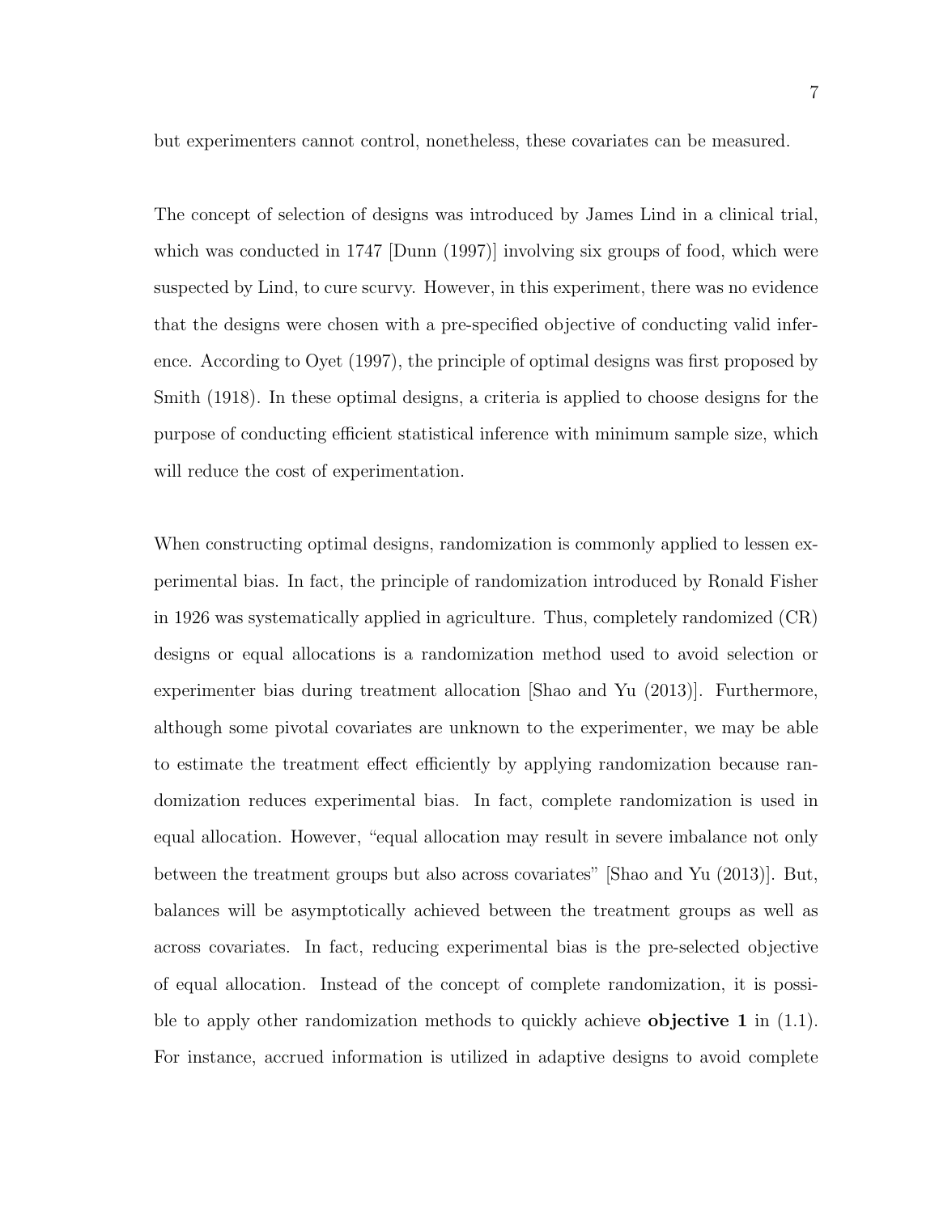but experimenters cannot control, nonetheless, these covariates can be measured.

The concept of selection of designs was introduced by James Lind in a clinical trial, which was conducted in 1747 [Dunn (1997)] involving six groups of food, which were suspected by Lind, to cure scurvy. However, in this experiment, there was no evidence that the designs were chosen with a pre-specified objective of conducting valid inference. According to Oyet (1997), the principle of optimal designs was first proposed by Smith (1918). In these optimal designs, a criteria is applied to choose designs for the purpose of conducting efficient statistical inference with minimum sample size, which will reduce the cost of experimentation.

When constructing optimal designs, randomization is commonly applied to lessen experimental bias. In fact, the principle of randomization introduced by Ronald Fisher in 1926 was systematically applied in agriculture. Thus, completely randomized (CR) designs or equal allocations is a randomization method used to avoid selection or experimenter bias during treatment allocation [Shao and Yu (2013)]. Furthermore, although some pivotal covariates are unknown to the experimenter, we may be able to estimate the treatment effect efficiently by applying randomization because randomization reduces experimental bias. In fact, complete randomization is used in equal allocation. However, "equal allocation may result in severe imbalance not only between the treatment groups but also across covariates" [Shao and Yu (2013)]. But, balances will be asymptotically achieved between the treatment groups as well as across covariates. In fact, reducing experimental bias is the pre-selected objective of equal allocation. Instead of the concept of complete randomization, it is possible to apply other randomization methods to quickly achieve **objective 1** in (1.1). For instance, accrued information is utilized in adaptive designs to avoid complete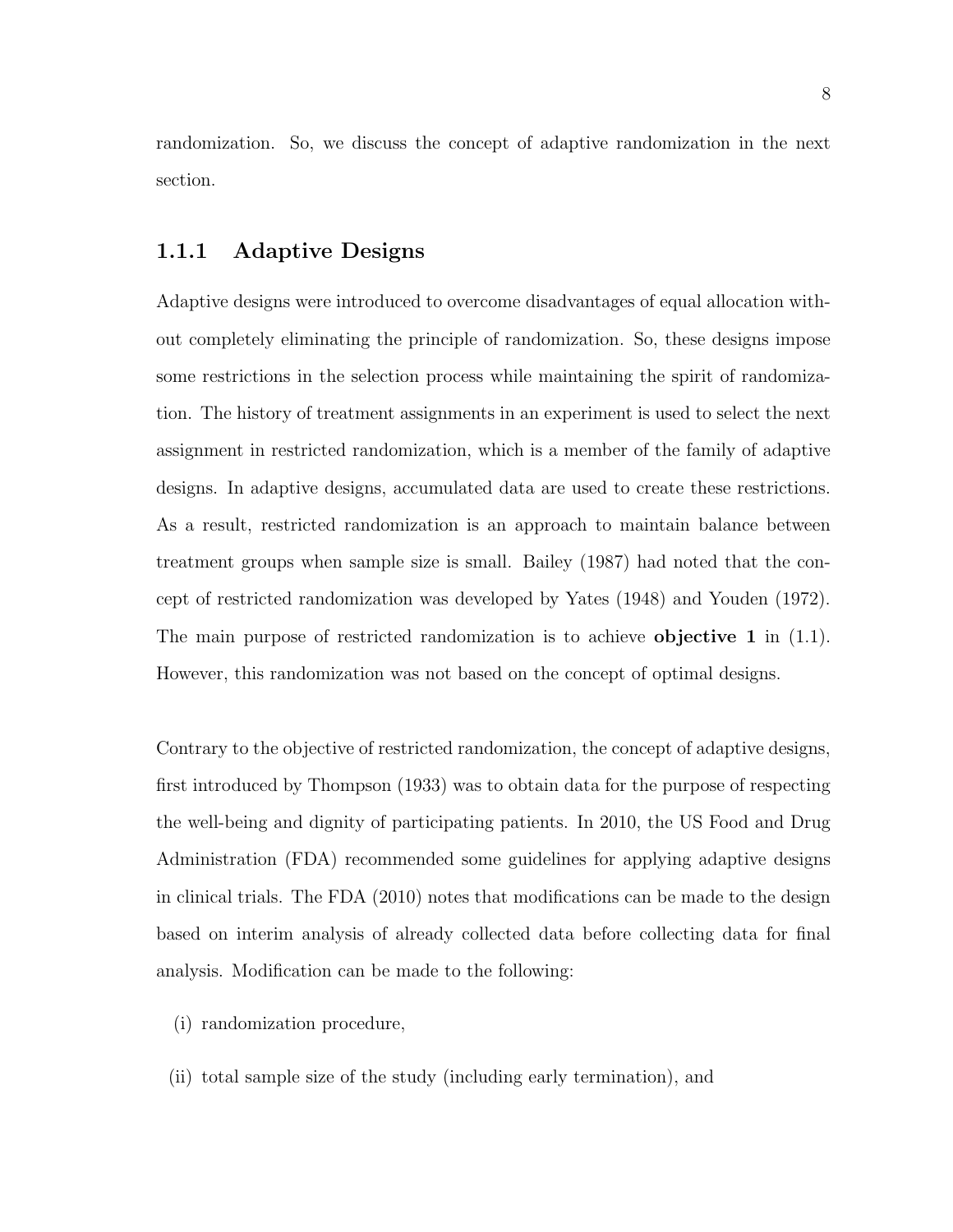randomization. So, we discuss the concept of adaptive randomization in the next section.

### 1.1.1 Adaptive Designs

Adaptive designs were introduced to overcome disadvantages of equal allocation without completely eliminating the principle of randomization. So, these designs impose some restrictions in the selection process while maintaining the spirit of randomization. The history of treatment assignments in an experiment is used to select the next assignment in restricted randomization, which is a member of the family of adaptive designs. In adaptive designs, accumulated data are used to create these restrictions. As a result, restricted randomization is an approach to maintain balance between treatment groups when sample size is small. Bailey (1987) had noted that the concept of restricted randomization was developed by Yates (1948) and Youden (1972). The main purpose of restricted randomization is to achieve **objective 1** in (1.1). However, this randomization was not based on the concept of optimal designs.

Contrary to the objective of restricted randomization, the concept of adaptive designs, first introduced by Thompson (1933) was to obtain data for the purpose of respecting the well-being and dignity of participating patients. In 2010, the US Food and Drug Administration (FDA) recommended some guidelines for applying adaptive designs in clinical trials. The FDA (2010) notes that modifications can be made to the design based on interim analysis of already collected data before collecting data for final analysis. Modification can be made to the following:

(i) randomization procedure,

(ii) total sample size of the study (including early termination), and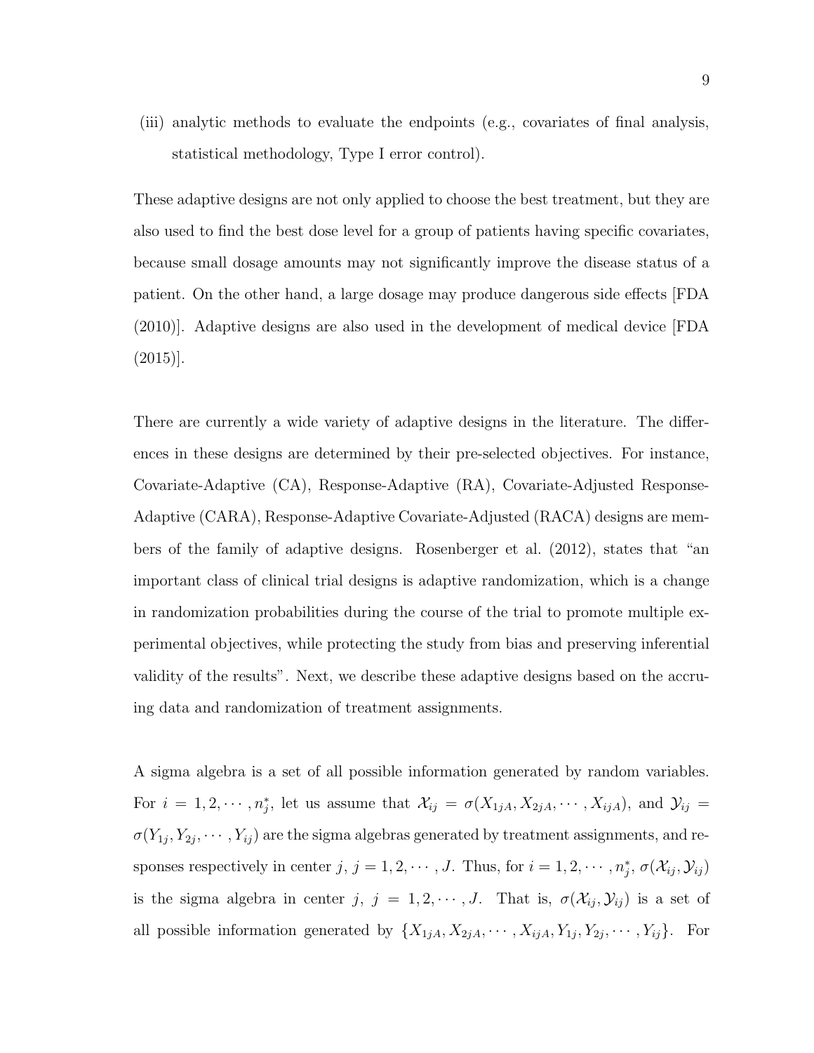(iii) analytic methods to evaluate the endpoints (e.g., covariates of final analysis, statistical methodology, Type I error control).

These adaptive designs are not only applied to choose the best treatment, but they are also used to find the best dose level for a group of patients having specific covariates, because small dosage amounts may not significantly improve the disease status of a patient. On the other hand, a large dosage may produce dangerous side effects [FDA (2010)]. Adaptive designs are also used in the development of medical device [FDA (2015)].

There are currently a wide variety of adaptive designs in the literature. The differences in these designs are determined by their pre-selected objectives. For instance, Covariate-Adaptive (CA), Response-Adaptive (RA), Covariate-Adjusted Response-Adaptive (CARA), Response-Adaptive Covariate-Adjusted (RACA) designs are members of the family of adaptive designs. Rosenberger et al. (2012), states that "an important class of clinical trial designs is adaptive randomization, which is a change in randomization probabilities during the course of the trial to promote multiple experimental objectives, while protecting the study from bias and preserving inferential validity of the results". Next, we describe these adaptive designs based on the accruing data and randomization of treatment assignments.

A sigma algebra is a set of all possible information generated by random variables. For $i = 1, 2, \cdots, n_j^*$, let us assume that $\mathcal{X}_{ij} = \sigma(X_{1jA}, X_{2jA}, \cdots, X_{ijA})$, and $\mathcal{Y}_{ij} = \sigma(Y_{1j}, Y_{2j}, \cdots, Y_{ij})$ are the sigma algebras generated by treatment assignments, and responses respectively in center $j$, $j = 1, 2, \cdots, J$. Thus, for $i = 1, 2, \cdots, n_j^*$, $\sigma(\mathcal{X}_{ij}, \mathcal{Y}_{ij})$ is the sigma algebra in center $j$, $j = 1, 2, \cdots, J$. That is, $\sigma(\mathcal{X}_{ij}, \mathcal{Y}_{ij})$ is a set of all possible information generated by $\{X_{1jA}, X_{2jA}, \cdots, X_{ijA}, Y_{1j}, Y_{2j}, \cdots, Y_{ij}\}$. For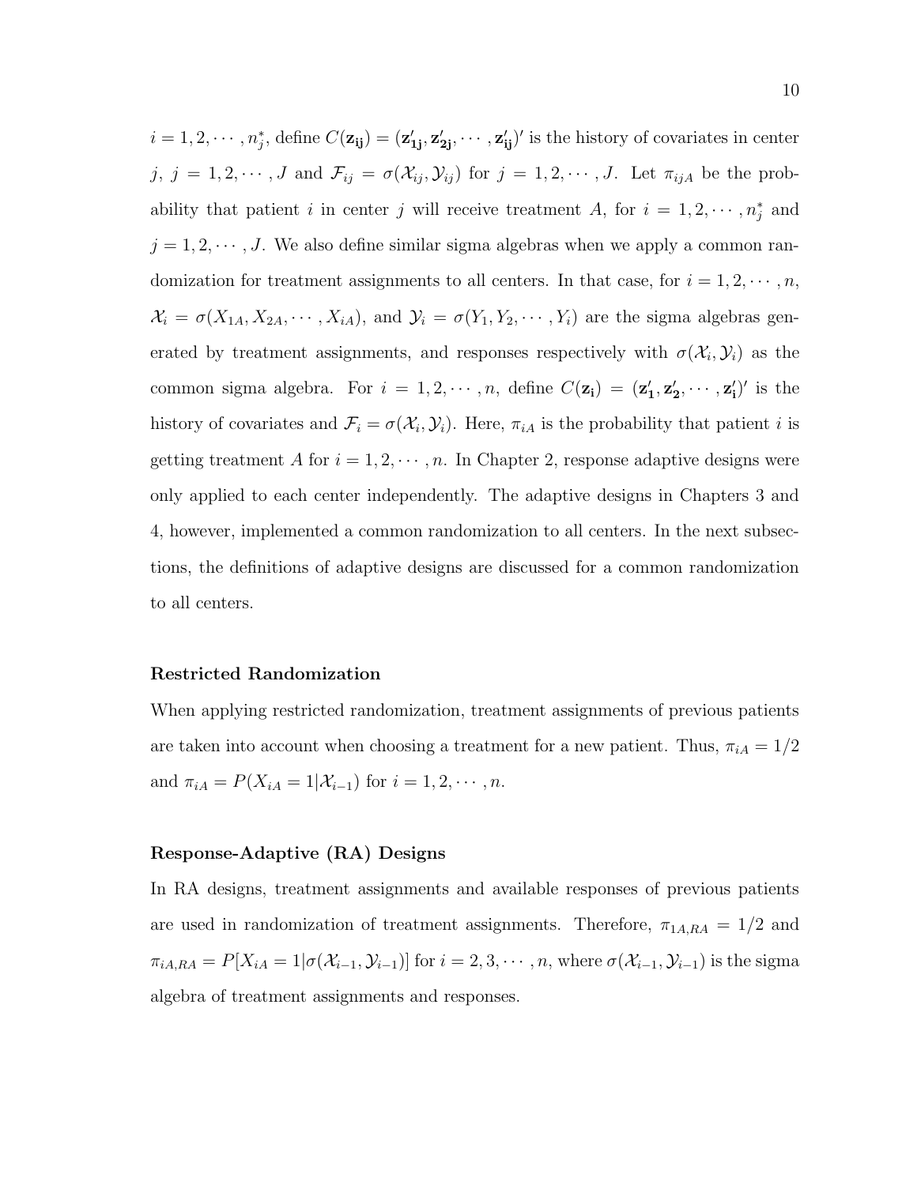$i = 1, 2, \cdots, n_j^*$, define $C(\mathbf{z_{ij}}) = (\mathbf{z'_{1j}}, \mathbf{z'_{2j}}, \cdots, \mathbf{z'_{ij}})'$ is the history of covariates in center $j$, $j = 1, 2, \cdots, J$ and $\mathcal{F}_{ij} = \sigma(\mathcal{X}_{ij}, \mathcal{Y}_{ij})$ for $j = 1, 2, \cdots, J$. Let $\pi_{ijA}$ be the probability that patient $i$ in center $j$ will receive treatment $A$, for $i = 1, 2, \cdots, n_j^*$ and $j = 1, 2, \cdots, J$. We also define similar sigma algebras when we apply a common randomization for treatment assignments to all centers. In that case, for $i = 1, 2, \cdots, n$, $\mathcal{X}_i = \sigma(X_{1A}, X_{2A}, \cdots, X_{iA})$, and $\mathcal{Y}_i = \sigma(Y_1, Y_2, \cdots, Y_i)$ are the sigma algebras generated by treatment assignments, and responses respectively with $\sigma(\mathcal{X}_i, \mathcal{Y}_i)$ as the common sigma algebra. For $i = 1, 2, \cdots, n$, define $C(\mathbf{z_i}) = (\mathbf{z'_1}, \mathbf{z'_2}, \cdots, \mathbf{z'_i})'$ is the history of covariates and $\mathcal{F}_i = \sigma(\mathcal{X}_i, \mathcal{Y}_i)$. Here, $\pi_{iA}$ is the probability that patient $i$ is getting treatment $A$ for $i = 1, 2, \cdots, n$. In Chapter 2, response adaptive designs were only applied to each center independently. The adaptive designs in Chapters 3 and 4, however, implemented a common randomization to all centers. In the next subsections, the definitions of adaptive designs are discussed for a common randomization to all centers.

**Restricted Randomization**

When applying restricted randomization, treatment assignments of previous patients are taken into account when choosing a treatment for a new patient. Thus, $\pi_{iA} = 1/2$ and $\pi_{iA} = P(X_{iA} = 1|\mathcal{X}_{i-1})$ for $i = 1, 2, \cdots, n$.

**Response-Adaptive (RA) Designs**

In RA designs, treatment assignments and available responses of previous patients are used in randomization of treatment assignments. Therefore, $\pi_{1A,RA} = 1/2$ and $\pi_{iA,RA} = P[X_{iA} = 1|\sigma(\mathcal{X}_{i-1}, \mathcal{Y}_{i-1})]$ for $i = 2, 3, \cdots, n$, where $\sigma(\mathcal{X}_{i-1}, \mathcal{Y}_{i-1})$ is the sigma algebra of treatment assignments and responses.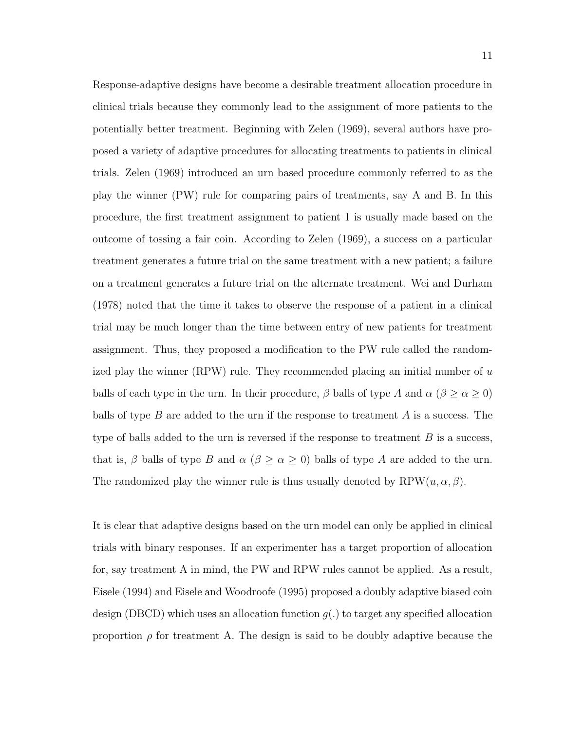Response-adaptive designs have become a desirable treatment allocation procedure in clinical trials because they commonly lead to the assignment of more patients to the potentially better treatment. Beginning with Zelen (1969), several authors have proposed a variety of adaptive procedures for allocating treatments to patients in clinical trials. Zelen (1969) introduced an urn based procedure commonly referred to as the play the winner (PW) rule for comparing pairs of treatments, say A and B. In this procedure, the first treatment assignment to patient 1 is usually made based on the outcome of tossing a fair coin. According to Zelen (1969), a success on a particular treatment generates a future trial on the same treatment with a new patient; a failure on a treatment generates a future trial on the alternate treatment. Wei and Durham (1978) noted that the time it takes to observe the response of a patient in a clinical trial may be much longer than the time between entry of new patients for treatment assignment. Thus, they proposed a modification to the PW rule called the randomized play the winner (RPW) rule. They recommended placing an initial number of $u$ balls of each type in the urn. In their procedure, $\beta$ balls of type $A$ and $\alpha$ $(\beta \geq \alpha \geq 0)$ balls of type $B$ are added to the urn if the response to treatment $A$ is a success. The type of balls added to the urn is reversed if the response to treatment $B$ is a success, that is, $\beta$ balls of type $B$ and $\alpha$ $(\beta \geq \alpha \geq 0)$ balls of type $A$ are added to the urn. The randomized play the winner rule is thus usually denoted by RPW$(u, \alpha, \beta)$.

It is clear that adaptive designs based on the urn model can only be applied in clinical trials with binary responses. If an experimenter has a target proportion of allocation for, say treatment A in mind, the PW and RPW rules cannot be applied. As a result, Eisele (1994) and Eisele and Woodroofe (1995) proposed a doubly adaptive biased coin design (DBCD) which uses an allocation function $g(.)$ to target any specified allocation proportion $\rho$ for treatment A. The design is said to be doubly adaptive because the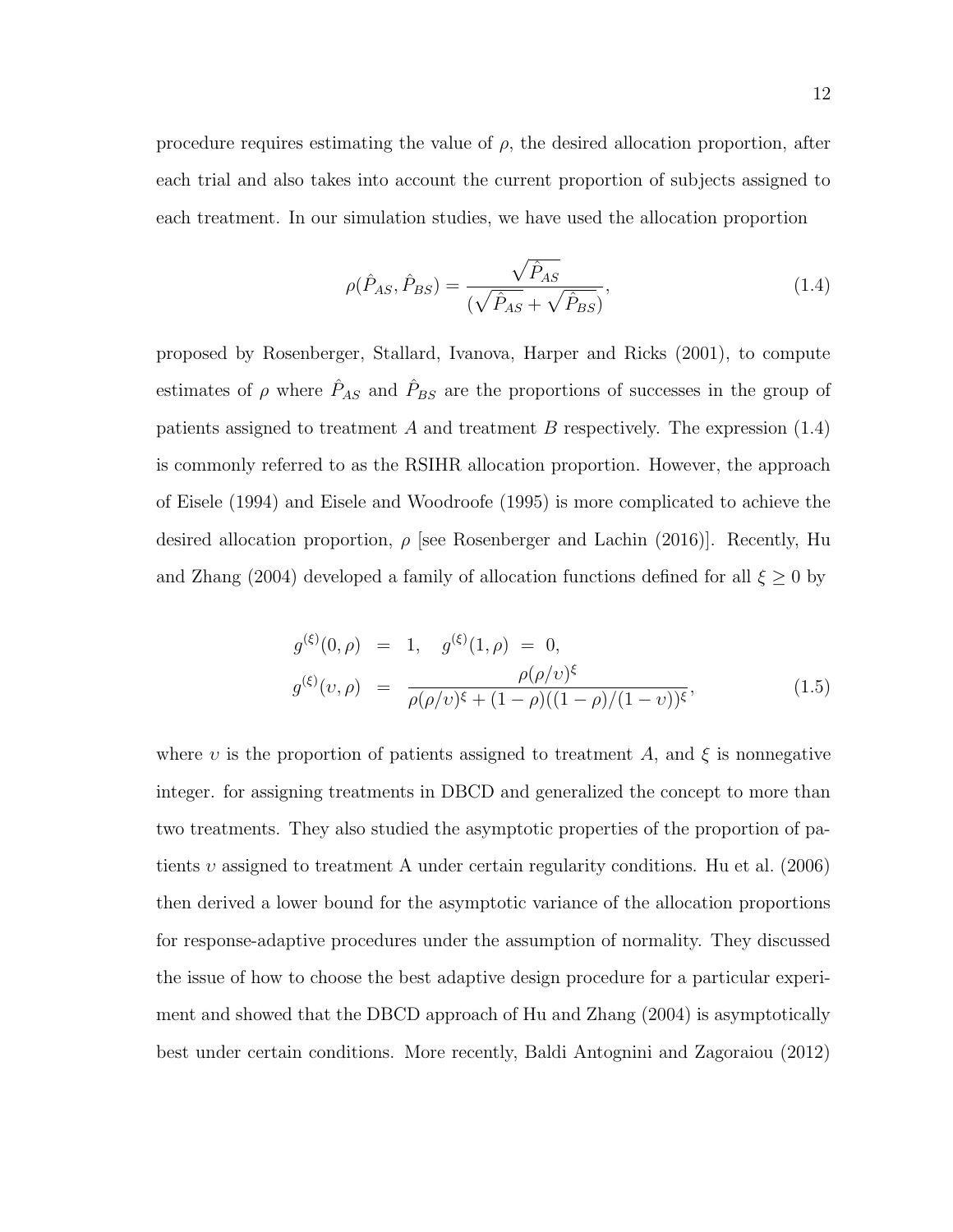procedure requires estimating the value of $\rho$, the desired allocation proportion, after each trial and also takes into account the current proportion of subjects assigned to each treatment. In our simulation studies, we have used the allocation proportion

$$\rho(\hat{P}_{AS}, \hat{P}_{BS}) = \frac{\sqrt{\hat{P}_{AS}}}{(\sqrt{\hat{P}_{AS}} + \sqrt{\hat{P}_{BS}})}, \tag{1.4}$$

proposed by Rosenberger, Stallard, Ivanova, Harper and Ricks (2001), to compute estimates of $\rho$ where $\hat{P}_{AS}$ and $\hat{P}_{BS}$ are the proportions of successes in the group of patients assigned to treatment $A$ and treatment $B$ respectively. The expression (1.4) is commonly referred to as the RSIHR allocation proportion. However, the approach of Eisele (1994) and Eisele and Woodroofe (1995) is more complicated to achieve the desired allocation proportion, $\rho$ [see Rosenberger and Lachin (2016)]. Recently, Hu and Zhang (2004) developed a family of allocation functions defined for all $\xi \geq 0$ by

$$\begin{aligned} g^{(\xi)}(0, \rho) &= 1, \quad g^{(\xi)}(1, \rho) \;=\; 0, \\ g^{(\xi)}(\upsilon, \rho) &= \frac{\rho(\rho/\upsilon)^{\xi}}{\rho(\rho/\upsilon)^{\xi} + (1-\rho)((1-\rho)/(1-\upsilon))^{\xi}}, \end{aligned} \tag{1.5}$$

where $\upsilon$ is the proportion of patients assigned to treatment $A$, and $\xi$ is nonnegative integer. for assigning treatments in DBCD and generalized the concept to more than two treatments. They also studied the asymptotic properties of the proportion of patients $\upsilon$ assigned to treatment A under certain regularity conditions. Hu et al. (2006) then derived a lower bound for the asymptotic variance of the allocation proportions for response-adaptive procedures under the assumption of normality. They discussed the issue of how to choose the best adaptive design procedure for a particular experiment and showed that the DBCD approach of Hu and Zhang (2004) is asymptotically best under certain conditions. More recently, Baldi Antognini and Zagoraiou (2012)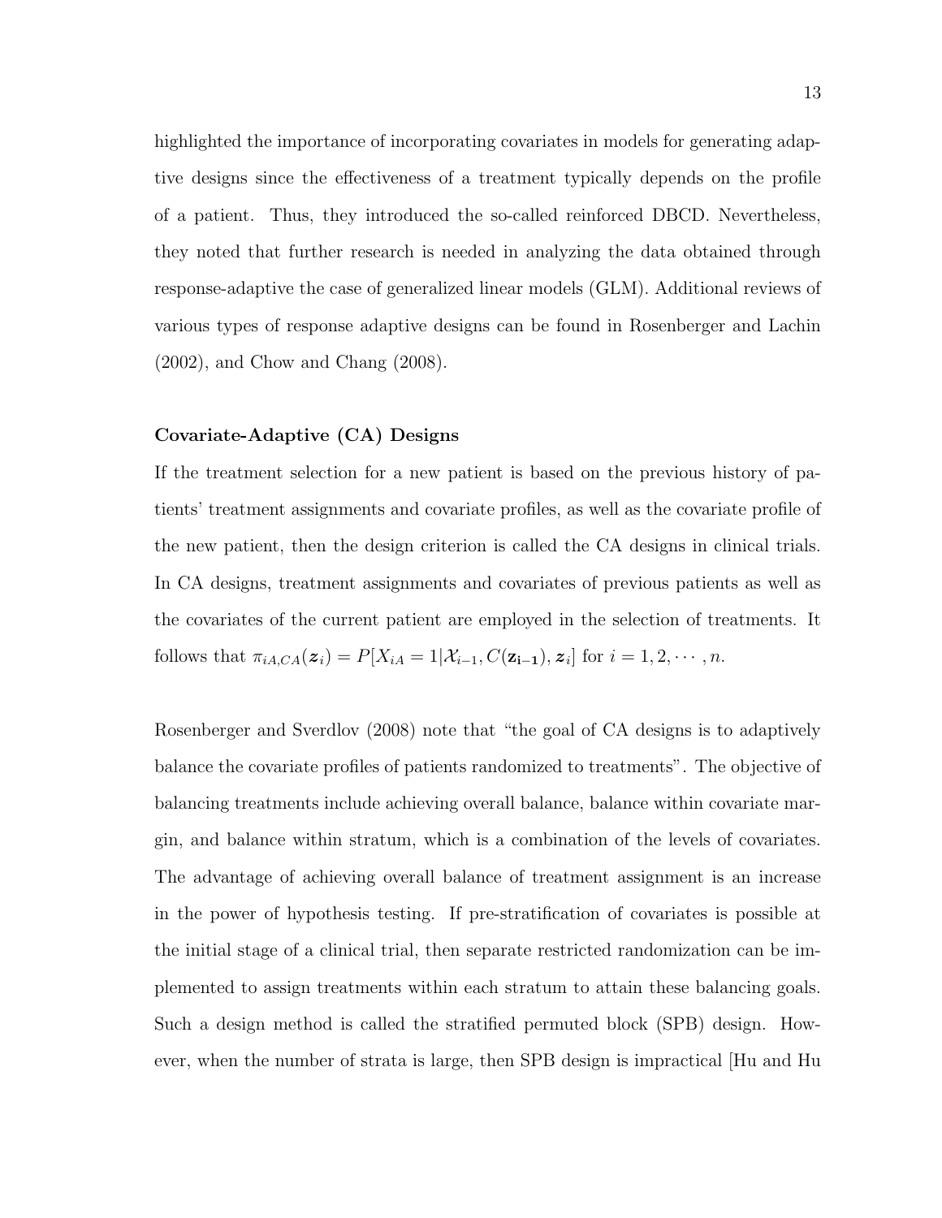highlighted the importance of incorporating covariates in models for generating adaptive designs since the effectiveness of a treatment typically depends on the profile of a patient. Thus, they introduced the so-called reinforced DBCD. Nevertheless, they noted that further research is needed in analyzing the data obtained through response-adaptive the case of generalized linear models (GLM). Additional reviews of various types of response adaptive designs can be found in Rosenberger and Lachin (2002), and Chow and Chang (2008).

**Covariate-Adaptive (CA) Designs**

If the treatment selection for a new patient is based on the previous history of patients' treatment assignments and covariate profiles, as well as the covariate profile of the new patient, then the design criterion is called the CA designs in clinical trials. In CA designs, treatment assignments and covariates of previous patients as well as the covariates of the current patient are employed in the selection of treatments. It follows that $\pi_{iA,CA}(\boldsymbol{z}_i) = P[X_{iA} = 1|\mathcal{X}_{i-1}, C(\mathbf{z_{i-1}}), \boldsymbol{z}_i]$ for $i = 1, 2, \cdots, n$.

Rosenberger and Sverdlov (2008) note that "the goal of CA designs is to adaptively balance the covariate profiles of patients randomized to treatments". The objective of balancing treatments include achieving overall balance, balance within covariate margin, and balance within stratum, which is a combination of the levels of covariates. The advantage of achieving overall balance of treatment assignment is an increase in the power of hypothesis testing. If pre-stratification of covariates is possible at the initial stage of a clinical trial, then separate restricted randomization can be implemented to assign treatments within each stratum to attain these balancing goals. Such a design method is called the stratified permuted block (SPB) design. However, when the number of strata is large, then SPB design is impractical [Hu and Hu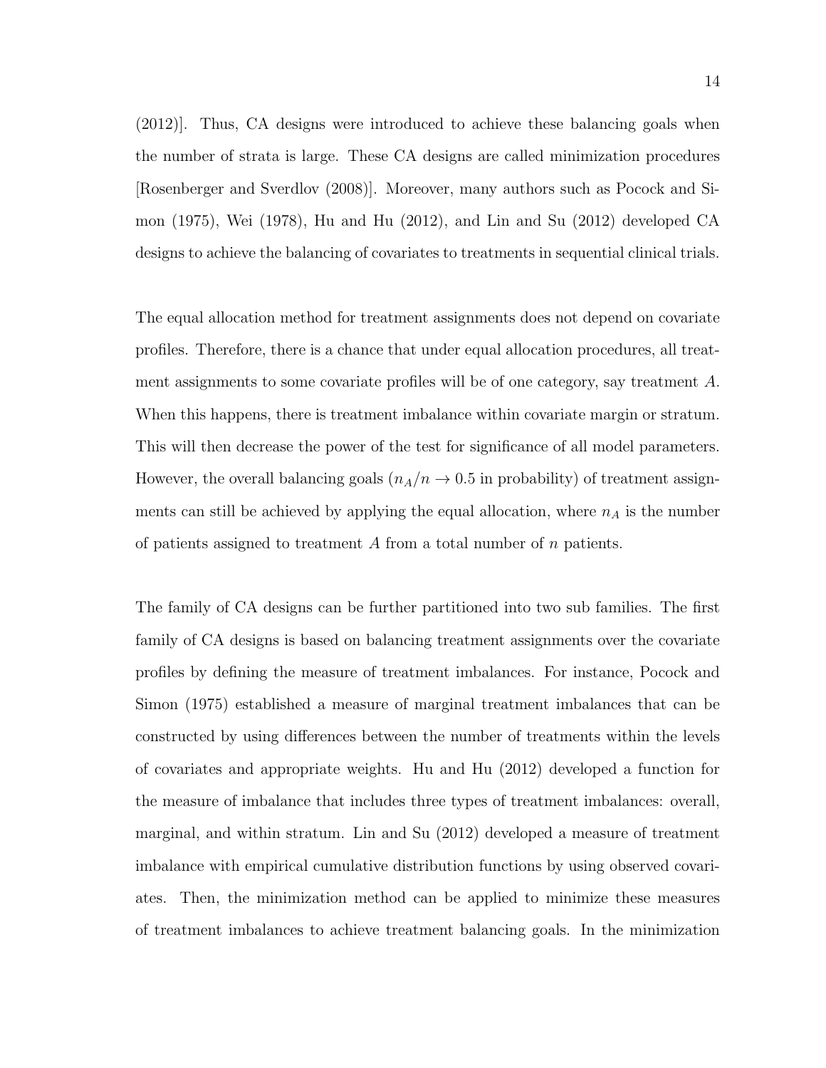(2012)]. Thus, CA designs were introduced to achieve these balancing goals when the number of strata is large. These CA designs are called minimization procedures [Rosenberger and Sverdlov (2008)]. Moreover, many authors such as Pocock and Simon (1975), Wei (1978), Hu and Hu (2012), and Lin and Su (2012) developed CA designs to achieve the balancing of covariates to treatments in sequential clinical trials.

The equal allocation method for treatment assignments does not depend on covariate profiles. Therefore, there is a chance that under equal allocation procedures, all treatment assignments to some covariate profiles will be of one category, say treatment $A$. When this happens, there is treatment imbalance within covariate margin or stratum. This will then decrease the power of the test for significance of all model parameters. However, the overall balancing goals ($n_A/n \to 0.5$ in probability) of treatment assignments can still be achieved by applying the equal allocation, where $n_A$ is the number of patients assigned to treatment $A$ from a total number of $n$ patients.

The family of CA designs can be further partitioned into two sub families. The first family of CA designs is based on balancing treatment assignments over the covariate profiles by defining the measure of treatment imbalances. For instance, Pocock and Simon (1975) established a measure of marginal treatment imbalances that can be constructed by using differences between the number of treatments within the levels of covariates and appropriate weights. Hu and Hu (2012) developed a function for the measure of imbalance that includes three types of treatment imbalances: overall, marginal, and within stratum. Lin and Su (2012) developed a measure of treatment imbalance with empirical cumulative distribution functions by using observed covariates. Then, the minimization method can be applied to minimize these measures of treatment imbalances to achieve treatment balancing goals. In the minimization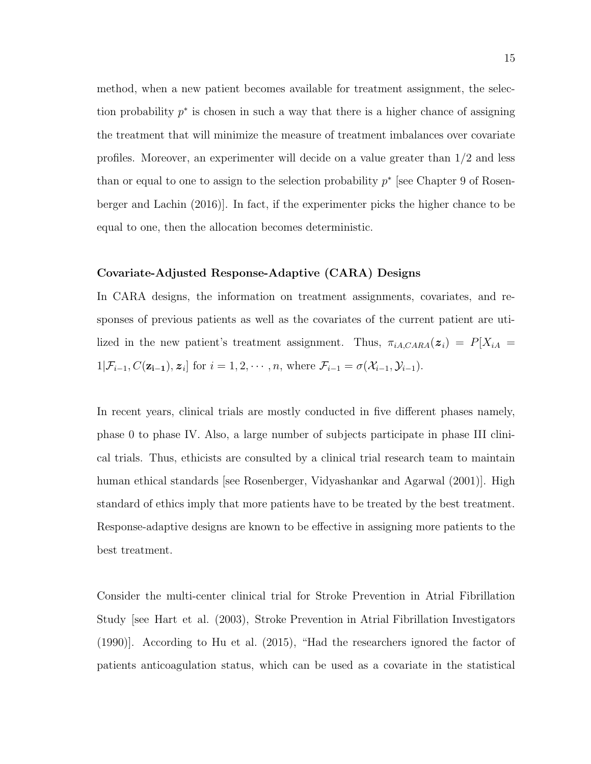method, when a new patient becomes available for treatment assignment, the selection probability $p^*$ is chosen in such a way that there is a higher chance of assigning the treatment that will minimize the measure of treatment imbalances over covariate profiles. Moreover, an experimenter will decide on a value greater than 1/2 and less than or equal to one to assign to the selection probability $p^*$ [see Chapter 9 of Rosenberger and Lachin (2016)]. In fact, if the experimenter picks the higher chance to be equal to one, then the allocation becomes deterministic.

**Covariate-Adjusted Response-Adaptive (CARA) Designs**

In CARA designs, the information on treatment assignments, covariates, and responses of previous patients as well as the covariates of the current patient are utilized in the new patient's treatment assignment. Thus, $\pi_{iA,CARA}(\boldsymbol{z}_i) = P[X_{iA} = 1|\mathcal{F}_{i-1}, C(\mathbf{z_{i-1}}), \boldsymbol{z}_i]$ for $i = 1, 2, \cdots, n$, where $\mathcal{F}_{i-1} = \sigma(\mathcal{X}_{i-1}, \mathcal{Y}_{i-1})$.

In recent years, clinical trials are mostly conducted in five different phases namely, phase 0 to phase IV. Also, a large number of subjects participate in phase III clinical trials. Thus, ethicists are consulted by a clinical trial research team to maintain human ethical standards [see Rosenberger, Vidyashankar and Agarwal (2001)]. High standard of ethics imply that more patients have to be treated by the best treatment. Response-adaptive designs are known to be effective in assigning more patients to the best treatment.

Consider the multi-center clinical trial for Stroke Prevention in Atrial Fibrillation Study [see Hart et al. (2003), Stroke Prevention in Atrial Fibrillation Investigators (1990)]. According to Hu et al. (2015), "Had the researchers ignored the factor of patients anticoagulation status, which can be used as a covariate in the statistical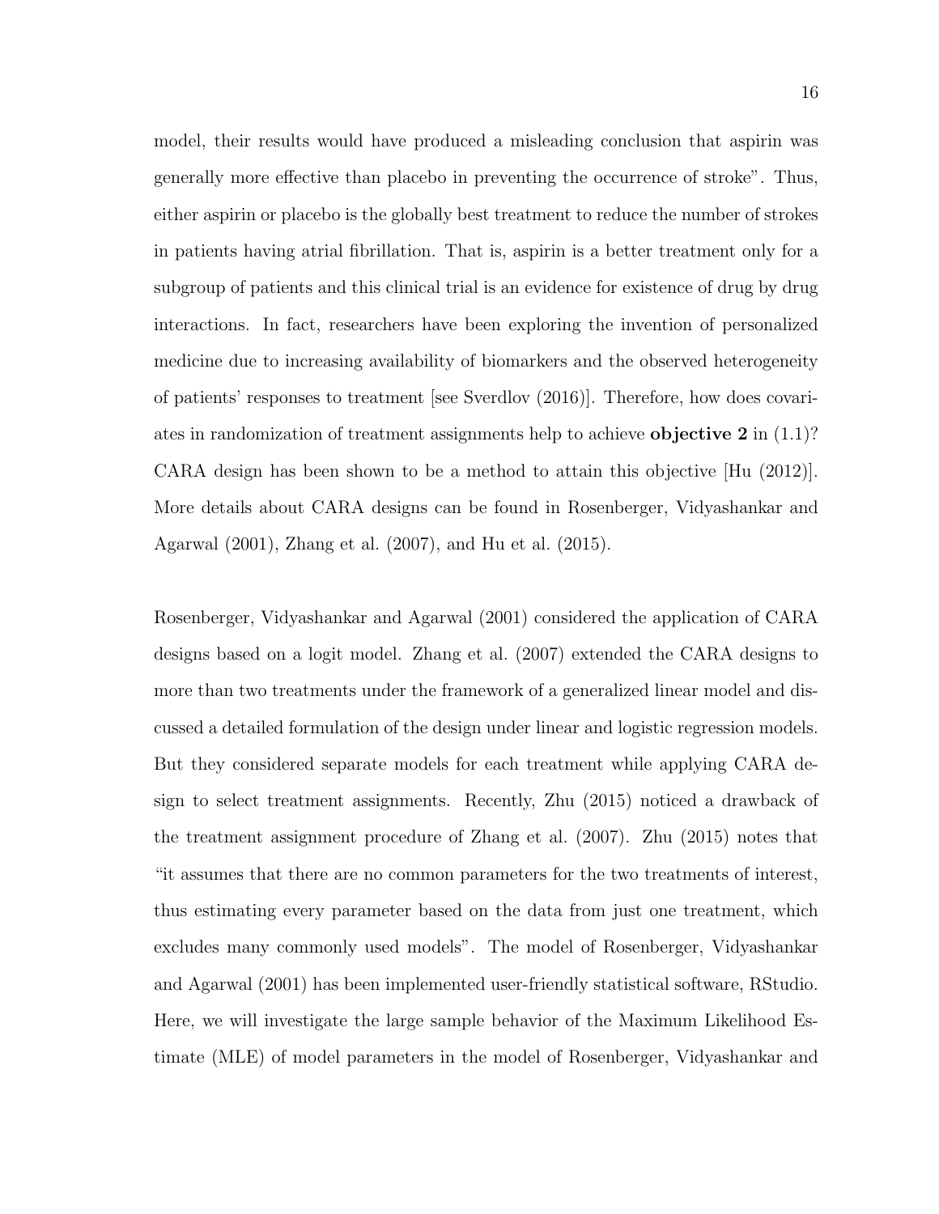model, their results would have produced a misleading conclusion that aspirin was generally more effective than placebo in preventing the occurrence of stroke". Thus, either aspirin or placebo is the globally best treatment to reduce the number of strokes in patients having atrial fibrillation. That is, aspirin is a better treatment only for a subgroup of patients and this clinical trial is an evidence for existence of drug by drug interactions. In fact, researchers have been exploring the invention of personalized medicine due to increasing availability of biomarkers and the observed heterogeneity of patients' responses to treatment [see Sverdlov (2016)]. Therefore, how does covariates in randomization of treatment assignments help to achieve **objective 2** in (1.1)? CARA design has been shown to be a method to attain this objective [Hu (2012)]. More details about CARA designs can be found in Rosenberger, Vidyashankar and Agarwal (2001), Zhang et al. (2007), and Hu et al. (2015).

Rosenberger, Vidyashankar and Agarwal (2001) considered the application of CARA designs based on a logit model. Zhang et al. (2007) extended the CARA designs to more than two treatments under the framework of a generalized linear model and discussed a detailed formulation of the design under linear and logistic regression models. But they considered separate models for each treatment while applying CARA design to select treatment assignments. Recently, Zhu (2015) noticed a drawback of the treatment assignment procedure of Zhang et al. (2007). Zhu (2015) notes that "it assumes that there are no common parameters for the two treatments of interest, thus estimating every parameter based on the data from just one treatment, which excludes many commonly used models". The model of Rosenberger, Vidyashankar and Agarwal (2001) has been implemented user-friendly statistical software, RStudio. Here, we will investigate the large sample behavior of the Maximum Likelihood Estimate (MLE) of model parameters in the model of Rosenberger, Vidyashankar and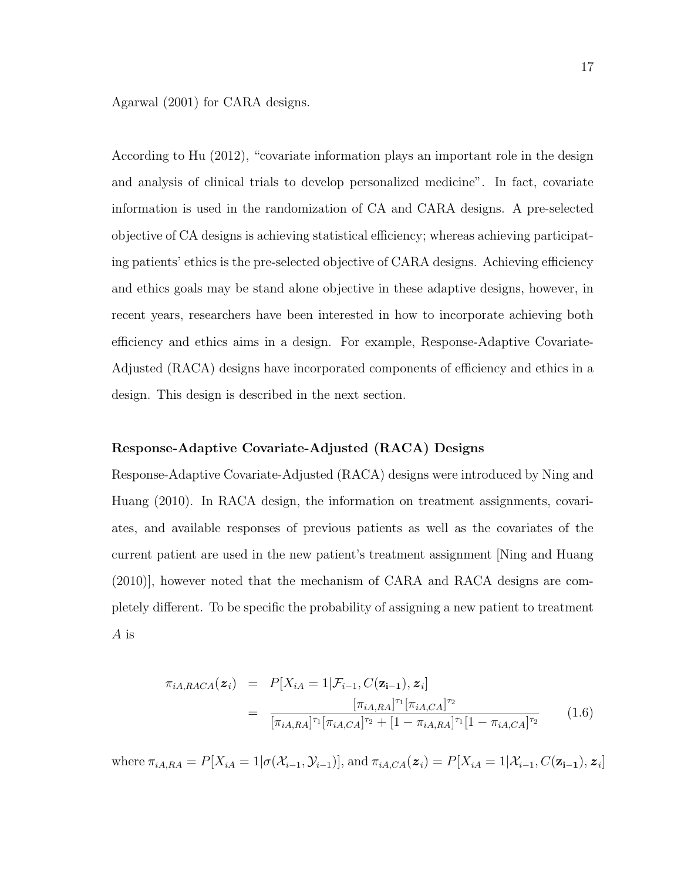Agarwal (2001) for CARA designs.

According to Hu (2012), "covariate information plays an important role in the design and analysis of clinical trials to develop personalized medicine". In fact, covariate information is used in the randomization of CA and CARA designs. A pre-selected objective of CA designs is achieving statistical efficiency; whereas achieving participating patients' ethics is the pre-selected objective of CARA designs. Achieving efficiency and ethics goals may be stand alone objective in these adaptive designs, however, in recent years, researchers have been interested in how to incorporate achieving both efficiency and ethics aims in a design. For example, Response-Adaptive Covariate-Adjusted (RACA) designs have incorporated components of efficiency and ethics in a design. This design is described in the next section.

**Response-Adaptive Covariate-Adjusted (RACA) Designs**

Response-Adaptive Covariate-Adjusted (RACA) designs were introduced by Ning and Huang (2010). In RACA design, the information on treatment assignments, covariates, and available responses of previous patients as well as the covariates of the current patient are used in the new patient's treatment assignment [Ning and Huang (2010)], however noted that the mechanism of CARA and RACA designs are completely different. To be specific the probability of assigning a new patient to treatment $A$ is

$$\begin{aligned}\pi_{iA,RACA}(\boldsymbol{z}_i) &= P[X_{iA} = 1 | \mathcal{F}_{i-1}, C(\mathbf{z_{i-1}}), \boldsymbol{z}_i] \\ &= \frac{[\pi_{iA,RA}]^{\tau_1}[\pi_{iA,CA}]^{\tau_2}}{[\pi_{iA,RA}]^{\tau_1}[\pi_{iA,CA}]^{\tau_2} + [1-\pi_{iA,RA}]^{\tau_1}[1-\pi_{iA,CA}]^{\tau_2}} \end{aligned} \tag{1.6}$$

where $\pi_{iA,RA} = P[X_{iA} = 1|\sigma(\mathcal{X}_{i-1}, \mathcal{Y}_{i-1})]$, and $\pi_{iA,CA}(\boldsymbol{z}_i) = P[X_{iA} = 1|\mathcal{X}_{i-1}, C(\mathbf{z_{i-1}}), \boldsymbol{z}_i]$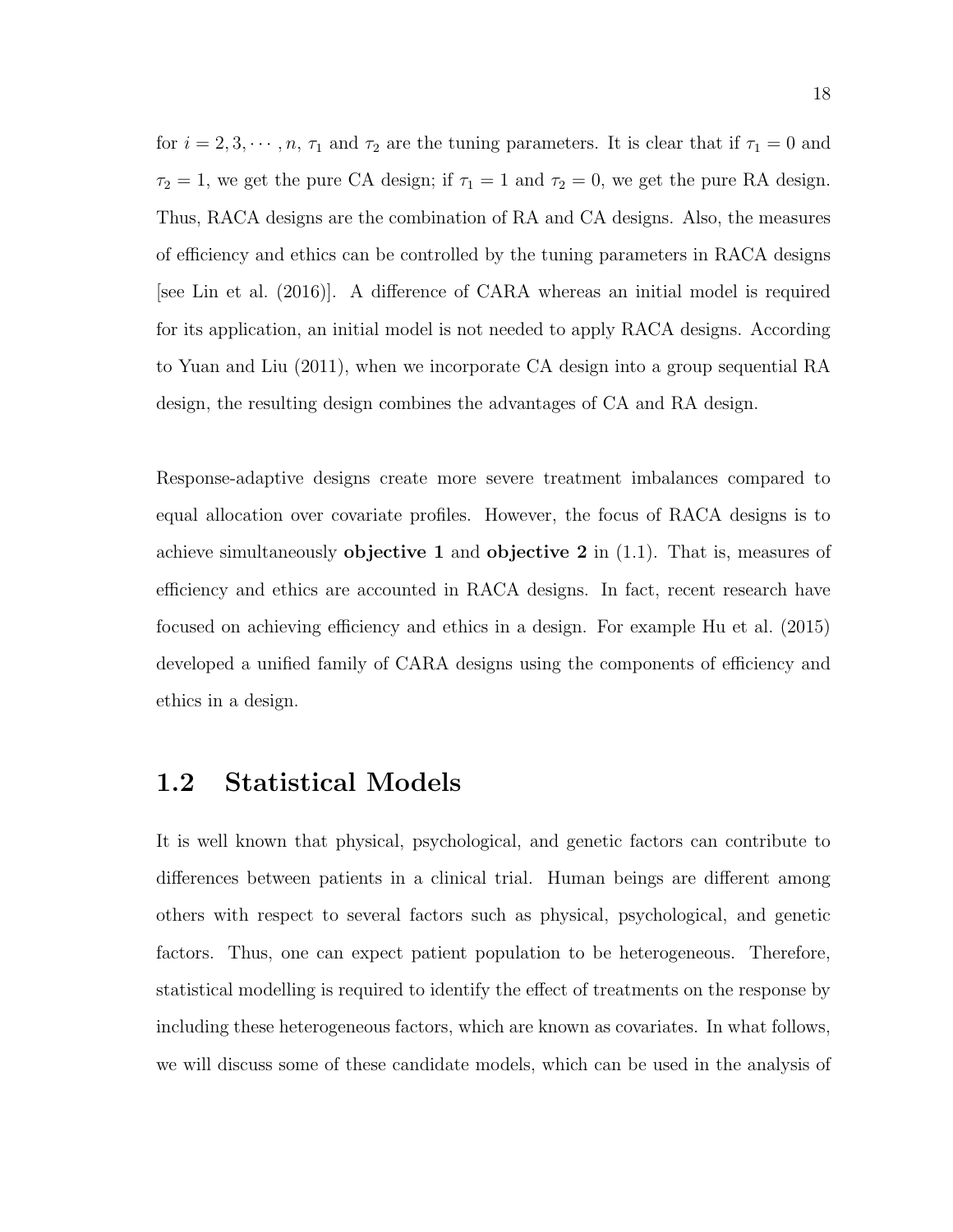for $i = 2, 3, \cdots, n$, $\tau_1$ and $\tau_2$ are the tuning parameters. It is clear that if $\tau_1 = 0$ and $\tau_2 = 1$, we get the pure CA design; if $\tau_1 = 1$ and $\tau_2 = 0$, we get the pure RA design. Thus, RACA designs are the combination of RA and CA designs. Also, the measures of efficiency and ethics can be controlled by the tuning parameters in RACA designs [see Lin et al. (2016)]. A difference of CARA whereas an initial model is required for its application, an initial model is not needed to apply RACA designs. According to Yuan and Liu (2011), when we incorporate CA design into a group sequential RA design, the resulting design combines the advantages of CA and RA design.

Response-adaptive designs create more severe treatment imbalances compared to equal allocation over covariate profiles. However, the focus of RACA designs is to achieve simultaneously **objective 1** and **objective 2** in (1.1). That is, measures of efficiency and ethics are accounted in RACA designs. In fact, recent research have focused on achieving efficiency and ethics in a design. For example Hu et al. (2015) developed a unified family of CARA designs using the components of efficiency and ethics in a design.

## 1.2 Statistical Models

It is well known that physical, psychological, and genetic factors can contribute to differences between patients in a clinical trial. Human beings are different among others with respect to several factors such as physical, psychological, and genetic factors. Thus, one can expect patient population to be heterogeneous. Therefore, statistical modelling is required to identify the effect of treatments on the response by including these heterogeneous factors, which are known as covariates. In what follows, we will discuss some of these candidate models, which can be used in the analysis of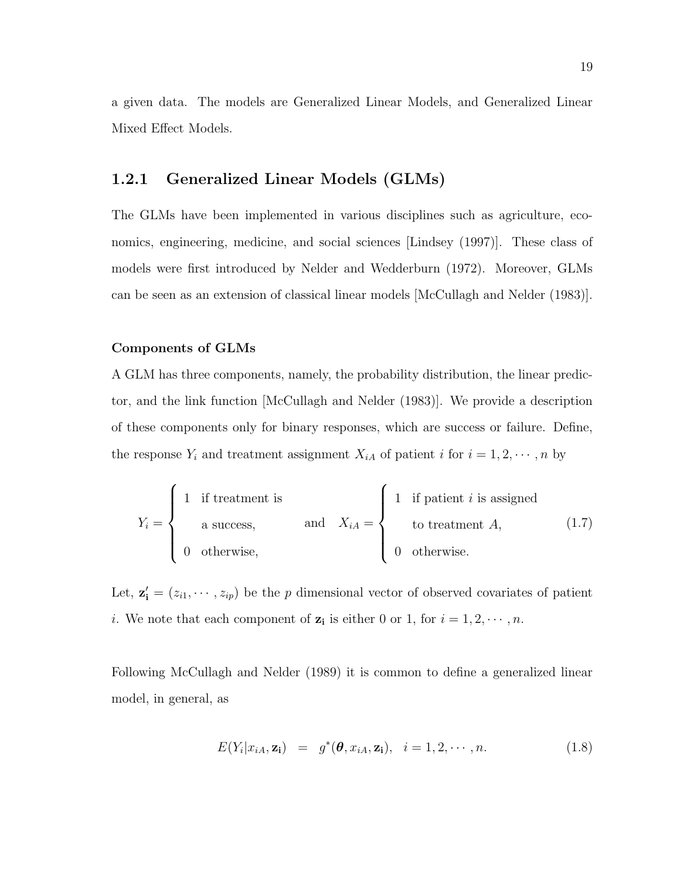a given data. The models are Generalized Linear Models, and Generalized Linear Mixed Effect Models.

### 1.2.1 Generalized Linear Models (GLMs)

The GLMs have been implemented in various disciplines such as agriculture, economics, engineering, medicine, and social sciences [Lindsey (1997)]. These class of models were first introduced by Nelder and Wedderburn (1972). Moreover, GLMs can be seen as an extension of classical linear models [McCullagh and Nelder (1983)].

**Components of GLMs**

A GLM has three components, namely, the probability distribution, the linear predictor, and the link function [McCullagh and Nelder (1983)]. We provide a description of these components only for binary responses, which are success or failure. Define, the response $Y_i$ and treatment assignment $X_{iA}$ of patient $i$ for $i = 1, 2, \cdots, n$ by

$$Y_i = \begin{cases} 1 & \text{if treatment is} \\ & \text{a success,} \\ 0 & \text{otherwise,} \end{cases} \quad \text{and} \quad X_{iA} = \begin{cases} 1 & \text{if patient } i \text{ is assigned} \\ & \text{to treatment } A, \\ 0 & \text{otherwise.} \end{cases} \tag{1.7}$$

Let, $\mathbf{z_i'} = (z_{i1}, \cdots, z_{ip})$ be the $p$ dimensional vector of observed covariates of patient $i$. We note that each component of $\mathbf{z_i}$ is either 0 or 1, for $i = 1, 2, \cdots, n$.

Following McCullagh and Nelder (1989) it is common to define a generalized linear model, in general, as

$$E(Y_i | x_{iA}, \mathbf{z_i}) \;\; = \;\; g^*(\boldsymbol{\theta}, x_{iA}, \mathbf{z_i}), \quad i = 1, 2, \cdots, n. \tag{1.8}$$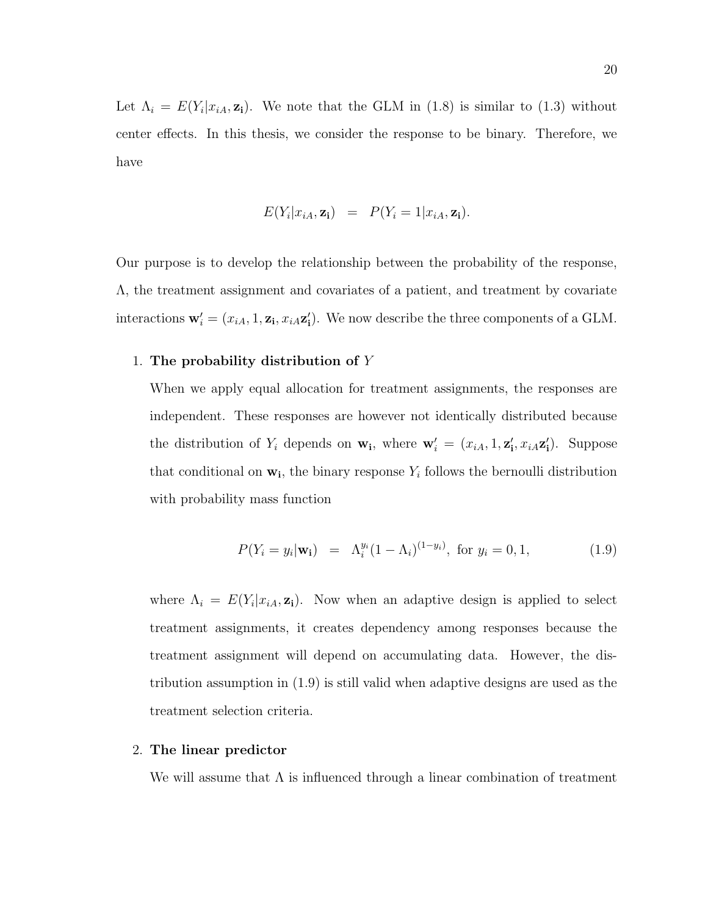Let $\Lambda_i = E(Y_i|x_{iA}, \mathbf{z_i})$. We note that the GLM in (1.8) is similar to (1.3) without center effects. In this thesis, we consider the response to be binary. Therefore, we have

$$E(Y_i|x_{iA}, \mathbf{z_i}) \quad = \quad P(Y_i = 1|x_{iA}, \mathbf{z_i}).$$

Our purpose is to develop the relationship between the probability of the response, $\Lambda$, the treatment assignment and covariates of a patient, and treatment by covariate interactions $\mathbf{w}'_i = (x_{iA}, 1, \mathbf{z_i}, x_{iA}\mathbf{z'_i})$. We now describe the three components of a GLM.

1. **The probability distribution of $Y$**

   When we apply equal allocation for treatment assignments, the responses are independent. These responses are however not identically distributed because the distribution of $Y_i$ depends on $\mathbf{w_i}$, where $\mathbf{w}'_i = (x_{iA}, 1, \mathbf{z'_i}, x_{iA}\mathbf{z'_i})$. Suppose that conditional on $\mathbf{w_i}$, the binary response $Y_i$ follows the bernoulli distribution with probability mass function

   $$P(Y_i = y_i|\mathbf{w_i}) \quad = \quad \Lambda_i^{y_i}(1 - \Lambda_i)^{(1-y_i)}, \text{ for } y_i = 0, 1, \tag{1.9}$$

   where $\Lambda_i = E(Y_i|x_{iA}, \mathbf{z_i})$. Now when an adaptive design is applied to select treatment assignments, it creates dependency among responses because the treatment assignment will depend on accumulating data. However, the distribution assumption in (1.9) is still valid when adaptive designs are used as the treatment selection criteria.

2. **The linear predictor**

   We will assume that $\Lambda$ is influenced through a linear combination of treatment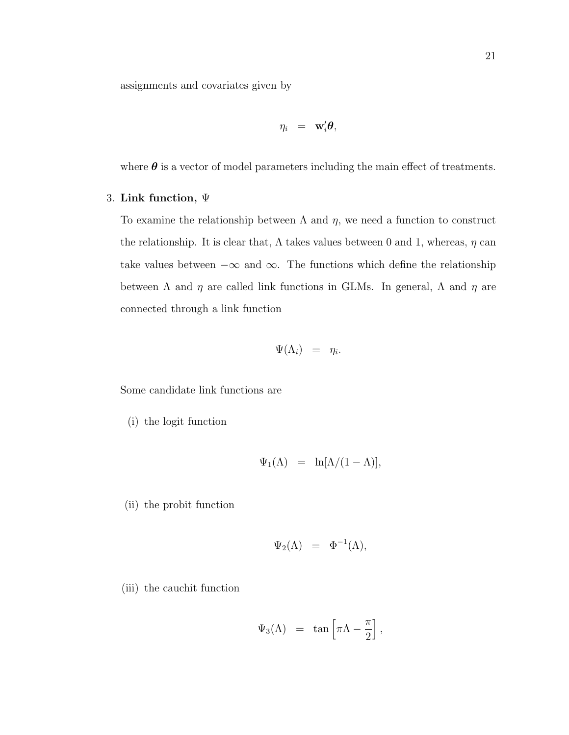assignments and covariates given by

$$\eta_i \quad = \quad \mathbf{w}_i'\boldsymbol{\theta},$$

where $\boldsymbol{\theta}$ is a vector of model parameters including the main effect of treatments.

3. **Link function,** $\Psi$

   To examine the relationship between $\Lambda$ and $\eta$, we need a function to construct the relationship. It is clear that, $\Lambda$ takes values between 0 and 1, whereas, $\eta$ can take values between $-\infty$ and $\infty$. The functions which define the relationship between $\Lambda$ and $\eta$ are called link functions in GLMs. In general, $\Lambda$ and $\eta$ are connected through a link function

   $$\Psi(\Lambda_i) \quad = \quad \eta_i.$$

   Some candidate link functions are

   (i) the logit function

   $$\Psi_1(\Lambda) \quad = \quad \ln[\Lambda/(1-\Lambda)],$$

   (ii) the probit function

   $$\Psi_2(\Lambda) \quad = \quad \Phi^{-1}(\Lambda),$$

   (iii) the cauchit function

   $$\Psi_3(\Lambda) \quad = \quad \tan\left[\pi\Lambda - \frac{\pi}{2}\right],$$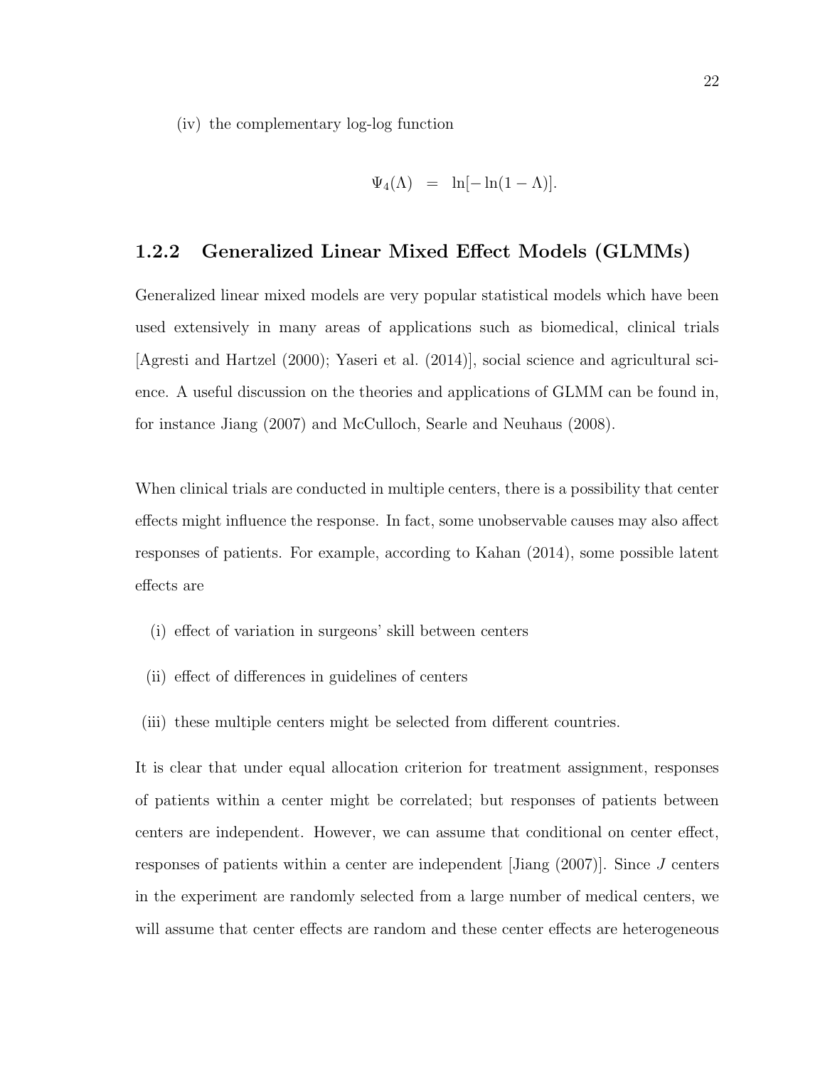(iv) the complementary log-log function

$$\Psi_4(\Lambda) \;=\; \ln[-\ln(1-\Lambda)].$$

### 1.2.2 Generalized Linear Mixed Effect Models (GLMMs)

Generalized linear mixed models are very popular statistical models which have been used extensively in many areas of applications such as biomedical, clinical trials [Agresti and Hartzel (2000); Yaseri et al. (2014)], social science and agricultural science. A useful discussion on the theories and applications of GLMM can be found in, for instance Jiang (2007) and McCulloch, Searle and Neuhaus (2008).

When clinical trials are conducted in multiple centers, there is a possibility that center effects might influence the response. In fact, some unobservable causes may also affect responses of patients. For example, according to Kahan (2014), some possible latent effects are

(i) effect of variation in surgeons' skill between centers

(ii) effect of differences in guidelines of centers

(iii) these multiple centers might be selected from different countries.

It is clear that under equal allocation criterion for treatment assignment, responses of patients within a center might be correlated; but responses of patients between centers are independent. However, we can assume that conditional on center effect, responses of patients within a center are independent [Jiang (2007)]. Since $J$ centers in the experiment are randomly selected from a large number of medical centers, we will assume that center effects are random and these center effects are heterogeneous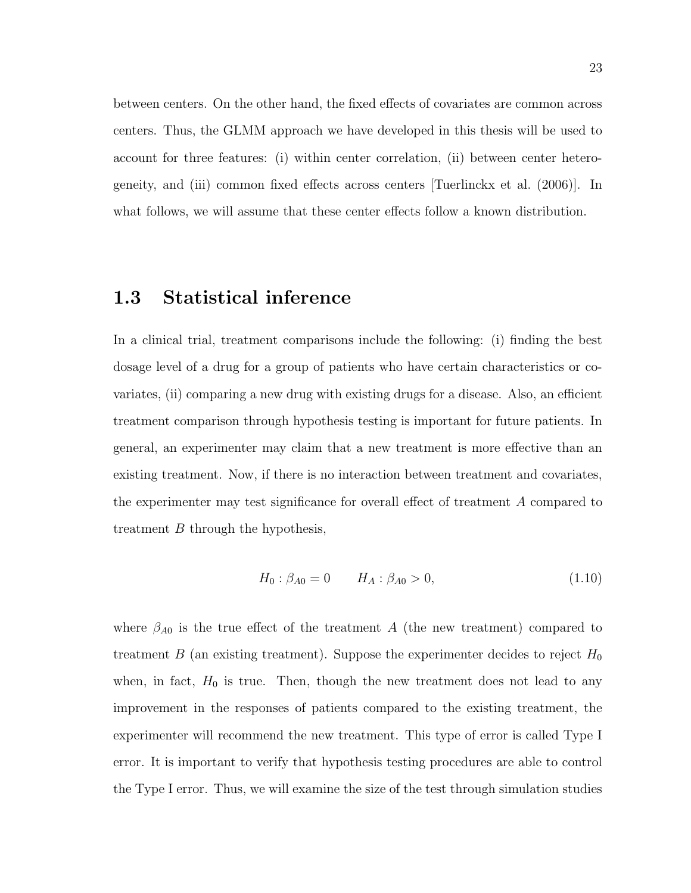between centers. On the other hand, the fixed effects of covariates are common across centers. Thus, the GLMM approach we have developed in this thesis will be used to account for three features: (i) within center correlation, (ii) between center heterogeneity, and (iii) common fixed effects across centers [Tuerlinckx et al. (2006)]. In what follows, we will assume that these center effects follow a known distribution.

## 1.3 Statistical inference

In a clinical trial, treatment comparisons include the following: (i) finding the best dosage level of a drug for a group of patients who have certain characteristics or covariates, (ii) comparing a new drug with existing drugs for a disease. Also, an efficient treatment comparison through hypothesis testing is important for future patients. In general, an experimenter may claim that a new treatment is more effective than an existing treatment. Now, if there is no interaction between treatment and covariates, the experimenter may test significance for overall effect of treatment $A$ compared to treatment $B$ through the hypothesis,

$$H_0 : \beta_{A0} = 0 \qquad H_A : \beta_{A0} > 0, \tag{1.10}$$

where $\beta_{A0}$ is the true effect of the treatment $A$ (the new treatment) compared to treatment $B$ (an existing treatment). Suppose the experimenter decides to reject $H_0$ when, in fact, $H_0$ is true. Then, though the new treatment does not lead to any improvement in the responses of patients compared to the existing treatment, the experimenter will recommend the new treatment. This type of error is called Type I error. It is important to verify that hypothesis testing procedures are able to control the Type I error. Thus, we will examine the size of the test through simulation studies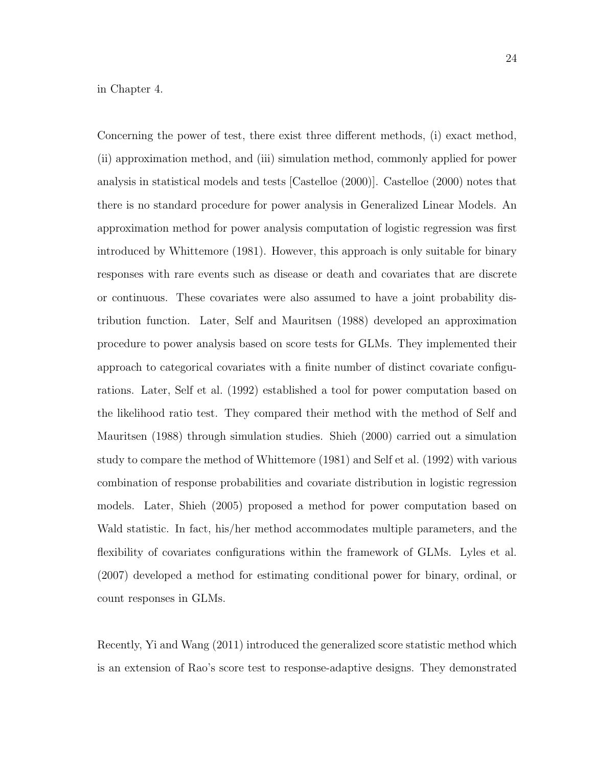in Chapter 4.

Concerning the power of test, there exist three different methods, (i) exact method, (ii) approximation method, and (iii) simulation method, commonly applied for power analysis in statistical models and tests [Castelloe (2000)]. Castelloe (2000) notes that there is no standard procedure for power analysis in Generalized Linear Models. An approximation method for power analysis computation of logistic regression was first introduced by Whittemore (1981). However, this approach is only suitable for binary responses with rare events such as disease or death and covariates that are discrete or continuous. These covariates were also assumed to have a joint probability distribution function. Later, Self and Mauritsen (1988) developed an approximation procedure to power analysis based on score tests for GLMs. They implemented their approach to categorical covariates with a finite number of distinct covariate configurations. Later, Self et al. (1992) established a tool for power computation based on the likelihood ratio test. They compared their method with the method of Self and Mauritsen (1988) through simulation studies. Shieh (2000) carried out a simulation study to compare the method of Whittemore (1981) and Self et al. (1992) with various combination of response probabilities and covariate distribution in logistic regression models. Later, Shieh (2005) proposed a method for power computation based on Wald statistic. In fact, his/her method accommodates multiple parameters, and the flexibility of covariates configurations within the framework of GLMs. Lyles et al. (2007) developed a method for estimating conditional power for binary, ordinal, or count responses in GLMs.

Recently, Yi and Wang (2011) introduced the generalized score statistic method which is an extension of Rao's score test to response-adaptive designs. They demonstrated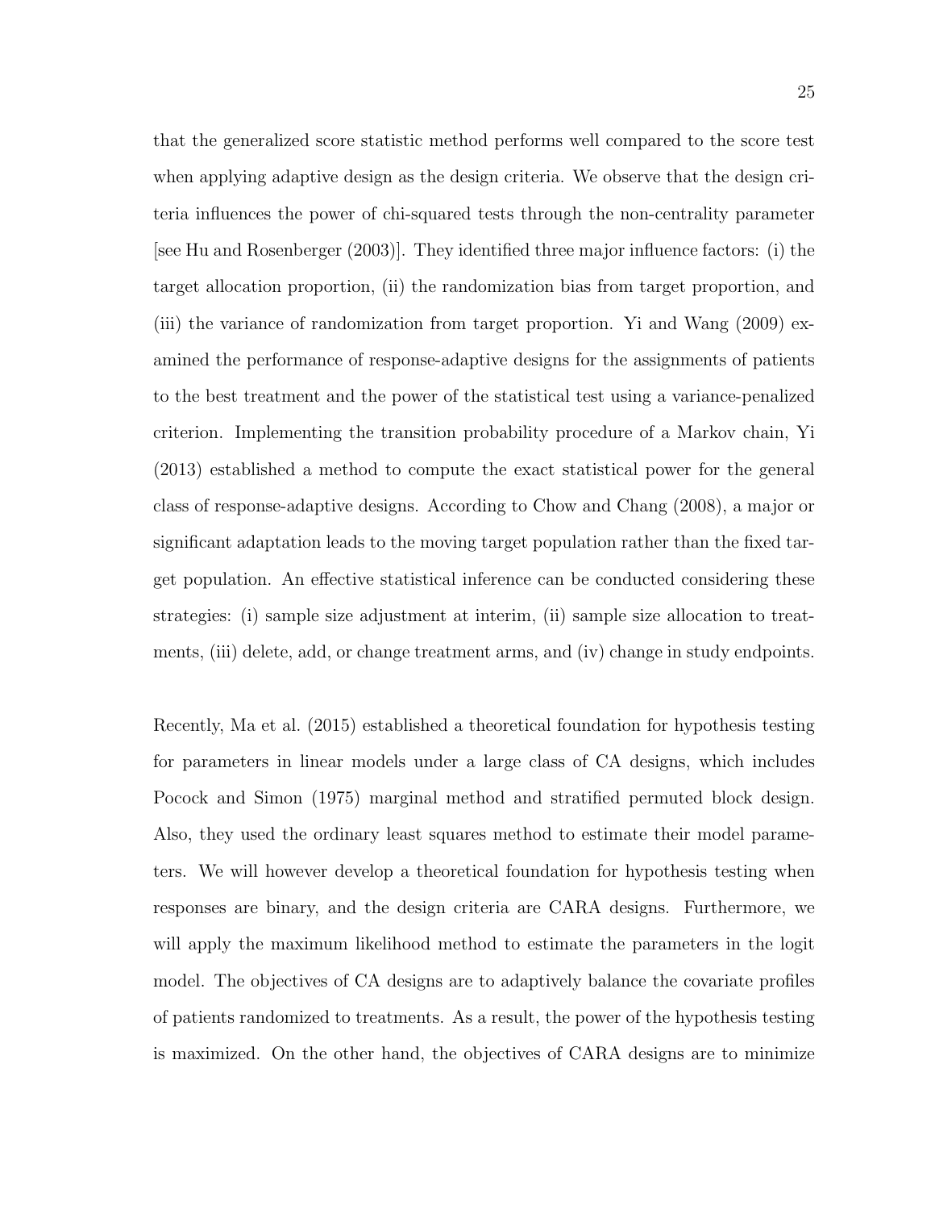that the generalized score statistic method performs well compared to the score test when applying adaptive design as the design criteria. We observe that the design criteria influences the power of chi-squared tests through the non-centrality parameter [see Hu and Rosenberger (2003)]. They identified three major influence factors: (i) the target allocation proportion, (ii) the randomization bias from target proportion, and (iii) the variance of randomization from target proportion. Yi and Wang (2009) examined the performance of response-adaptive designs for the assignments of patients to the best treatment and the power of the statistical test using a variance-penalized criterion. Implementing the transition probability procedure of a Markov chain, Yi (2013) established a method to compute the exact statistical power for the general class of response-adaptive designs. According to Chow and Chang (2008), a major or significant adaptation leads to the moving target population rather than the fixed target population. An effective statistical inference can be conducted considering these strategies: (i) sample size adjustment at interim, (ii) sample size allocation to treatments, (iii) delete, add, or change treatment arms, and (iv) change in study endpoints.

Recently, Ma et al. (2015) established a theoretical foundation for hypothesis testing for parameters in linear models under a large class of CA designs, which includes Pocock and Simon (1975) marginal method and stratified permuted block design. Also, they used the ordinary least squares method to estimate their model parameters. We will however develop a theoretical foundation for hypothesis testing when responses are binary, and the design criteria are CARA designs. Furthermore, we will apply the maximum likelihood method to estimate the parameters in the logit model. The objectives of CA designs are to adaptively balance the covariate profiles of patients randomized to treatments. As a result, the power of the hypothesis testing is maximized. On the other hand, the objectives of CARA designs are to minimize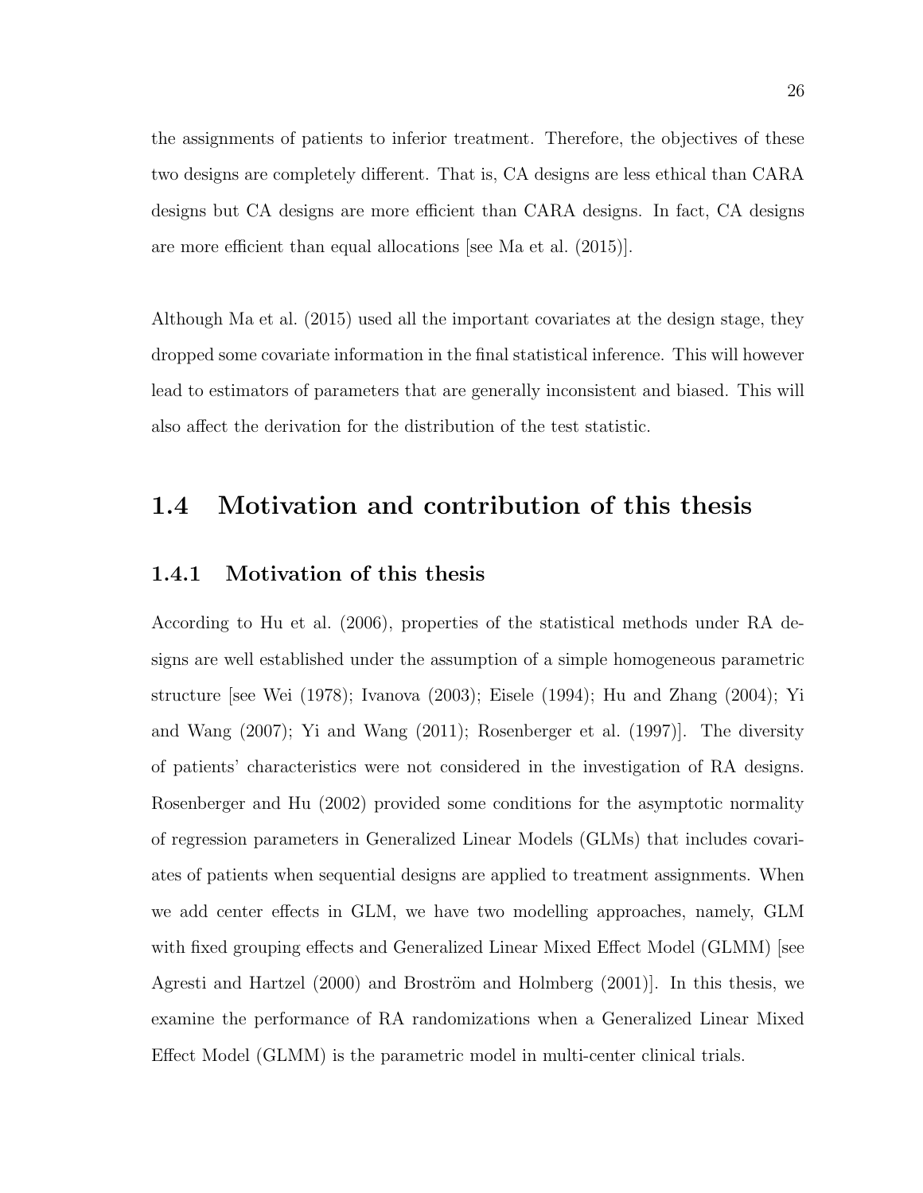the assignments of patients to inferior treatment. Therefore, the objectives of these two designs are completely different. That is, CA designs are less ethical than CARA designs but CA designs are more efficient than CARA designs. In fact, CA designs are more efficient than equal allocations [see Ma et al. (2015)].

Although Ma et al. (2015) used all the important covariates at the design stage, they dropped some covariate information in the final statistical inference. This will however lead to estimators of parameters that are generally inconsistent and biased. This will also affect the derivation for the distribution of the test statistic.

## 1.4 Motivation and contribution of this thesis

### 1.4.1 Motivation of this thesis

According to Hu et al. (2006), properties of the statistical methods under RA designs are well established under the assumption of a simple homogeneous parametric structure [see Wei (1978); Ivanova (2003); Eisele (1994); Hu and Zhang (2004); Yi and Wang (2007); Yi and Wang (2011); Rosenberger et al. (1997)]. The diversity of patients' characteristics were not considered in the investigation of RA designs. Rosenberger and Hu (2002) provided some conditions for the asymptotic normality of regression parameters in Generalized Linear Models (GLMs) that includes covariates of patients when sequential designs are applied to treatment assignments. When we add center effects in GLM, we have two modelling approaches, namely, GLM with fixed grouping effects and Generalized Linear Mixed Effect Model (GLMM) [see Agresti and Hartzel (2000) and Broström and Holmberg (2001)]. In this thesis, we examine the performance of RA randomizations when a Generalized Linear Mixed Effect Model (GLMM) is the parametric model in multi-center clinical trials.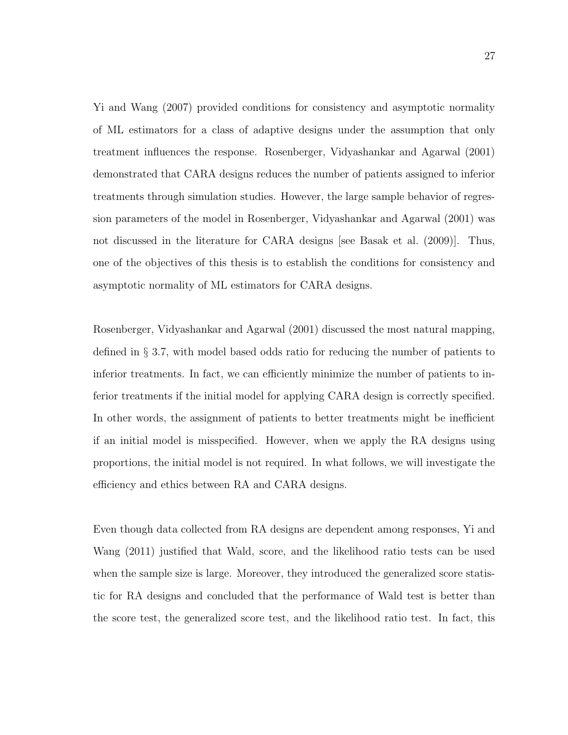Yi and Wang (2007) provided conditions for consistency and asymptotic normality of ML estimators for a class of adaptive designs under the assumption that only treatment influences the response. Rosenberger, Vidyashankar and Agarwal (2001) demonstrated that CARA designs reduces the number of patients assigned to inferior treatments through simulation studies. However, the large sample behavior of regression parameters of the model in Rosenberger, Vidyashankar and Agarwal (2001) was not discussed in the literature for CARA designs [see Basak et al. (2009)]. Thus, one of the objectives of this thesis is to establish the conditions for consistency and asymptotic normality of ML estimators for CARA designs.

Rosenberger, Vidyashankar and Agarwal (2001) discussed the most natural mapping, defined in § 3.7, with model based odds ratio for reducing the number of patients to inferior treatments. In fact, we can efficiently minimize the number of patients to inferior treatments if the initial model for applying CARA design is correctly specified. In other words, the assignment of patients to better treatments might be inefficient if an initial model is misspecified. However, when we apply the RA designs using proportions, the initial model is not required. In what follows, we will investigate the efficiency and ethics between RA and CARA designs.

Even though data collected from RA designs are dependent among responses, Yi and Wang (2011) justified that Wald, score, and the likelihood ratio tests can be used when the sample size is large. Moreover, they introduced the generalized score statistic for RA designs and concluded that the performance of Wald test is better than the score test, the generalized score test, and the likelihood ratio test. In fact, this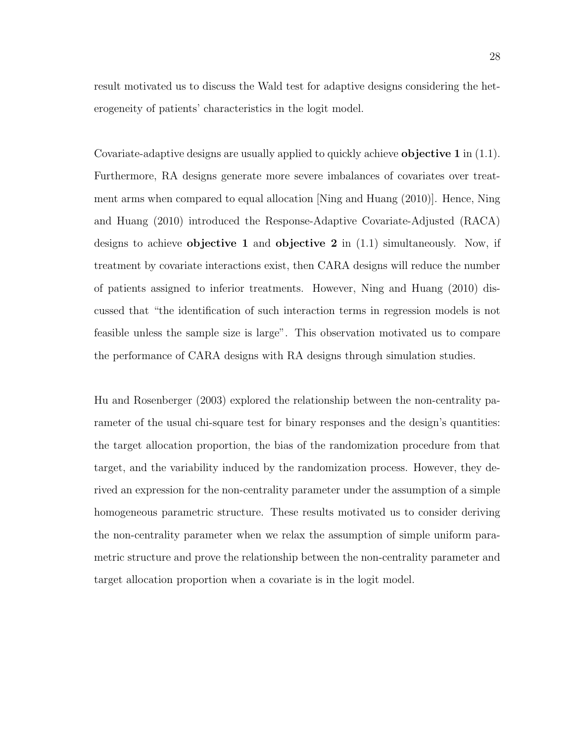result motivated us to discuss the Wald test for adaptive designs considering the heterogeneity of patients' characteristics in the logit model.

Covariate-adaptive designs are usually applied to quickly achieve **objective 1** in (1.1). Furthermore, RA designs generate more severe imbalances of covariates over treatment arms when compared to equal allocation [Ning and Huang (2010)]. Hence, Ning and Huang (2010) introduced the Response-Adaptive Covariate-Adjusted (RACA) designs to achieve **objective 1** and **objective 2** in (1.1) simultaneously. Now, if treatment by covariate interactions exist, then CARA designs will reduce the number of patients assigned to inferior treatments. However, Ning and Huang (2010) discussed that "the identification of such interaction terms in regression models is not feasible unless the sample size is large". This observation motivated us to compare the performance of CARA designs with RA designs through simulation studies.

Hu and Rosenberger (2003) explored the relationship between the non-centrality parameter of the usual chi-square test for binary responses and the design's quantities: the target allocation proportion, the bias of the randomization procedure from that target, and the variability induced by the randomization process. However, they derived an expression for the non-centrality parameter under the assumption of a simple homogeneous parametric structure. These results motivated us to consider deriving the non-centrality parameter when we relax the assumption of simple uniform parametric structure and prove the relationship between the non-centrality parameter and target allocation proportion when a covariate is in the logit model.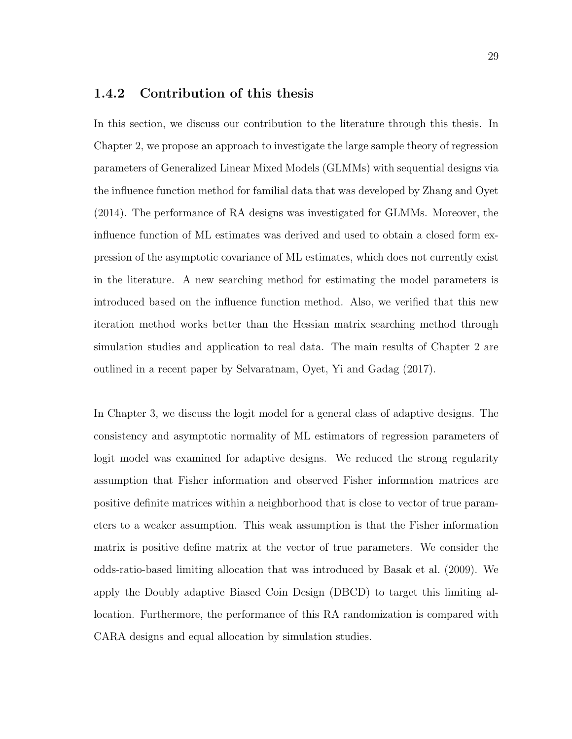### 1.4.2 Contribution of this thesis

In this section, we discuss our contribution to the literature through this thesis. In Chapter 2, we propose an approach to investigate the large sample theory of regression parameters of Generalized Linear Mixed Models (GLMMs) with sequential designs via the influence function method for familial data that was developed by Zhang and Oyet (2014). The performance of RA designs was investigated for GLMMs. Moreover, the influence function of ML estimates was derived and used to obtain a closed form expression of the asymptotic covariance of ML estimates, which does not currently exist in the literature. A new searching method for estimating the model parameters is introduced based on the influence function method. Also, we verified that this new iteration method works better than the Hessian matrix searching method through simulation studies and application to real data. The main results of Chapter 2 are outlined in a recent paper by Selvaratnam, Oyet, Yi and Gadag (2017).

In Chapter 3, we discuss the logit model for a general class of adaptive designs. The consistency and asymptotic normality of ML estimators of regression parameters of logit model was examined for adaptive designs. We reduced the strong regularity assumption that Fisher information and observed Fisher information matrices are positive definite matrices within a neighborhood that is close to vector of true parameters to a weaker assumption. This weak assumption is that the Fisher information matrix is positive define matrix at the vector of true parameters. We consider the odds-ratio-based limiting allocation that was introduced by Basak et al. (2009). We apply the Doubly adaptive Biased Coin Design (DBCD) to target this limiting allocation. Furthermore, the performance of this RA randomization is compared with CARA designs and equal allocation by simulation studies.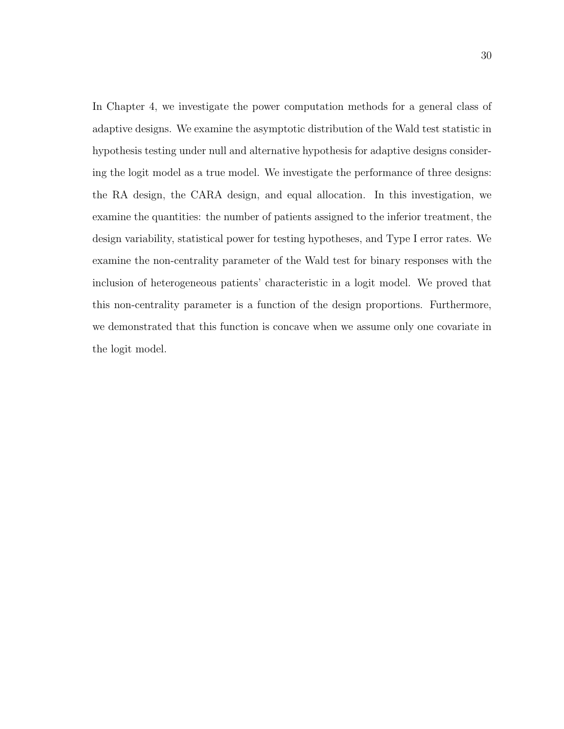In Chapter 4, we investigate the power computation methods for a general class of adaptive designs. We examine the asymptotic distribution of the Wald test statistic in hypothesis testing under null and alternative hypothesis for adaptive designs considering the logit model as a true model. We investigate the performance of three designs: the RA design, the CARA design, and equal allocation. In this investigation, we examine the quantities: the number of patients assigned to the inferior treatment, the design variability, statistical power for testing hypotheses, and Type I error rates. We examine the non-centrality parameter of the Wald test for binary responses with the inclusion of heterogeneous patients' characteristic in a logit model. We proved that this non-centrality parameter is a function of the design proportions. Furthermore, we demonstrated that this function is concave when we assume only one covariate in the logit model.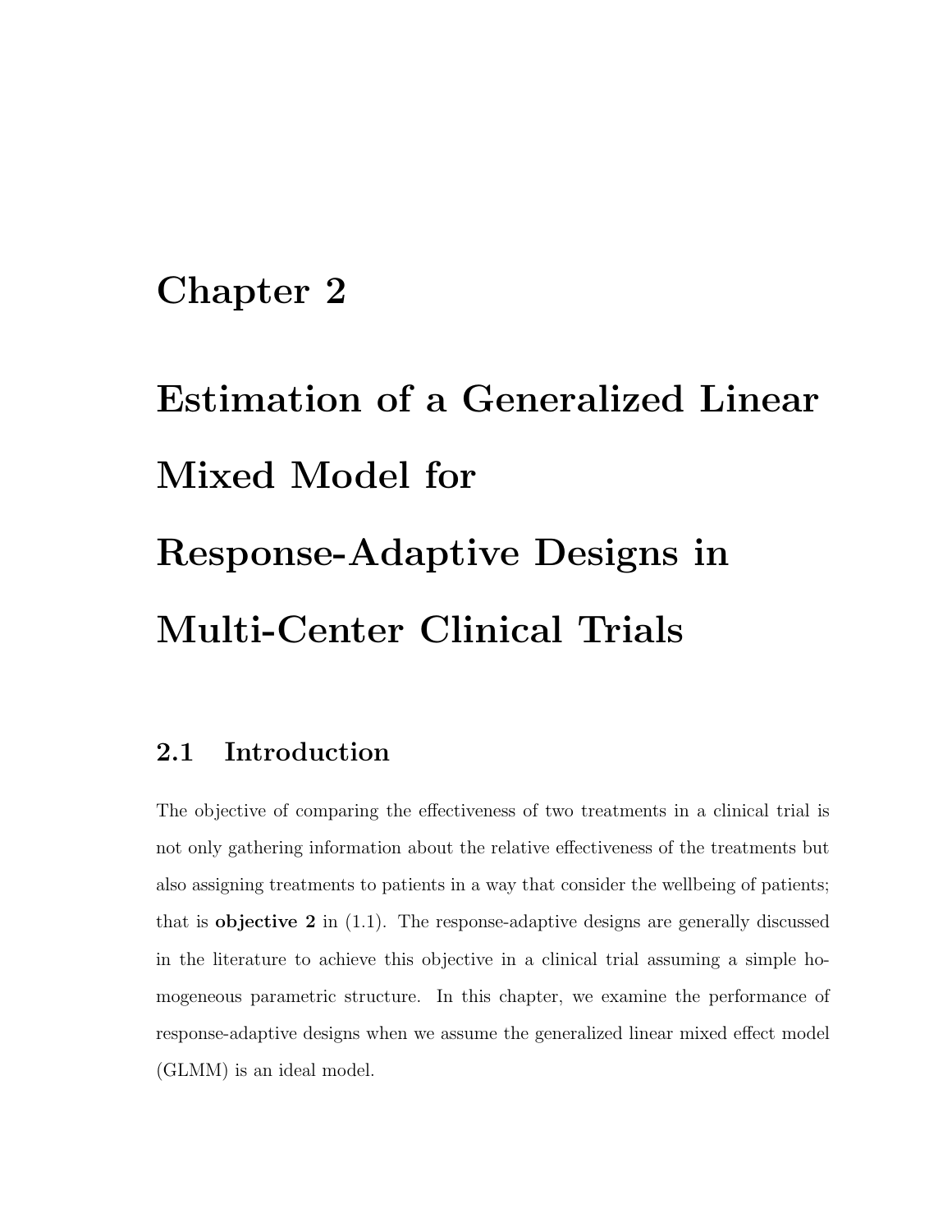# Chapter 2

# Estimation of a Generalized Linear Mixed Model for Response-Adaptive Designs in Multi-Center Clinical Trials

## 2.1 Introduction

The objective of comparing the effectiveness of two treatments in a clinical trial is not only gathering information about the relative effectiveness of the treatments but also assigning treatments to patients in a way that consider the wellbeing of patients; that is **objective 2** in (1.1). The response-adaptive designs are generally discussed in the literature to achieve this objective in a clinical trial assuming a simple homogeneous parametric structure. In this chapter, we examine the performance of response-adaptive designs when we assume the generalized linear mixed effect model (GLMM) is an ideal model.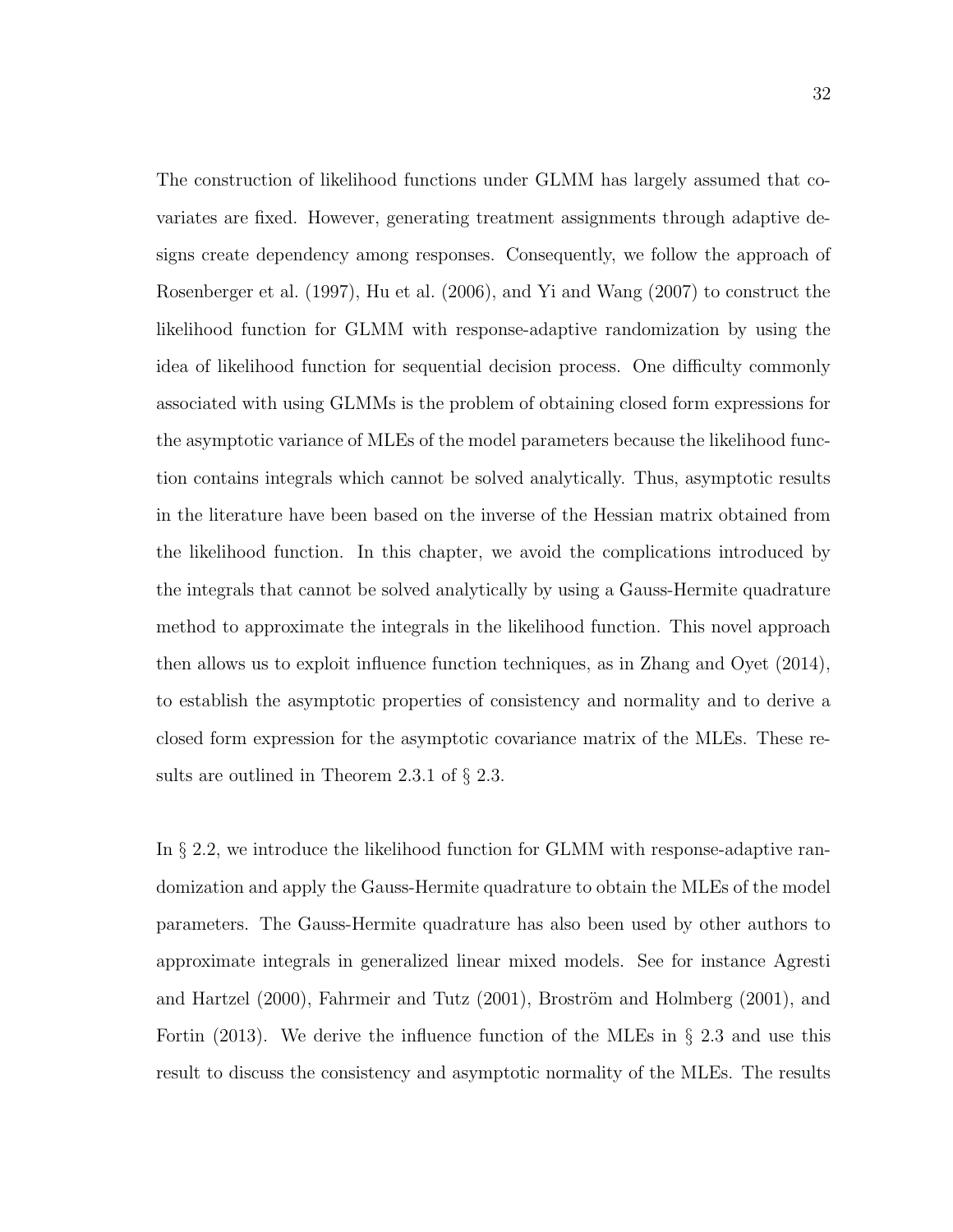The construction of likelihood functions under GLMM has largely assumed that covariates are fixed. However, generating treatment assignments through adaptive designs create dependency among responses. Consequently, we follow the approach of Rosenberger et al. (1997), Hu et al. (2006), and Yi and Wang (2007) to construct the likelihood function for GLMM with response-adaptive randomization by using the idea of likelihood function for sequential decision process. One difficulty commonly associated with using GLMMs is the problem of obtaining closed form expressions for the asymptotic variance of MLEs of the model parameters because the likelihood function contains integrals which cannot be solved analytically. Thus, asymptotic results in the literature have been based on the inverse of the Hessian matrix obtained from the likelihood function. In this chapter, we avoid the complications introduced by the integrals that cannot be solved analytically by using a Gauss-Hermite quadrature method to approximate the integrals in the likelihood function. This novel approach then allows us to exploit influence function techniques, as in Zhang and Oyet (2014), to establish the asymptotic properties of consistency and normality and to derive a closed form expression for the asymptotic covariance matrix of the MLEs. These results are outlined in Theorem 2.3.1 of § 2.3.

In § 2.2, we introduce the likelihood function for GLMM with response-adaptive randomization and apply the Gauss-Hermite quadrature to obtain the MLEs of the model parameters. The Gauss-Hermite quadrature has also been used by other authors to approximate integrals in generalized linear mixed models. See for instance Agresti and Hartzel (2000), Fahrmeir and Tutz (2001), Broström and Holmberg (2001), and Fortin (2013). We derive the influence function of the MLEs in § 2.3 and use this result to discuss the consistency and asymptotic normality of the MLEs. The results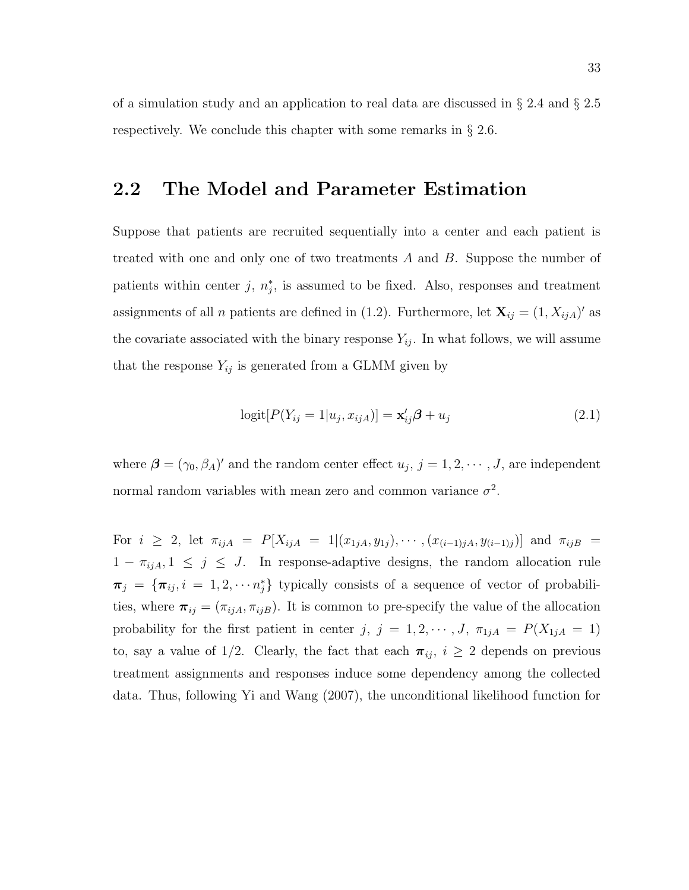of a simulation study and an application to real data are discussed in § 2.4 and § 2.5 respectively. We conclude this chapter with some remarks in § 2.6.

## 2.2 The Model and Parameter Estimation

Suppose that patients are recruited sequentially into a center and each patient is treated with one and only one of two treatments $A$ and $B$. Suppose the number of patients within center $j$, $n_j^*$, is assumed to be fixed. Also, responses and treatment assignments of all $n$ patients are defined in (1.2). Furthermore, let $\mathbf{X}_{ij} = (1, X_{ijA})'$ as the covariate associated with the binary response $Y_{ij}$. In what follows, we will assume that the response $Y_{ij}$ is generated from a GLMM given by

$$\text{logit}[P(Y_{ij} = 1 | u_j, x_{ijA})] = \mathbf{x}_{ij}'\boldsymbol{\beta} + u_j \tag{2.1}$$

where $\boldsymbol{\beta} = (\gamma_0, \beta_A)'$ and the random center effect $u_j$, $j = 1, 2, \cdots, J$, are independent normal random variables with mean zero and common variance $\sigma^2$.

For $i \geq 2$, let $\pi_{ijA} = P[X_{ijA} = 1 | (x_{1jA}, y_{1j}), \cdots, (x_{(i-1)jA}, y_{(i-1)j})]$ and $\pi_{ijB} = 1 - \pi_{ijA}, 1 \leq j \leq J$. In response-adaptive designs, the random allocation rule $\boldsymbol{\pi}_j = \{\boldsymbol{\pi}_{ij}, i = 1, 2, \cdots n_j^*\}$ typically consists of a sequence of vector of probabilities, where $\boldsymbol{\pi}_{ij} = (\pi_{ijA}, \pi_{ijB})$. It is common to pre-specify the value of the allocation probability for the first patient in center $j$, $j = 1, 2, \cdots, J$, $\pi_{1jA} = P(X_{1jA} = 1)$ to, say a value of 1/2. Clearly, the fact that each $\boldsymbol{\pi}_{ij}$, $i \geq 2$ depends on previous treatment assignments and responses induce some dependency among the collected data. Thus, following Yi and Wang (2007), the unconditional likelihood function for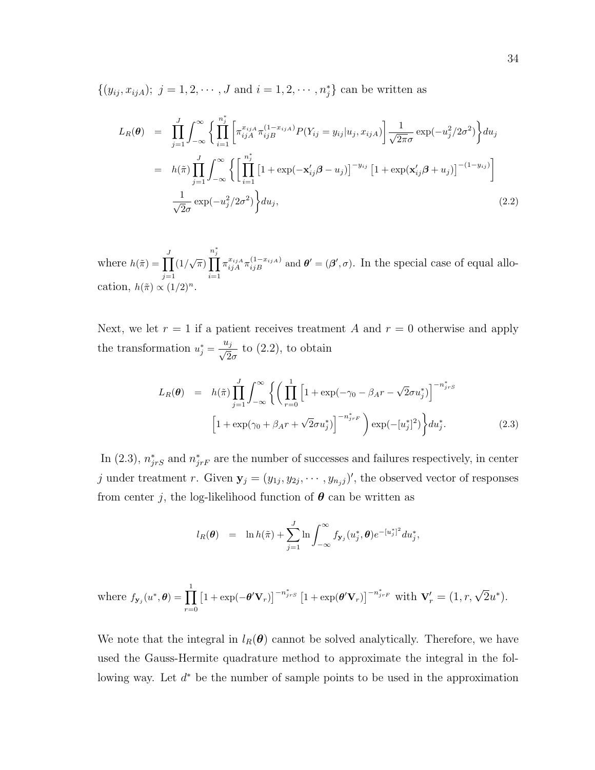$\{(y_{ij}, x_{ijA});\ j = 1, 2, \cdots, J \text{ and } i = 1, 2, \cdots, n_j^*\}$ can be written as

$$
\begin{aligned}
L_R(\boldsymbol{\theta}) &= \prod_{j=1}^{J} \int_{-\infty}^{\infty} \left\{ \prod_{i=1}^{n_j^*} \left[ \pi_{ijA}^{x_{ijA}} \pi_{ijB}^{(1-x_{ijA})} P(Y_{ij} = y_{ij} | u_j, x_{ijA}) \right] \frac{1}{\sqrt{2\pi}\sigma} \exp(-u_j^2/2\sigma^2) \right\} du_j \\
&= h(\tilde{\pi}) \prod_{j=1}^{J} \int_{-\infty}^{\infty} \left\{ \left[ \prod_{i=1}^{n_j^*} \left[1 + \exp(-\mathbf{x}_{ij}'\boldsymbol{\beta} - u_j)\right]^{-y_{ij}} \left[1 + \exp(\mathbf{x}_{ij}'\boldsymbol{\beta} + u_j)\right]^{-(1-y_{ij})} \right] \right. \\
&\quad \left. \frac{1}{\sqrt{2}\sigma} \exp(-u_j^2/2\sigma^2) \right\} du_j, \qquad (2.2)
\end{aligned}
$$

where $h(\tilde{\pi}) = \prod_{j=1}^{J} (1/\sqrt{\pi}) \prod_{i=1}^{n_j^*} \pi_{ijA}^{x_{ijA}} \pi_{ijB}^{(1-x_{ijA})}$ and $\boldsymbol{\theta}' = (\boldsymbol{\beta}', \sigma)$. In the special case of equal allocation, $h(\tilde{\pi}) \propto (1/2)^n$.

Next, we let $r = 1$ if a patient receives treatment $A$ and $r = 0$ otherwise and apply the transformation $u_j^* = \dfrac{u_j}{\sqrt{2}\sigma}$ to (2.2), to obtain

$$
\begin{aligned}
L_R(\boldsymbol{\theta}) &= h(\tilde{\pi}) \prod_{j=1}^{J} \int_{-\infty}^{\infty} \left\{ \left( \prod_{r=0}^{1} \left[1 + \exp(-\gamma_0 - \beta_A r - \sqrt{2}\sigma u_j^*)\right]^{-n_{jrS}^*} \right. \right. \\
&\quad \left. \left. \left[1 + \exp(\gamma_0 + \beta_A r + \sqrt{2}\sigma u_j^*)\right]^{-n_{jrF}^*} \right) \exp(-[u_j^*]^2) \right\} du_j^*. \qquad (2.3)
\end{aligned}
$$

In (2.3), $n_{jrS}^*$ and $n_{jrF}^*$ are the number of successes and failures respectively, in center $j$ under treatment $r$. Given $\mathbf{y}_j = (y_{1j}, y_{2j}, \cdots, y_{n_j j})'$, the observed vector of responses from center $j$, the log-likelihood function of $\boldsymbol{\theta}$ can be written as

$$
l_R(\boldsymbol{\theta}) = \ln h(\tilde{\pi}) + \sum_{j=1}^{J} \ln \int_{-\infty}^{\infty} f_{\mathbf{y}_j}(u_j^*, \boldsymbol{\theta}) e^{-[u_j^*]^2} du_j^*,
$$

where $f_{\mathbf{y}_j}(u^*, \boldsymbol{\theta}) = \prod_{r=0}^{1} \left[1 + \exp(-\boldsymbol{\theta}'\mathbf{V}_r)\right]^{-n_{jrS}^*} \left[1 + \exp(\boldsymbol{\theta}'\mathbf{V}_r)\right]^{-n_{jrF}^*}$ with $\mathbf{V}_r' = (1, r, \sqrt{2}u^*)$.

We note that the integral in $l_R(\boldsymbol{\theta})$ cannot be solved analytically. Therefore, we have used the Gauss-Hermite quadrature method to approximate the integral in the following way. Let $d^*$ be the number of sample points to be used in the approximation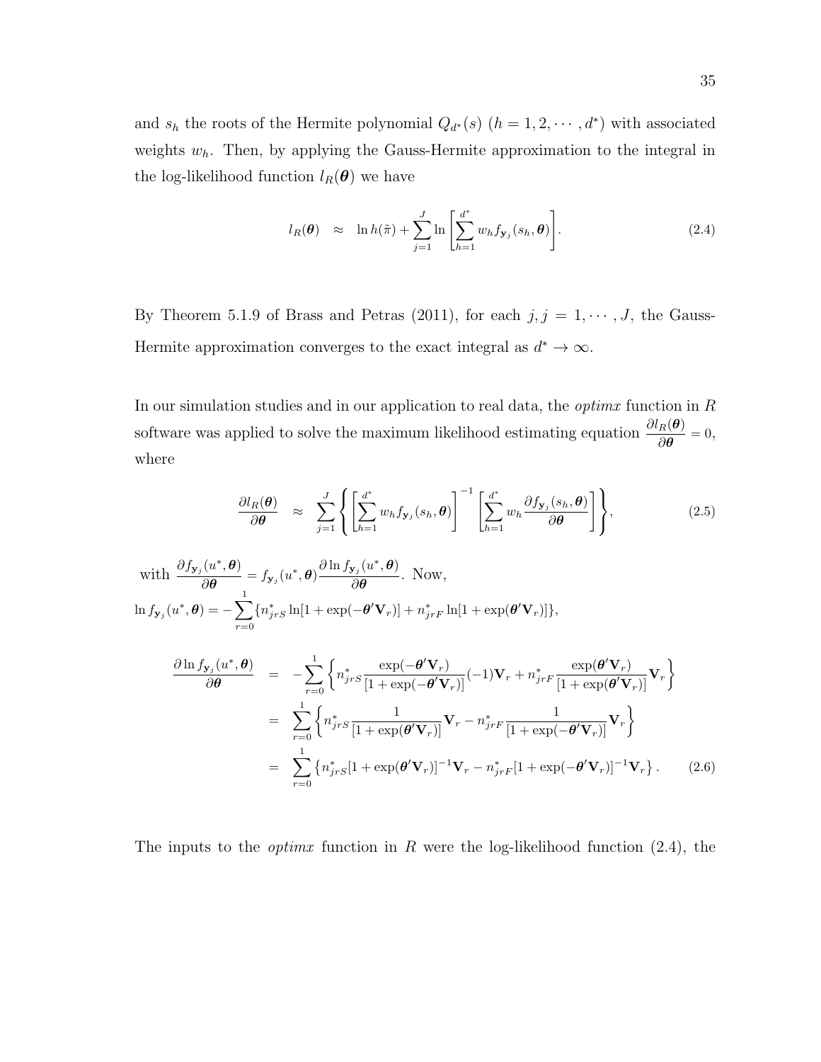and $s_h$ the roots of the Hermite polynomial $Q_{d^*}(s)$ $(h = 1, 2, \cdots, d^*)$ with associated weights $w_h$. Then, by applying the Gauss-Hermite approximation to the integral in the log-likelihood function $l_R(\boldsymbol{\theta})$ we have

$$l_R(\boldsymbol{\theta}) \approx \ln h(\tilde{\pi}) + \sum_{j=1}^{J} \ln \left[ \sum_{h=1}^{d^*} w_h f_{\mathbf{y}_j}(s_h, \boldsymbol{\theta}) \right]. \tag{2.4}$$

By Theorem 5.1.9 of Brass and Petras (2011), for each $j, j = 1, \cdots, J$, the Gauss-Hermite approximation converges to the exact integral as $d^* \to \infty$.

In our simulation studies and in our application to real data, the *optimx* function in *R* software was applied to solve the maximum likelihood estimating equation $\dfrac{\partial l_R(\boldsymbol{\theta})}{\partial \boldsymbol{\theta}} = 0$, where

$$\frac{\partial l_R(\boldsymbol{\theta})}{\partial \boldsymbol{\theta}} \approx \sum_{j=1}^{J} \left\{ \left[ \sum_{h=1}^{d^*} w_h f_{\mathbf{y}_j}(s_h, \boldsymbol{\theta}) \right]^{-1} \left[ \sum_{h=1}^{d^*} w_h \frac{\partial f_{\mathbf{y}_j}(s_h, \boldsymbol{\theta})}{\partial \boldsymbol{\theta}} \right] \right\}, \tag{2.5}$$

with $\dfrac{\partial f_{\mathbf{y}_j}(u^*, \boldsymbol{\theta})}{\partial \boldsymbol{\theta}} = f_{\mathbf{y}_j}(u^*, \boldsymbol{\theta}) \dfrac{\partial \ln f_{\mathbf{y}_j}(u^*, \boldsymbol{\theta})}{\partial \boldsymbol{\theta}}$. Now,
$\ln f_{\mathbf{y}_j}(u^*, \boldsymbol{\theta}) = -\sum_{r=0}^{1} \{ n^*_{jrS} \ln[1 + \exp(-\boldsymbol{\theta}' \mathbf{V}_r)] + n^*_{jrF} \ln[1 + \exp(\boldsymbol{\theta}' \mathbf{V}_r)] \}$,

$$\begin{aligned}
\frac{\partial \ln f_{\mathbf{y}_j}(u^*, \boldsymbol{\theta})}{\partial \boldsymbol{\theta}} &= -\sum_{r=0}^{1} \left\{ n^*_{jrS} \frac{\exp(-\boldsymbol{\theta}' \mathbf{V}_r)}{[1 + \exp(-\boldsymbol{\theta}' \mathbf{V}_r)]} (-1) \mathbf{V}_r + n^*_{jrF} \frac{\exp(\boldsymbol{\theta}' \mathbf{V}_r)}{[1 + \exp(\boldsymbol{\theta}' \mathbf{V}_r)]} \mathbf{V}_r \right\} \\
&= \sum_{r=0}^{1} \left\{ n^*_{jrS} \frac{1}{[1 + \exp(\boldsymbol{\theta}' \mathbf{V}_r)]} \mathbf{V}_r - n^*_{jrF} \frac{1}{[1 + \exp(-\boldsymbol{\theta}' \mathbf{V}_r)]} \mathbf{V}_r \right\} \\
&= \sum_{r=0}^{1} \left\{ n^*_{jrS} [1 + \exp(\boldsymbol{\theta}' \mathbf{V}_r)]^{-1} \mathbf{V}_r - n^*_{jrF} [1 + \exp(-\boldsymbol{\theta}' \mathbf{V}_r)]^{-1} \mathbf{V}_r \right\}.
\end{aligned} \tag{2.6}$$

The inputs to the *optimx* function in *R* were the log-likelihood function (2.4), the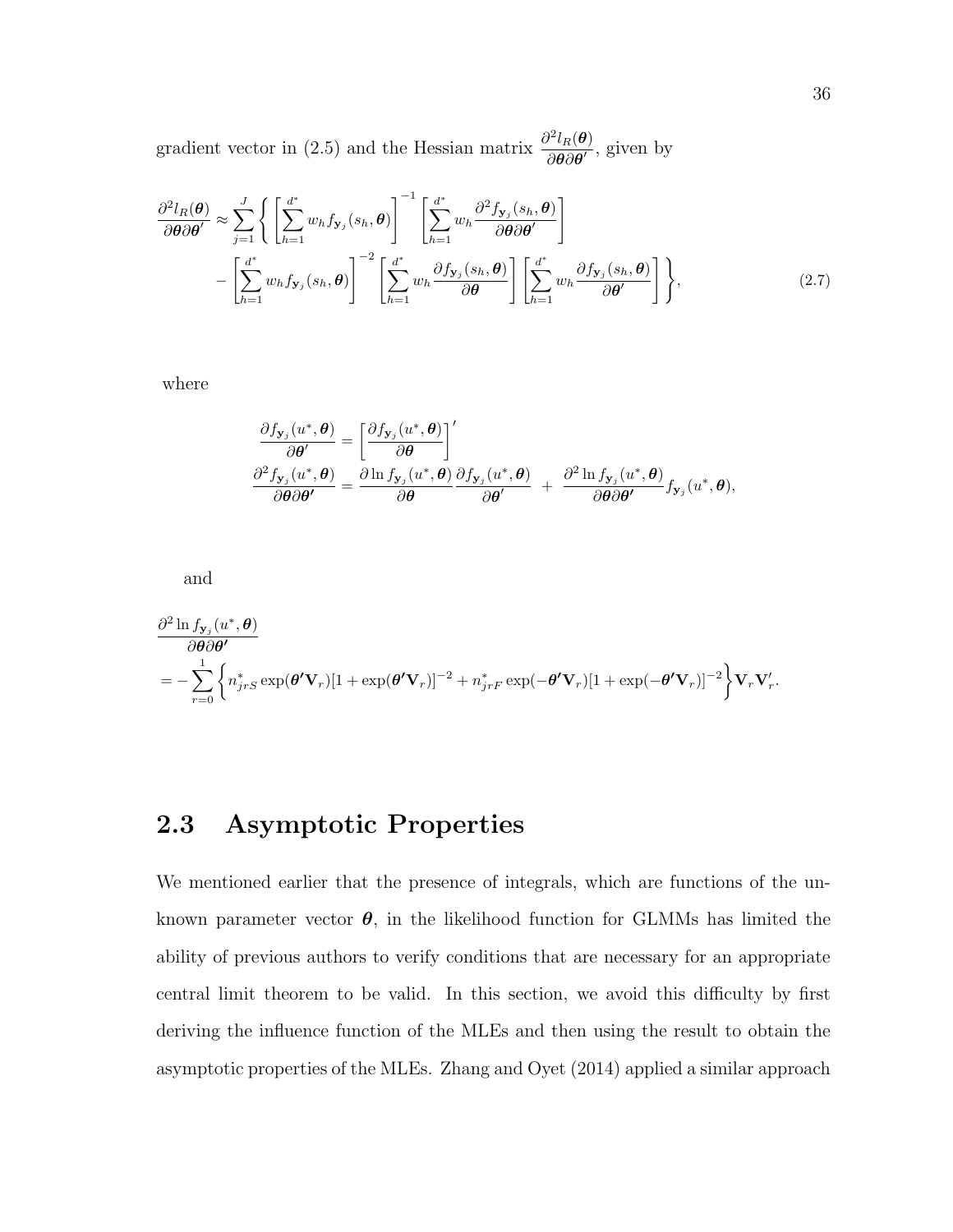gradient vector in (2.5) and the Hessian matrix $\dfrac{\partial^2 l_R(\boldsymbol{\theta})}{\partial\boldsymbol{\theta}\partial\boldsymbol{\theta}'}$, given by

$$
\begin{aligned}
\frac{\partial^2 l_R(\boldsymbol{\theta})}{\partial\boldsymbol{\theta}\partial\boldsymbol{\theta}'} \approx \sum_{j=1}^{J} \Bigg\{ & \left[\sum_{h=1}^{d^*} w_h f_{\mathbf{y}_j}(s_h, \boldsymbol{\theta})\right]^{-1} \left[\sum_{h=1}^{d^*} w_h \frac{\partial^2 f_{\mathbf{y}_j}(s_h, \boldsymbol{\theta})}{\partial\boldsymbol{\theta}\partial\boldsymbol{\theta}'}\right] \\
& - \left[\sum_{h=1}^{d^*} w_h f_{\mathbf{y}_j}(s_h, \boldsymbol{\theta})\right]^{-2} \left[\sum_{h=1}^{d^*} w_h \frac{\partial f_{\mathbf{y}_j}(s_h, \boldsymbol{\theta})}{\partial\boldsymbol{\theta}}\right] \left[\sum_{h=1}^{d^*} w_h \frac{\partial f_{\mathbf{y}_j}(s_h, \boldsymbol{\theta})}{\partial\boldsymbol{\theta}'}\right] \Bigg\},
\end{aligned} \tag{2.7}
$$

where

$$
\begin{aligned}
\frac{\partial f_{\mathbf{y}_j}(u^*, \boldsymbol{\theta})}{\partial\boldsymbol{\theta}'} &= \left[\frac{\partial f_{\mathbf{y}_j}(u^*, \boldsymbol{\theta})}{\partial\boldsymbol{\theta}}\right]' \\
\frac{\partial^2 f_{\mathbf{y}_j}(u^*, \boldsymbol{\theta})}{\partial\boldsymbol{\theta}\partial\boldsymbol{\theta}'} &= \frac{\partial \ln f_{\mathbf{y}_j}(u^*, \boldsymbol{\theta})}{\partial\boldsymbol{\theta}} \frac{\partial f_{\mathbf{y}_j}(u^*, \boldsymbol{\theta})}{\partial\boldsymbol{\theta}'} \ + \ \frac{\partial^2 \ln f_{\mathbf{y}_j}(u^*, \boldsymbol{\theta})}{\partial\boldsymbol{\theta}\partial\boldsymbol{\theta}'} f_{\mathbf{y}_j}(u^*, \boldsymbol{\theta}),
\end{aligned}
$$

and

$$
\begin{aligned}
& \frac{\partial^2 \ln f_{\mathbf{y}_j}(u^*, \boldsymbol{\theta})}{\partial\boldsymbol{\theta}\partial\boldsymbol{\theta}'} \\
&= -\sum_{r=0}^{1} \bigg\{ n^*_{jrS} \exp(\boldsymbol{\theta}'\mathbf{V}_r)[1 + \exp(\boldsymbol{\theta}'\mathbf{V}_r)]^{-2} + n^*_{jrF} \exp(-\boldsymbol{\theta}'\mathbf{V}_r)[1 + \exp(-\boldsymbol{\theta}'\mathbf{V}_r)]^{-2} \bigg\} \mathbf{V}_r \mathbf{V}_r'.
\end{aligned}
$$

## 2.3 Asymptotic Properties

We mentioned earlier that the presence of integrals, which are functions of the unknown parameter vector $\boldsymbol{\theta}$, in the likelihood function for GLMMs has limited the ability of previous authors to verify conditions that are necessary for an appropriate central limit theorem to be valid. In this section, we avoid this difficulty by first deriving the influence function of the MLEs and then using the result to obtain the asymptotic properties of the MLEs. Zhang and Oyet (2014) applied a similar approach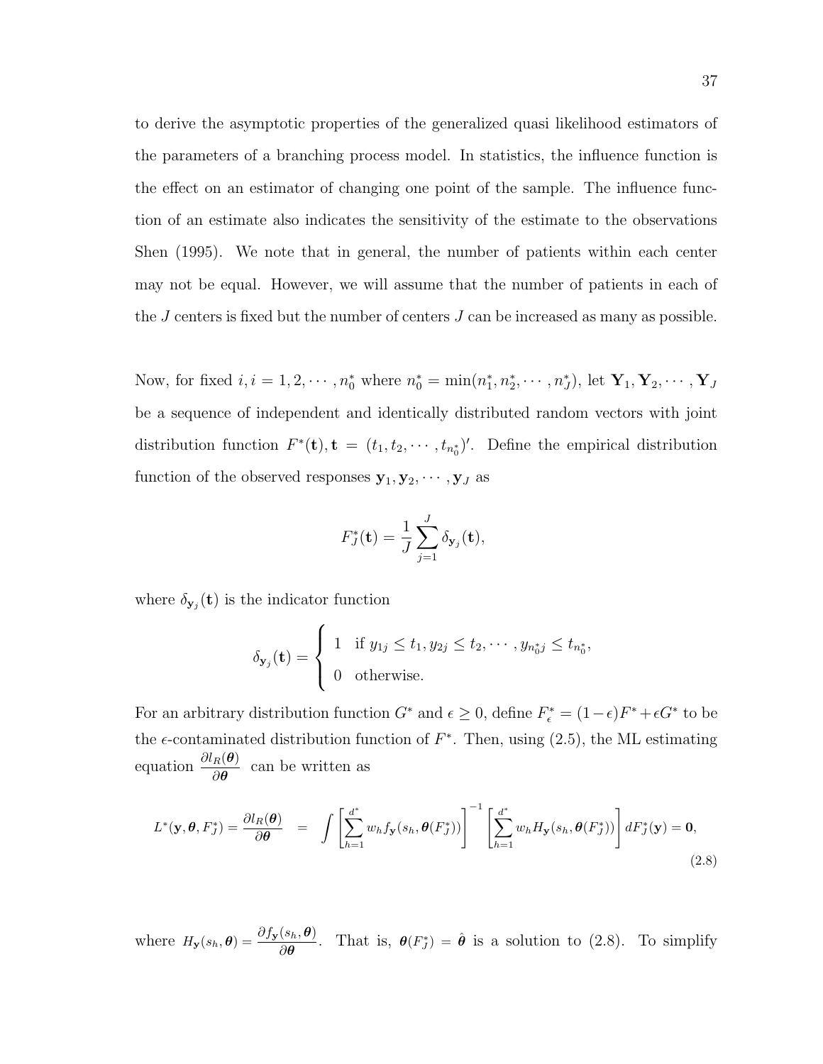to derive the asymptotic properties of the generalized quasi likelihood estimators of the parameters of a branching process model. In statistics, the influence function is the effect on an estimator of changing one point of the sample. The influence function of an estimate also indicates the sensitivity of the estimate to the observations Shen (1995). We note that in general, the number of patients within each center may not be equal. However, we will assume that the number of patients in each of the $J$ centers is fixed but the number of centers $J$ can be increased as many as possible.

Now, for fixed $i, i = 1, 2, \cdots, n_0^*$ where $n_0^* = \min(n_1^*, n_2^*, \cdots, n_J^*)$, let $\mathbf{Y}_1, \mathbf{Y}_2, \cdots, \mathbf{Y}_J$ be a sequence of independent and identically distributed random vectors with joint distribution function $F^*(\mathbf{t}), \mathbf{t} = (t_1, t_2, \cdots, t_{n_0^*})'$. Define the empirical distribution function of the observed responses $\mathbf{y}_1, \mathbf{y}_2, \cdots, \mathbf{y}_J$ as

$$F_J^*(\mathbf{t}) = \frac{1}{J} \sum_{j=1}^{J} \delta_{\mathbf{y}_j}(\mathbf{t}),$$

where $\delta_{\mathbf{y}_j}(\mathbf{t})$ is the indicator function

$$\delta_{\mathbf{y}_j}(\mathbf{t}) = \begin{cases} 1 & \text{if } y_{1j} \leq t_1, y_{2j} \leq t_2, \cdots, y_{n_0^* j} \leq t_{n_0^*}, \\ 0 & \text{otherwise.} \end{cases}$$

For an arbitrary distribution function $G^*$ and $\epsilon \geq 0$, define $F_\epsilon^* = (1-\epsilon)F^* + \epsilon G^*$ to be the $\epsilon$-contaminated distribution function of $F^*$. Then, using (2.5), the ML estimating equation $\dfrac{\partial l_R(\boldsymbol{\theta})}{\partial \boldsymbol{\theta}}$ can be written as

$$L^*(\mathbf{y}, \boldsymbol{\theta}, F_J^*) = \frac{\partial l_R(\boldsymbol{\theta})}{\partial \boldsymbol{\theta}} = \int \left[\sum_{h=1}^{d^*} w_h f_{\mathbf{y}}(s_h, \boldsymbol{\theta}(F_J^*))\right]^{-1} \left[\sum_{h=1}^{d^*} w_h H_{\mathbf{y}}(s_h, \boldsymbol{\theta}(F_J^*))\right] dF_J^*(\mathbf{y}) = \mathbf{0}, \tag{2.8}$$

where $H_{\mathbf{y}}(s_h, \boldsymbol{\theta}) = \dfrac{\partial f_{\mathbf{y}}(s_h, \boldsymbol{\theta})}{\partial \boldsymbol{\theta}}$. That is, $\boldsymbol{\theta}(F_J^*) = \hat{\boldsymbol{\theta}}$ is a solution to (2.8). To simplify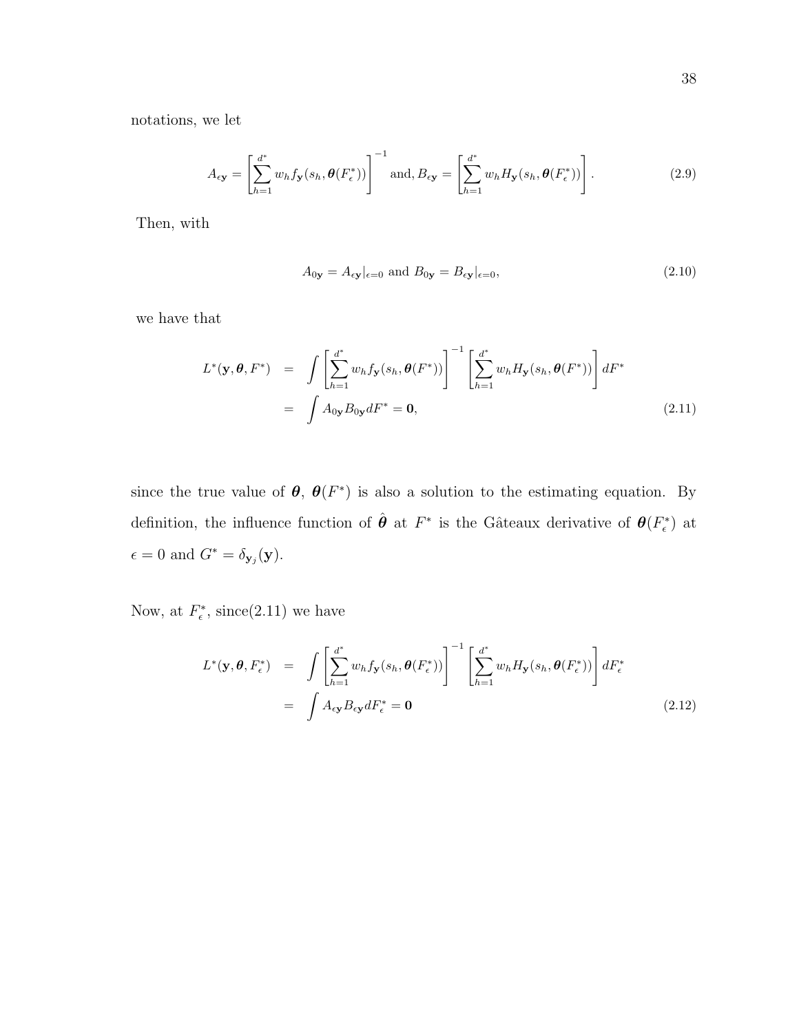notations, we let

$$A_{\epsilon\mathbf{y}} = \left[\sum_{h=1}^{d^*} w_h f_{\mathbf{y}}(s_h, \boldsymbol{\theta}(F_\epsilon^*))\right]^{-1} \text{ and, } B_{\epsilon\mathbf{y}} = \left[\sum_{h=1}^{d^*} w_h H_{\mathbf{y}}(s_h, \boldsymbol{\theta}(F_\epsilon^*))\right]. \tag{2.9}$$

Then, with

$$A_{0\mathbf{y}} = A_{\epsilon\mathbf{y}}|_{\epsilon=0} \text{ and } B_{0\mathbf{y}} = B_{\epsilon\mathbf{y}}|_{\epsilon=0}, \tag{2.10}$$

we have that

$$\begin{aligned} L^*(\mathbf{y}, \boldsymbol{\theta}, F^*) &= \int \left[\sum_{h=1}^{d^*} w_h f_{\mathbf{y}}(s_h, \boldsymbol{\theta}(F^*))\right]^{-1} \left[\sum_{h=1}^{d^*} w_h H_{\mathbf{y}}(s_h, \boldsymbol{\theta}(F^*))\right] dF^* \\ &= \int A_{0\mathbf{y}} B_{0\mathbf{y}} dF^* = \mathbf{0}, \end{aligned} \tag{2.11}$$

since the true value of $\boldsymbol{\theta}$, $\boldsymbol{\theta}(F^*)$ is also a solution to the estimating equation. By definition, the influence function of $\hat{\boldsymbol{\theta}}$ at $F^*$ is the Gâteaux derivative of $\boldsymbol{\theta}(F_\epsilon^*)$ at $\epsilon = 0$ and $G^* = \delta_{\mathbf{y}_j}(\mathbf{y})$.

Now, at $F_\epsilon^*$, since(2.11) we have

$$\begin{aligned} L^*(\mathbf{y}, \boldsymbol{\theta}, F_\epsilon^*) &= \int \left[\sum_{h=1}^{d^*} w_h f_{\mathbf{y}}(s_h, \boldsymbol{\theta}(F_\epsilon^*))\right]^{-1} \left[\sum_{h=1}^{d^*} w_h H_{\mathbf{y}}(s_h, \boldsymbol{\theta}(F_\epsilon^*))\right] dF_\epsilon^* \\ &= \int A_{\epsilon\mathbf{y}} B_{\epsilon\mathbf{y}} dF_\epsilon^* = \mathbf{0} \end{aligned} \tag{2.12}$$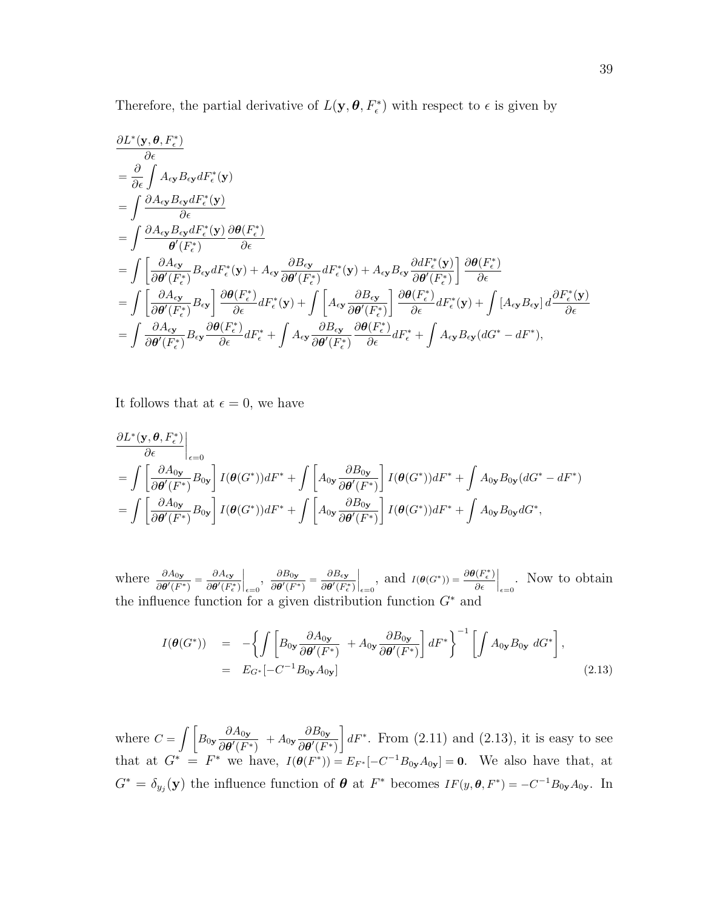Therefore, the partial derivative of $L(\mathbf{y}, \boldsymbol{\theta}, F_\epsilon^*)$ with respect to $\epsilon$ is given by

$$
\begin{aligned}
&\frac{\partial L^*(\mathbf{y}, \boldsymbol{\theta}, F_\epsilon^*)}{\partial \epsilon} \\
&= \frac{\partial}{\partial \epsilon} \int A_{\epsilon \mathbf{y}} B_{\epsilon \mathbf{y}} dF_\epsilon^*(\mathbf{y}) \\
&= \int \frac{\partial A_{\epsilon \mathbf{y}} B_{\epsilon \mathbf{y}} dF_\epsilon^*(\mathbf{y})}{\partial \epsilon} \\
&= \int \frac{\partial A_{\epsilon \mathbf{y}} B_{\epsilon \mathbf{y}} dF_\epsilon^*(\mathbf{y})}{\boldsymbol{\theta}'(F_\epsilon^*)} \frac{\partial \boldsymbol{\theta}(F_\epsilon^*)}{\partial \epsilon} \\
&= \int \left[ \frac{\partial A_{\epsilon \mathbf{y}}}{\partial \boldsymbol{\theta}'(F_\epsilon^*)} B_{\epsilon \mathbf{y}} dF_\epsilon^*(\mathbf{y}) + A_{\epsilon \mathbf{y}} \frac{\partial B_{\epsilon \mathbf{y}}}{\partial \boldsymbol{\theta}'(F_\epsilon^*)} dF_\epsilon^*(\mathbf{y}) + A_{\epsilon \mathbf{y}} B_{\epsilon \mathbf{y}} \frac{\partial dF_\epsilon^*(\mathbf{y})}{\partial \boldsymbol{\theta}'(F_\epsilon^*)} \right] \frac{\partial \boldsymbol{\theta}(F_\epsilon^*)}{\partial \epsilon} \\
&= \int \left[ \frac{\partial A_{\epsilon \mathbf{y}}}{\partial \boldsymbol{\theta}'(F_\epsilon^*)} B_{\epsilon \mathbf{y}} \right] \frac{\partial \boldsymbol{\theta}(F_\epsilon^*)}{\partial \epsilon} dF_\epsilon^*(\mathbf{y}) + \int \left[ A_{\epsilon \mathbf{y}} \frac{\partial B_{\epsilon \mathbf{y}}}{\partial \boldsymbol{\theta}'(F_\epsilon^*)} \right] \frac{\partial \boldsymbol{\theta}(F_\epsilon^*)}{\partial \epsilon} dF_\epsilon^*(\mathbf{y}) + \int \left[ A_{\epsilon \mathbf{y}} B_{\epsilon \mathbf{y}} \right] d \frac{\partial F_\epsilon^*(\mathbf{y})}{\partial \epsilon} \\
&= \int \frac{\partial A_{\epsilon \mathbf{y}}}{\partial \boldsymbol{\theta}'(F_\epsilon^*)} B_{\epsilon \mathbf{y}} \frac{\partial \boldsymbol{\theta}(F_\epsilon^*)}{\partial \epsilon} dF_\epsilon^* + \int A_{\epsilon \mathbf{y}} \frac{\partial B_{\epsilon \mathbf{y}}}{\partial \boldsymbol{\theta}'(F_\epsilon^*)} \frac{\partial \boldsymbol{\theta}(F_\epsilon^*)}{\partial \epsilon} dF_\epsilon^* + \int A_{\epsilon \mathbf{y}} B_{\epsilon \mathbf{y}} (dG^* - dF^*),
\end{aligned}
$$

It follows that at $\epsilon = 0$, we have

$$
\begin{aligned}
&\left. \frac{\partial L^*(\mathbf{y}, \boldsymbol{\theta}, F_\epsilon^*)}{\partial \epsilon} \right|_{\epsilon=0} \\
&= \int \left[ \frac{\partial A_{0 \mathbf{y}}}{\partial \boldsymbol{\theta}'(F^*)} B_{0 \mathbf{y}} \right] I(\boldsymbol{\theta}(G^*)) dF^* + \int \left[ A_{0 \mathbf{y}} \frac{\partial B_{0 \mathbf{y}}}{\partial \boldsymbol{\theta}'(F^*)} \right] I(\boldsymbol{\theta}(G^*)) dF^* + \int A_{0 \mathbf{y}} B_{0 \mathbf{y}} (dG^* - dF^*) \\
&= \int \left[ \frac{\partial A_{0 \mathbf{y}}}{\partial \boldsymbol{\theta}'(F^*)} B_{0 \mathbf{y}} \right] I(\boldsymbol{\theta}(G^*)) dF^* + \int \left[ A_{0 \mathbf{y}} \frac{\partial B_{0 \mathbf{y}}}{\partial \boldsymbol{\theta}'(F^*)} \right] I(\boldsymbol{\theta}(G^*)) dF^* + \int A_{0 \mathbf{y}} B_{0 \mathbf{y}} dG^*,
\end{aligned}
$$

where $\frac{\partial A_{0\mathbf{y}}}{\partial \boldsymbol{\theta}'(F^*)} = \left. \frac{\partial A_{\epsilon \mathbf{y}}}{\partial \boldsymbol{\theta}'(F_\epsilon^*)} \right|_{\epsilon=0}$, $\frac{\partial B_{0\mathbf{y}}}{\partial \boldsymbol{\theta}'(F^*)} = \left. \frac{\partial B_{\epsilon \mathbf{y}}}{\partial \boldsymbol{\theta}'(F_\epsilon^*)} \right|_{\epsilon=0}$, and $I(\boldsymbol{\theta}(G^*)) = \left. \frac{\partial \boldsymbol{\theta}(F_\epsilon^*)}{\partial \epsilon} \right|_{\epsilon=0}$. Now to obtain the influence function for a given distribution function $G^*$ and

$$
\begin{aligned}
I(\boldsymbol{\theta}(G^*)) &= -\left\{ \int \left[ B_{0\mathbf{y}} \frac{\partial A_{0\mathbf{y}}}{\partial \boldsymbol{\theta}'(F^*)} + A_{0\mathbf{y}} \frac{\partial B_{0\mathbf{y}}}{\partial \boldsymbol{\theta}'(F^*)} \right] dF^* \right\}^{-1} \left[ \int A_{0\mathbf{y}} B_{0\mathbf{y}} \; dG^* \right], \\
&= E_{G^*}[-C^{-1} B_{0\mathbf{y}} A_{0\mathbf{y}}]
\end{aligned} \tag{2.13}
$$

where $C = \int \left[ B_{0\mathbf{y}} \frac{\partial A_{0\mathbf{y}}}{\partial \boldsymbol{\theta}'(F^*)} + A_{0\mathbf{y}} \frac{\partial B_{0\mathbf{y}}}{\partial \boldsymbol{\theta}'(F^*)} \right] dF^*$. From (2.11) and (2.13), it is easy to see that at $G^* = F^*$ we have, $I(\boldsymbol{\theta}(F^*)) = E_{F^*}[-C^{-1} B_{0\mathbf{y}} A_{0\mathbf{y}}] = \mathbf{0}$. We also have that, at $G^* = \delta_{y_j}(\mathbf{y})$ the influence function of $\boldsymbol{\theta}$ at $F^*$ becomes $IF(y, \boldsymbol{\theta}, F^*) = -C^{-1} B_{0\mathbf{y}} A_{0\mathbf{y}}$. In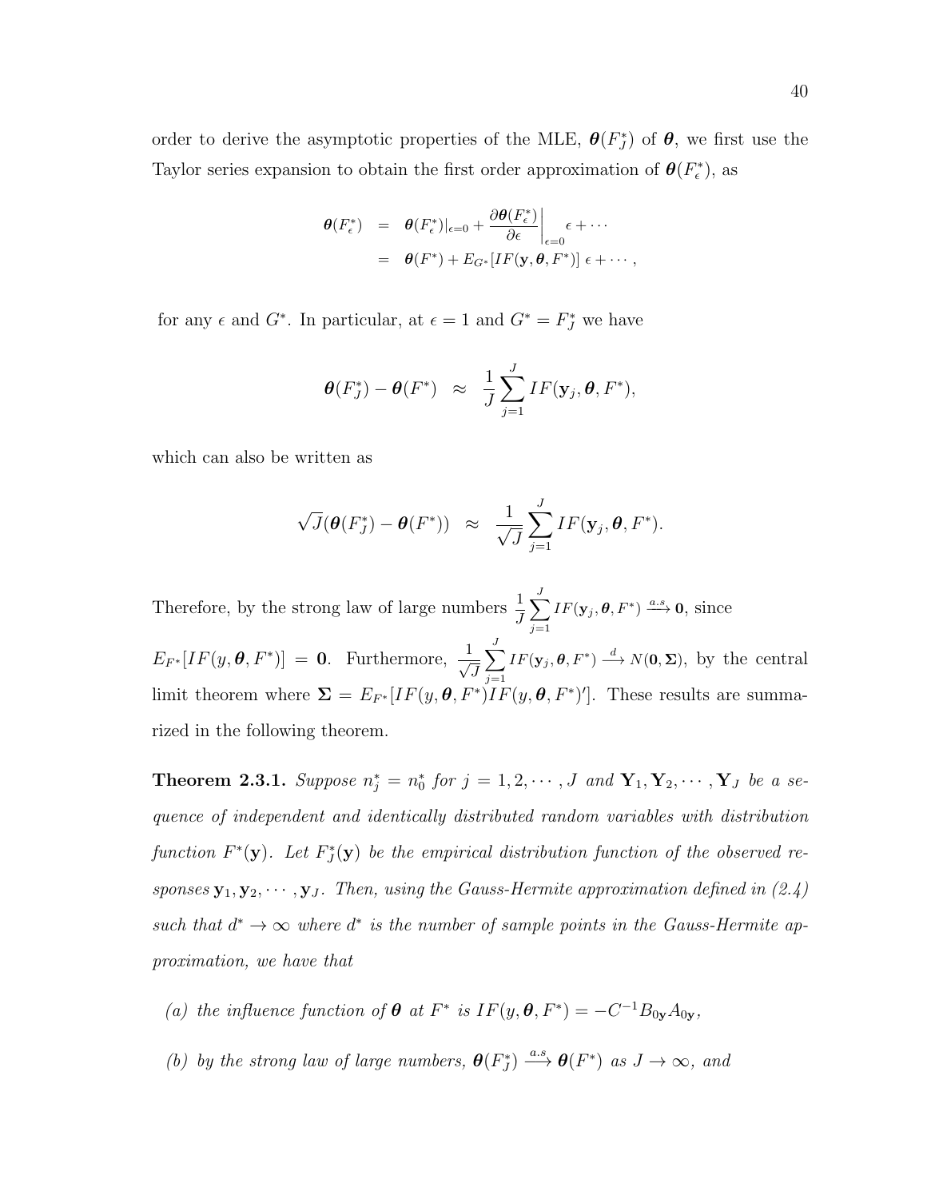order to derive the asymptotic properties of the MLE, $\boldsymbol{\theta}(F_J^*)$ of $\boldsymbol{\theta}$, we first use the Taylor series expansion to obtain the first order approximation of $\boldsymbol{\theta}(F_\epsilon^*)$, as

$$
\begin{aligned}
\boldsymbol{\theta}(F_\epsilon^*) &= \boldsymbol{\theta}(F_\epsilon^*)|_{\epsilon=0} + \left.\frac{\partial \boldsymbol{\theta}(F_\epsilon^*)}{\partial \epsilon}\right|_{\epsilon=0} \epsilon + \cdots \\
&= \boldsymbol{\theta}(F^*) + E_{G^*}[IF(\mathbf{y}, \boldsymbol{\theta}, F^*)]\ \epsilon + \cdots,
\end{aligned}
$$

for any $\epsilon$ and $G^*$. In particular, at $\epsilon = 1$ and $G^* = F_J^*$ we have

$$
\boldsymbol{\theta}(F_J^*) - \boldsymbol{\theta}(F^*) \ \approx \ \frac{1}{J}\sum_{j=1}^{J} IF(\mathbf{y}_j, \boldsymbol{\theta}, F^*),
$$

which can also be written as

$$
\sqrt{J}(\boldsymbol{\theta}(F_J^*) - \boldsymbol{\theta}(F^*)) \ \approx \ \frac{1}{\sqrt{J}}\sum_{j=1}^{J} IF(\mathbf{y}_j, \boldsymbol{\theta}, F^*).
$$

Therefore, by the strong law of large numbers $\frac{1}{J}\sum_{j=1}^{J} IF(\mathbf{y}_j, \boldsymbol{\theta}, F^*) \xrightarrow{a.s} \mathbf{0}$, since $E_{F^*}[IF(y, \boldsymbol{\theta}, F^*)] = \mathbf{0}$. Furthermore, $\frac{1}{\sqrt{J}}\sum_{j=1}^{J} IF(\mathbf{y}_j, \boldsymbol{\theta}, F^*) \xrightarrow{d} N(\mathbf{0}, \boldsymbol{\Sigma})$, by the central limit theorem where $\boldsymbol{\Sigma} = E_{F^*}[IF(y, \boldsymbol{\theta}, F^*)IF(y, \boldsymbol{\theta}, F^*)']$. These results are summarized in the following theorem.

**Theorem 2.3.1.** *Suppose $n_j^* = n_0^*$ for $j = 1, 2, \cdots, J$ and $\mathbf{Y}_1, \mathbf{Y}_2, \cdots, \mathbf{Y}_J$ be a sequence of independent and identically distributed random variables with distribution function $F^*(\mathbf{y})$. Let $F_J^*(\mathbf{y})$ be the empirical distribution function of the observed responses $\mathbf{y}_1, \mathbf{y}_2, \cdots, \mathbf{y}_J$. Then, using the Gauss-Hermite approximation defined in (2.4) such that $d^* \to \infty$ where $d^*$ is the number of sample points in the Gauss-Hermite approximation, we have that*

*(a) the influence function of $\boldsymbol{\theta}$ at $F^*$ is $IF(y, \boldsymbol{\theta}, F^*) = -C^{-1}B_{0\mathbf{y}}A_{0\mathbf{y}}$,*

*(b) by the strong law of large numbers, $\boldsymbol{\theta}(F_J^*) \xrightarrow{a.s} \boldsymbol{\theta}(F^*)$ as $J \to \infty$, and*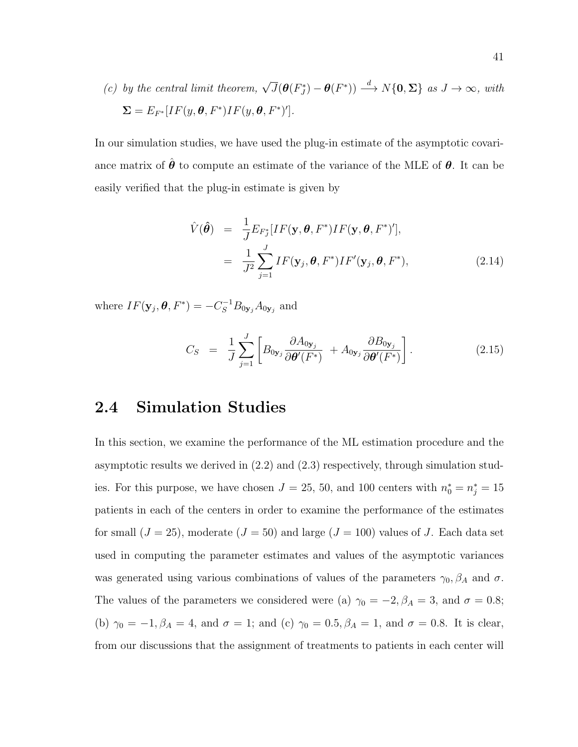*(c) by the central limit theorem,* $\sqrt{J}(\boldsymbol{\theta}(F_J^*) - \boldsymbol{\theta}(F^*)) \xrightarrow{d} N\{\mathbf{0}, \boldsymbol{\Sigma}\}$ *as* $J \to \infty$*, with* $\boldsymbol{\Sigma} = E_{F^*}[IF(y, \boldsymbol{\theta}, F^*)IF(y, \boldsymbol{\theta}, F^*)']$.

In our simulation studies, we have used the plug-in estimate of the asymptotic covariance matrix of $\hat{\boldsymbol{\theta}}$ to compute an estimate of the variance of the MLE of $\boldsymbol{\theta}$. It can be easily verified that the plug-in estimate is given by

$$
\begin{aligned}
\hat{V}(\hat{\boldsymbol{\theta}}) &= \frac{1}{J} E_{F_J^*}[IF(\mathbf{y}, \boldsymbol{\theta}, F^*)IF(\mathbf{y}, \boldsymbol{\theta}, F^*)'], \\
&= \frac{1}{J^2} \sum_{j=1}^{J} IF(\mathbf{y}_j, \boldsymbol{\theta}, F^*)IF'(\mathbf{y}_j, \boldsymbol{\theta}, F^*), \qquad (2.14)
\end{aligned}
$$

where $IF(\mathbf{y}_j, \boldsymbol{\theta}, F^*) = -C_S^{-1} B_{0\mathbf{y}_j} A_{0\mathbf{y}_j}$ and

$$
C_S = \frac{1}{J} \sum_{j=1}^{J} \left[ B_{0\mathbf{y}_j} \frac{\partial A_{0\mathbf{y}_j}}{\partial \boldsymbol{\theta}'(F^*)} + A_{0\mathbf{y}_j} \frac{\partial B_{0\mathbf{y}_j}}{\partial \boldsymbol{\theta}'(F^*)} \right]. \qquad (2.15)
$$

## 2.4 Simulation Studies

In this section, we examine the performance of the ML estimation procedure and the asymptotic results we derived in (2.2) and (2.3) respectively, through simulation studies. For this purpose, we have chosen $J = 25$, 50, and 100 centers with $n_0^* = n_j^* = 15$ patients in each of the centers in order to examine the performance of the estimates for small ($J = 25$), moderate ($J = 50$) and large ($J = 100$) values of $J$. Each data set used in computing the parameter estimates and values of the asymptotic variances was generated using various combinations of values of the parameters $\gamma_0, \beta_A$ and $\sigma$. The values of the parameters we considered were (a) $\gamma_0 = -2, \beta_A = 3$, and $\sigma = 0.8$; (b) $\gamma_0 = -1, \beta_A = 4$, and $\sigma = 1$; and (c) $\gamma_0 = 0.5, \beta_A = 1$, and $\sigma = 0.8$. It is clear, from our discussions that the assignment of treatments to patients in each center will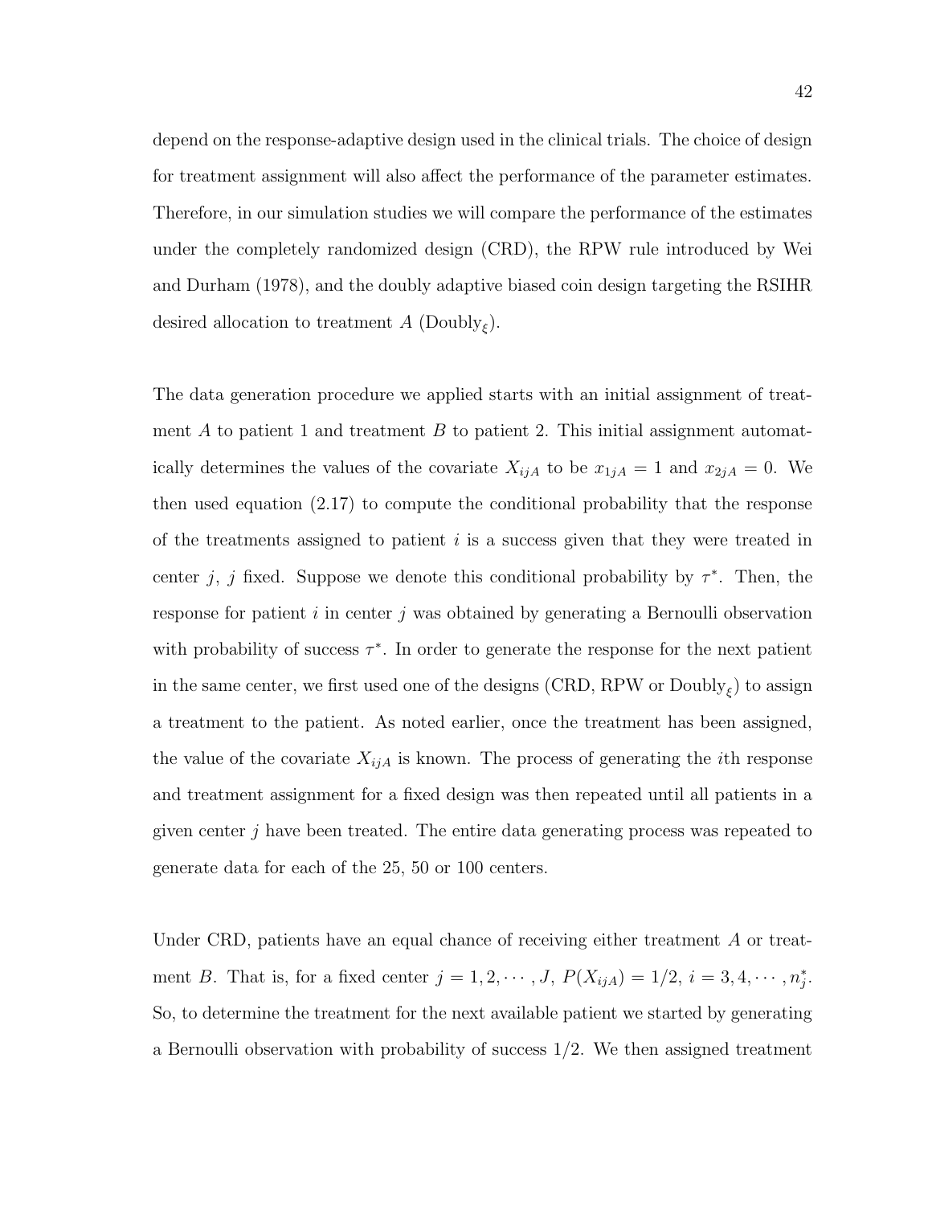depend on the response-adaptive design used in the clinical trials. The choice of design for treatment assignment will also affect the performance of the parameter estimates. Therefore, in our simulation studies we will compare the performance of the estimates under the completely randomized design (CRD), the RPW rule introduced by Wei and Durham (1978), and the doubly adaptive biased coin design targeting the RSIHR desired allocation to treatment $A$ (Doubly$_\xi$).

The data generation procedure we applied starts with an initial assignment of treatment $A$ to patient 1 and treatment $B$ to patient 2. This initial assignment automatically determines the values of the covariate $X_{ijA}$ to be $x_{1jA} = 1$ and $x_{2jA} = 0$. We then used equation (2.17) to compute the conditional probability that the response of the treatments assigned to patient $i$ is a success given that they were treated in center $j$, $j$ fixed. Suppose we denote this conditional probability by $\tau^*$. Then, the response for patient $i$ in center $j$ was obtained by generating a Bernoulli observation with probability of success $\tau^*$. In order to generate the response for the next patient in the same center, we first used one of the designs (CRD, RPW or Doubly$_\xi$) to assign a treatment to the patient. As noted earlier, once the treatment has been assigned, the value of the covariate $X_{ijA}$ is known. The process of generating the $i$th response and treatment assignment for a fixed design was then repeated until all patients in a given center $j$ have been treated. The entire data generating process was repeated to generate data for each of the 25, 50 or 100 centers.

Under CRD, patients have an equal chance of receiving either treatment $A$ or treatment $B$. That is, for a fixed center $j = 1, 2, \cdots, J$, $P(X_{ijA}) = 1/2$, $i = 3, 4, \cdots, n_j^*$. So, to determine the treatment for the next available patient we started by generating a Bernoulli observation with probability of success $1/2$. We then assigned treatment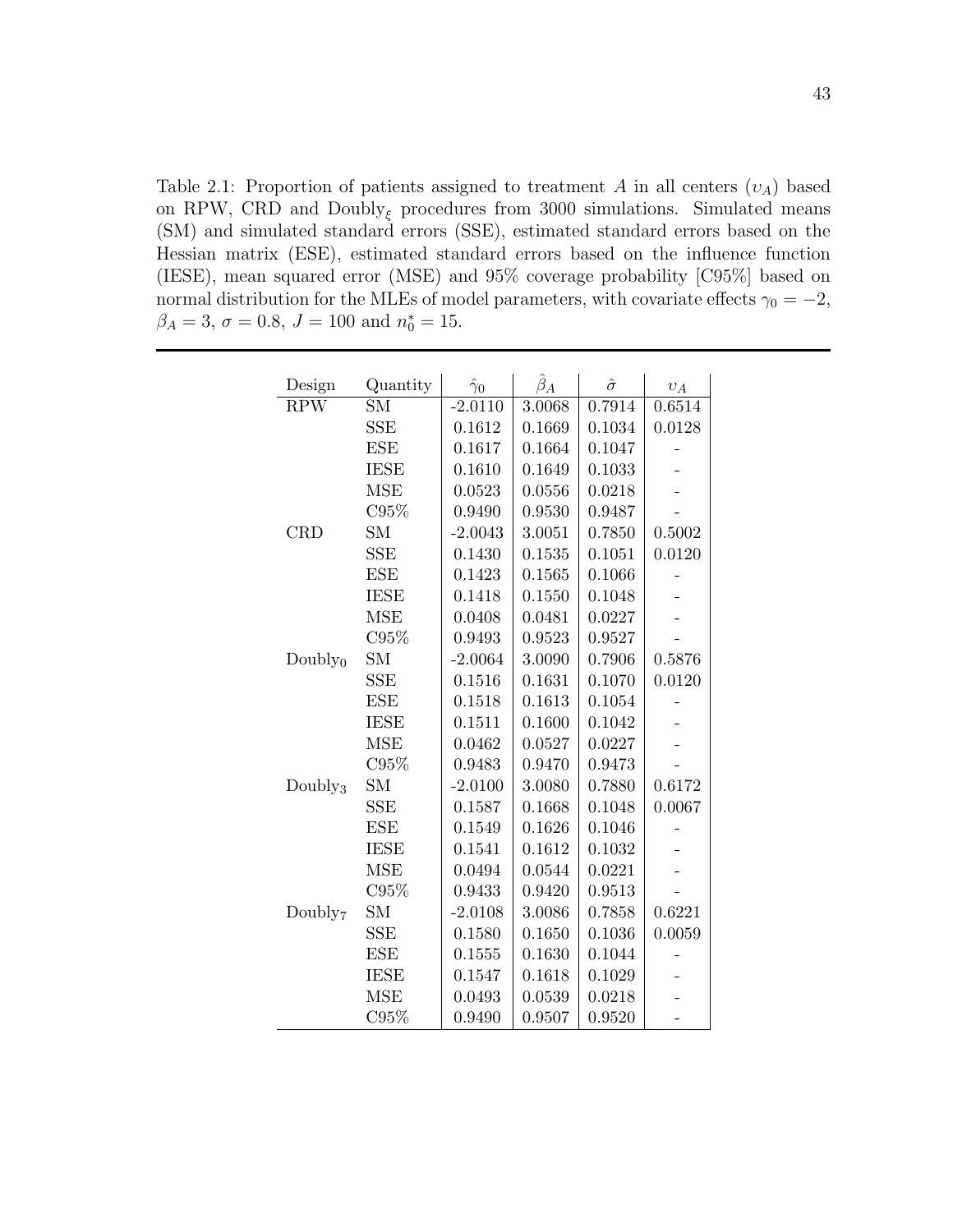Table 2.1: Proportion of patients assigned to treatment $A$ in all centers ($\upsilon_A$) based on RPW, CRD and Doubly$_\xi$ procedures from 3000 simulations. Simulated means (SM) and simulated standard errors (SSE), estimated standard errors based on the Hessian matrix (ESE), estimated standard errors based on the influence function (IESE), mean squared error (MSE) and 95% coverage probability [C95%] based on normal distribution for the MLEs of model parameters, with covariate effects $\gamma_0 = -2$, $\beta_A = 3$, $\sigma = 0.8$, $J = 100$ and $n_0^* = 15$.

| Design | Quantity | $\hat{\gamma}_0$ | $\hat{\beta}_A$ | $\hat{\sigma}$ | $\upsilon_A$ |
|---|---|---|---|---|---|
| RPW | SM | -2.0110 | 3.0068 | 0.7914 | 0.6514 |
| | SSE | 0.1612 | 0.1669 | 0.1034 | 0.0128 |
| | ESE | 0.1617 | 0.1664 | 0.1047 | - |
| | IESE | 0.1610 | 0.1649 | 0.1033 | - |
| | MSE | 0.0523 | 0.0556 | 0.0218 | - |
| | C95% | 0.9490 | 0.9530 | 0.9487 | - |
| CRD | SM | -2.0043 | 3.0051 | 0.7850 | 0.5002 |
| | SSE | 0.1430 | 0.1535 | 0.1051 | 0.0120 |
| | ESE | 0.1423 | 0.1565 | 0.1066 | - |
| | IESE | 0.1418 | 0.1550 | 0.1048 | - |
| | MSE | 0.0408 | 0.0481 | 0.0227 | - |
| | C95% | 0.9493 | 0.9523 | 0.9527 | - |
| Doubly$_0$ | SM | -2.0064 | 3.0090 | 0.7906 | 0.5876 |
| | SSE | 0.1516 | 0.1631 | 0.1070 | 0.0120 |
| | ESE | 0.1518 | 0.1613 | 0.1054 | - |
| | IESE | 0.1511 | 0.1600 | 0.1042 | - |
| | MSE | 0.0462 | 0.0527 | 0.0227 | - |
| | C95% | 0.9483 | 0.9470 | 0.9473 | - |
| Doubly$_3$ | SM | -2.0100 | 3.0080 | 0.7880 | 0.6172 |
| | SSE | 0.1587 | 0.1668 | 0.1048 | 0.0067 |
| | ESE | 0.1549 | 0.1626 | 0.1046 | - |
| | IESE | 0.1541 | 0.1612 | 0.1032 | - |
| | MSE | 0.0494 | 0.0544 | 0.0221 | - |
| | C95% | 0.9433 | 0.9420 | 0.9513 | - |
| Doubly$_7$ | SM | -2.0108 | 3.0086 | 0.7858 | 0.6221 |
| | SSE | 0.1580 | 0.1650 | 0.1036 | 0.0059 |
| | ESE | 0.1555 | 0.1630 | 0.1044 | - |
| | IESE | 0.1547 | 0.1618 | 0.1029 | - |
| | MSE | 0.0493 | 0.0539 | 0.0218 | - |
| | C95% | 0.9490 | 0.9507 | 0.9520 | - |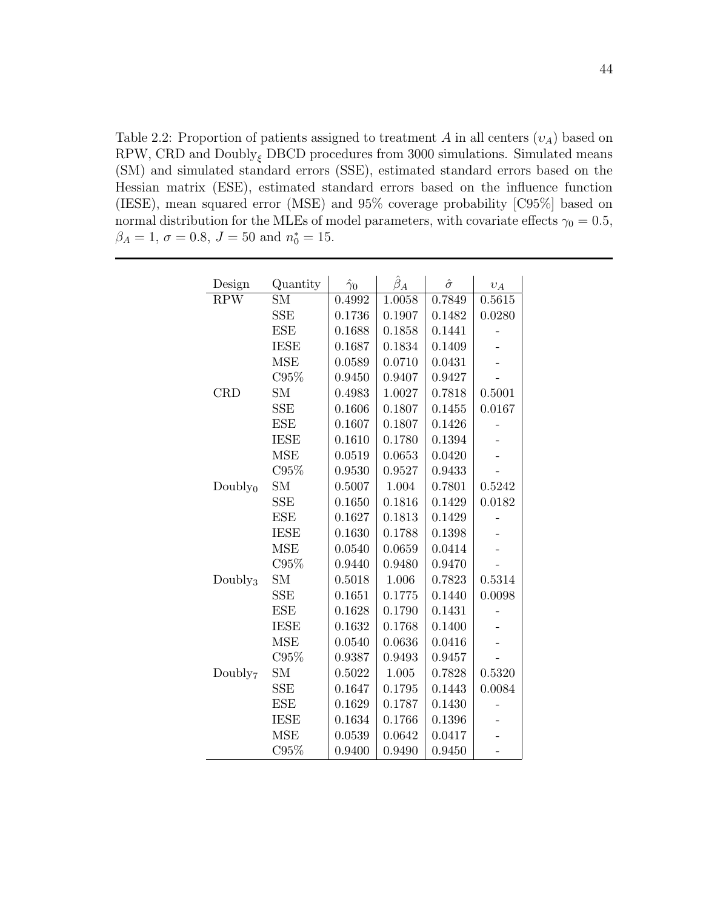Table 2.2: Proportion of patients assigned to treatment $A$ in all centers ($\upsilon_A$) based on RPW, CRD and Doubly$_\xi$ DBCD procedures from 3000 simulations. Simulated means (SM) and simulated standard errors (SSE), estimated standard errors based on the Hessian matrix (ESE), estimated standard errors based on the influence function (IESE), mean squared error (MSE) and 95% coverage probability [C95%] based on normal distribution for the MLEs of model parameters, with covariate effects $\gamma_0 = 0.5$, $\beta_A = 1$, $\sigma = 0.8$, $J = 50$ and $n_0^* = 15$.

| Design | Quantity | $\hat{\gamma}_0$ | $\hat{\beta}_A$ | $\hat{\sigma}$ | $\upsilon_A$ |
|---|---|---|---|---|---|
| RPW | SM | 0.4992 | 1.0058 | 0.7849 | 0.5615 |
| | SSE | 0.1736 | 0.1907 | 0.1482 | 0.0280 |
| | ESE | 0.1688 | 0.1858 | 0.1441 | - |
| | IESE | 0.1687 | 0.1834 | 0.1409 | - |
| | MSE | 0.0589 | 0.0710 | 0.0431 | - |
| | C95% | 0.9450 | 0.9407 | 0.9427 | - |
| CRD | SM | 0.4983 | 1.0027 | 0.7818 | 0.5001 |
| | SSE | 0.1606 | 0.1807 | 0.1455 | 0.0167 |
| | ESE | 0.1607 | 0.1807 | 0.1426 | - |
| | IESE | 0.1610 | 0.1780 | 0.1394 | - |
| | MSE | 0.0519 | 0.0653 | 0.0420 | - |
| | C95% | 0.9530 | 0.9527 | 0.9433 | - |
| Doubly$_0$ | SM | 0.5007 | 1.004 | 0.7801 | 0.5242 |
| | SSE | 0.1650 | 0.1816 | 0.1429 | 0.0182 |
| | ESE | 0.1627 | 0.1813 | 0.1429 | - |
| | IESE | 0.1630 | 0.1788 | 0.1398 | - |
| | MSE | 0.0540 | 0.0659 | 0.0414 | - |
| | C95% | 0.9440 | 0.9480 | 0.9470 | - |
| Doubly$_3$ | SM | 0.5018 | 1.006 | 0.7823 | 0.5314 |
| | SSE | 0.1651 | 0.1775 | 0.1440 | 0.0098 |
| | ESE | 0.1628 | 0.1790 | 0.1431 | - |
| | IESE | 0.1632 | 0.1768 | 0.1400 | - |
| | MSE | 0.0540 | 0.0636 | 0.0416 | - |
| | C95% | 0.9387 | 0.9493 | 0.9457 | - |
| Doubly$_7$ | SM | 0.5022 | 1.005 | 0.7828 | 0.5320 |
| | SSE | 0.1647 | 0.1795 | 0.1443 | 0.0084 |
| | ESE | 0.1629 | 0.1787 | 0.1430 | - |
| | IESE | 0.1634 | 0.1766 | 0.1396 | - |
| | MSE | 0.0539 | 0.0642 | 0.0417 | - |
| | C95% | 0.9400 | 0.9490 | 0.9450 | - |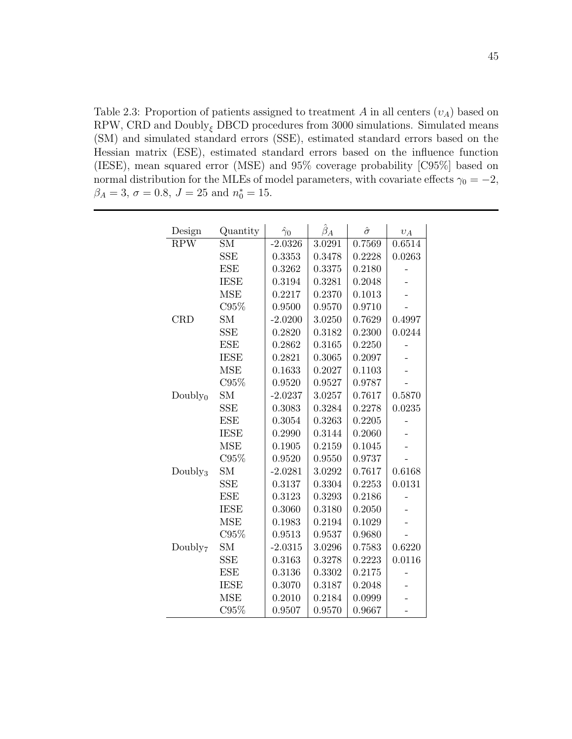Table 2.3: Proportion of patients assigned to treatment $A$ in all centers ($\upsilon_A$) based on RPW, CRD and $\text{Doubly}_\xi$ DBCD procedures from 3000 simulations. Simulated means (SM) and simulated standard errors (SSE), estimated standard errors based on the Hessian matrix (ESE), estimated standard errors based on the influence function (IESE), mean squared error (MSE) and 95% coverage probability [C95%] based on normal distribution for the MLEs of model parameters, with covariate effects $\gamma_0 = -2$, $\beta_A = 3$, $\sigma = 0.8$, $J = 25$ and $n_0^* = 15$.

| Design | Quantity | $\hat{\gamma}_0$ | $\hat{\beta}_A$ | $\hat{\sigma}$ | $\upsilon_A$ |
|---|---|---|---|---|---|
| RPW | SM | -2.0326 | 3.0291 | 0.7569 | 0.6514 |
| | SSE | 0.3353 | 0.3478 | 0.2228 | 0.0263 |
| | ESE | 0.3262 | 0.3375 | 0.2180 | - |
| | IESE | 0.3194 | 0.3281 | 0.2048 | - |
| | MSE | 0.2217 | 0.2370 | 0.1013 | - |
| | C95% | 0.9500 | 0.9570 | 0.9710 | - |
| CRD | SM | -2.0200 | 3.0250 | 0.7629 | 0.4997 |
| | SSE | 0.2820 | 0.3182 | 0.2300 | 0.0244 |
| | ESE | 0.2862 | 0.3165 | 0.2250 | - |
| | IESE | 0.2821 | 0.3065 | 0.2097 | - |
| | MSE | 0.1633 | 0.2027 | 0.1103 | - |
| | C95% | 0.9520 | 0.9527 | 0.9787 | - |
| $\text{Doubly}_0$ | SM | -2.0237 | 3.0257 | 0.7617 | 0.5870 |
| | SSE | 0.3083 | 0.3284 | 0.2278 | 0.0235 |
| | ESE | 0.3054 | 0.3263 | 0.2205 | - |
| | IESE | 0.2990 | 0.3144 | 0.2060 | - |
| | MSE | 0.1905 | 0.2159 | 0.1045 | - |
| | C95% | 0.9520 | 0.9550 | 0.9737 | - |
| $\text{Doubly}_3$ | SM | -2.0281 | 3.0292 | 0.7617 | 0.6168 |
| | SSE | 0.3137 | 0.3304 | 0.2253 | 0.0131 |
| | ESE | 0.3123 | 0.3293 | 0.2186 | - |
| | IESE | 0.3060 | 0.3180 | 0.2050 | - |
| | MSE | 0.1983 | 0.2194 | 0.1029 | - |
| | C95% | 0.9513 | 0.9537 | 0.9680 | - |
| $\text{Doubly}_7$ | SM | -2.0315 | 3.0296 | 0.7583 | 0.6220 |
| | SSE | 0.3163 | 0.3278 | 0.2223 | 0.0116 |
| | ESE | 0.3136 | 0.3302 | 0.2175 | - |
| | IESE | 0.3070 | 0.3187 | 0.2048 | - |
| | MSE | 0.2010 | 0.2184 | 0.0999 | - |
| | C95% | 0.9507 | 0.9570 | 0.9667 | - |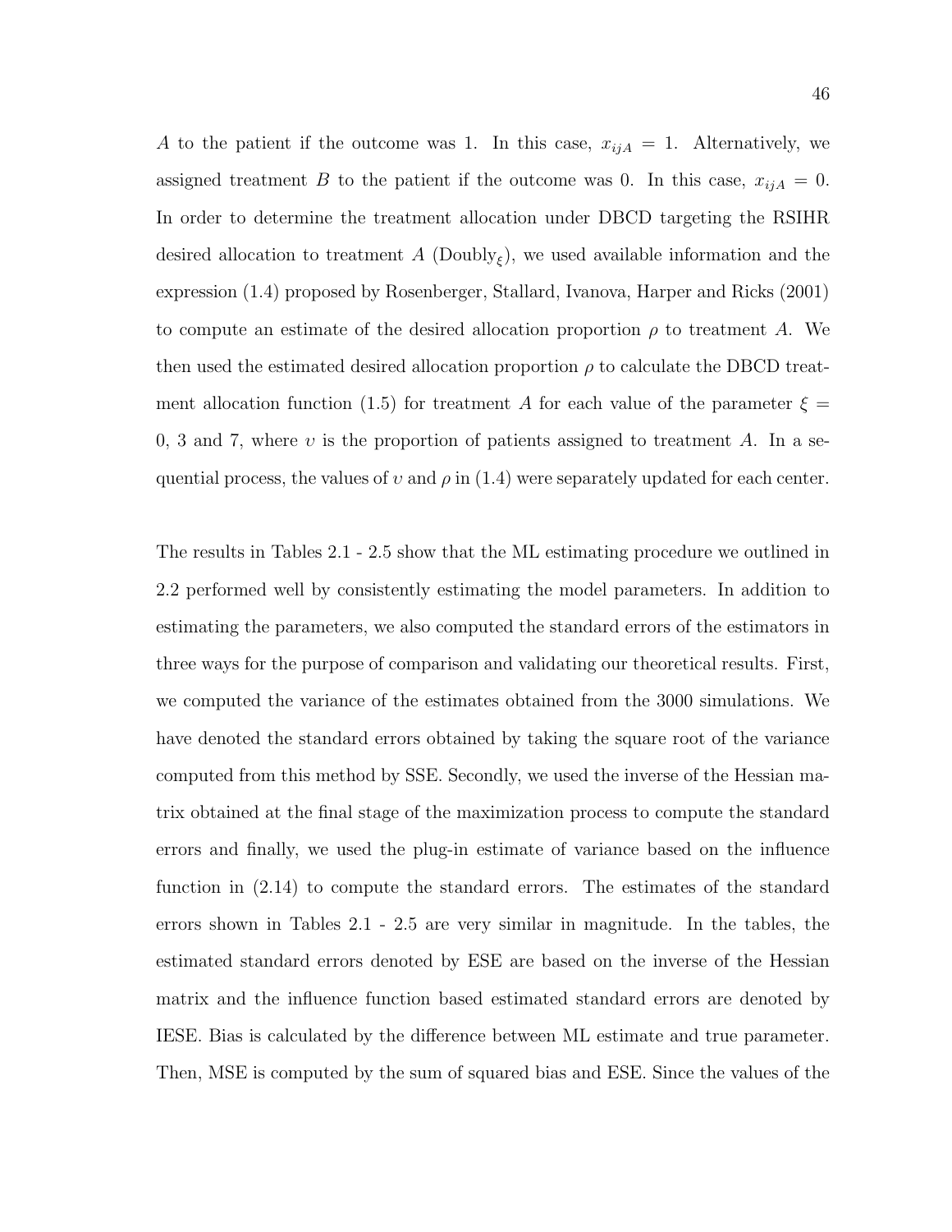$A$ to the patient if the outcome was 1. In this case, $x_{ijA} = 1$. Alternatively, we assigned treatment $B$ to the patient if the outcome was 0. In this case, $x_{ijA} = 0$. In order to determine the treatment allocation under DBCD targeting the RSIHR desired allocation to treatment $A$ ($\text{Doubly}_{\xi}$), we used available information and the expression (1.4) proposed by Rosenberger, Stallard, Ivanova, Harper and Ricks (2001) to compute an estimate of the desired allocation proportion $\rho$ to treatment $A$. We then used the estimated desired allocation proportion $\rho$ to calculate the DBCD treatment allocation function (1.5) for treatment $A$ for each value of the parameter $\xi =$ 0, 3 and 7, where $\upsilon$ is the proportion of patients assigned to treatment $A$. In a sequential process, the values of $\upsilon$ and $\rho$ in (1.4) were separately updated for each center.

The results in Tables 2.1 - 2.5 show that the ML estimating procedure we outlined in 2.2 performed well by consistently estimating the model parameters. In addition to estimating the parameters, we also computed the standard errors of the estimators in three ways for the purpose of comparison and validating our theoretical results. First, we computed the variance of the estimates obtained from the 3000 simulations. We have denoted the standard errors obtained by taking the square root of the variance computed from this method by SSE. Secondly, we used the inverse of the Hessian matrix obtained at the final stage of the maximization process to compute the standard errors and finally, we used the plug-in estimate of variance based on the influence function in (2.14) to compute the standard errors. The estimates of the standard errors shown in Tables 2.1 - 2.5 are very similar in magnitude. In the tables, the estimated standard errors denoted by ESE are based on the inverse of the Hessian matrix and the influence function based estimated standard errors are denoted by IESE. Bias is calculated by the difference between ML estimate and true parameter. Then, MSE is computed by the sum of squared bias and ESE. Since the values of the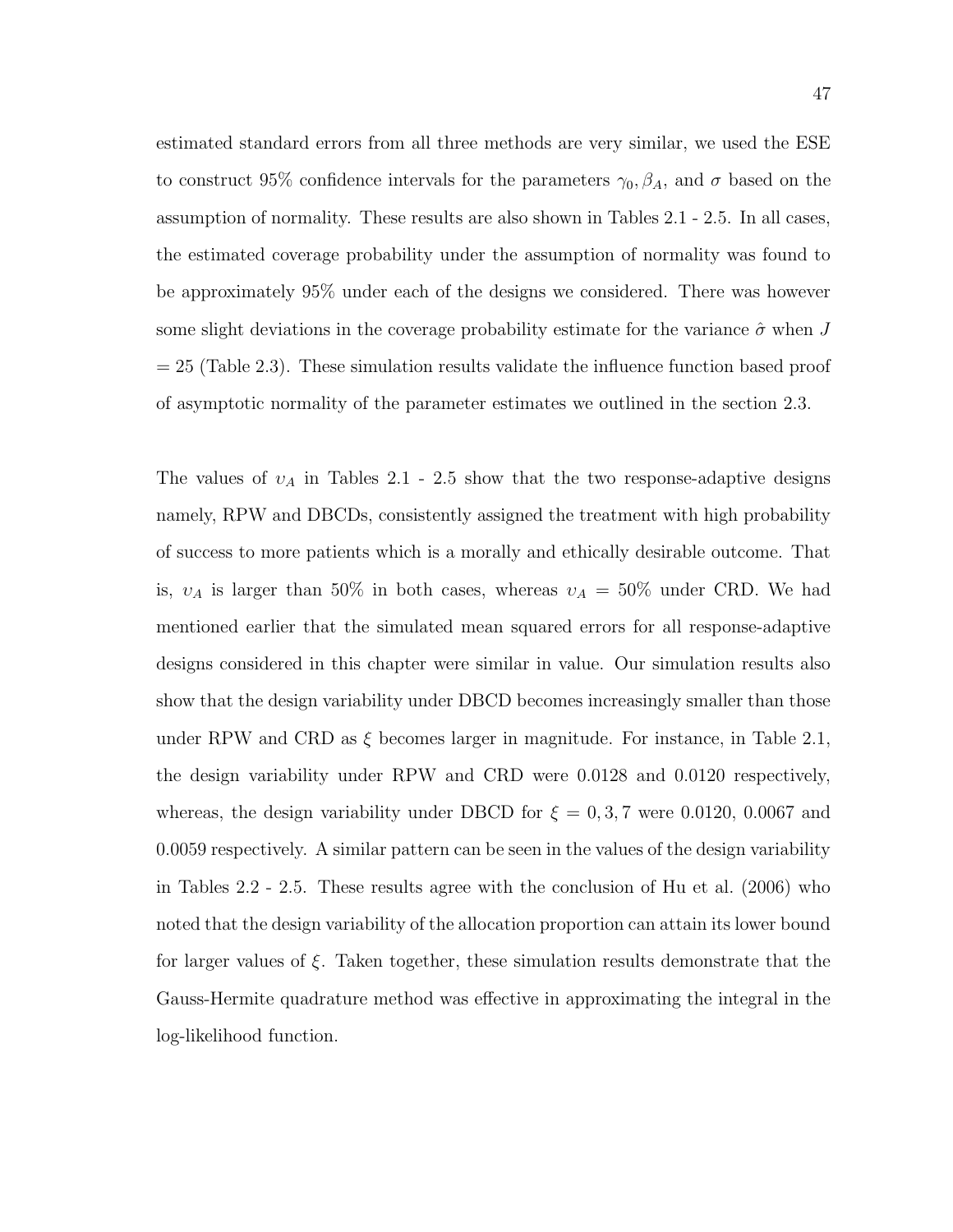estimated standard errors from all three methods are very similar, we used the ESE to construct 95% confidence intervals for the parameters $\gamma_0, \beta_A$, and $\sigma$ based on the assumption of normality. These results are also shown in Tables 2.1 - 2.5. In all cases, the estimated coverage probability under the assumption of normality was found to be approximately 95% under each of the designs we considered. There was however some slight deviations in the coverage probability estimate for the variance $\hat{\sigma}$ when $J = 25$ (Table 2.3). These simulation results validate the influence function based proof of asymptotic normality of the parameter estimates we outlined in the section 2.3.

The values of $\upsilon_A$ in Tables 2.1 - 2.5 show that the two response-adaptive designs namely, RPW and DBCDs, consistently assigned the treatment with high probability of success to more patients which is a morally and ethically desirable outcome. That is, $\upsilon_A$ is larger than 50% in both cases, whereas $\upsilon_A = 50\%$ under CRD. We had mentioned earlier that the simulated mean squared errors for all response-adaptive designs considered in this chapter were similar in value. Our simulation results also show that the design variability under DBCD becomes increasingly smaller than those under RPW and CRD as $\xi$ becomes larger in magnitude. For instance, in Table 2.1, the design variability under RPW and CRD were 0.0128 and 0.0120 respectively, whereas, the design variability under DBCD for $\xi = 0, 3, 7$ were 0.0120, 0.0067 and 0.0059 respectively. A similar pattern can be seen in the values of the design variability in Tables 2.2 - 2.5. These results agree with the conclusion of Hu et al. (2006) who noted that the design variability of the allocation proportion can attain its lower bound for larger values of $\xi$. Taken together, these simulation results demonstrate that the Gauss-Hermite quadrature method was effective in approximating the integral in the log-likelihood function.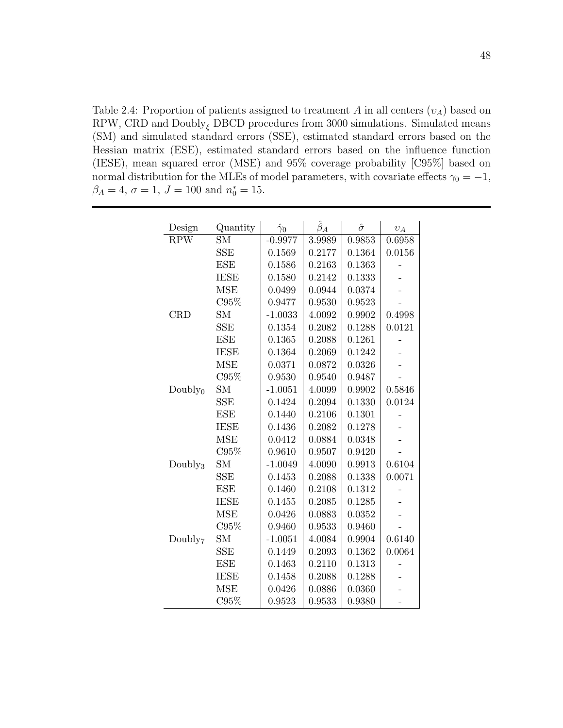Table 2.4: Proportion of patients assigned to treatment $A$ in all centers ($\upsilon_A$) based on RPW, CRD and Doubly$_\xi$ DBCD procedures from 3000 simulations. Simulated means (SM) and simulated standard errors (SSE), estimated standard errors based on the Hessian matrix (ESE), estimated standard errors based on the influence function (IESE), mean squared error (MSE) and 95% coverage probability [C95%] based on normal distribution for the MLEs of model parameters, with covariate effects $\gamma_0 = -1$, $\beta_A = 4$, $\sigma = 1$, $J = 100$ and $n_0^* = 15$.

| Design | Quantity | $\hat{\gamma}_0$ | $\hat{\beta}_A$ | $\hat{\sigma}$ | $\upsilon_A$ |
|---|---|---|---|---|---|
| RPW | SM | -0.9977 | 3.9989 | 0.9853 | 0.6958 |
| | SSE | 0.1569 | 0.2177 | 0.1364 | 0.0156 |
| | ESE | 0.1586 | 0.2163 | 0.1363 | - |
| | IESE | 0.1580 | 0.2142 | 0.1333 | - |
| | MSE | 0.0499 | 0.0944 | 0.0374 | - |
| | C95% | 0.9477 | 0.9530 | 0.9523 | - |
| CRD | SM | -1.0033 | 4.0092 | 0.9902 | 0.4998 |
| | SSE | 0.1354 | 0.2082 | 0.1288 | 0.0121 |
| | ESE | 0.1365 | 0.2088 | 0.1261 | - |
| | IESE | 0.1364 | 0.2069 | 0.1242 | - |
| | MSE | 0.0371 | 0.0872 | 0.0326 | - |
| | C95% | 0.9530 | 0.9540 | 0.9487 | - |
| Doubly$_0$ | SM | -1.0051 | 4.0099 | 0.9902 | 0.5846 |
| | SSE | 0.1424 | 0.2094 | 0.1330 | 0.0124 |
| | ESE | 0.1440 | 0.2106 | 0.1301 | - |
| | IESE | 0.1436 | 0.2082 | 0.1278 | - |
| | MSE | 0.0412 | 0.0884 | 0.0348 | - |
| | C95% | 0.9610 | 0.9507 | 0.9420 | - |
| Doubly$_3$ | SM | -1.0049 | 4.0090 | 0.9913 | 0.6104 |
| | SSE | 0.1453 | 0.2088 | 0.1338 | 0.0071 |
| | ESE | 0.1460 | 0.2108 | 0.1312 | - |
| | IESE | 0.1455 | 0.2085 | 0.1285 | - |
| | MSE | 0.0426 | 0.0883 | 0.0352 | - |
| | C95% | 0.9460 | 0.9533 | 0.9460 | - |
| Doubly$_7$ | SM | -1.0051 | 4.0084 | 0.9904 | 0.6140 |
| | SSE | 0.1449 | 0.2093 | 0.1362 | 0.0064 |
| | ESE | 0.1463 | 0.2110 | 0.1313 | - |
| | IESE | 0.1458 | 0.2088 | 0.1288 | - |
| | MSE | 0.0426 | 0.0886 | 0.0360 | - |
| | C95% | 0.9523 | 0.9533 | 0.9380 | - |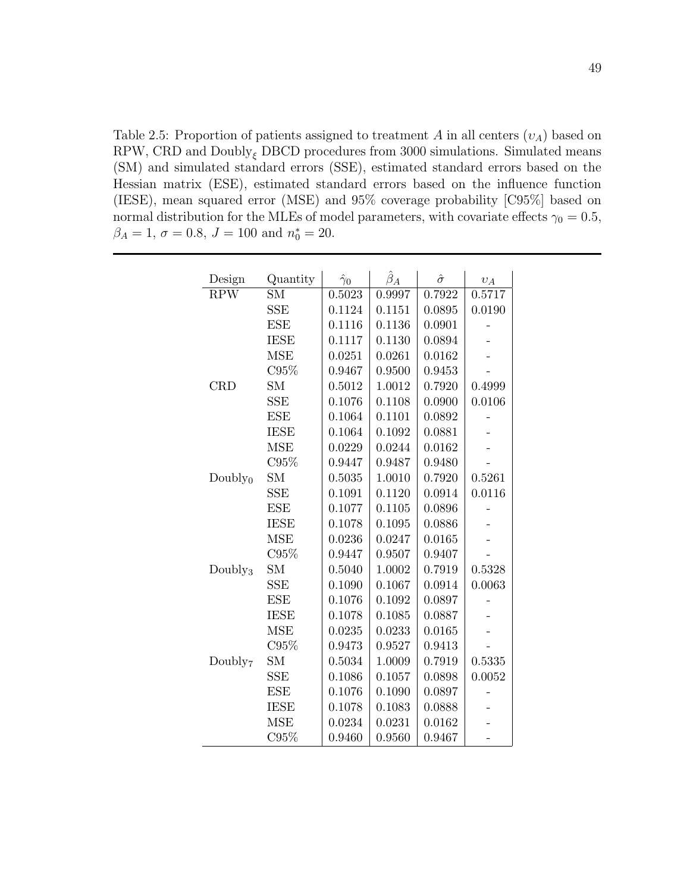Table 2.5: Proportion of patients assigned to treatment $A$ in all centers ($\upsilon_A$) based on RPW, CRD and Doubly$_\xi$ DBCD procedures from 3000 simulations. Simulated means (SM) and simulated standard errors (SSE), estimated standard errors based on the Hessian matrix (ESE), estimated standard errors based on the influence function (IESE), mean squared error (MSE) and 95% coverage probability [C95%] based on normal distribution for the MLEs of model parameters, with covariate effects $\gamma_0 = 0.5$, $\beta_A = 1$, $\sigma = 0.8$, $J = 100$ and $n_0^* = 20$.

| Design | Quantity | $\hat{\gamma}_0$ | $\hat{\beta}_A$ | $\hat{\sigma}$ | $\upsilon_A$ |
|---|---|---|---|---|---|
| RPW | SM | 0.5023 | 0.9997 | 0.7922 | 0.5717 |
| | SSE | 0.1124 | 0.1151 | 0.0895 | 0.0190 |
| | ESE | 0.1116 | 0.1136 | 0.0901 | - |
| | IESE | 0.1117 | 0.1130 | 0.0894 | - |
| | MSE | 0.0251 | 0.0261 | 0.0162 | - |
| | C95% | 0.9467 | 0.9500 | 0.9453 | - |
| CRD | SM | 0.5012 | 1.0012 | 0.7920 | 0.4999 |
| | SSE | 0.1076 | 0.1108 | 0.0900 | 0.0106 |
| | ESE | 0.1064 | 0.1101 | 0.0892 | - |
| | IESE | 0.1064 | 0.1092 | 0.0881 | - |
| | MSE | 0.0229 | 0.0244 | 0.0162 | - |
| | C95% | 0.9447 | 0.9487 | 0.9480 | - |
| Doubly$_0$ | SM | 0.5035 | 1.0010 | 0.7920 | 0.5261 |
| | SSE | 0.1091 | 0.1120 | 0.0914 | 0.0116 |
| | ESE | 0.1077 | 0.1105 | 0.0896 | - |
| | IESE | 0.1078 | 0.1095 | 0.0886 | - |
| | MSE | 0.0236 | 0.0247 | 0.0165 | - |
| | C95% | 0.9447 | 0.9507 | 0.9407 | - |
| Doubly$_3$ | SM | 0.5040 | 1.0002 | 0.7919 | 0.5328 |
| | SSE | 0.1090 | 0.1067 | 0.0914 | 0.0063 |
| | ESE | 0.1076 | 0.1092 | 0.0897 | - |
| | IESE | 0.1078 | 0.1085 | 0.0887 | - |
| | MSE | 0.0235 | 0.0233 | 0.0165 | - |
| | C95% | 0.9473 | 0.9527 | 0.9413 | - |
| Doubly$_7$ | SM | 0.5034 | 1.0009 | 0.7919 | 0.5335 |
| | SSE | 0.1086 | 0.1057 | 0.0898 | 0.0052 |
| | ESE | 0.1076 | 0.1090 | 0.0897 | - |
| | IESE | 0.1078 | 0.1083 | 0.0888 | - |
| | MSE | 0.0234 | 0.0231 | 0.0162 | - |
| | C95% | 0.9460 | 0.9560 | 0.9467 | - |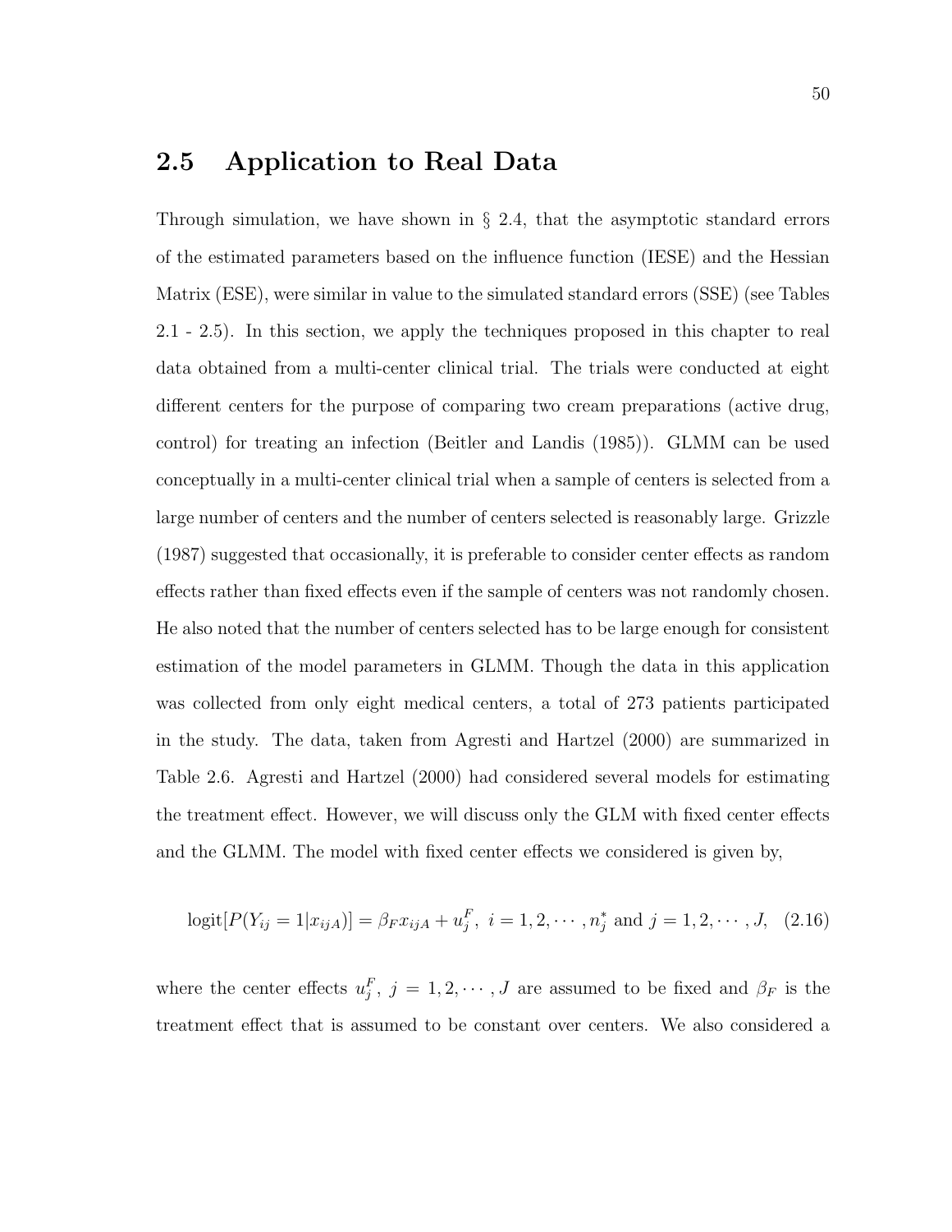## 2.5 Application to Real Data

Through simulation, we have shown in § 2.4, that the asymptotic standard errors of the estimated parameters based on the influence function (IESE) and the Hessian Matrix (ESE), were similar in value to the simulated standard errors (SSE) (see Tables 2.1 - 2.5). In this section, we apply the techniques proposed in this chapter to real data obtained from a multi-center clinical trial. The trials were conducted at eight different centers for the purpose of comparing two cream preparations (active drug, control) for treating an infection (Beitler and Landis (1985)). GLMM can be used conceptually in a multi-center clinical trial when a sample of centers is selected from a large number of centers and the number of centers selected is reasonably large. Grizzle (1987) suggested that occasionally, it is preferable to consider center effects as random effects rather than fixed effects even if the sample of centers was not randomly chosen. He also noted that the number of centers selected has to be large enough for consistent estimation of the model parameters in GLMM. Though the data in this application was collected from only eight medical centers, a total of 273 patients participated in the study. The data, taken from Agresti and Hartzel (2000) are summarized in Table 2.6. Agresti and Hartzel (2000) had considered several models for estimating the treatment effect. However, we will discuss only the GLM with fixed center effects and the GLMM. The model with fixed center effects we considered is given by,

$$\text{logit}[P(Y_{ij} = 1|x_{ijA})] = \beta_F x_{ijA} + u_j^F,\ i = 1, 2, \cdots, n_j^* \text{ and } j = 1, 2, \cdots, J, \quad (2.16)$$

where the center effects $u_j^F$, $j = 1, 2, \cdots, J$ are assumed to be fixed and $\beta_F$ is the treatment effect that is assumed to be constant over centers. We also considered a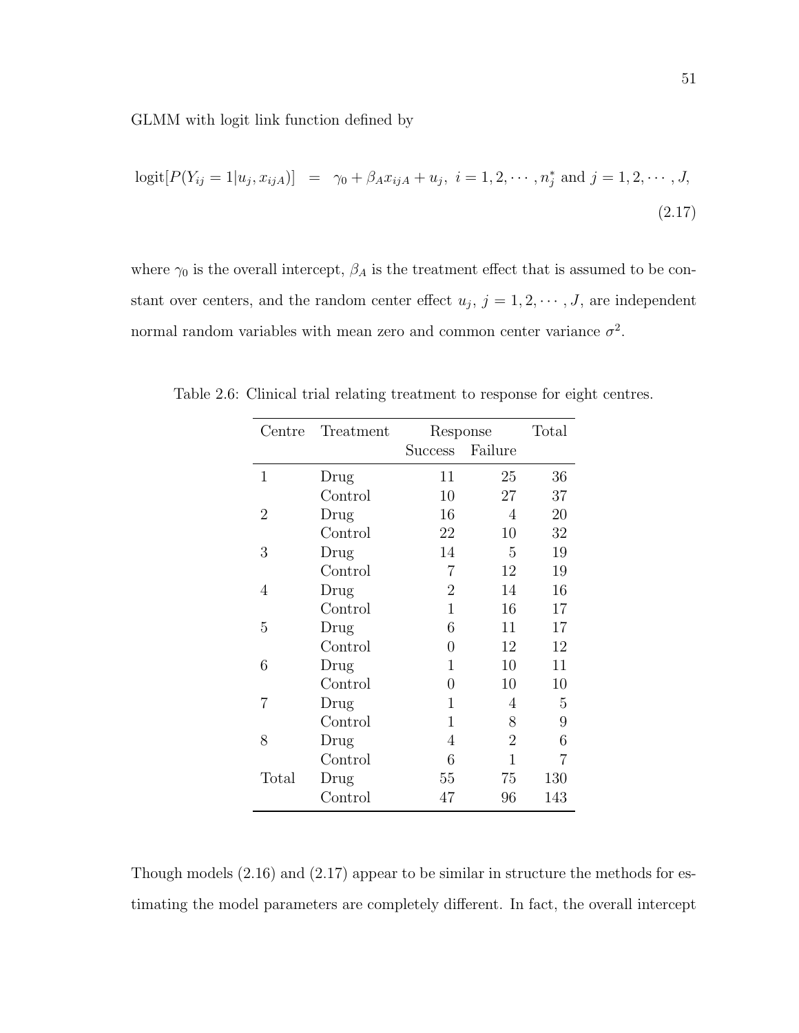GLMM with logit link function defined by

$$\text{logit}[P(Y_{ij} = 1 | u_j, x_{ijA})] \;=\; \gamma_0 + \beta_A x_{ijA} + u_j,\; i = 1, 2, \cdots, n_j^* \text{ and } j = 1, 2, \cdots, J, \tag{2.17}$$

where $\gamma_0$ is the overall intercept, $\beta_A$ is the treatment effect that is assumed to be constant over centers, and the random center effect $u_j$, $j = 1, 2, \cdots, J$, are independent normal random variables with mean zero and common center variance $\sigma^2$.

Table 2.6: Clinical trial relating treatment to response for eight centres.

| Centre | Treatment | Response | | Total |
|---|---|---|---|---|
| | | Success | Failure | |
| 1 | Drug | 11 | 25 | 36 |
| | Control | 10 | 27 | 37 |
| 2 | Drug | 16 | 4 | 20 |
| | Control | 22 | 10 | 32 |
| 3 | Drug | 14 | 5 | 19 |
| | Control | 7 | 12 | 19 |
| 4 | Drug | 2 | 14 | 16 |
| | Control | 1 | 16 | 17 |
| 5 | Drug | 6 | 11 | 17 |
| | Control | 0 | 12 | 12 |
| 6 | Drug | 1 | 10 | 11 |
| | Control | 0 | 10 | 10 |
| 7 | Drug | 1 | 4 | 5 |
| | Control | 1 | 8 | 9 |
| 8 | Drug | 4 | 2 | 6 |
| | Control | 6 | 1 | 7 |
| Total | Drug | 55 | 75 | 130 |
| | Control | 47 | 96 | 143 |

Though models (2.16) and (2.17) appear to be similar in structure the methods for estimating the model parameters are completely different. In fact, the overall intercept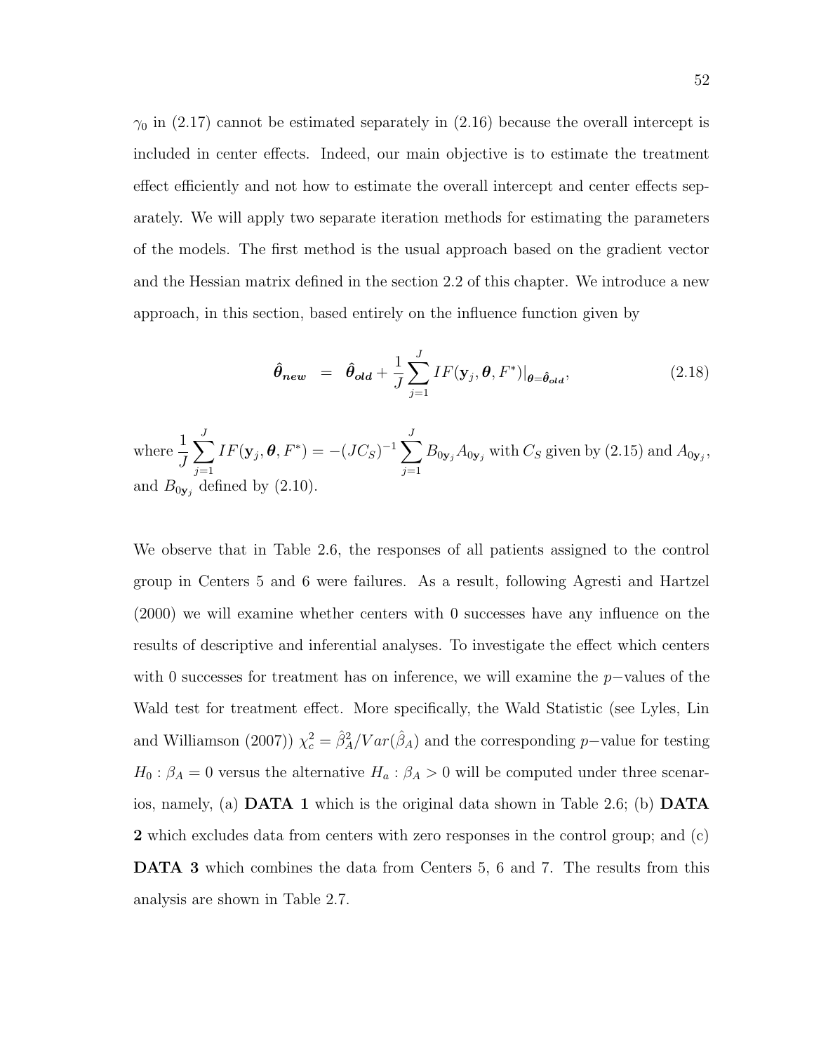$\gamma_0$ in (2.17) cannot be estimated separately in (2.16) because the overall intercept is included in center effects. Indeed, our main objective is to estimate the treatment effect efficiently and not how to estimate the overall intercept and center effects separately. We will apply two separate iteration methods for estimating the parameters of the models. The first method is the usual approach based on the gradient vector and the Hessian matrix defined in the section 2.2 of this chapter. We introduce a new approach, in this section, based entirely on the influence function given by

$$\hat{\boldsymbol{\theta}}_{\boldsymbol{new}} \;\; = \;\; \hat{\boldsymbol{\theta}}_{\boldsymbol{old}} + \frac{1}{J}\sum_{j=1}^{J} IF(\mathbf{y}_j, \boldsymbol{\theta}, F^*)|_{\boldsymbol{\theta}=\hat{\boldsymbol{\theta}}_{\boldsymbol{old}}}, \tag{2.18}$$

where $\frac{1}{J}\sum_{j=1}^{J} IF(\mathbf{y}_j, \boldsymbol{\theta}, F^*) = -(JC_S)^{-1}\sum_{j=1}^{J} B_{0\mathbf{y}_j} A_{0\mathbf{y}_j}$ with $C_S$ given by (2.15) and $A_{0\mathbf{y}_j}$, and $B_{0\mathbf{y}_j}$ defined by (2.10).

We observe that in Table 2.6, the responses of all patients assigned to the control group in Centers 5 and 6 were failures. As a result, following Agresti and Hartzel (2000) we will examine whether centers with 0 successes have any influence on the results of descriptive and inferential analyses. To investigate the effect which centers with 0 successes for treatment has on inference, we will examine the $p-$values of the Wald test for treatment effect. More specifically, the Wald Statistic (see Lyles, Lin and Williamson (2007)) $\chi_c^2 = \hat{\beta}_A^2/Var(\hat{\beta}_A)$ and the corresponding $p-$value for testing $H_0 : \beta_A = 0$ versus the alternative $H_a : \beta_A > 0$ will be computed under three scenarios, namely, (a) **DATA 1** which is the original data shown in Table 2.6; (b) **DATA 2** which excludes data from centers with zero responses in the control group; and (c) **DATA 3** which combines the data from Centers 5, 6 and 7. The results from this analysis are shown in Table 2.7.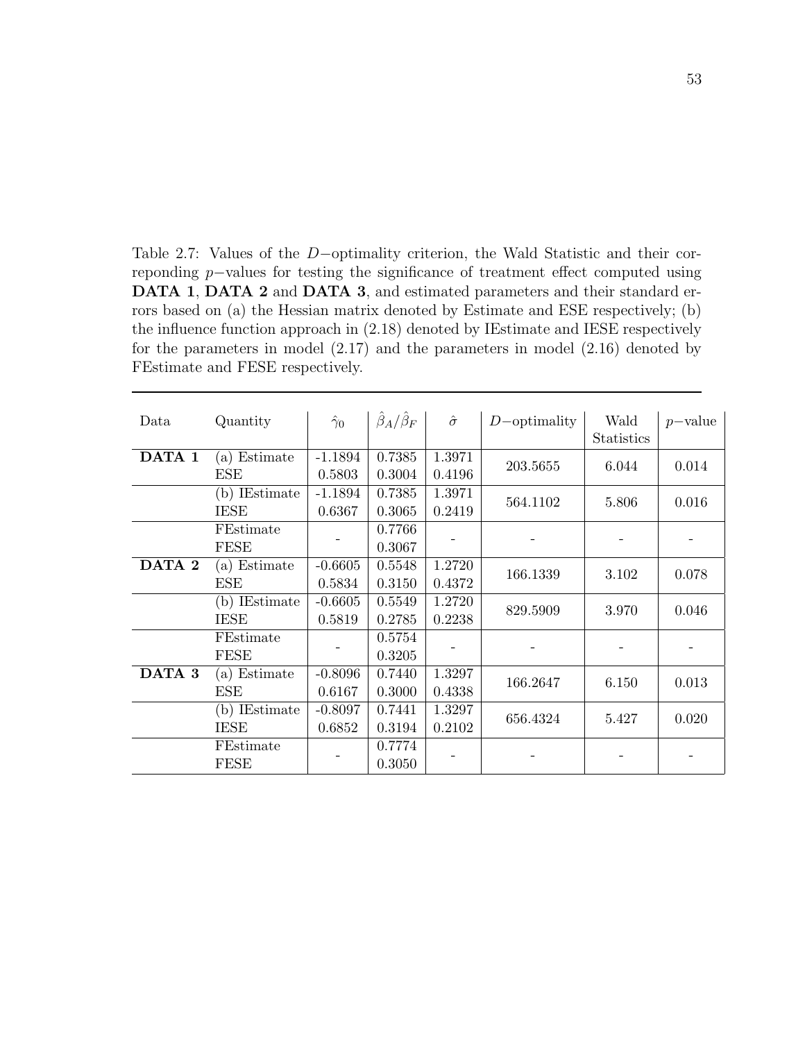Table 2.7: Values of the $D-$optimality criterion, the Wald Statistic and their correponding $p-$values for testing the significance of treatment effect computed using **DATA 1**, **DATA 2** and **DATA 3**, and estimated parameters and their standard errors based on (a) the Hessian matrix denoted by Estimate and ESE respectively; (b) the influence function approach in (2.18) denoted by IEstimate and IESE respectively for the parameters in model (2.17) and the parameters in model (2.16) denoted by FEstimate and FESE respectively.

| Data | Quantity | $\hat{\gamma}_0$ | $\hat{\beta}_A/\hat{\beta}_F$ | $\hat{\sigma}$ | $D-$optimality | Wald Statistics | $p-$value |
|---|---|---|---|---|---|---|---|
| **DATA 1** | (a) Estimate<br>ESE | -1.1894<br>0.5803 | 0.7385<br>0.3004 | 1.3971<br>0.4196 | 203.5655 | 6.044 | 0.014 |
| | (b) IEstimate<br>IESE | -1.1894<br>0.6367 | 0.7385<br>0.3065 | 1.3971<br>0.2419 | 564.1102 | 5.806 | 0.016 |
| | FEstimate<br>FESE | - | 0.7766<br>0.3067 | - | - | - | - |
| **DATA 2** | (a) Estimate<br>ESE | -0.6605<br>0.5834 | 0.5548<br>0.3150 | 1.2720<br>0.4372 | 166.1339 | 3.102 | 0.078 |
| | (b) IEstimate<br>IESE | -0.6605<br>0.5819 | 0.5549<br>0.2785 | 1.2720<br>0.2238 | 829.5909 | 3.970 | 0.046 |
| | FEstimate<br>FESE | - | 0.5754<br>0.3205 | - | - | - | - |
| **DATA 3** | (a) Estimate<br>ESE | -0.8096<br>0.6167 | 0.7440<br>0.3000 | 1.3297<br>0.4338 | 166.2647 | 6.150 | 0.013 |
| | (b) IEstimate<br>IESE | -0.8097<br>0.6852 | 0.7441<br>0.3194 | 1.3297<br>0.2102 | 656.4324 | 5.427 | 0.020 |
| | FEstimate<br>FESE | - | 0.7774<br>0.3050 | - | - | - | - |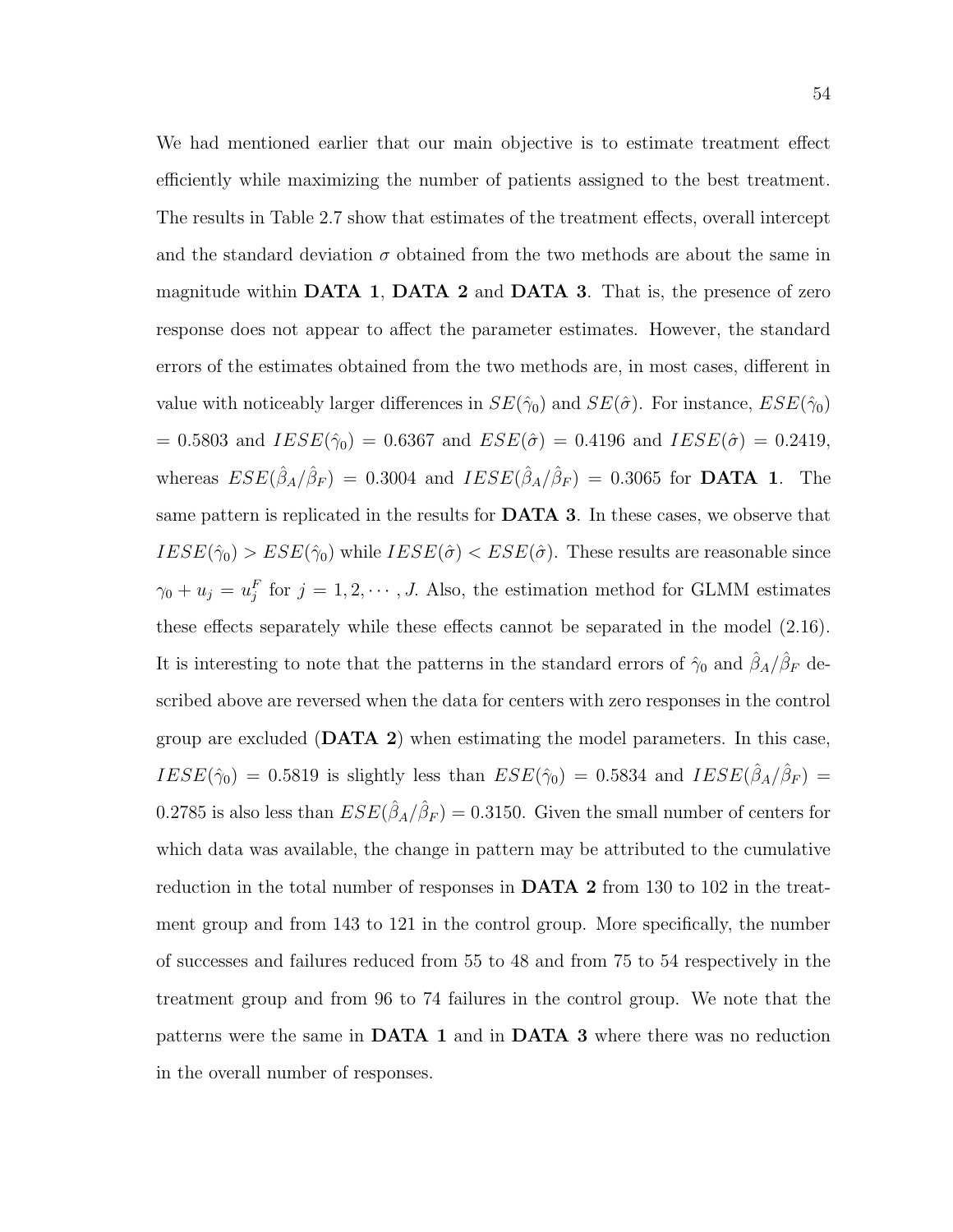We had mentioned earlier that our main objective is to estimate treatment effect efficiently while maximizing the number of patients assigned to the best treatment. The results in Table 2.7 show that estimates of the treatment effects, overall intercept and the standard deviation $\sigma$ obtained from the two methods are about the same in magnitude within **DATA 1**, **DATA 2** and **DATA 3**. That is, the presence of zero response does not appear to affect the parameter estimates. However, the standard errors of the estimates obtained from the two methods are, in most cases, different in value with noticeably larger differences in $SE(\hat{\gamma}_0)$ and $SE(\hat{\sigma})$. For instance, $ESE(\hat{\gamma}_0) = 0.5803$ and $IESE(\hat{\gamma}_0) = 0.6367$ and $ESE(\hat{\sigma}) = 0.4196$ and $IESE(\hat{\sigma}) = 0.2419$, whereas $ESE(\hat{\beta}_A/\hat{\beta}_F) = 0.3004$ and $IESE(\hat{\beta}_A/\hat{\beta}_F) = 0.3065$ for **DATA 1**. The same pattern is replicated in the results for **DATA 3**. In these cases, we observe that $IESE(\hat{\gamma}_0) > ESE(\hat{\gamma}_0)$ while $IESE(\hat{\sigma}) < ESE(\hat{\sigma})$. These results are reasonable since $\gamma_0 + u_j = u_j^F$ for $j = 1, 2, \cdots, J$. Also, the estimation method for GLMM estimates these effects separately while these effects cannot be separated in the model (2.16). It is interesting to note that the patterns in the standard errors of $\hat{\gamma}_0$ and $\hat{\beta}_A/\hat{\beta}_F$ described above are reversed when the data for centers with zero responses in the control group are excluded (**DATA 2**) when estimating the model parameters. In this case, $IESE(\hat{\gamma}_0) = 0.5819$ is slightly less than $ESE(\hat{\gamma}_0) = 0.5834$ and $IESE(\hat{\beta}_A/\hat{\beta}_F) = 0.2785$ is also less than $ESE(\hat{\beta}_A/\hat{\beta}_F) = 0.3150$. Given the small number of centers for which data was available, the change in pattern may be attributed to the cumulative reduction in the total number of responses in **DATA 2** from 130 to 102 in the treatment group and from 143 to 121 in the control group. More specifically, the number of successes and failures reduced from 55 to 48 and from 75 to 54 respectively in the treatment group and from 96 to 74 failures in the control group. We note that the patterns were the same in **DATA 1** and in **DATA 3** where there was no reduction in the overall number of responses.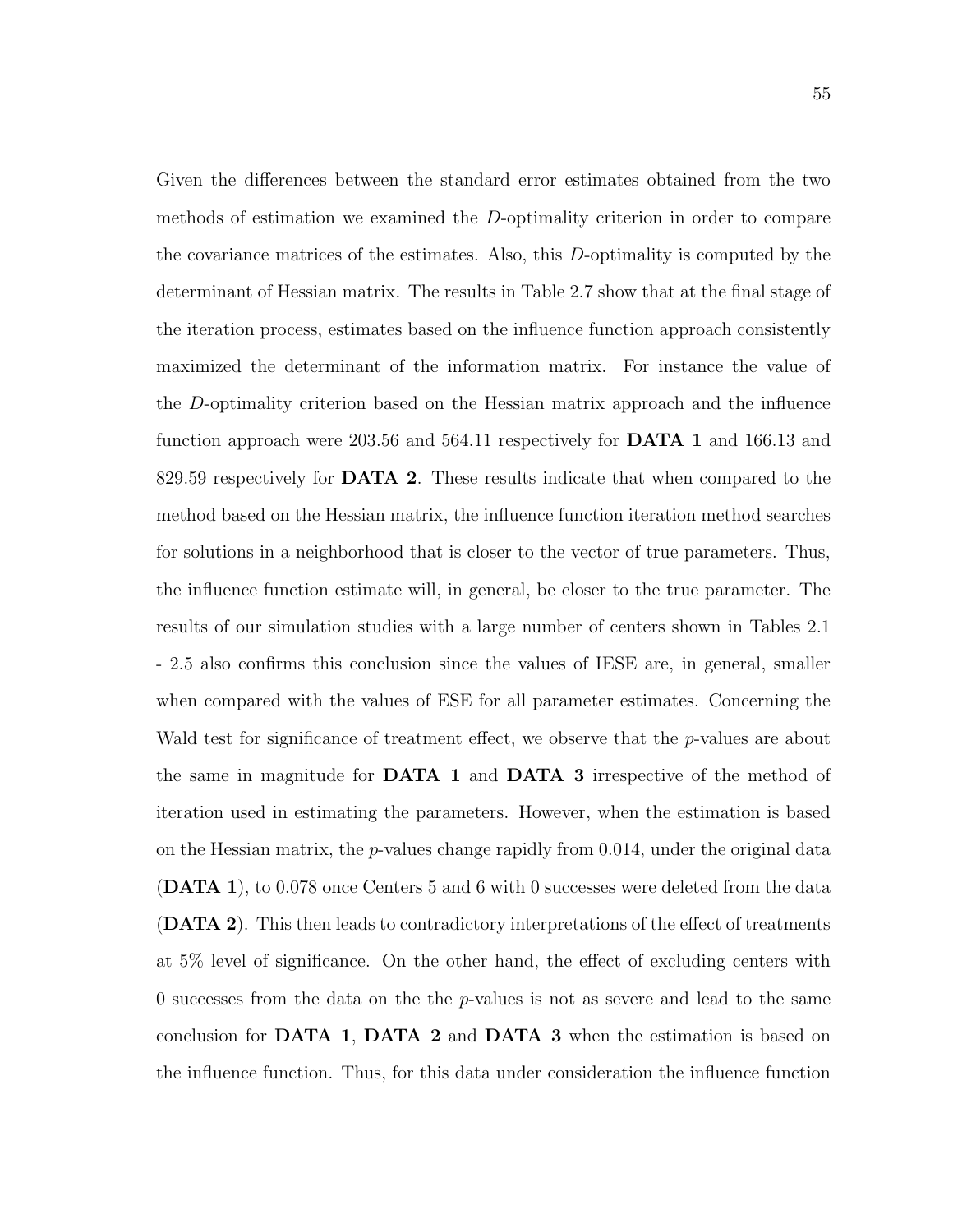Given the differences between the standard error estimates obtained from the two methods of estimation we examined the $D$-optimality criterion in order to compare the covariance matrices of the estimates. Also, this $D$-optimality is computed by the determinant of Hessian matrix. The results in Table 2.7 show that at the final stage of the iteration process, estimates based on the influence function approach consistently maximized the determinant of the information matrix. For instance the value of the $D$-optimality criterion based on the Hessian matrix approach and the influence function approach were 203.56 and 564.11 respectively for **DATA 1** and 166.13 and 829.59 respectively for **DATA 2**. These results indicate that when compared to the method based on the Hessian matrix, the influence function iteration method searches for solutions in a neighborhood that is closer to the vector of true parameters. Thus, the influence function estimate will, in general, be closer to the true parameter. The results of our simulation studies with a large number of centers shown in Tables 2.1 - 2.5 also confirms this conclusion since the values of IESE are, in general, smaller when compared with the values of ESE for all parameter estimates. Concerning the Wald test for significance of treatment effect, we observe that the $p$-values are about the same in magnitude for **DATA 1** and **DATA 3** irrespective of the method of iteration used in estimating the parameters. However, when the estimation is based on the Hessian matrix, the $p$-values change rapidly from 0.014, under the original data (**DATA 1**), to 0.078 once Centers 5 and 6 with 0 successes were deleted from the data (**DATA 2**). This then leads to contradictory interpretations of the effect of treatments at 5% level of significance. On the other hand, the effect of excluding centers with 0 successes from the data on the the $p$-values is not as severe and lead to the same conclusion for **DATA 1**, **DATA 2** and **DATA 3** when the estimation is based on the influence function. Thus, for this data under consideration the influence function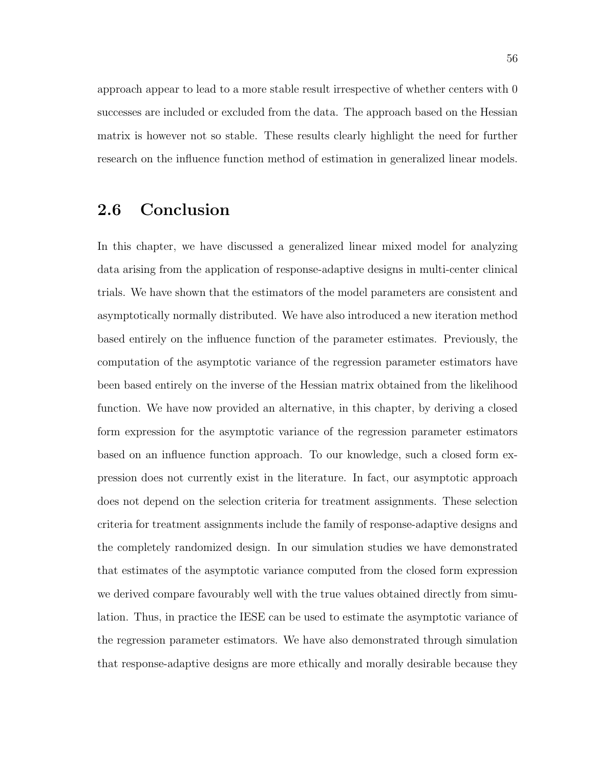approach appear to lead to a more stable result irrespective of whether centers with 0 successes are included or excluded from the data. The approach based on the Hessian matrix is however not so stable. These results clearly highlight the need for further research on the influence function method of estimation in generalized linear models.

## 2.6 Conclusion

In this chapter, we have discussed a generalized linear mixed model for analyzing data arising from the application of response-adaptive designs in multi-center clinical trials. We have shown that the estimators of the model parameters are consistent and asymptotically normally distributed. We have also introduced a new iteration method based entirely on the influence function of the parameter estimates. Previously, the computation of the asymptotic variance of the regression parameter estimators have been based entirely on the inverse of the Hessian matrix obtained from the likelihood function. We have now provided an alternative, in this chapter, by deriving a closed form expression for the asymptotic variance of the regression parameter estimators based on an influence function approach. To our knowledge, such a closed form expression does not currently exist in the literature. In fact, our asymptotic approach does not depend on the selection criteria for treatment assignments. These selection criteria for treatment assignments include the family of response-adaptive designs and the completely randomized design. In our simulation studies we have demonstrated that estimates of the asymptotic variance computed from the closed form expression we derived compare favourably well with the true values obtained directly from simulation. Thus, in practice the IESE can be used to estimate the asymptotic variance of the regression parameter estimators. We have also demonstrated through simulation that response-adaptive designs are more ethically and morally desirable because they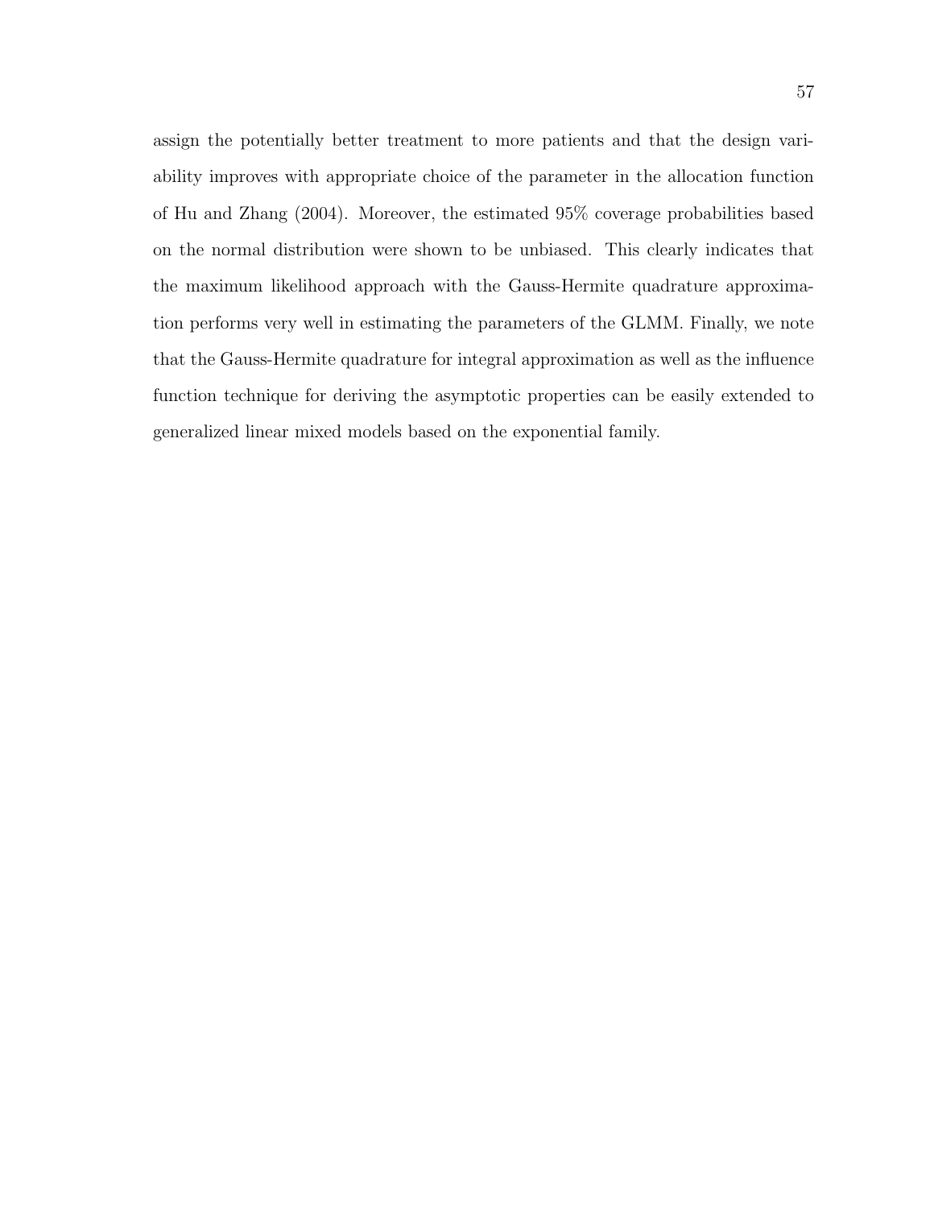assign the potentially better treatment to more patients and that the design variability improves with appropriate choice of the parameter in the allocation function of Hu and Zhang (2004). Moreover, the estimated 95% coverage probabilities based on the normal distribution were shown to be unbiased. This clearly indicates that the maximum likelihood approach with the Gauss-Hermite quadrature approximation performs very well in estimating the parameters of the GLMM. Finally, we note that the Gauss-Hermite quadrature for integral approximation as well as the influence function technique for deriving the asymptotic properties can be easily extended to generalized linear mixed models based on the exponential family.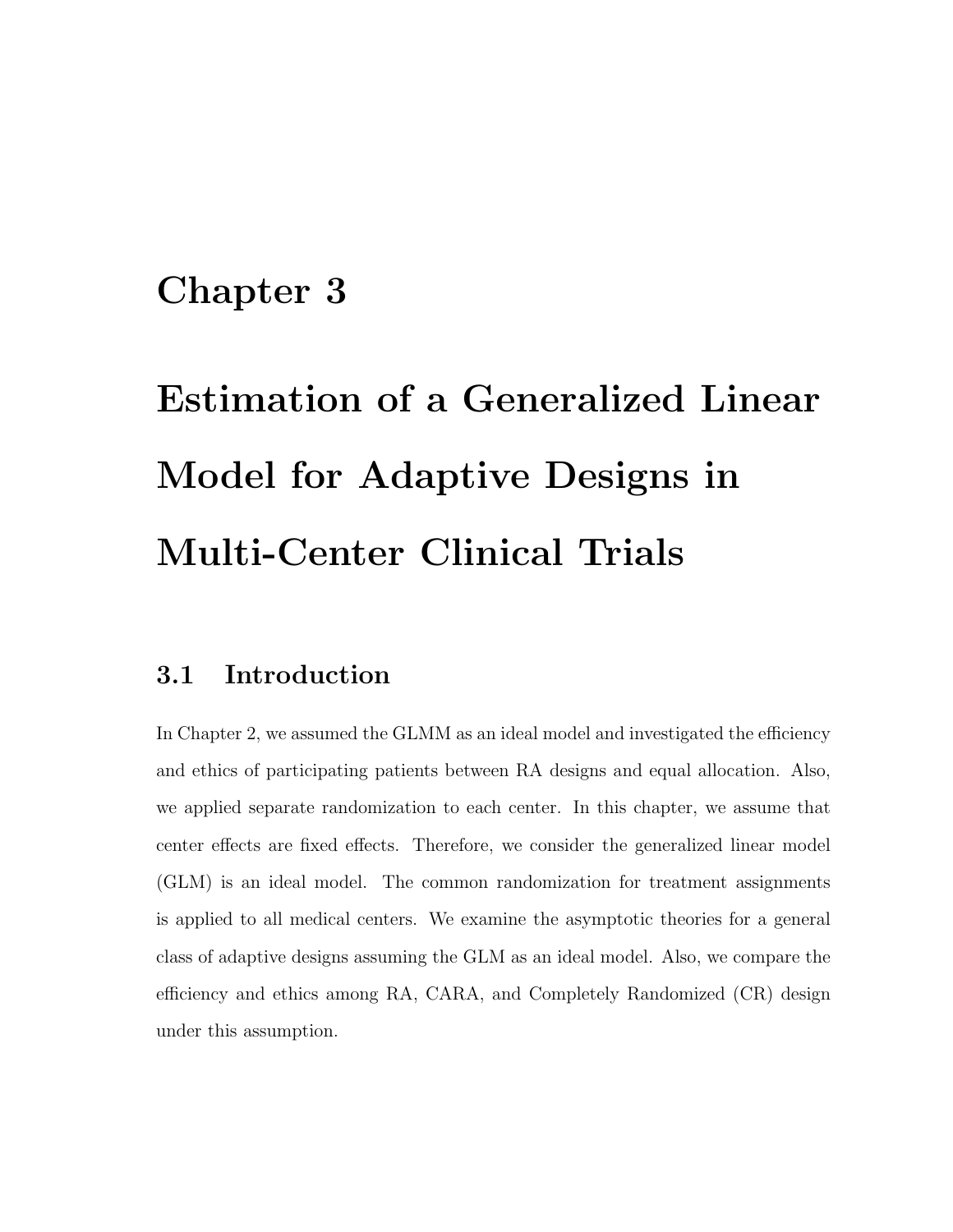# Chapter 3

# Estimation of a Generalized Linear Model for Adaptive Designs in Multi-Center Clinical Trials

## 3.1 Introduction

In Chapter 2, we assumed the GLMM as an ideal model and investigated the efficiency and ethics of participating patients between RA designs and equal allocation. Also, we applied separate randomization to each center. In this chapter, we assume that center effects are fixed effects. Therefore, we consider the generalized linear model (GLM) is an ideal model. The common randomization for treatment assignments is applied to all medical centers. We examine the asymptotic theories for a general class of adaptive designs assuming the GLM as an ideal model. Also, we compare the efficiency and ethics among RA, CARA, and Completely Randomized (CR) design under this assumption.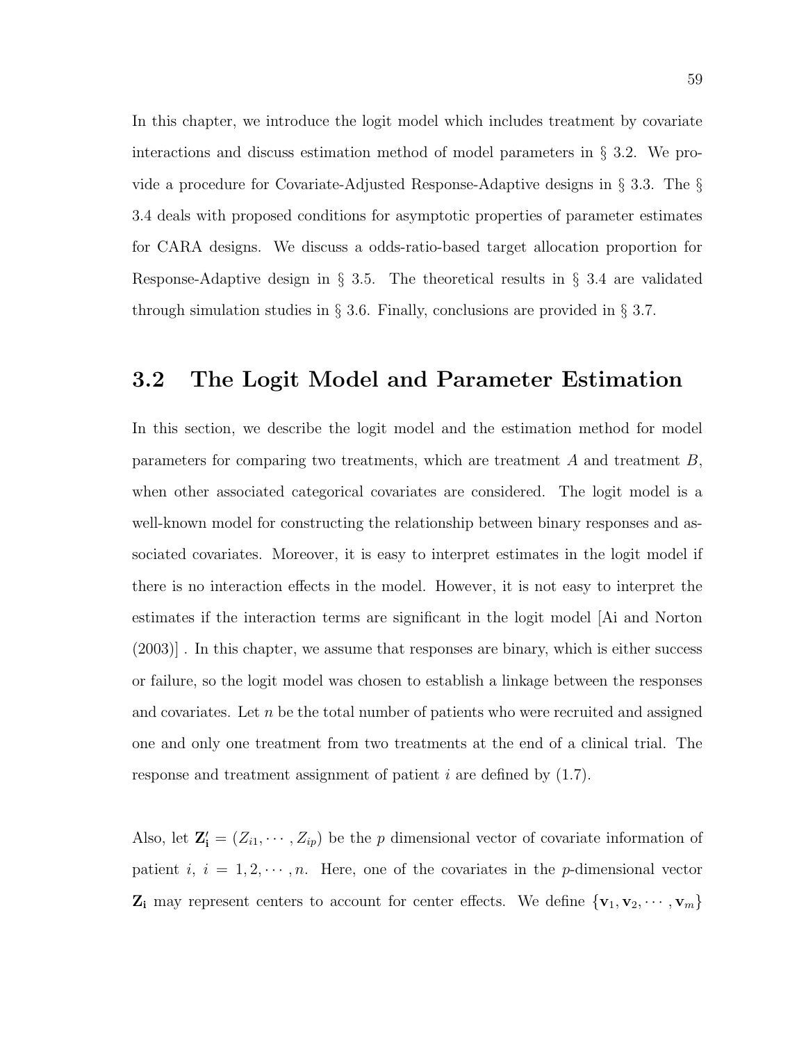In this chapter, we introduce the logit model which includes treatment by covariate interactions and discuss estimation method of model parameters in § 3.2. We provide a procedure for Covariate-Adjusted Response-Adaptive designs in § 3.3. The § 3.4 deals with proposed conditions for asymptotic properties of parameter estimates for CARA designs. We discuss a odds-ratio-based target allocation proportion for Response-Adaptive design in § 3.5. The theoretical results in § 3.4 are validated through simulation studies in § 3.6. Finally, conclusions are provided in § 3.7.

## 3.2 The Logit Model and Parameter Estimation

In this section, we describe the logit model and the estimation method for model parameters for comparing two treatments, which are treatment $A$ and treatment $B$, when other associated categorical covariates are considered. The logit model is a well-known model for constructing the relationship between binary responses and associated covariates. Moreover, it is easy to interpret estimates in the logit model if there is no interaction effects in the model. However, it is not easy to interpret the estimates if the interaction terms are significant in the logit model [Ai and Norton (2003)] . In this chapter, we assume that responses are binary, which is either success or failure, so the logit model was chosen to establish a linkage between the responses and covariates. Let $n$ be the total number of patients who were recruited and assigned one and only one treatment from two treatments at the end of a clinical trial. The response and treatment assignment of patient $i$ are defined by (1.7).

Also, let $\mathbf{Z_i'} = (Z_{i1}, \cdots, Z_{ip})$ be the $p$ dimensional vector of covariate information of patient $i$, $i = 1, 2, \cdots, n$. Here, one of the covariates in the $p$-dimensional vector $\mathbf{Z_i}$ may represent centers to account for center effects. We define $\{\mathbf{v}_1, \mathbf{v}_2, \cdots, \mathbf{v}_m\}$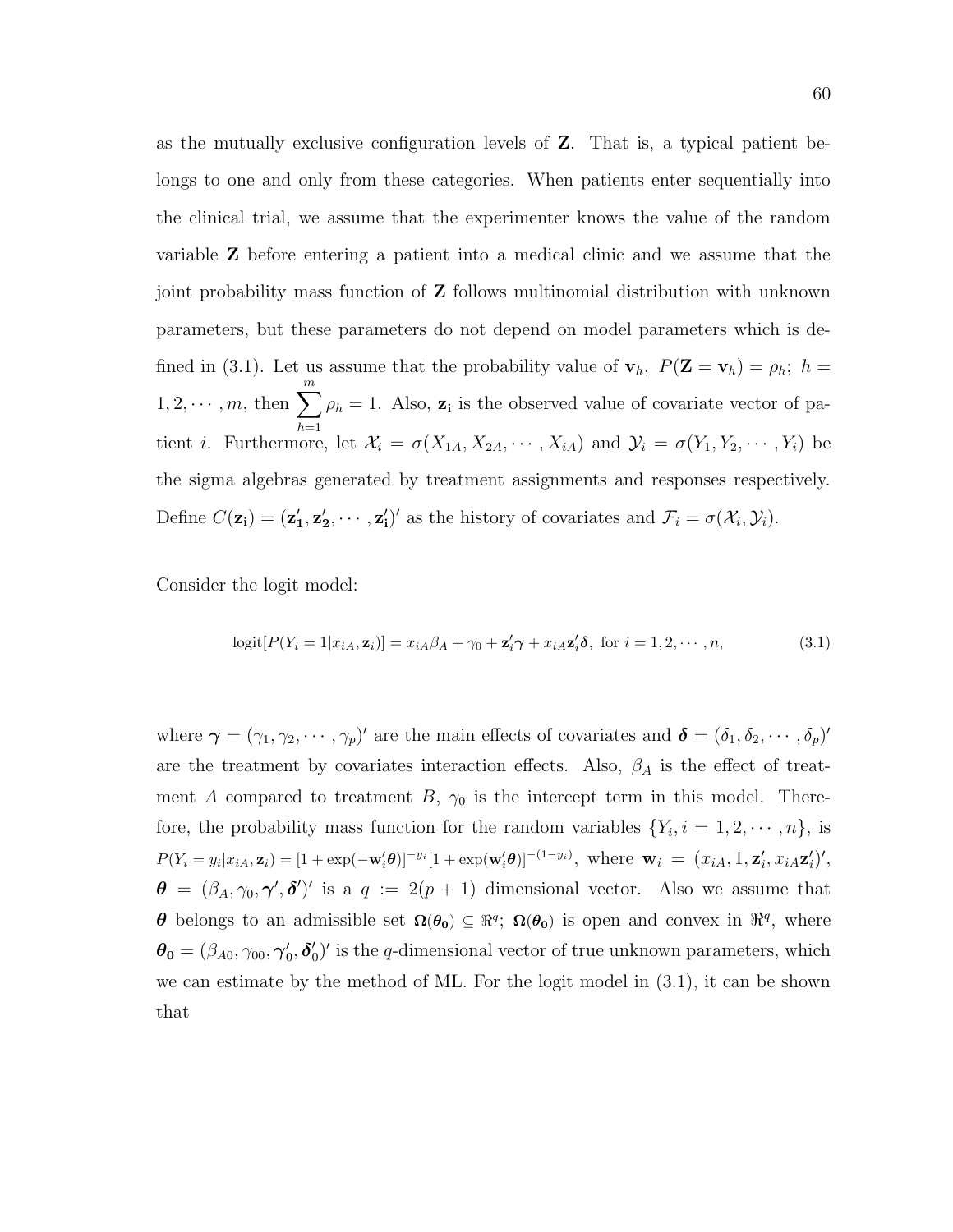as the mutually exclusive configuration levels of $\mathbf{Z}$. That is, a typical patient belongs to one and only from these categories. When patients enter sequentially into the clinical trial, we assume that the experimenter knows the value of the random variable $\mathbf{Z}$ before entering a patient into a medical clinic and we assume that the joint probability mass function of $\mathbf{Z}$ follows multinomial distribution with unknown parameters, but these parameters do not depend on model parameters which is defined in (3.1). Let us assume that the probability value of $\mathbf{v}_h$, $P(\mathbf{Z} = \mathbf{v}_h) = \rho_h;\ h = 1, 2, \cdots, m$, then $\sum_{h=1}^{m} \rho_h = 1$. Also, $\mathbf{z_i}$ is the observed value of covariate vector of patient $i$. Furthermore, let $\mathcal{X}_i = \sigma(X_{1A}, X_{2A}, \cdots, X_{iA})$ and $\mathcal{Y}_i = \sigma(Y_1, Y_2, \cdots, Y_i)$ be the sigma algebras generated by treatment assignments and responses respectively. Define $C(\mathbf{z_i}) = (\mathbf{z_1'}, \mathbf{z_2'}, \cdots, \mathbf{z_i'})'$ as the history of covariates and $\mathcal{F}_i = \sigma(\mathcal{X}_i, \mathcal{Y}_i)$.

Consider the logit model:

$$\text{logit}[P(Y_i = 1|x_{iA}, \mathbf{z}_i)] = x_{iA}\beta_A + \gamma_0 + \mathbf{z}_i'\boldsymbol{\gamma} + x_{iA}\mathbf{z}_i'\boldsymbol{\delta},\ \text{ for } i = 1, 2, \cdots, n, \tag{3.1}$$

where $\boldsymbol{\gamma} = (\gamma_1, \gamma_2, \cdots, \gamma_p)'$ are the main effects of covariates and $\boldsymbol{\delta} = (\delta_1, \delta_2, \cdots, \delta_p)'$ are the treatment by covariates interaction effects. Also, $\beta_A$ is the effect of treatment $A$ compared to treatment $B$, $\gamma_0$ is the intercept term in this model. Therefore, the probability mass function for the random variables $\{Y_i, i = 1, 2, \cdots, n\}$, is $P(Y_i = y_i|x_{iA}, \mathbf{z}_i) = [1 + \exp(-\mathbf{w}_i'\boldsymbol{\theta})]^{-y_i}[1 + \exp(\mathbf{w}_i'\boldsymbol{\theta})]^{-(1-y_i)}$, where $\mathbf{w}_i = (x_{iA}, 1, \mathbf{z}_i', x_{iA}\mathbf{z}_i')'$, $\boldsymbol{\theta} = (\beta_A, \gamma_0, \boldsymbol{\gamma}', \boldsymbol{\delta}')'$ is a $q := 2(p+1)$ dimensional vector. Also we assume that $\boldsymbol{\theta}$ belongs to an admissible set $\boldsymbol{\Omega}(\boldsymbol{\theta_0}) \subseteq \Re^q$; $\boldsymbol{\Omega}(\boldsymbol{\theta_0})$ is open and convex in $\Re^q$, where $\boldsymbol{\theta_0} = (\beta_{A0}, \gamma_{00}, \boldsymbol{\gamma}_0', \boldsymbol{\delta}_0')'$ is the $q$-dimensional vector of true unknown parameters, which we can estimate by the method of ML. For the logit model in (3.1), it can be shown that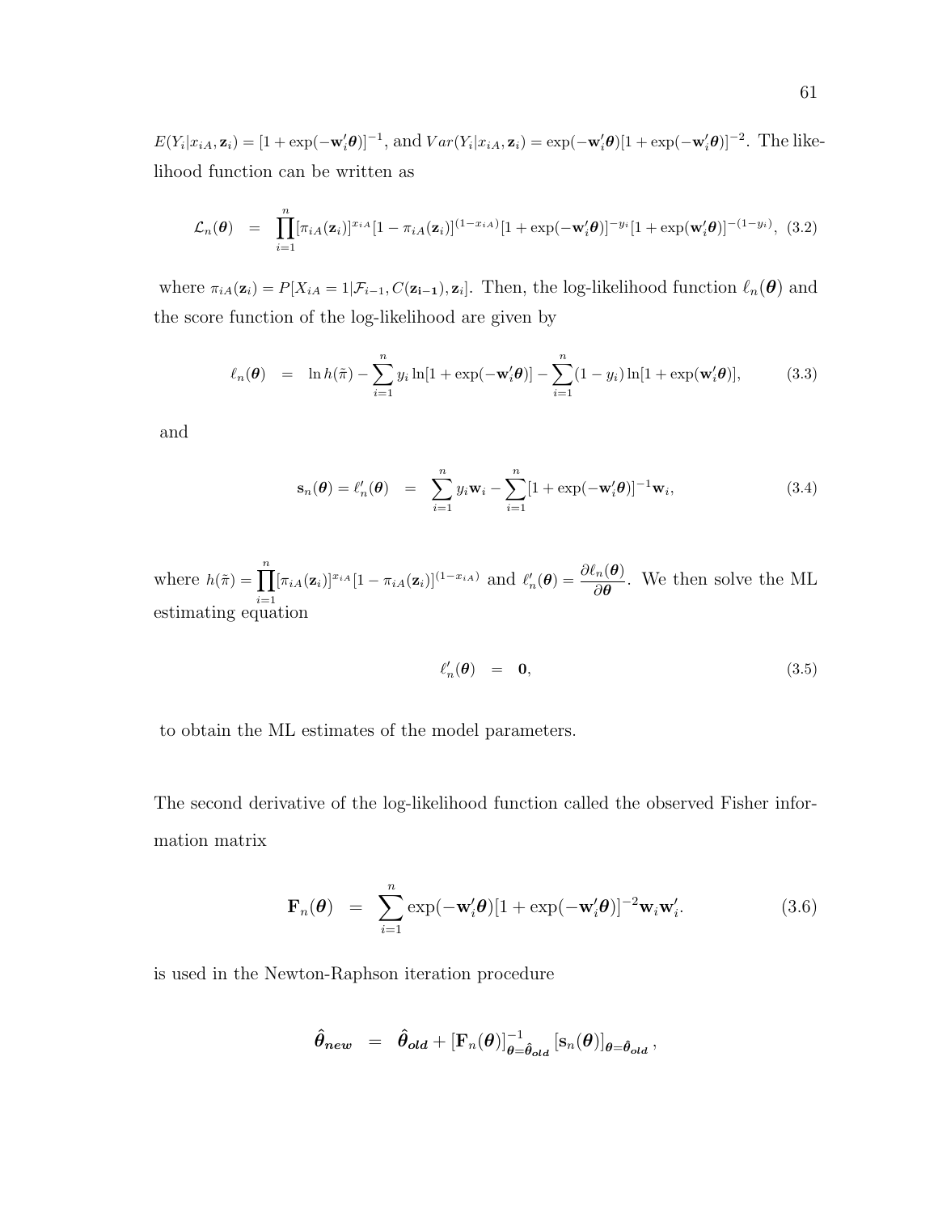$E(Y_i|x_{iA}, \mathbf{z}_i) = [1 + \exp(-\mathbf{w}_i'\boldsymbol{\theta})]^{-1}$, and $Var(Y_i|x_{iA}, \mathbf{z}_i) = \exp(-\mathbf{w}_i'\boldsymbol{\theta})[1 + \exp(-\mathbf{w}_i'\boldsymbol{\theta})]^{-2}$. The likelihood function can be written as

$$\mathcal{L}_n(\boldsymbol{\theta}) \;\;=\;\; \prod_{i=1}^{n}[\pi_{iA}(\mathbf{z}_i)]^{x_{iA}}[1 - \pi_{iA}(\mathbf{z}_i)]^{(1-x_{iA})}[1 + \exp(-\mathbf{w}_i'\boldsymbol{\theta})]^{-y_i}[1 + \exp(\mathbf{w}_i'\boldsymbol{\theta})]^{-(1-y_i)}, \tag{3.2}$$

where $\pi_{iA}(\mathbf{z}_i) = P[X_{iA} = 1|\mathcal{F}_{i-1}, C(\mathbf{z_{i-1}}), \mathbf{z}_i]$. Then, the log-likelihood function $\ell_n(\boldsymbol{\theta})$ and the score function of the log-likelihood are given by

$$\ell_n(\boldsymbol{\theta}) \;\;=\;\; \ln h(\tilde{\pi}) - \sum_{i=1}^{n} y_i \ln[1 + \exp(-\mathbf{w}_i'\boldsymbol{\theta})] - \sum_{i=1}^{n}(1 - y_i)\ln[1 + \exp(\mathbf{w}_i'\boldsymbol{\theta})], \tag{3.3}$$

and

$$\mathbf{s}_n(\boldsymbol{\theta}) = \ell_n'(\boldsymbol{\theta}) \;\;=\;\; \sum_{i=1}^{n} y_i\mathbf{w}_i - \sum_{i=1}^{n}[1 + \exp(-\mathbf{w}_i'\boldsymbol{\theta})]^{-1}\mathbf{w}_i, \tag{3.4}$$

where $h(\tilde{\pi}) = \prod_{i=1}^{n}[\pi_{iA}(\mathbf{z}_i)]^{x_{iA}}[1 - \pi_{iA}(\mathbf{z}_i)]^{(1-x_{iA})}$ and $\ell_n'(\boldsymbol{\theta}) = \dfrac{\partial \ell_n(\boldsymbol{\theta})}{\partial \boldsymbol{\theta}}$. We then solve the ML estimating equation

$$\ell_n'(\boldsymbol{\theta}) \;\;=\;\; \mathbf{0}, \tag{3.5}$$

to obtain the ML estimates of the model parameters.

The second derivative of the log-likelihood function called the observed Fisher information matrix

$$\mathbf{F}_n(\boldsymbol{\theta}) \;\;=\;\; \sum_{i=1}^{n} \exp(-\mathbf{w}_i'\boldsymbol{\theta})[1 + \exp(-\mathbf{w}_i'\boldsymbol{\theta})]^{-2}\mathbf{w}_i\mathbf{w}_i'. \tag{3.6}$$

is used in the Newton-Raphson iteration procedure

$$\hat{\boldsymbol{\theta}}_{\boldsymbol{new}} \;\;=\;\; \hat{\boldsymbol{\theta}}_{\boldsymbol{old}} + [\mathbf{F}_n(\boldsymbol{\theta})]^{-1}_{\boldsymbol{\theta}=\hat{\boldsymbol{\theta}}_{\boldsymbol{old}}}\,[\mathbf{s}_n(\boldsymbol{\theta})]_{\boldsymbol{\theta}=\hat{\boldsymbol{\theta}}_{\boldsymbol{old}}},$$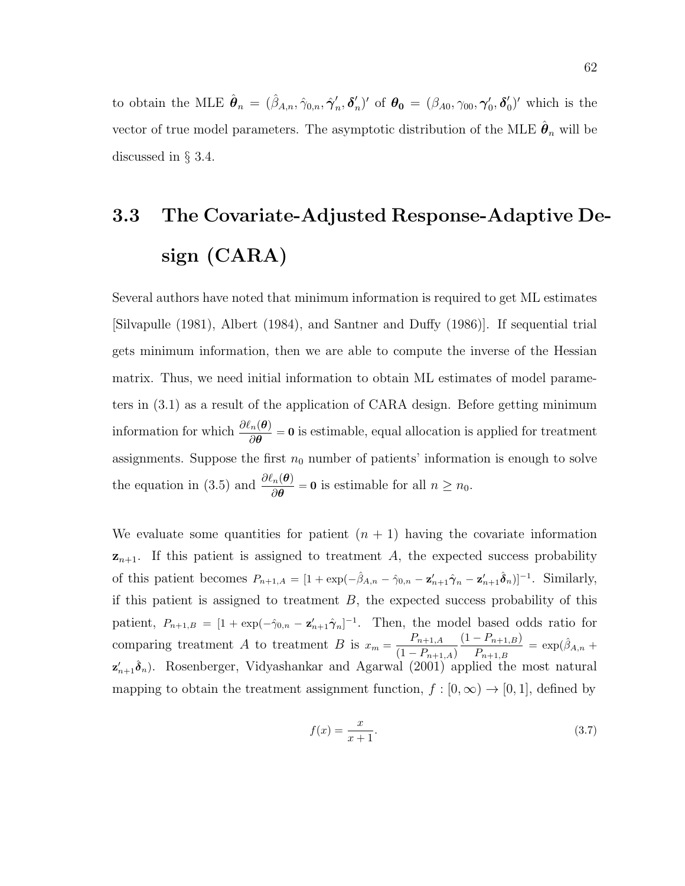to obtain the MLE $\hat{\boldsymbol{\theta}}_n = (\hat{\beta}_{A,n}, \hat{\gamma}_{0,n}, \hat{\boldsymbol{\gamma}}'_n, \boldsymbol{\delta}'_n)'$ of $\boldsymbol{\theta_0} = (\beta_{A0}, \gamma_{00}, \boldsymbol{\gamma}'_0, \boldsymbol{\delta}'_0)'$ which is the vector of true model parameters. The asymptotic distribution of the MLE $\hat{\boldsymbol{\theta}}_n$ will be discussed in § 3.4.

## 3.3 The Covariate-Adjusted Response-Adaptive Design (CARA)

Several authors have noted that minimum information is required to get ML estimates [Silvapulle (1981), Albert (1984), and Santner and Duffy (1986)]. If sequential trial gets minimum information, then we are able to compute the inverse of the Hessian matrix. Thus, we need initial information to obtain ML estimates of model parameters in (3.1) as a result of the application of CARA design. Before getting minimum information for which $\frac{\partial \ell_n(\boldsymbol{\theta})}{\partial \boldsymbol{\theta}} = \mathbf{0}$ is estimable, equal allocation is applied for treatment assignments. Suppose the first $n_0$ number of patients' information is enough to solve the equation in (3.5) and $\frac{\partial \ell_n(\boldsymbol{\theta})}{\partial \boldsymbol{\theta}} = \mathbf{0}$ is estimable for all $n \geq n_0$.

We evaluate some quantities for patient $(n+1)$ having the covariate information $\mathbf{z}_{n+1}$. If this patient is assigned to treatment $A$, the expected success probability of this patient becomes $P_{n+1,A} = [1 + \exp(-\hat{\beta}_{A,n} - \hat{\gamma}_{0,n} - \mathbf{z}'_{n+1}\hat{\boldsymbol{\gamma}}_n - \mathbf{z}'_{n+1}\hat{\boldsymbol{\delta}}_n)]^{-1}$. Similarly, if this patient is assigned to treatment $B$, the expected success probability of this patient, $P_{n+1,B} = [1 + \exp(-\hat{\gamma}_{0,n} - \mathbf{z}'_{n+1}\hat{\boldsymbol{\gamma}}_n]^{-1}$. Then, the model based odds ratio for comparing treatment $A$ to treatment $B$ is $x_m = \frac{P_{n+1,A}}{(1 - P_{n+1,A})} \frac{(1 - P_{n+1,B})}{P_{n+1,B}} = \exp(\hat{\beta}_{A,n} + \mathbf{z}'_{n+1}\hat{\boldsymbol{\delta}}_n)$. Rosenberger, Vidyashankar and Agarwal (2001) applied the most natural mapping to obtain the treatment assignment function, $f : [0, \infty) \to [0, 1]$, defined by

$$f(x) = \frac{x}{x+1}. \tag{3.7}$$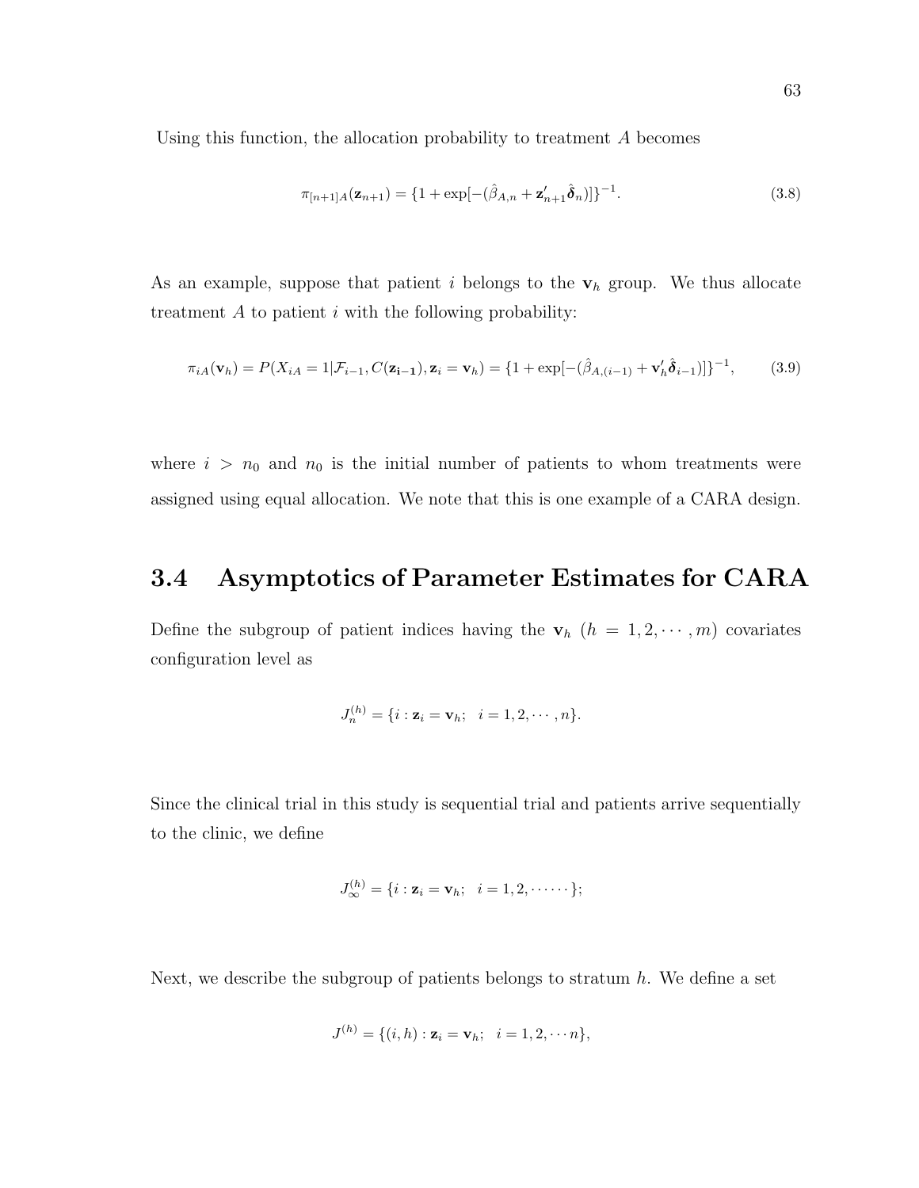Using this function, the allocation probability to treatment $A$ becomes

$$\pi_{[n+1]A}(\mathbf{z}_{n+1}) = \{1 + \exp[-(\hat{\beta}_{A,n} + \mathbf{z}'_{n+1}\hat{\boldsymbol{\delta}}_n)]\}^{-1}. \tag{3.8}$$

As an example, suppose that patient $i$ belongs to the $\mathbf{v}_h$ group. We thus allocate treatment $A$ to patient $i$ with the following probability:

$$\pi_{iA}(\mathbf{v}_h) = P(X_{iA} = 1|\mathcal{F}_{i-1}, C(\mathbf{z_{i-1}}), \mathbf{z}_i = \mathbf{v}_h) = \{1 + \exp[-(\hat{\beta}_{A,(i-1)} + \mathbf{v}'_h\hat{\boldsymbol{\delta}}_{i-1})]\}^{-1}, \tag{3.9}$$

where $i > n_0$ and $n_0$ is the initial number of patients to whom treatments were assigned using equal allocation. We note that this is one example of a CARA design.

## 3.4 Asymptotics of Parameter Estimates for CARA

Define the subgroup of patient indices having the $\mathbf{v}_h$ $(h = 1, 2, \cdots, m)$ covariates configuration level as

$$J_n^{(h)} = \{i : \mathbf{z}_i = \mathbf{v}_h; \quad i = 1, 2, \cdots, n\}.$$

Since the clinical trial in this study is sequential trial and patients arrive sequentially to the clinic, we define

$$J_\infty^{(h)} = \{i : \mathbf{z}_i = \mathbf{v}_h; \quad i = 1, 2, \cdots\cdots\};$$

Next, we describe the subgroup of patients belongs to stratum $h$. We define a set

$$J^{(h)} = \{(i, h) : \mathbf{z}_i = \mathbf{v}_h; \quad i = 1, 2, \cdots n\},$$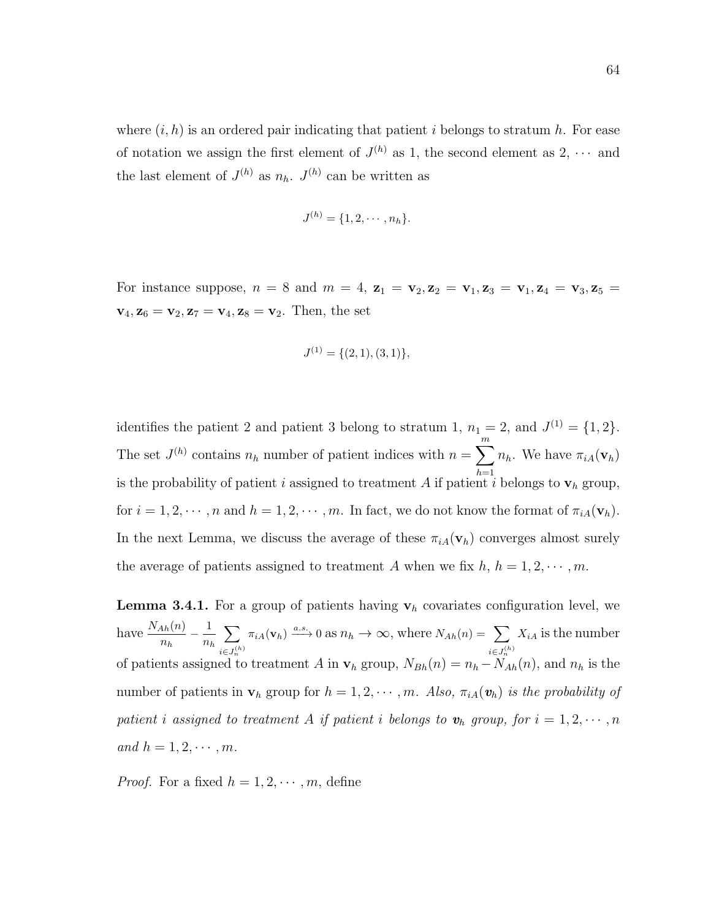where $(i, h)$ is an ordered pair indicating that patient $i$ belongs to stratum $h$. For ease of notation we assign the first element of $J^{(h)}$ as 1, the second element as 2, $\cdots$ and the last element of $J^{(h)}$ as $n_h$. $J^{(h)}$ can be written as

$$J^{(h)} = \{1, 2, \cdots, n_h\}.$$

For instance suppose, $n = 8$ and $m = 4$, $\mathbf{z}_1 = \mathbf{v}_2, \mathbf{z}_2 = \mathbf{v}_1, \mathbf{z}_3 = \mathbf{v}_1, \mathbf{z}_4 = \mathbf{v}_3, \mathbf{z}_5 = \mathbf{v}_4, \mathbf{z}_6 = \mathbf{v}_2, \mathbf{z}_7 = \mathbf{v}_4, \mathbf{z}_8 = \mathbf{v}_2$. Then, the set

$$J^{(1)} = \{(2, 1), (3, 1)\},$$

identifies the patient 2 and patient 3 belong to stratum 1, $n_1 = 2$, and $J^{(1)} = \{1, 2\}$. The set $J^{(h)}$ contains $n_h$ number of patient indices with $n = \sum_{h=1}^{m} n_h$. We have $\pi_{iA}(\mathbf{v}_h)$ is the probability of patient $i$ assigned to treatment $A$ if patient $i$ belongs to $\mathbf{v}_h$ group, for $i = 1, 2, \cdots, n$ and $h = 1, 2, \cdots, m$. In fact, we do not know the format of $\pi_{iA}(\mathbf{v}_h)$. In the next Lemma, we discuss the average of these $\pi_{iA}(\mathbf{v}_h)$ converges almost surely the average of patients assigned to treatment $A$ when we fix $h$, $h = 1, 2, \cdots, m$.

**Lemma 3.4.1.** For a group of patients having $\mathbf{v}_h$ covariates configuration level, we have $\frac{N_{Ah}(n)}{n_h} - \frac{1}{n_h} \sum_{i \in J_n^{(h)}} \pi_{iA}(\mathbf{v}_h) \xrightarrow{a.s.} 0$ as $n_h \to \infty$, where $N_{Ah}(n) = \sum_{i \in J_n^{(h)}} X_{iA}$ is the number of patients assigned to treatment $A$ in $\mathbf{v}_h$ group, $N_{Bh}(n) = n_h - N_{Ah}(n)$, and $n_h$ is the number of patients in $\mathbf{v}_h$ group for $h = 1, 2, \cdots, m$. *Also, $\pi_{iA}(\boldsymbol{v}_h)$ is the probability of patient $i$ assigned to treatment $A$ if patient $i$ belongs to $\boldsymbol{v}_h$ group, for $i = 1, 2, \cdots, n$ and $h = 1, 2, \cdots, m$.*

*Proof.* For a fixed $h = 1, 2, \cdots, m$, define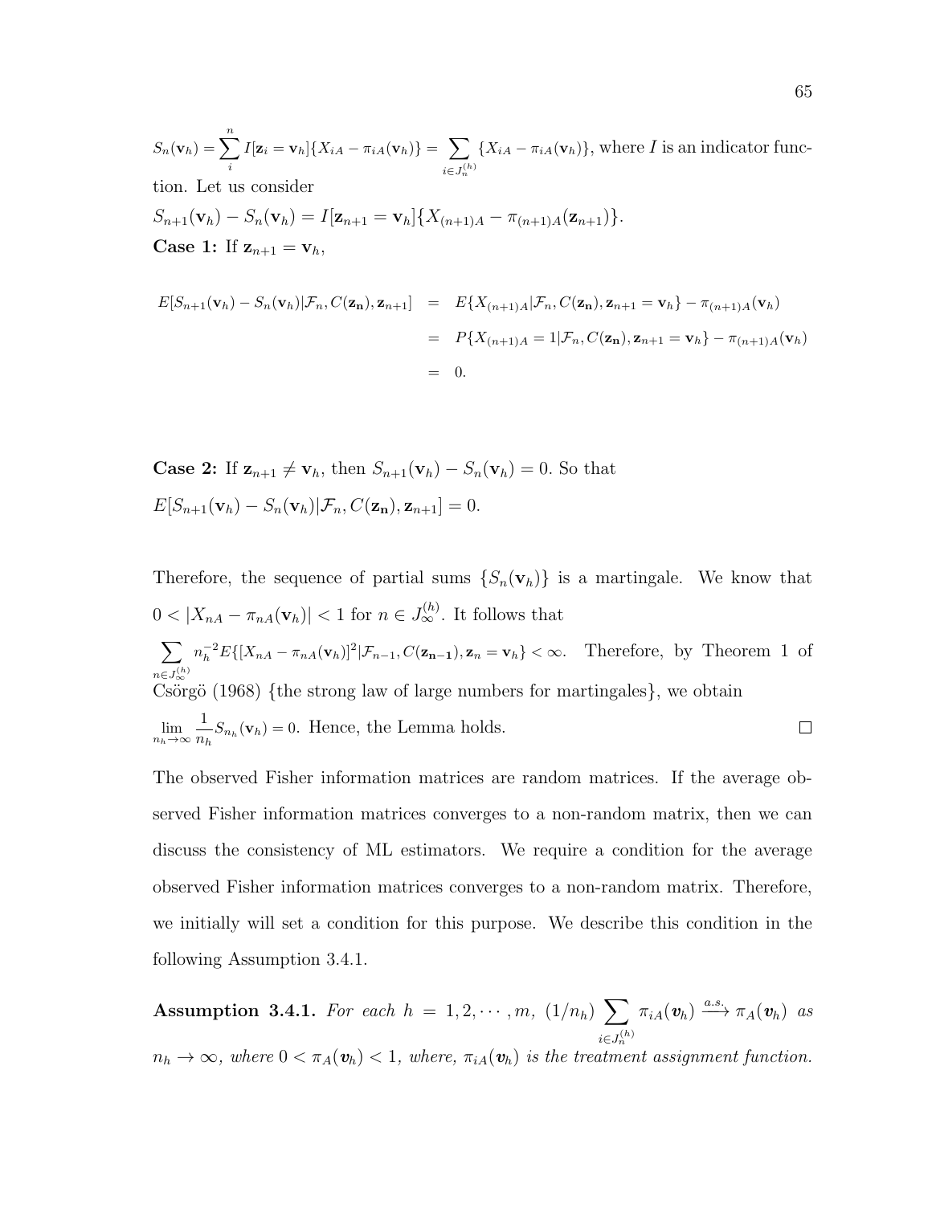$S_n(\mathbf{v}_h) = \sum_{i}^{n} I[\mathbf{z}_i = \mathbf{v}_h]\{X_{iA} - \pi_{iA}(\mathbf{v}_h)\} = \sum_{i \in J_n^{(h)}} \{X_{iA} - \pi_{iA}(\mathbf{v}_h)\}$, where $I$ is an indicator function. Let us consider

$S_{n+1}(\mathbf{v}_h) - S_n(\mathbf{v}_h) = I[\mathbf{z}_{n+1} = \mathbf{v}_h]\{X_{(n+1)A} - \pi_{(n+1)A}(\mathbf{z}_{n+1})\}$.

**Case 1:** If $\mathbf{z}_{n+1} = \mathbf{v}_h$,

$$
\begin{aligned}
E[S_{n+1}(\mathbf{v}_h) - S_n(\mathbf{v}_h)|\mathcal{F}_n, C(\mathbf{z_n}), \mathbf{z}_{n+1}] &= E\{X_{(n+1)A}|\mathcal{F}_n, C(\mathbf{z_n}), \mathbf{z}_{n+1} = \mathbf{v}_h\} - \pi_{(n+1)A}(\mathbf{v}_h) \\
&= P\{X_{(n+1)A} = 1|\mathcal{F}_n, C(\mathbf{z_n}), \mathbf{z}_{n+1} = \mathbf{v}_h\} - \pi_{(n+1)A}(\mathbf{v}_h) \\
&= 0.
\end{aligned}
$$

**Case 2:** If $\mathbf{z}_{n+1} \neq \mathbf{v}_h$, then $S_{n+1}(\mathbf{v}_h) - S_n(\mathbf{v}_h) = 0$. So that
$E[S_{n+1}(\mathbf{v}_h) - S_n(\mathbf{v}_h)|\mathcal{F}_n, C(\mathbf{z_n}), \mathbf{z}_{n+1}] = 0$.

Therefore, the sequence of partial sums $\{S_n(\mathbf{v}_h)\}$ is a martingale. We know that $0 < |X_{nA} - \pi_{nA}(\mathbf{v}_h)| < 1$ for $n \in J_\infty^{(h)}$. It follows that
$\sum_{n \in J_\infty^{(h)}} n_h^{-2} E\{[X_{nA} - \pi_{nA}(\mathbf{v}_h)]^2|\mathcal{F}_{n-1}, C(\mathbf{z_{n-1}}), \mathbf{z}_n = \mathbf{v}_h\} < \infty$. Therefore, by Theorem 1 of Csörgö (1968) {the strong law of large numbers for martingales}, we obtain
$\lim_{n_h \to \infty} \frac{1}{n_h} S_{n_h}(\mathbf{v}_h) = 0$. Hence, the Lemma holds. □

The observed Fisher information matrices are random matrices. If the average observed Fisher information matrices converges to a non-random matrix, then we can discuss the consistency of ML estimators. We require a condition for the average observed Fisher information matrices converges to a non-random matrix. Therefore, we initially will set a condition for this purpose. We describe this condition in the following Assumption 3.4.1.

**Assumption 3.4.1.** *For each $h = 1, 2, \cdots, m$, $(1/n_h) \sum_{i \in J_n^{(h)}} \pi_{iA}(\boldsymbol{v}_h) \xrightarrow{a.s.} \pi_A(\boldsymbol{v}_h)$ as $n_h \to \infty$, where $0 < \pi_A(\boldsymbol{v}_h) < 1$, where, $\pi_{iA}(\boldsymbol{v}_h)$ is the treatment assignment function.*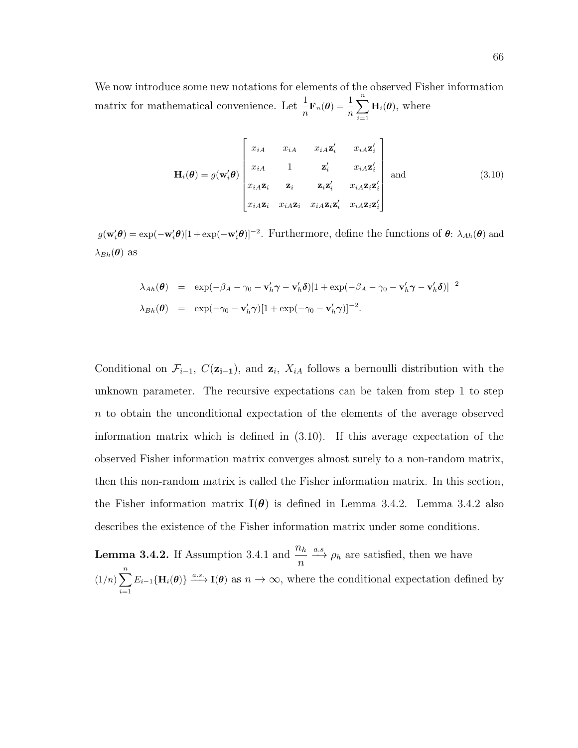We now introduce some new notations for elements of the observed Fisher information matrix for mathematical convenience. Let $\frac{1}{n}\mathbf{F}_n(\boldsymbol{\theta}) = \frac{1}{n}\sum_{i=1}^{n}\mathbf{H}_i(\boldsymbol{\theta})$, where

$$
\mathbf{H}_i(\boldsymbol{\theta}) = g(\mathbf{w}_i'\boldsymbol{\theta})\begin{bmatrix} x_{iA} & x_{iA} & x_{iA}\mathbf{z}_i' & x_{iA}\mathbf{z}_i' \\ x_{iA} & 1 & \mathbf{z}_i' & x_{iA}\mathbf{z}_i' \\ x_{iA}\mathbf{z}_i & \mathbf{z}_i & \mathbf{z}_i\mathbf{z}_i' & x_{iA}\mathbf{z}_i\mathbf{z}_i' \\ x_{iA}\mathbf{z}_i & x_{iA}\mathbf{z}_i & x_{iA}\mathbf{z}_i\mathbf{z}_i' & x_{iA}\mathbf{z}_i\mathbf{z}_i' \end{bmatrix} \text{ and} \tag{3.10}
$$

$g(\mathbf{w}_i'\boldsymbol{\theta}) = \exp(-\mathbf{w}_i'\boldsymbol{\theta})[1+\exp(-\mathbf{w}_i'\boldsymbol{\theta})]^{-2}$. Furthermore, define the functions of $\boldsymbol{\theta}$: $\lambda_{Ah}(\boldsymbol{\theta})$ and $\lambda_{Bh}(\boldsymbol{\theta})$ as

$$
\begin{aligned}
\lambda_{Ah}(\boldsymbol{\theta}) &= \exp(-\beta_A - \gamma_0 - \mathbf{v}_h'\boldsymbol{\gamma} - \mathbf{v}_h'\boldsymbol{\delta})[1+\exp(-\beta_A - \gamma_0 - \mathbf{v}_h'\boldsymbol{\gamma} - \mathbf{v}_h'\boldsymbol{\delta})]^{-2} \\
\lambda_{Bh}(\boldsymbol{\theta}) &= \exp(-\gamma_0 - \mathbf{v}_h'\boldsymbol{\gamma})[1+\exp(-\gamma_0 - \mathbf{v}_h'\boldsymbol{\gamma})]^{-2}.
\end{aligned}
$$

Conditional on $\mathcal{F}_{i-1}$, $C(\mathbf{z_{i-1}})$, and $\mathbf{z}_i$, $X_{iA}$ follows a bernoulli distribution with the unknown parameter. The recursive expectations can be taken from step 1 to step $n$ to obtain the unconditional expectation of the elements of the average observed information matrix which is defined in (3.10). If this average expectation of the observed Fisher information matrix converges almost surely to a non-random matrix, then this non-random matrix is called the Fisher information matrix. In this section, the Fisher information matrix $\mathbf{I}(\boldsymbol{\theta})$ is defined in Lemma 3.4.2. Lemma 3.4.2 also describes the existence of the Fisher information matrix under some conditions.

**Lemma 3.4.2.** If Assumption 3.4.1 and $\frac{n_h}{n} \xrightarrow{a.s} \rho_h$ are satisfied, then we have $(1/n)\sum_{i=1}^{n} E_{i-1}\{\mathbf{H}_i(\boldsymbol{\theta})\} \xrightarrow{a.s.} \mathbf{I}(\boldsymbol{\theta})$ as $n \to \infty$, where the conditional expectation defined by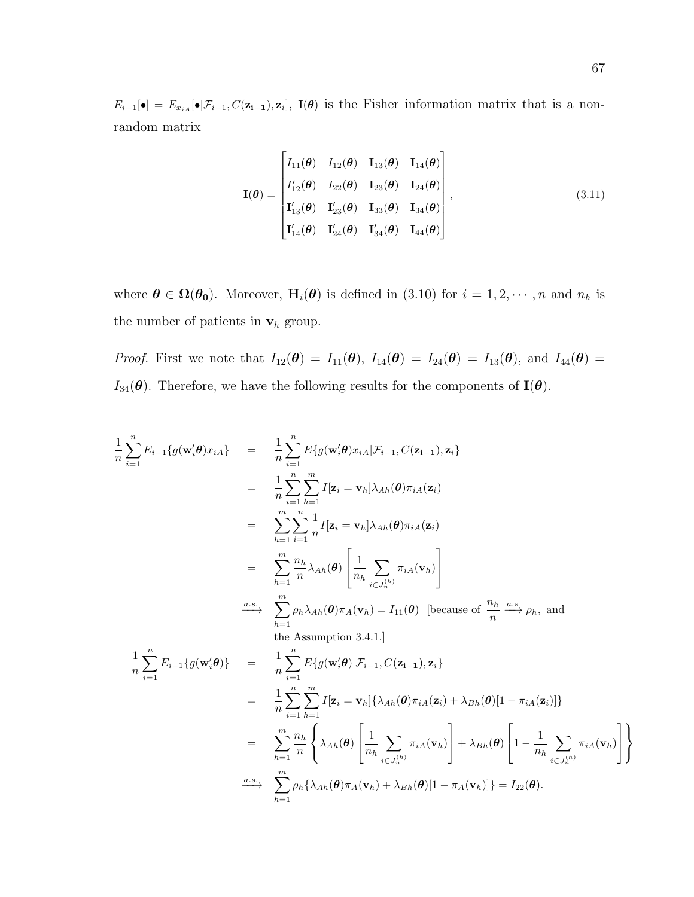$E_{i-1}[\bullet] = E_{x_{iA}}[\bullet|\mathcal{F}_{i-1}, C(\mathbf{z_{i-1}}), \mathbf{z}_i]$, $\mathbf{I}(\boldsymbol{\theta})$ is the Fisher information matrix that is a non-random matrix

$$\mathbf{I}(\boldsymbol{\theta}) = \begin{bmatrix} I_{11}(\boldsymbol{\theta}) & I_{12}(\boldsymbol{\theta}) & \mathbf{I}_{13}(\boldsymbol{\theta}) & \mathbf{I}_{14}(\boldsymbol{\theta}) \\ I'_{12}(\boldsymbol{\theta}) & I_{22}(\boldsymbol{\theta}) & \mathbf{I}_{23}(\boldsymbol{\theta}) & \mathbf{I}_{24}(\boldsymbol{\theta}) \\ \mathbf{I}'_{13}(\boldsymbol{\theta}) & \mathbf{I}'_{23}(\boldsymbol{\theta}) & \mathbf{I}_{33}(\boldsymbol{\theta}) & \mathbf{I}_{34}(\boldsymbol{\theta}) \\ \mathbf{I}'_{14}(\boldsymbol{\theta}) & \mathbf{I}'_{24}(\boldsymbol{\theta}) & \mathbf{I}'_{34}(\boldsymbol{\theta}) & \mathbf{I}_{44}(\boldsymbol{\theta}) \end{bmatrix}, \tag{3.11}$$

where $\boldsymbol{\theta} \in \boldsymbol{\Omega}(\boldsymbol{\theta_0})$. Moreover, $\mathbf{H}_i(\boldsymbol{\theta})$ is defined in (3.10) for $i = 1, 2, \cdots, n$ and $n_h$ is the number of patients in $\mathbf{v}_h$ group.

*Proof.* First we note that $I_{12}(\boldsymbol{\theta}) = I_{11}(\boldsymbol{\theta})$, $I_{14}(\boldsymbol{\theta}) = I_{24}(\boldsymbol{\theta}) = I_{13}(\boldsymbol{\theta})$, and $I_{44}(\boldsymbol{\theta}) = I_{34}(\boldsymbol{\theta})$. Therefore, we have the following results for the components of $\mathbf{I}(\boldsymbol{\theta})$.

$$\begin{aligned}
\frac{1}{n}\sum_{i=1}^{n} E_{i-1}\{g(\mathbf{w}_i'\boldsymbol{\theta})x_{iA}\} &= \frac{1}{n}\sum_{i=1}^{n} E\{g(\mathbf{w}_i'\boldsymbol{\theta})x_{iA}|\mathcal{F}_{i-1}, C(\mathbf{z_{i-1}}), \mathbf{z}_i\} \\
&= \frac{1}{n}\sum_{i=1}^{n}\sum_{h=1}^{m} I[\mathbf{z}_i = \mathbf{v}_h]\lambda_{Ah}(\boldsymbol{\theta})\pi_{iA}(\mathbf{z}_i) \\
&= \sum_{h=1}^{m}\sum_{i=1}^{n} \frac{1}{n} I[\mathbf{z}_i = \mathbf{v}_h]\lambda_{Ah}(\boldsymbol{\theta})\pi_{iA}(\mathbf{z}_i) \\
&= \sum_{h=1}^{m} \frac{n_h}{n}\lambda_{Ah}(\boldsymbol{\theta})\left[\frac{1}{n_h}\sum_{i\in J_n^{(h)}} \pi_{iA}(\mathbf{v}_h)\right] \\
&\xrightarrow{a.s.} \sum_{h=1}^{m} \rho_h \lambda_{Ah}(\boldsymbol{\theta})\pi_A(\mathbf{v}_h) = I_{11}(\boldsymbol{\theta}) \ \ \text{[because of } \frac{n_h}{n} \xrightarrow{a.s} \rho_h, \text{ and} \\
&\quad\ \text{the Assumption 3.4.1.]} \\
\frac{1}{n}\sum_{i=1}^{n} E_{i-1}\{g(\mathbf{w}_i'\boldsymbol{\theta})\} &= \frac{1}{n}\sum_{i=1}^{n} E\{g(\mathbf{w}_i'\boldsymbol{\theta})|\mathcal{F}_{i-1}, C(\mathbf{z_{i-1}}), \mathbf{z}_i\} \\
&= \frac{1}{n}\sum_{i=1}^{n}\sum_{h=1}^{m} I[\mathbf{z}_i = \mathbf{v}_h]\{\lambda_{Ah}(\boldsymbol{\theta})\pi_{iA}(\mathbf{z}_i) + \lambda_{Bh}(\boldsymbol{\theta})[1-\pi_{iA}(\mathbf{z}_i)]\} \\
&= \sum_{h=1}^{m} \frac{n_h}{n}\left\{\lambda_{Ah}(\boldsymbol{\theta})\left[\frac{1}{n_h}\sum_{i\in J_n^{(h)}} \pi_{iA}(\mathbf{v}_h)\right] + \lambda_{Bh}(\boldsymbol{\theta})\left[1 - \frac{1}{n_h}\sum_{i\in J_n^{(h)}} \pi_{iA}(\mathbf{v}_h)\right]\right\} \\
&\xrightarrow{a.s.} \sum_{h=1}^{m} \rho_h\{\lambda_{Ah}(\boldsymbol{\theta})\pi_A(\mathbf{v}_h) + \lambda_{Bh}(\boldsymbol{\theta})[1-\pi_A(\mathbf{v}_h)]\} = I_{22}(\boldsymbol{\theta}).
\end{aligned}$$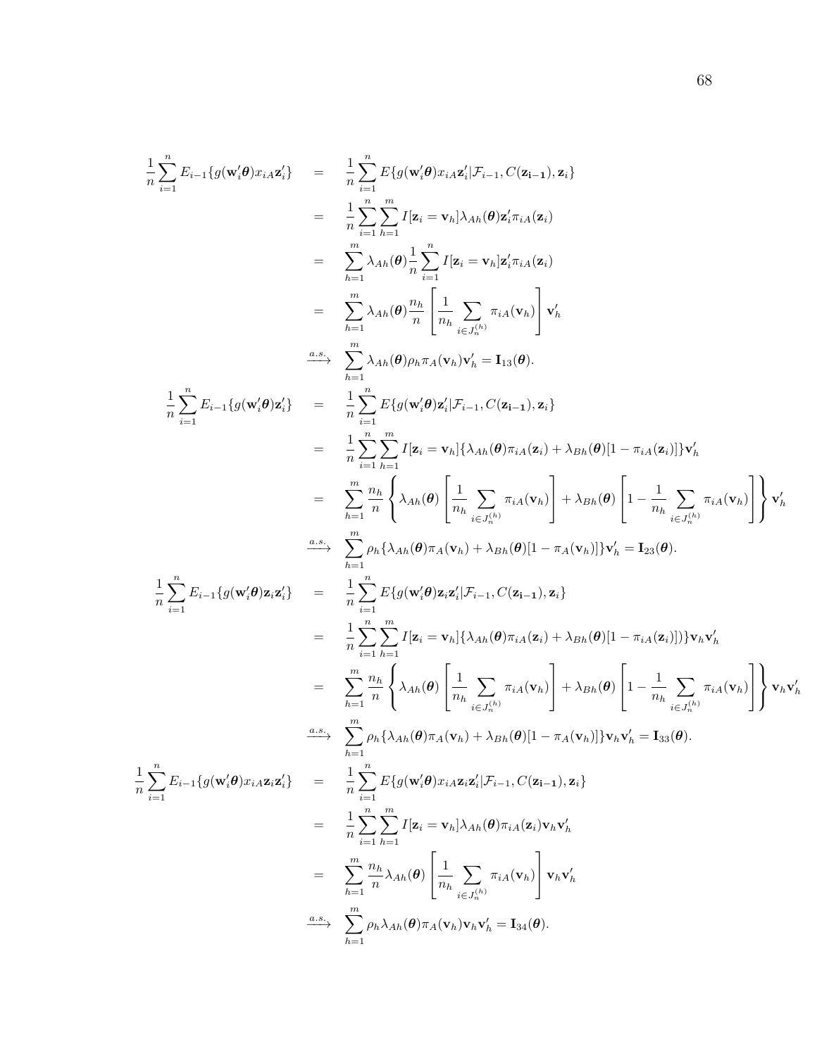$$
\begin{aligned}
\frac{1}{n}\sum_{i=1}^{n} E_{i-1}\{g(\mathbf{w}_i'\boldsymbol{\theta})x_{iA}\mathbf{z}_i'\} &= \frac{1}{n}\sum_{i=1}^{n} E\{g(\mathbf{w}_i'\boldsymbol{\theta})x_{iA}\mathbf{z}_i'|\mathcal{F}_{i-1}, C(\mathbf{z_{i-1}}), \mathbf{z}_i\} \\
&= \frac{1}{n}\sum_{i=1}^{n}\sum_{h=1}^{m} I[\mathbf{z}_i = \mathbf{v}_h]\lambda_{Ah}(\boldsymbol{\theta})\mathbf{z}_i'\pi_{iA}(\mathbf{z}_i) \\
&= \sum_{h=1}^{m}\lambda_{Ah}(\boldsymbol{\theta})\frac{1}{n}\sum_{i=1}^{n} I[\mathbf{z}_i = \mathbf{v}_h]\mathbf{z}_i'\pi_{iA}(\mathbf{z}_i) \\
&= \sum_{h=1}^{m}\lambda_{Ah}(\boldsymbol{\theta})\frac{n_h}{n}\left[\frac{1}{n_h}\sum_{i\in J_n^{(h)}}\pi_{iA}(\mathbf{v}_h)\right]\mathbf{v}_h' \\
&\xrightarrow{a.s.} \sum_{h=1}^{m}\lambda_{Ah}(\boldsymbol{\theta})\rho_h\pi_A(\mathbf{v}_h)\mathbf{v}_h' = \mathbf{I}_{13}(\boldsymbol{\theta}).
\end{aligned}
$$

$$
\begin{aligned}
\frac{1}{n}\sum_{i=1}^{n} E_{i-1}\{g(\mathbf{w}_i'\boldsymbol{\theta})\mathbf{z}_i'\} &= \frac{1}{n}\sum_{i=1}^{n} E\{g(\mathbf{w}_i'\boldsymbol{\theta})\mathbf{z}_i'|\mathcal{F}_{i-1}, C(\mathbf{z_{i-1}}), \mathbf{z}_i\} \\
&= \frac{1}{n}\sum_{i=1}^{n}\sum_{h=1}^{m} I[\mathbf{z}_i = \mathbf{v}_h]\{\lambda_{Ah}(\boldsymbol{\theta})\pi_{iA}(\mathbf{z}_i) + \lambda_{Bh}(\boldsymbol{\theta})[1-\pi_{iA}(\mathbf{z}_i)]\}\mathbf{v}_h' \\
&= \sum_{h=1}^{m}\frac{n_h}{n}\left\{\lambda_{Ah}(\boldsymbol{\theta})\left[\frac{1}{n_h}\sum_{i\in J_n^{(h)}}\pi_{iA}(\mathbf{v}_h)\right] + \lambda_{Bh}(\boldsymbol{\theta})\left[1-\frac{1}{n_h}\sum_{i\in J_n^{(h)}}\pi_{iA}(\mathbf{v}_h)\right]\right\}\mathbf{v}_h' \\
&\xrightarrow{a.s.} \sum_{h=1}^{m}\rho_h\{\lambda_{Ah}(\boldsymbol{\theta})\pi_A(\mathbf{v}_h) + \lambda_{Bh}(\boldsymbol{\theta})[1-\pi_A(\mathbf{v}_h)]\}\mathbf{v}_h' = \mathbf{I}_{23}(\boldsymbol{\theta}).
\end{aligned}
$$

$$
\begin{aligned}
\frac{1}{n}\sum_{i=1}^{n} E_{i-1}\{g(\mathbf{w}_i'\boldsymbol{\theta})\mathbf{z}_i\mathbf{z}_i'\} &= \frac{1}{n}\sum_{i=1}^{n} E\{g(\mathbf{w}_i'\boldsymbol{\theta})\mathbf{z}_i\mathbf{z}_i'|\mathcal{F}_{i-1}, C(\mathbf{z_{i-1}}), \mathbf{z}_i\} \\
&= \frac{1}{n}\sum_{i=1}^{n}\sum_{h=1}^{m} I[\mathbf{z}_i = \mathbf{v}_h]\{\lambda_{Ah}(\boldsymbol{\theta})\pi_{iA}(\mathbf{z}_i) + \lambda_{Bh}(\boldsymbol{\theta})[1-\pi_{iA}(\mathbf{z}_i)])\}\mathbf{v}_h\mathbf{v}_h' \\
&= \sum_{h=1}^{m}\frac{n_h}{n}\left\{\lambda_{Ah}(\boldsymbol{\theta})\left[\frac{1}{n_h}\sum_{i\in J_n^{(h)}}\pi_{iA}(\mathbf{v}_h)\right] + \lambda_{Bh}(\boldsymbol{\theta})\left[1-\frac{1}{n_h}\sum_{i\in J_n^{(h)}}\pi_{iA}(\mathbf{v}_h)\right]\right\}\mathbf{v}_h\mathbf{v}_h' \\
&\xrightarrow{a.s.} \sum_{h=1}^{m}\rho_h\{\lambda_{Ah}(\boldsymbol{\theta})\pi_A(\mathbf{v}_h) + \lambda_{Bh}(\boldsymbol{\theta})[1-\pi_A(\mathbf{v}_h)]\}\mathbf{v}_h\mathbf{v}_h' = \mathbf{I}_{33}(\boldsymbol{\theta}).
\end{aligned}
$$

$$
\begin{aligned}
\frac{1}{n}\sum_{i=1}^{n} E_{i-1}\{g(\mathbf{w}_i'\boldsymbol{\theta})x_{iA}\mathbf{z}_i\mathbf{z}_i'\} &= \frac{1}{n}\sum_{i=1}^{n} E\{g(\mathbf{w}_i'\boldsymbol{\theta})x_{iA}\mathbf{z}_i\mathbf{z}_i'|\mathcal{F}_{i-1}, C(\mathbf{z_{i-1}}), \mathbf{z}_i\} \\
&= \frac{1}{n}\sum_{i=1}^{n}\sum_{h=1}^{m} I[\mathbf{z}_i = \mathbf{v}_h]\lambda_{Ah}(\boldsymbol{\theta})\pi_{iA}(\mathbf{z}_i)\mathbf{v}_h\mathbf{v}_h' \\
&= \sum_{h=1}^{m}\frac{n_h}{n}\lambda_{Ah}(\boldsymbol{\theta})\left[\frac{1}{n_h}\sum_{i\in J_n^{(h)}}\pi_{iA}(\mathbf{v}_h)\right]\mathbf{v}_h\mathbf{v}_h' \\
&\xrightarrow{a.s.} \sum_{h=1}^{m}\rho_h\lambda_{Ah}(\boldsymbol{\theta})\pi_A(\mathbf{v}_h)\mathbf{v}_h\mathbf{v}_h' = \mathbf{I}_{34}(\boldsymbol{\theta}).
\end{aligned}
$$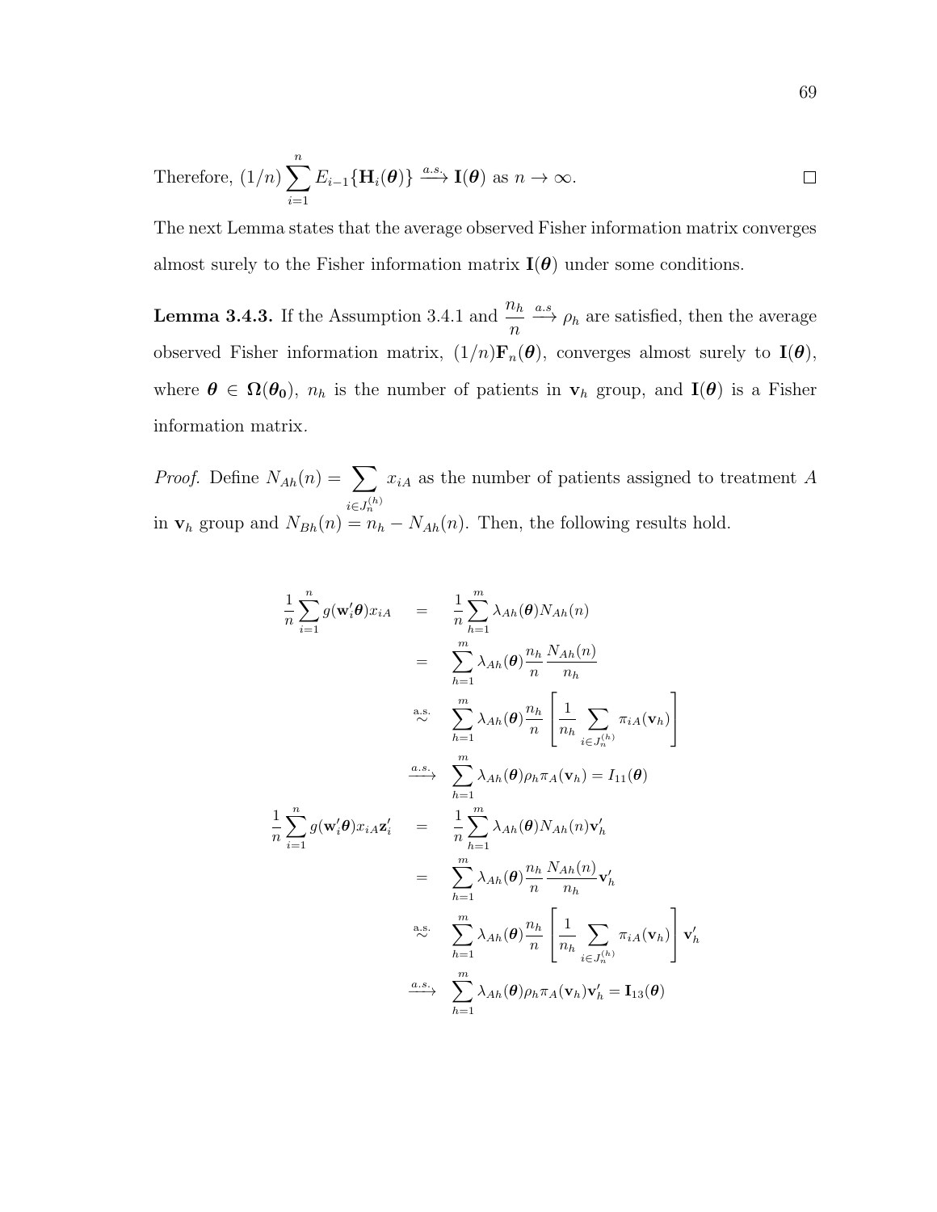Therefore, $(1/n)\sum_{i=1}^{n} E_{i-1}\{\mathbf{H}_i(\boldsymbol{\theta})\} \xrightarrow{a.s.} \mathbf{I}(\boldsymbol{\theta})$ as $n \to \infty$. $\square$

The next Lemma states that the average observed Fisher information matrix converges almost surely to the Fisher information matrix $\mathbf{I}(\boldsymbol{\theta})$ under some conditions.

**Lemma 3.4.3.** If the Assumption 3.4.1 and $\dfrac{n_h}{n} \xrightarrow{a.s} \rho_h$ are satisfied, then the average observed Fisher information matrix, $(1/n)\mathbf{F}_n(\boldsymbol{\theta})$, converges almost surely to $\mathbf{I}(\boldsymbol{\theta})$, where $\boldsymbol{\theta} \in \boldsymbol{\Omega}(\boldsymbol{\theta_0})$, $n_h$ is the number of patients in $\mathbf{v}_h$ group, and $\mathbf{I}(\boldsymbol{\theta})$ is a Fisher information matrix.

*Proof.* Define $N_{Ah}(n) = \sum_{i \in J_n^{(h)}} x_{iA}$ as the number of patients assigned to treatment $A$ in $\mathbf{v}_h$ group and $N_{Bh}(n) = n_h - N_{Ah}(n)$. Then, the following results hold.

$$
\begin{aligned}
\frac{1}{n}\sum_{i=1}^{n} g(\mathbf{w}_i'\boldsymbol{\theta})x_{iA} &= \frac{1}{n}\sum_{h=1}^{m} \lambda_{Ah}(\boldsymbol{\theta}) N_{Ah}(n) \\
&= \sum_{h=1}^{m} \lambda_{Ah}(\boldsymbol{\theta}) \frac{n_h}{n}\frac{N_{Ah}(n)}{n_h} \\
&\overset{\text{a.s.}}{\sim} \sum_{h=1}^{m} \lambda_{Ah}(\boldsymbol{\theta}) \frac{n_h}{n}\left[\frac{1}{n_h}\sum_{i \in J_n^{(h)}} \pi_{iA}(\mathbf{v}_h)\right] \\
&\xrightarrow{a.s.} \sum_{h=1}^{m} \lambda_{Ah}(\boldsymbol{\theta}) \rho_h \pi_A(\mathbf{v}_h) = I_{11}(\boldsymbol{\theta}) \\
\frac{1}{n}\sum_{i=1}^{n} g(\mathbf{w}_i'\boldsymbol{\theta})x_{iA}\mathbf{z}_i' &= \frac{1}{n}\sum_{h=1}^{m} \lambda_{Ah}(\boldsymbol{\theta}) N_{Ah}(n)\mathbf{v}_h' \\
&= \sum_{h=1}^{m} \lambda_{Ah}(\boldsymbol{\theta}) \frac{n_h}{n}\frac{N_{Ah}(n)}{n_h}\mathbf{v}_h' \\
&\overset{\text{a.s.}}{\sim} \sum_{h=1}^{m} \lambda_{Ah}(\boldsymbol{\theta}) \frac{n_h}{n}\left[\frac{1}{n_h}\sum_{i \in J_n^{(h)}} \pi_{iA}(\mathbf{v}_h)\right]\mathbf{v}_h' \\
&\xrightarrow{a.s.} \sum_{h=1}^{m} \lambda_{Ah}(\boldsymbol{\theta}) \rho_h \pi_A(\mathbf{v}_h)\mathbf{v}_h' = \mathbf{I}_{13}(\boldsymbol{\theta})
\end{aligned}
$$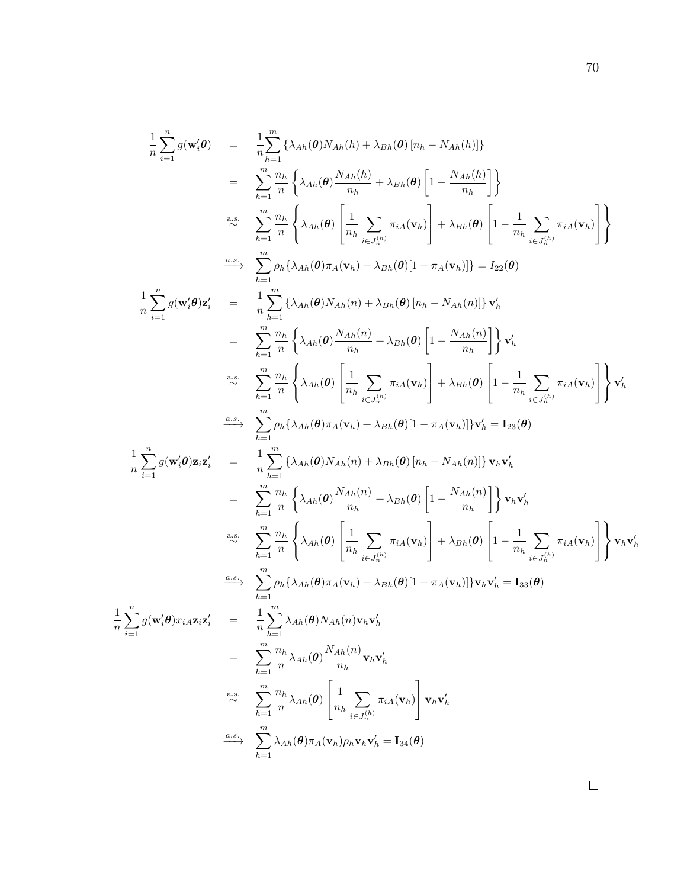$$
\begin{aligned}
\frac{1}{n}\sum_{i=1}^{n} g(\mathbf{w}_i'\boldsymbol{\theta}) &= \frac{1}{n}\sum_{h=1}^{m}\left\{\lambda_{Ah}(\boldsymbol{\theta})N_{Ah}(h) + \lambda_{Bh}(\boldsymbol{\theta})\left[n_h - N_{Ah}(h)\right]\right\} \\
&= \sum_{h=1}^{m}\frac{n_h}{n}\left\{\lambda_{Ah}(\boldsymbol{\theta})\frac{N_{Ah}(h)}{n_h} + \lambda_{Bh}(\boldsymbol{\theta})\left[1 - \frac{N_{Ah}(h)}{n_h}\right]\right\} \\
&\overset{\text{a.s.}}{\sim} \sum_{h=1}^{m}\frac{n_h}{n}\left\{\lambda_{Ah}(\boldsymbol{\theta})\left[\frac{1}{n_h}\sum_{i\in J_n^{(h)}}\pi_{iA}(\mathbf{v}_h)\right] + \lambda_{Bh}(\boldsymbol{\theta})\left[1 - \frac{1}{n_h}\sum_{i\in J_n^{(h)}}\pi_{iA}(\mathbf{v}_h)\right]\right\} \\
&\xrightarrow{a.s.} \sum_{h=1}^{m}\rho_h\{\lambda_{Ah}(\boldsymbol{\theta})\pi_A(\mathbf{v}_h) + \lambda_{Bh}(\boldsymbol{\theta})[1-\pi_A(\mathbf{v}_h)]\} = I_{22}(\boldsymbol{\theta}) \\
\frac{1}{n}\sum_{i=1}^{n} g(\mathbf{w}_i'\boldsymbol{\theta})\mathbf{z}_i' &= \frac{1}{n}\sum_{h=1}^{m}\left\{\lambda_{Ah}(\boldsymbol{\theta})N_{Ah}(n) + \lambda_{Bh}(\boldsymbol{\theta})\left[n_h - N_{Ah}(n)\right]\right\}\mathbf{v}_h' \\
&= \sum_{h=1}^{m}\frac{n_h}{n}\left\{\lambda_{Ah}(\boldsymbol{\theta})\frac{N_{Ah}(n)}{n_h} + \lambda_{Bh}(\boldsymbol{\theta})\left[1 - \frac{N_{Ah}(n)}{n_h}\right]\right\}\mathbf{v}_h' \\
&\overset{\text{a.s.}}{\sim} \sum_{h=1}^{m}\frac{n_h}{n}\left\{\lambda_{Ah}(\boldsymbol{\theta})\left[\frac{1}{n_h}\sum_{i\in J_n^{(h)}}\pi_{iA}(\mathbf{v}_h)\right] + \lambda_{Bh}(\boldsymbol{\theta})\left[1 - \frac{1}{n_h}\sum_{i\in J_n^{(h)}}\pi_{iA}(\mathbf{v}_h)\right]\right\}\mathbf{v}_h' \\
&\xrightarrow{a.s.} \sum_{h=1}^{m}\rho_h\{\lambda_{Ah}(\boldsymbol{\theta})\pi_A(\mathbf{v}_h) + \lambda_{Bh}(\boldsymbol{\theta})[1-\pi_A(\mathbf{v}_h)]\}\mathbf{v}_h' = \mathbf{I}_{23}(\boldsymbol{\theta}) \\
\frac{1}{n}\sum_{i=1}^{n} g(\mathbf{w}_i'\boldsymbol{\theta})\mathbf{z}_i\mathbf{z}_i' &= \frac{1}{n}\sum_{h=1}^{m}\left\{\lambda_{Ah}(\boldsymbol{\theta})N_{Ah}(n) + \lambda_{Bh}(\boldsymbol{\theta})\left[n_h - N_{Ah}(n)\right]\right\}\mathbf{v}_h\mathbf{v}_h' \\
&= \sum_{h=1}^{m}\frac{n_h}{n}\left\{\lambda_{Ah}(\boldsymbol{\theta})\frac{N_{Ah}(n)}{n_h} + \lambda_{Bh}(\boldsymbol{\theta})\left[1 - \frac{N_{Ah}(n)}{n_h}\right]\right\}\mathbf{v}_h\mathbf{v}_h' \\
&\overset{\text{a.s.}}{\sim} \sum_{h=1}^{m}\frac{n_h}{n}\left\{\lambda_{Ah}(\boldsymbol{\theta})\left[\frac{1}{n_h}\sum_{i\in J_n^{(h)}}\pi_{iA}(\mathbf{v}_h)\right] + \lambda_{Bh}(\boldsymbol{\theta})\left[1 - \frac{1}{n_h}\sum_{i\in J_n^{(h)}}\pi_{iA}(\mathbf{v}_h)\right]\right\}\mathbf{v}_h\mathbf{v}_h' \\
&\xrightarrow{a.s.} \sum_{h=1}^{m}\rho_h\{\lambda_{Ah}(\boldsymbol{\theta})\pi_A(\mathbf{v}_h) + \lambda_{Bh}(\boldsymbol{\theta})[1-\pi_A(\mathbf{v}_h)]\}\mathbf{v}_h\mathbf{v}_h' = \mathbf{I}_{33}(\boldsymbol{\theta}) \\
\frac{1}{n}\sum_{i=1}^{n} g(\mathbf{w}_i'\boldsymbol{\theta})x_{iA}\mathbf{z}_i\mathbf{z}_i' &= \frac{1}{n}\sum_{h=1}^{m}\lambda_{Ah}(\boldsymbol{\theta})N_{Ah}(n)\mathbf{v}_h\mathbf{v}_h' \\
&= \sum_{h=1}^{m}\frac{n_h}{n}\lambda_{Ah}(\boldsymbol{\theta})\frac{N_{Ah}(n)}{n_h}\mathbf{v}_h\mathbf{v}_h' \\
&\overset{\text{a.s.}}{\sim} \sum_{h=1}^{m}\frac{n_h}{n}\lambda_{Ah}(\boldsymbol{\theta})\left[\frac{1}{n_h}\sum_{i\in J_n^{(h)}}\pi_{iA}(\mathbf{v}_h)\right]\mathbf{v}_h\mathbf{v}_h' \\
&\xrightarrow{a.s.} \sum_{h=1}^{m}\lambda_{Ah}(\boldsymbol{\theta})\pi_A(\mathbf{v}_h)\rho_h\mathbf{v}_h\mathbf{v}_h' = \mathbf{I}_{34}(\boldsymbol{\theta})
\end{aligned}
$$

□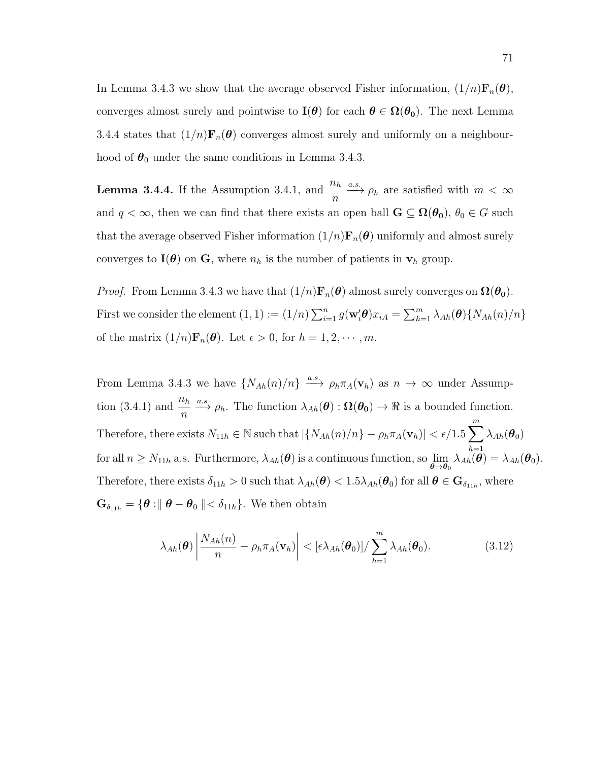In Lemma 3.4.3 we show that the average observed Fisher information, $(1/n)\mathbf{F}_n(\boldsymbol{\theta})$, converges almost surely and pointwise to $\mathbf{I}(\boldsymbol{\theta})$ for each $\boldsymbol{\theta} \in \boldsymbol{\Omega}(\boldsymbol{\theta_0})$. The next Lemma 3.4.4 states that $(1/n)\mathbf{F}_n(\boldsymbol{\theta})$ converges almost surely and uniformly on a neighbourhood of $\boldsymbol{\theta}_0$ under the same conditions in Lemma 3.4.3.

**Lemma 3.4.4.** If the Assumption 3.4.1, and $\dfrac{n_h}{n} \xrightarrow{a.s.} \rho_h$ are satisfied with $m < \infty$ and $q < \infty$, then we can find that there exists an open ball $\mathbf{G} \subseteq \boldsymbol{\Omega}(\boldsymbol{\theta_0})$, $\theta_0 \in G$ such that the average observed Fisher information $(1/n)\mathbf{F}_n(\boldsymbol{\theta})$ uniformly and almost surely converges to $\mathbf{I}(\boldsymbol{\theta})$ on $\mathbf{G}$, where $n_h$ is the number of patients in $\mathbf{v}_h$ group.

*Proof.* From Lemma 3.4.3 we have that $(1/n)\mathbf{F}_n(\boldsymbol{\theta})$ almost surely converges on $\boldsymbol{\Omega}(\boldsymbol{\theta_0})$. First we consider the element $(1,1) := (1/n)\sum_{i=1}^{n} g(\mathbf{w}_i'\boldsymbol{\theta})x_{iA} = \sum_{h=1}^{m} \lambda_{Ah}(\boldsymbol{\theta})\{N_{Ah}(n)/n\}$ of the matrix $(1/n)\mathbf{F}_n(\boldsymbol{\theta})$. Let $\epsilon > 0$, for $h = 1, 2, \cdots, m$.

From Lemma 3.4.3 we have $\{N_{Ah}(n)/n\} \xrightarrow{a.s.} \rho_h \pi_A(\mathbf{v}_h)$ as $n \to \infty$ under Assumption (3.4.1) and $\dfrac{n_h}{n} \xrightarrow{a.s} \rho_h$. The function $\lambda_{Ah}(\boldsymbol{\theta}) : \boldsymbol{\Omega}(\boldsymbol{\theta_0}) \to \Re$ is a bounded function. Therefore, there exists $N_{11h} \in \mathbb{N}$ such that $|\{N_{Ah}(n)/n\} - \rho_h \pi_A(\mathbf{v}_h)| < \epsilon/1.5 \sum_{h=1}^{m} \lambda_{Ah}(\boldsymbol{\theta}_0)$ for all $n \geq N_{11h}$ a.s. Furthermore, $\lambda_{Ah}(\boldsymbol{\theta})$ is a continuous function, so $\lim_{\boldsymbol{\theta} \to \boldsymbol{\theta}_0} \lambda_{Ah}(\boldsymbol{\theta}) = \lambda_{Ah}(\boldsymbol{\theta}_0)$. Therefore, there exists $\delta_{11h} > 0$ such that $\lambda_{Ah}(\boldsymbol{\theta}) < 1.5\lambda_{Ah}(\boldsymbol{\theta}_0)$ for all $\boldsymbol{\theta} \in \mathbf{G}_{\delta_{11h}}$, where $\mathbf{G}_{\delta_{11h}} = \{\boldsymbol{\theta} : \parallel \boldsymbol{\theta} - \boldsymbol{\theta}_0 \parallel < \delta_{11h}\}$. We then obtain

$$\lambda_{Ah}(\boldsymbol{\theta}) \left| \frac{N_{Ah}(n)}{n} - \rho_h \pi_A(\mathbf{v}_h) \right| < [\epsilon \lambda_{Ah}(\boldsymbol{\theta}_0)] / \sum_{h=1}^{m} \lambda_{Ah}(\boldsymbol{\theta}_0). \tag{3.12}$$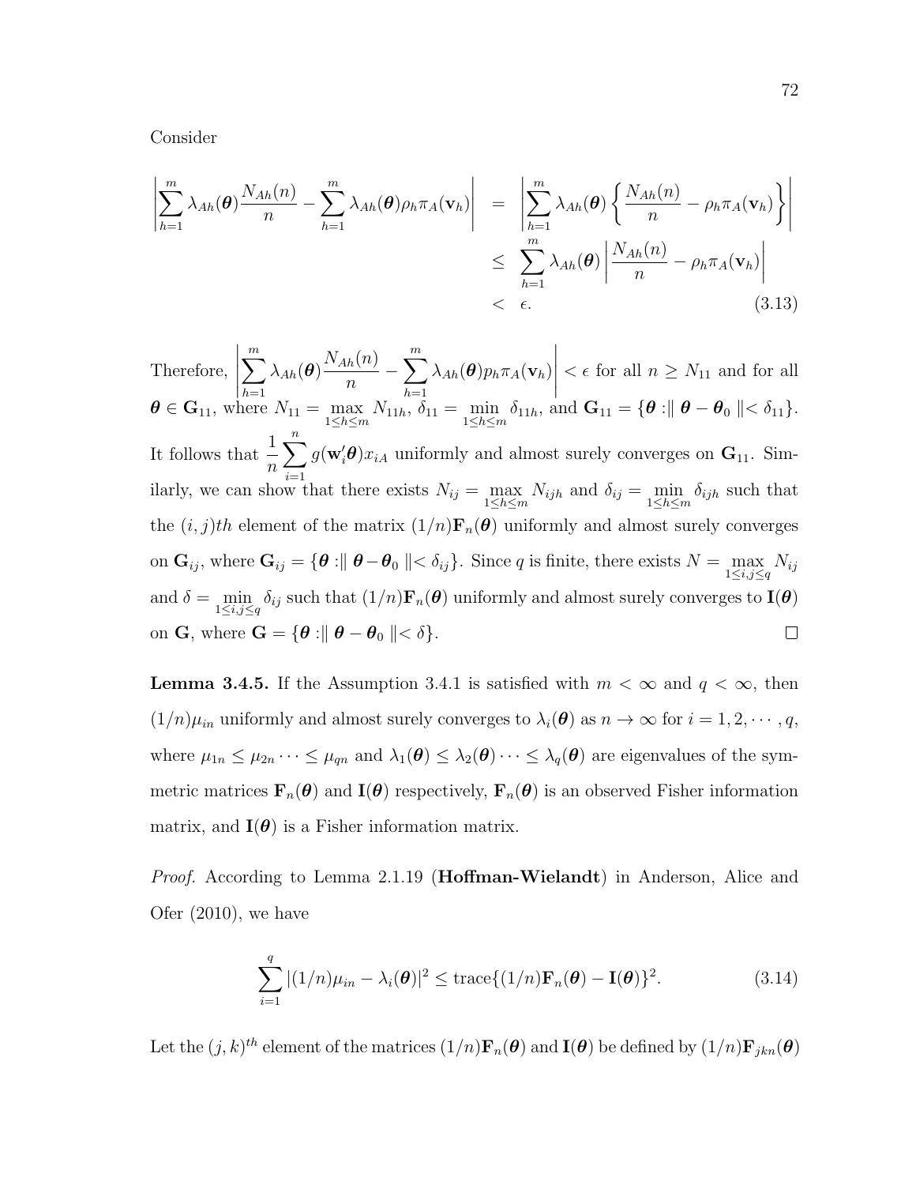Consider

$$
\begin{aligned}
\left| \sum_{h=1}^{m} \lambda_{Ah}(\boldsymbol{\theta}) \frac{N_{Ah}(n)}{n} - \sum_{h=1}^{m} \lambda_{Ah}(\boldsymbol{\theta}) \rho_h \pi_A(\mathbf{v}_h) \right| &= \left| \sum_{h=1}^{m} \lambda_{Ah}(\boldsymbol{\theta}) \left\{ \frac{N_{Ah}(n)}{n} - \rho_h \pi_A(\mathbf{v}_h) \right\} \right| \\
&\leq \sum_{h=1}^{m} \lambda_{Ah}(\boldsymbol{\theta}) \left| \frac{N_{Ah}(n)}{n} - \rho_h \pi_A(\mathbf{v}_h) \right| \\
&< \epsilon. \qquad (3.13)
\end{aligned}
$$

Therefore, $\left| \sum_{h=1}^{m} \lambda_{Ah}(\boldsymbol{\theta}) \frac{N_{Ah}(n)}{n} - \sum_{h=1}^{m} \lambda_{Ah}(\boldsymbol{\theta}) p_h \pi_A(\mathbf{v}_h) \right| < \epsilon$ for all $n \geq N_{11}$ and for all $\boldsymbol{\theta} \in \mathbf{G}_{11}$, where $N_{11} = \max_{1 \leq h \leq m} N_{11h}$, $\delta_{11} = \min_{1 \leq h \leq m} \delta_{11h}$, and $\mathbf{G}_{11} = \{\boldsymbol{\theta} : \| \boldsymbol{\theta} - \boldsymbol{\theta}_0 \| < \delta_{11}\}$. It follows that $\frac{1}{n} \sum_{i=1}^{n} g(\mathbf{w}_i' \boldsymbol{\theta}) x_{iA}$ uniformly and almost surely converges on $\mathbf{G}_{11}$. Similarly, we can show that there exists $N_{ij} = \max_{1 \leq h \leq m} N_{ijh}$ and $\delta_{ij} = \min_{1 \leq h \leq m} \delta_{ijh}$ such that the $(i, j)th$ element of the matrix $(1/n)\mathbf{F}_n(\boldsymbol{\theta})$ uniformly and almost surely converges on $\mathbf{G}_{ij}$, where $\mathbf{G}_{ij} = \{\boldsymbol{\theta} : \| \boldsymbol{\theta} - \boldsymbol{\theta}_0 \| < \delta_{ij}\}$. Since $q$ is finite, there exists $N = \max_{1 \leq i,j \leq q} N_{ij}$ and $\delta = \min_{1 \leq i,j \leq q} \delta_{ij}$ such that $(1/n)\mathbf{F}_n(\boldsymbol{\theta})$ uniformly and almost surely converges to $\mathbf{I}(\boldsymbol{\theta})$ on $\mathbf{G}$, where $\mathbf{G} = \{\boldsymbol{\theta} : \| \boldsymbol{\theta} - \boldsymbol{\theta}_0 \| < \delta\}$. $\square$

**Lemma 3.4.5.** If the Assumption 3.4.1 is satisfied with $m < \infty$ and $q < \infty$, then $(1/n)\mu_{in}$ uniformly and almost surely converges to $\lambda_i(\boldsymbol{\theta})$ as $n \to \infty$ for $i = 1, 2, \cdots, q$, where $\mu_{1n} \leq \mu_{2n} \cdots \leq \mu_{qn}$ and $\lambda_1(\boldsymbol{\theta}) \leq \lambda_2(\boldsymbol{\theta}) \cdots \leq \lambda_q(\boldsymbol{\theta})$ are eigenvalues of the symmetric matrices $\mathbf{F}_n(\boldsymbol{\theta})$ and $\mathbf{I}(\boldsymbol{\theta})$ respectively, $\mathbf{F}_n(\boldsymbol{\theta})$ is an observed Fisher information matrix, and $\mathbf{I}(\boldsymbol{\theta})$ is a Fisher information matrix.

*Proof.* According to Lemma 2.1.19 (**Hoffman-Wielandt**) in Anderson, Alice and Ofer (2010), we have

$$
\sum_{i=1}^{q} |(1/n)\mu_{in} - \lambda_i(\boldsymbol{\theta})|^2 \leq \text{trace}\{(1/n)\mathbf{F}_n(\boldsymbol{\theta}) - \mathbf{I}(\boldsymbol{\theta})\}^2. \qquad (3.14)
$$

Let the $(j, k)^{th}$ element of the matrices $(1/n)\mathbf{F}_n(\boldsymbol{\theta})$ and $\mathbf{I}(\boldsymbol{\theta})$ be defined by $(1/n)\mathbf{F}_{jkn}(\boldsymbol{\theta})$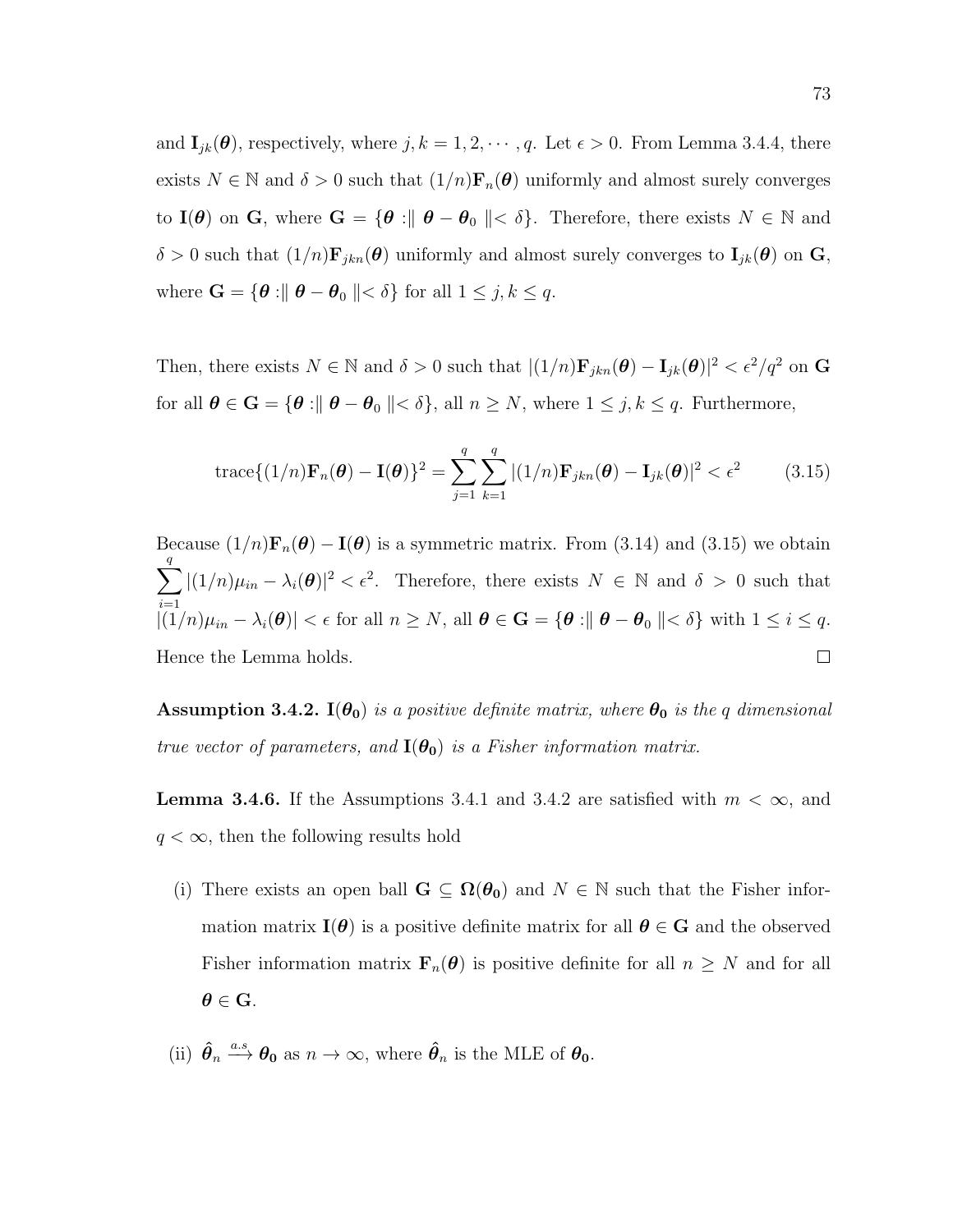and $\mathbf{I}_{jk}(\boldsymbol{\theta})$, respectively, where $j, k = 1, 2, \cdots, q$. Let $\epsilon > 0$. From Lemma 3.4.4, there exists $N \in \mathbb{N}$ and $\delta > 0$ such that $(1/n)\mathbf{F}_n(\boldsymbol{\theta})$ uniformly and almost surely converges to $\mathbf{I}(\boldsymbol{\theta})$ on $\mathbf{G}$, where $\mathbf{G} = \{\boldsymbol{\theta} :\parallel \boldsymbol{\theta} - \boldsymbol{\theta}_0 \parallel < \delta\}$. Therefore, there exists $N \in \mathbb{N}$ and $\delta > 0$ such that $(1/n)\mathbf{F}_{jkn}(\boldsymbol{\theta})$ uniformly and almost surely converges to $\mathbf{I}_{jk}(\boldsymbol{\theta})$ on $\mathbf{G}$, where $\mathbf{G} = \{\boldsymbol{\theta} :\parallel \boldsymbol{\theta} - \boldsymbol{\theta}_0 \parallel < \delta\}$ for all $1 \leq j, k \leq q$.

Then, there exists $N \in \mathbb{N}$ and $\delta > 0$ such that $|(1/n)\mathbf{F}_{jkn}(\boldsymbol{\theta}) - \mathbf{I}_{jk}(\boldsymbol{\theta})|^2 < \epsilon^2/q^2$ on $\mathbf{G}$ for all $\boldsymbol{\theta} \in \mathbf{G} = \{\boldsymbol{\theta} :\parallel \boldsymbol{\theta} - \boldsymbol{\theta}_0 \parallel < \delta\}$, all $n \geq N$, where $1 \leq j, k \leq q$. Furthermore,

$$\text{trace}\{(1/n)\mathbf{F}_n(\boldsymbol{\theta}) - \mathbf{I}(\boldsymbol{\theta})\}^2 = \sum_{j=1}^{q}\sum_{k=1}^{q} |(1/n)\mathbf{F}_{jkn}(\boldsymbol{\theta}) - \mathbf{I}_{jk}(\boldsymbol{\theta})|^2 < \epsilon^2 \tag{3.15}$$

Because $(1/n)\mathbf{F}_n(\boldsymbol{\theta}) - \mathbf{I}(\boldsymbol{\theta})$ is a symmetric matrix. From (3.14) and (3.15) we obtain $\sum_{i=1}^{q} |(1/n)\mu_{in} - \lambda_i(\boldsymbol{\theta})|^2 < \epsilon^2$. Therefore, there exists $N \in \mathbb{N}$ and $\delta > 0$ such that $|(1/n)\mu_{in} - \lambda_i(\boldsymbol{\theta})| < \epsilon$ for all $n \geq N$, all $\boldsymbol{\theta} \in \mathbf{G} = \{\boldsymbol{\theta} :\parallel \boldsymbol{\theta} - \boldsymbol{\theta}_0 \parallel < \delta\}$ with $1 \leq i \leq q$. Hence the Lemma holds. $\square$

**Assumption 3.4.2.** *$\mathbf{I}(\boldsymbol{\theta_0})$ is a positive definite matrix, where $\boldsymbol{\theta_0}$ is the $q$ dimensional true vector of parameters, and $\mathbf{I}(\boldsymbol{\theta_0})$ is a Fisher information matrix.*

**Lemma 3.4.6.** If the Assumptions 3.4.1 and 3.4.2 are satisfied with $m < \infty$, and $q < \infty$, then the following results hold

(i) There exists an open ball $\mathbf{G} \subseteq \boldsymbol{\Omega}(\boldsymbol{\theta_0})$ and $N \in \mathbb{N}$ such that the Fisher information matrix $\mathbf{I}(\boldsymbol{\theta})$ is a positive definite matrix for all $\boldsymbol{\theta} \in \mathbf{G}$ and the observed Fisher information matrix $\mathbf{F}_n(\boldsymbol{\theta})$ is positive definite for all $n \geq N$ and for all $\boldsymbol{\theta} \in \mathbf{G}$.

(ii) $\hat{\boldsymbol{\theta}}_n \xrightarrow{a.s} \boldsymbol{\theta_0}$ as $n \to \infty$, where $\hat{\boldsymbol{\theta}}_n$ is the MLE of $\boldsymbol{\theta_0}$.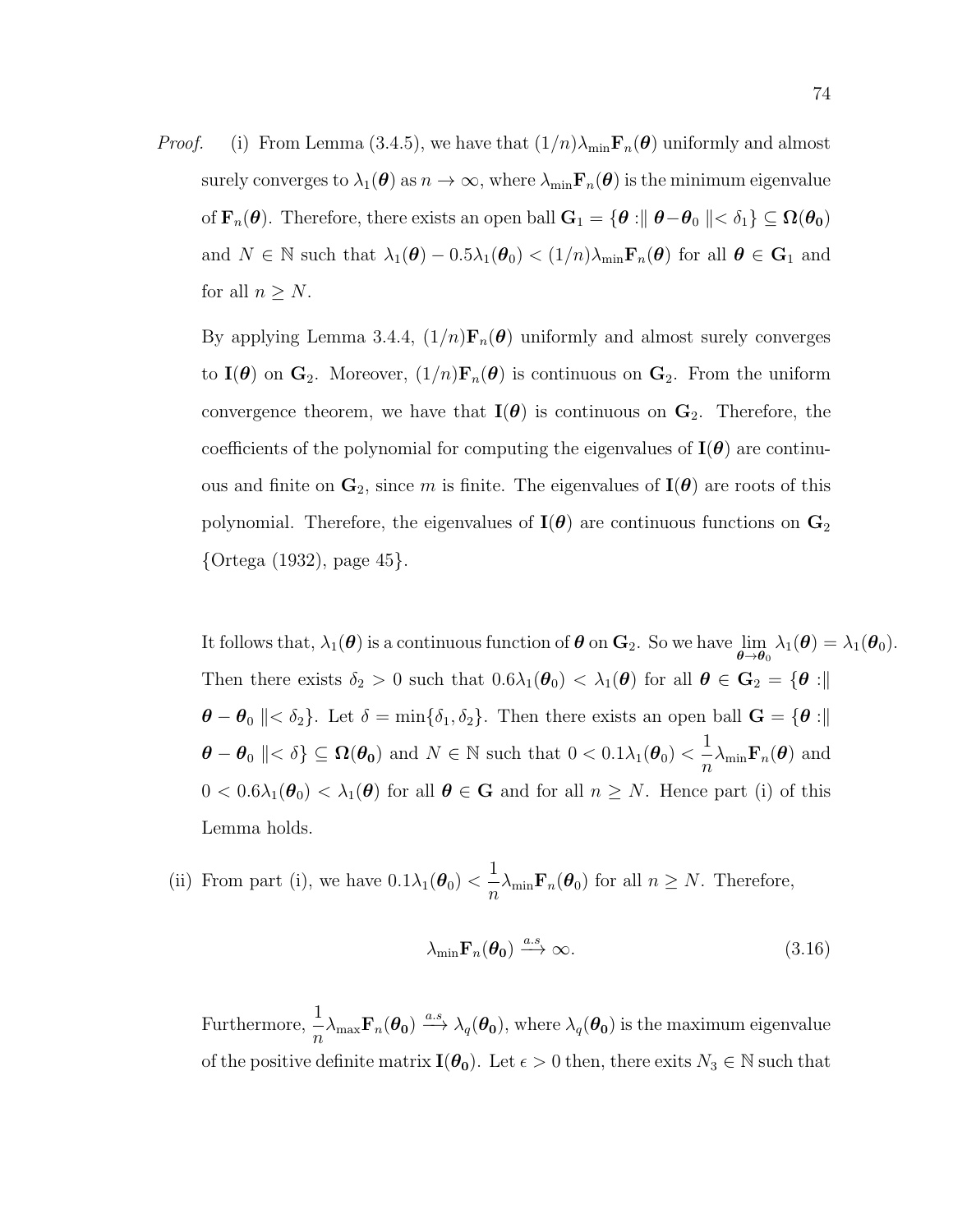*Proof.* (i) From Lemma (3.4.5), we have that $(1/n)\lambda_{\min}\mathbf{F}_n(\boldsymbol{\theta})$ uniformly and almost surely converges to $\lambda_1(\boldsymbol{\theta})$ as $n \to \infty$, where $\lambda_{\min}\mathbf{F}_n(\boldsymbol{\theta})$ is the minimum eigenvalue of $\mathbf{F}_n(\boldsymbol{\theta})$. Therefore, there exists an open ball $\mathbf{G}_1 = \{\boldsymbol{\theta} :\| \boldsymbol{\theta} - \boldsymbol{\theta}_0 \|< \delta_1\} \subseteq \boldsymbol{\Omega}(\boldsymbol{\theta_0})$ and $N \in \mathbb{N}$ such that $\lambda_1(\boldsymbol{\theta}) - 0.5\lambda_1(\boldsymbol{\theta}_0) < (1/n)\lambda_{\min}\mathbf{F}_n(\boldsymbol{\theta})$ for all $\boldsymbol{\theta} \in \mathbf{G}_1$ and for all $n \geq N$.

By applying Lemma 3.4.4, $(1/n)\mathbf{F}_n(\boldsymbol{\theta})$ uniformly and almost surely converges to $\mathbf{I}(\boldsymbol{\theta})$ on $\mathbf{G}_2$. Moreover, $(1/n)\mathbf{F}_n(\boldsymbol{\theta})$ is continuous on $\mathbf{G}_2$. From the uniform convergence theorem, we have that $\mathbf{I}(\boldsymbol{\theta})$ is continuous on $\mathbf{G}_2$. Therefore, the coefficients of the polynomial for computing the eigenvalues of $\mathbf{I}(\boldsymbol{\theta})$ are continuous and finite on $\mathbf{G}_2$, since $m$ is finite. The eigenvalues of $\mathbf{I}(\boldsymbol{\theta})$ are roots of this polynomial. Therefore, the eigenvalues of $\mathbf{I}(\boldsymbol{\theta})$ are continuous functions on $\mathbf{G}_2$ {Ortega (1932), page 45}.

It follows that, $\lambda_1(\boldsymbol{\theta})$ is a continuous function of $\boldsymbol{\theta}$ on $\mathbf{G}_2$. So we have $\lim_{\boldsymbol{\theta}\to\boldsymbol{\theta}_0} \lambda_1(\boldsymbol{\theta}) = \lambda_1(\boldsymbol{\theta}_0)$. Then there exists $\delta_2 > 0$ such that $0.6\lambda_1(\boldsymbol{\theta}_0) < \lambda_1(\boldsymbol{\theta})$ for all $\boldsymbol{\theta} \in \mathbf{G}_2 = \{\boldsymbol{\theta} :\| \boldsymbol{\theta} - \boldsymbol{\theta}_0 \|< \delta_2\}$. Let $\delta = \min\{\delta_1, \delta_2\}$. Then there exists an open ball $\mathbf{G} = \{\boldsymbol{\theta} :\| \boldsymbol{\theta} - \boldsymbol{\theta}_0 \|< \delta\} \subseteq \boldsymbol{\Omega}(\boldsymbol{\theta_0})$ and $N \in \mathbb{N}$ such that $0 < 0.1\lambda_1(\boldsymbol{\theta}_0) < \frac{1}{n}\lambda_{\min}\mathbf{F}_n(\boldsymbol{\theta})$ and $0 < 0.6\lambda_1(\boldsymbol{\theta}_0) < \lambda_1(\boldsymbol{\theta})$ for all $\boldsymbol{\theta} \in \mathbf{G}$ and for all $n \geq N$. Hence part (i) of this Lemma holds.

(ii) From part (i), we have $0.1\lambda_1(\boldsymbol{\theta}_0) < \frac{1}{n}\lambda_{\min}\mathbf{F}_n(\boldsymbol{\theta}_0)$ for all $n \geq N$. Therefore,

$$\lambda_{\min}\mathbf{F}_n(\boldsymbol{\theta_0}) \xrightarrow{a.s} \infty. \tag{3.16}$$

Furthermore, $\frac{1}{n}\lambda_{\max}\mathbf{F}_n(\boldsymbol{\theta_0}) \xrightarrow{a.s} \lambda_q(\boldsymbol{\theta_0})$, where $\lambda_q(\boldsymbol{\theta_0})$ is the maximum eigenvalue of the positive definite matrix $\mathbf{I}(\boldsymbol{\theta_0})$. Let $\epsilon > 0$ then, there exits $N_3 \in \mathbb{N}$ such that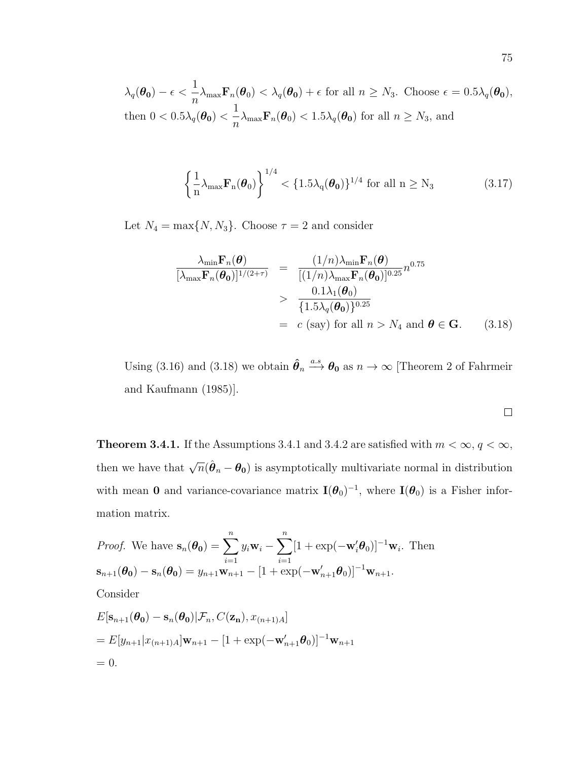$\lambda_q(\boldsymbol{\theta_0}) - \epsilon < \dfrac{1}{n}\lambda_{\max}\mathbf{F}_n(\boldsymbol{\theta}_0) < \lambda_q(\boldsymbol{\theta_0}) + \epsilon$ for all $n \geq N_3$. Choose $\epsilon = 0.5\lambda_q(\boldsymbol{\theta_0})$, then $0 < 0.5\lambda_q(\boldsymbol{\theta_0}) < \dfrac{1}{n}\lambda_{\max}\mathbf{F}_n(\boldsymbol{\theta}_0) < 1.5\lambda_q(\boldsymbol{\theta_0})$ for all $n \geq N_3$, and

$$\left\{\frac{1}{\mathrm{n}}\lambda_{\max}\mathbf{F}_{\mathrm{n}}(\boldsymbol{\theta}_0)\right\}^{1/4} < \{1.5\lambda_{\mathrm{q}}(\boldsymbol{\theta_0})\}^{1/4} \text{ for all n} \geq \mathrm{N}_3 \tag{3.17}$$

Let $N_4 = \max\{N, N_3\}$. Choose $\tau = 2$ and consider

$$\begin{aligned}
\frac{\lambda_{\min}\mathbf{F}_n(\boldsymbol{\theta})}{[\lambda_{\max}\mathbf{F}_n(\boldsymbol{\theta_0})]^{1/(2+\tau)}} &= \frac{(1/n)\lambda_{\min}\mathbf{F}_n(\boldsymbol{\theta})}{[(1/n)\lambda_{\max}\mathbf{F}_n(\boldsymbol{\theta_0})]^{0.25}}n^{0.75} \\
&> \frac{0.1\lambda_1(\boldsymbol{\theta}_0)}{\{1.5\lambda_q(\boldsymbol{\theta_0})\}^{0.25}} \\
&= c \text{ (say) for all } n > N_4 \text{ and } \boldsymbol{\theta} \in \mathbf{G}.
\end{aligned} \tag{3.18}$$

Using (3.16) and (3.18) we obtain $\hat{\boldsymbol{\theta}}_n \xrightarrow{a.s} \boldsymbol{\theta_0}$ as $n \to \infty$ [Theorem 2 of Fahrmeir and Kaufmann (1985)].

□

**Theorem 3.4.1.** If the Assumptions 3.4.1 and 3.4.2 are satisfied with $m < \infty$, $q < \infty$, then we have that $\sqrt{n}(\hat{\boldsymbol{\theta}}_n - \boldsymbol{\theta_0})$ is asymptotically multivariate normal in distribution with mean $\mathbf{0}$ and variance-covariance matrix $\mathbf{I}(\boldsymbol{\theta}_0)^{-1}$, where $\mathbf{I}(\boldsymbol{\theta}_0)$ is a Fisher information matrix.

*Proof.* We have $\mathbf{s}_n(\boldsymbol{\theta_0}) = \sum_{i=1}^{n} y_i\mathbf{w}_i - \sum_{i=1}^{n}[1 + \exp(-\mathbf{w}_i'\boldsymbol{\theta}_0)]^{-1}\mathbf{w}_i$. Then
$\mathbf{s}_{n+1}(\boldsymbol{\theta_0}) - \mathbf{s}_n(\boldsymbol{\theta_0}) = y_{n+1}\mathbf{w}_{n+1} - [1 + \exp(-\mathbf{w}_{n+1}'\boldsymbol{\theta}_0)]^{-1}\mathbf{w}_{n+1}$.
Consider

$E[\mathbf{s}_{n+1}(\boldsymbol{\theta_0}) - \mathbf{s}_n(\boldsymbol{\theta_0})|\mathcal{F}_n, C(\mathbf{z_n}), x_{(n+1)A}]$

$= E[y_{n+1}|x_{(n+1)A}]\mathbf{w}_{n+1} - [1 + \exp(-\mathbf{w}_{n+1}'\boldsymbol{\theta}_0)]^{-1}\mathbf{w}_{n+1}$

$= 0.$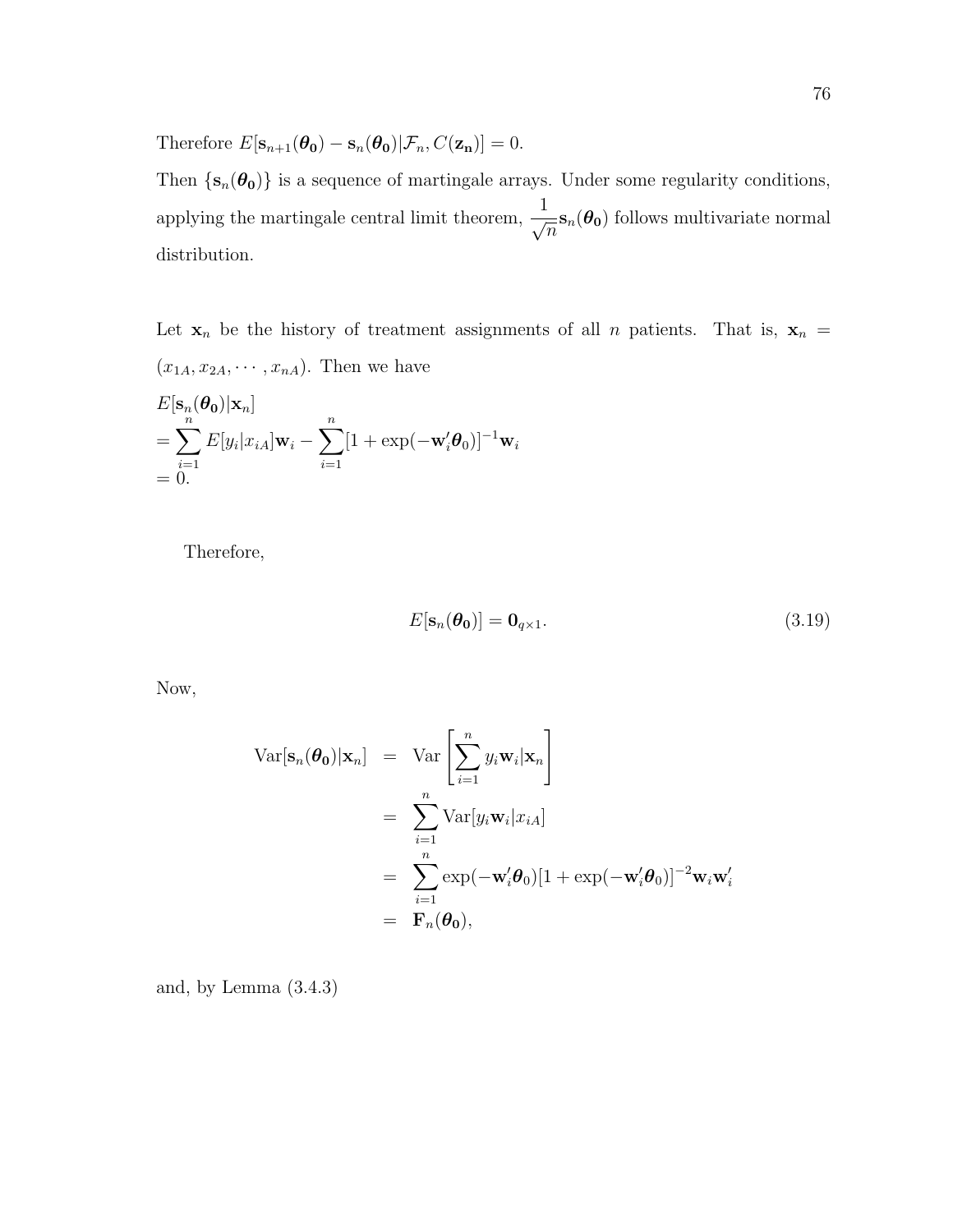Therefore $E[\mathbf{s}_{n+1}(\boldsymbol{\theta_0}) - \mathbf{s}_n(\boldsymbol{\theta_0})|\mathcal{F}_n, C(\mathbf{z_n})] = 0$.

Then $\{\mathbf{s}_n(\boldsymbol{\theta_0})\}$ is a sequence of martingale arrays. Under some regularity conditions, applying the martingale central limit theorem, $\dfrac{1}{\sqrt{n}}\mathbf{s}_n(\boldsymbol{\theta_0})$ follows multivariate normal distribution.

Let $\mathbf{x}_n$ be the history of treatment assignments of all $n$ patients. That is, $\mathbf{x}_n = (x_{1A}, x_{2A}, \cdots, x_{nA})$. Then we have

$$
\begin{aligned}
&E[\mathbf{s}_n(\boldsymbol{\theta_0})|\mathbf{x}_n] \\
&= \sum_{i=1}^{n} E[y_i|x_{iA}]\mathbf{w}_i - \sum_{i=1}^{n}[1+\exp(-\mathbf{w}_i'\boldsymbol{\theta}_0)]^{-1}\mathbf{w}_i \\
&= 0.
\end{aligned}
$$

Therefore,

$$
E[\mathbf{s}_n(\boldsymbol{\theta_0})] = \mathbf{0}_{q\times 1}. \tag{3.19}
$$

Now,

$$
\begin{aligned}
\text{Var}[\mathbf{s}_n(\boldsymbol{\theta_0})|\mathbf{x}_n] &= \text{Var}\left[\sum_{i=1}^{n} y_i\mathbf{w}_i|\mathbf{x}_n\right] \\
&= \sum_{i=1}^{n}\text{Var}[y_i\mathbf{w}_i|x_{iA}] \\
&= \sum_{i=1}^{n}\exp(-\mathbf{w}_i'\boldsymbol{\theta}_0)[1+\exp(-\mathbf{w}_i'\boldsymbol{\theta}_0)]^{-2}\mathbf{w}_i\mathbf{w}_i' \\
&= \mathbf{F}_n(\boldsymbol{\theta_0}),
\end{aligned}
$$

and, by Lemma (3.4.3)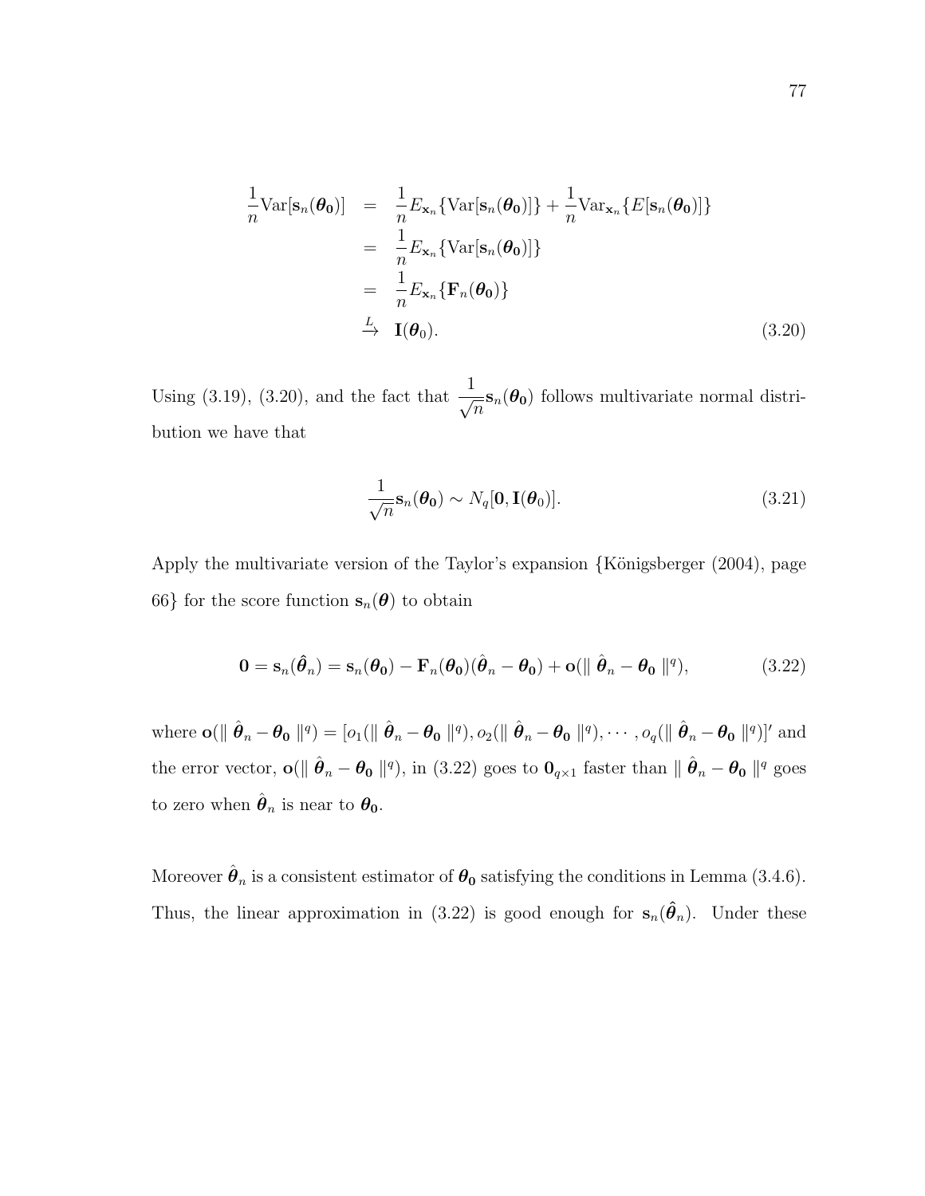$$
\begin{aligned}
\frac{1}{n}\text{Var}[\mathbf{s}_n(\boldsymbol{\theta}_0)] &= \frac{1}{n}E_{\mathbf{x}_n}\{\text{Var}[\mathbf{s}_n(\boldsymbol{\theta}_0)]\} + \frac{1}{n}\text{Var}_{\mathbf{x}_n}\{E[\mathbf{s}_n(\boldsymbol{\theta}_0)]\} \\
&= \frac{1}{n}E_{\mathbf{x}_n}\{\text{Var}[\mathbf{s}_n(\boldsymbol{\theta}_0)]\} \\
&= \frac{1}{n}E_{\mathbf{x}_n}\{\mathbf{F}_n(\boldsymbol{\theta}_0)\} \\
&\xrightarrow{L} \mathbf{I}(\boldsymbol{\theta}_0).
\end{aligned} \tag{3.20}
$$

Using (3.19), (3.20), and the fact that $\frac{1}{\sqrt{n}}\mathbf{s}_n(\boldsymbol{\theta}_0)$ follows multivariate normal distribution we have that

$$
\frac{1}{\sqrt{n}}\mathbf{s}_n(\boldsymbol{\theta}_0) \sim N_q[\mathbf{0}, \mathbf{I}(\boldsymbol{\theta}_0)]. \tag{3.21}
$$

Apply the multivariate version of the Taylor's expansion {Königsberger (2004), page 66} for the score function $\mathbf{s}_n(\boldsymbol{\theta})$ to obtain

$$
\mathbf{0} = \mathbf{s}_n(\hat{\boldsymbol{\theta}}_n) = \mathbf{s}_n(\boldsymbol{\theta}_0) - \mathbf{F}_n(\boldsymbol{\theta}_0)(\hat{\boldsymbol{\theta}}_n - \boldsymbol{\theta}_0) + \mathbf{o}(\parallel \hat{\boldsymbol{\theta}}_n - \boldsymbol{\theta}_0 \parallel^q), \tag{3.22}
$$

where $\mathbf{o}(\parallel \hat{\boldsymbol{\theta}}_n - \boldsymbol{\theta}_0 \parallel^q) = [o_1(\parallel \hat{\boldsymbol{\theta}}_n - \boldsymbol{\theta}_0 \parallel^q), o_2(\parallel \hat{\boldsymbol{\theta}}_n - \boldsymbol{\theta}_0 \parallel^q), \cdots, o_q(\parallel \hat{\boldsymbol{\theta}}_n - \boldsymbol{\theta}_0 \parallel^q)]'$ and the error vector, $\mathbf{o}(\parallel \hat{\boldsymbol{\theta}}_n - \boldsymbol{\theta}_0 \parallel^q)$, in (3.22) goes to $\mathbf{0}_{q\times 1}$ faster than $\parallel \hat{\boldsymbol{\theta}}_n - \boldsymbol{\theta}_0 \parallel^q$ goes to zero when $\hat{\boldsymbol{\theta}}_n$ is near to $\boldsymbol{\theta}_0$.

Moreover $\hat{\boldsymbol{\theta}}_n$ is a consistent estimator of $\boldsymbol{\theta}_0$ satisfying the conditions in Lemma (3.4.6). Thus, the linear approximation in (3.22) is good enough for $\mathbf{s}_n(\hat{\boldsymbol{\theta}}_n)$. Under these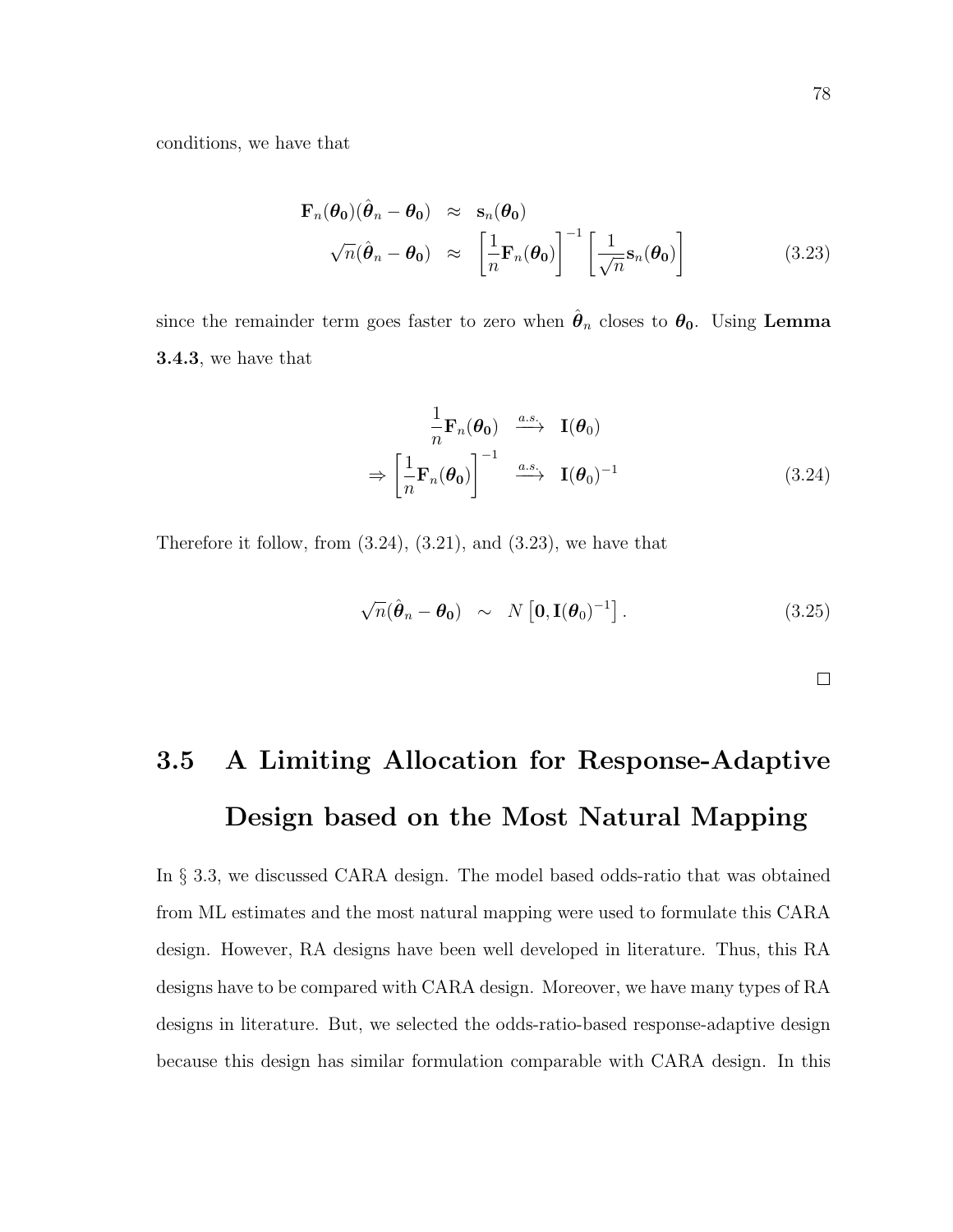conditions, we have that

$$
\begin{aligned}
\mathbf{F}_n(\boldsymbol{\theta_0})(\hat{\boldsymbol{\theta}}_n - \boldsymbol{\theta_0}) &\approx \mathbf{s}_n(\boldsymbol{\theta_0}) \\
\sqrt{n}(\hat{\boldsymbol{\theta}}_n - \boldsymbol{\theta_0}) &\approx \left[\frac{1}{n}\mathbf{F}_n(\boldsymbol{\theta_0})\right]^{-1}\left[\frac{1}{\sqrt{n}}\mathbf{s}_n(\boldsymbol{\theta_0})\right] \qquad (3.23)
\end{aligned}
$$

since the remainder term goes faster to zero when $\hat{\boldsymbol{\theta}}_n$ closes to $\boldsymbol{\theta_0}$. Using **Lemma 3.4.3**, we have that

$$
\begin{aligned}
\frac{1}{n}\mathbf{F}_n(\boldsymbol{\theta_0}) &\xrightarrow{a.s.} \mathbf{I}(\boldsymbol{\theta}_0) \\
\Rightarrow \left[\frac{1}{n}\mathbf{F}_n(\boldsymbol{\theta_0})\right]^{-1} &\xrightarrow{a.s.} \mathbf{I}(\boldsymbol{\theta}_0)^{-1} \qquad (3.24)
\end{aligned}
$$

Therefore it follow, from (3.24), (3.21), and (3.23), we have that

$$
\sqrt{n}(\hat{\boldsymbol{\theta}}_n - \boldsymbol{\theta_0}) \sim N\left[\mathbf{0}, \mathbf{I}(\boldsymbol{\theta}_0)^{-1}\right]. \qquad (3.25)
$$

□

## 3.5 A Limiting Allocation for Response-Adaptive Design based on the Most Natural Mapping

In § 3.3, we discussed CARA design. The model based odds-ratio that was obtained from ML estimates and the most natural mapping were used to formulate this CARA design. However, RA designs have been well developed in literature. Thus, this RA designs have to be compared with CARA design. Moreover, we have many types of RA designs in literature. But, we selected the odds-ratio-based response-adaptive design because this design has similar formulation comparable with CARA design. In this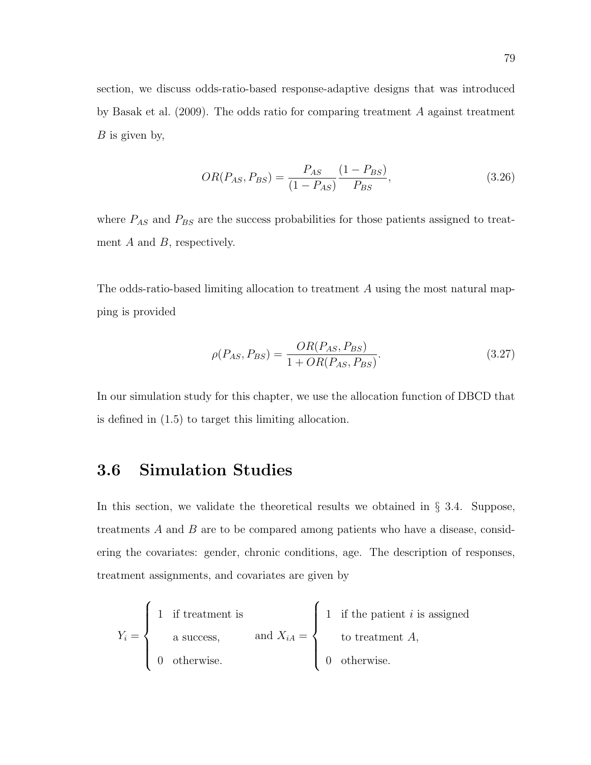section, we discuss odds-ratio-based response-adaptive designs that was introduced by Basak et al. (2009). The odds ratio for comparing treatment $A$ against treatment $B$ is given by,

$$OR(P_{AS}, P_{BS}) = \frac{P_{AS}}{(1 - P_{AS})} \frac{(1 - P_{BS})}{P_{BS}}, \tag{3.26}$$

where $P_{AS}$ and $P_{BS}$ are the success probabilities for those patients assigned to treatment $A$ and $B$, respectively.

The odds-ratio-based limiting allocation to treatment $A$ using the most natural mapping is provided

$$\rho(P_{AS}, P_{BS}) = \frac{OR(P_{AS}, P_{BS})}{1 + OR(P_{AS}, P_{BS})}. \tag{3.27}$$

In our simulation study for this chapter, we use the allocation function of DBCD that is defined in (1.5) to target this limiting allocation.

## 3.6 Simulation Studies

In this section, we validate the theoretical results we obtained in § 3.4. Suppose, treatments $A$ and $B$ are to be compared among patients who have a disease, considering the covariates: gender, chronic conditions, age. The description of responses, treatment assignments, and covariates are given by

$$Y_i = \begin{cases} 1 & \text{if treatment is} \\ & \text{a success,} \\ 0 & \text{otherwise.} \end{cases} \quad \text{and } X_{iA} = \begin{cases} 1 & \text{if the patient } i \text{ is assigned} \\ & \text{to treatment } A, \\ 0 & \text{otherwise.} \end{cases}$$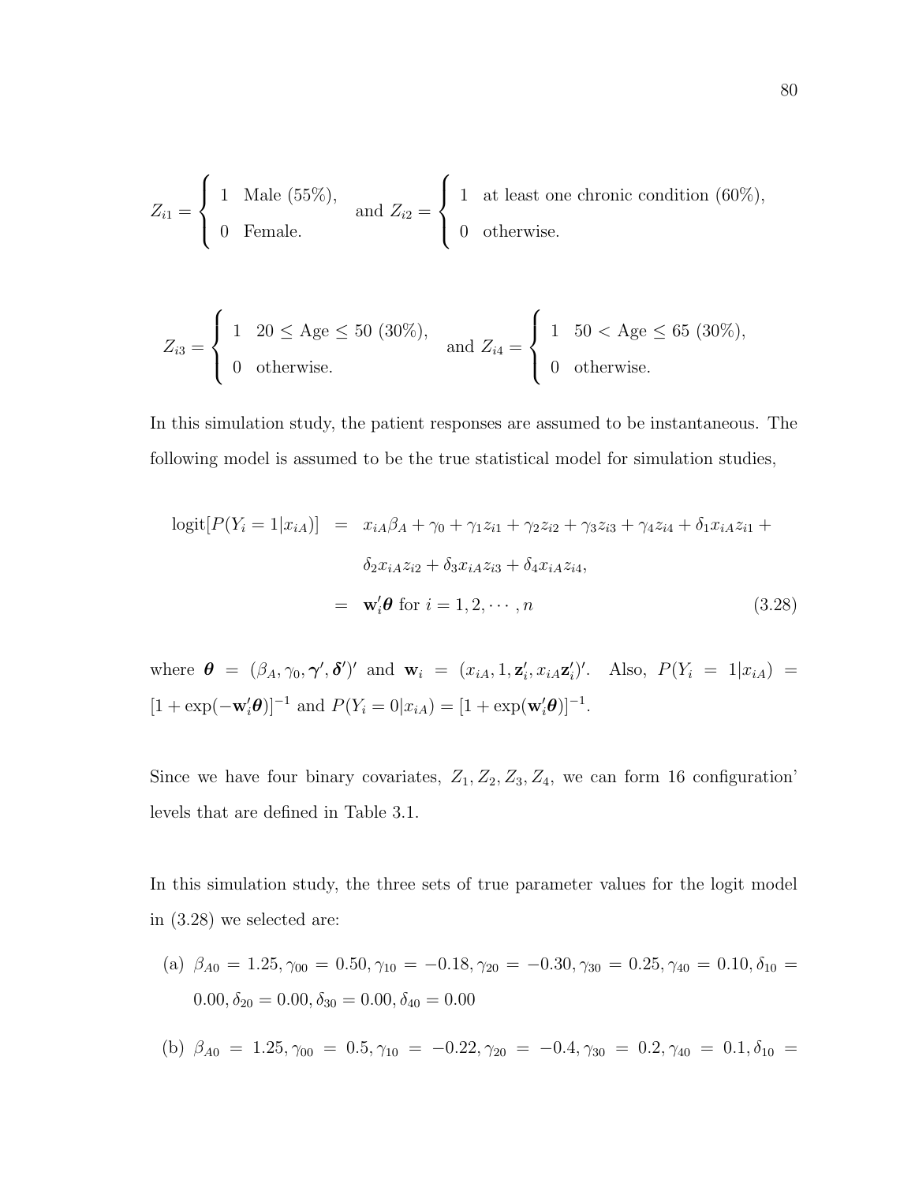$$Z_{i1} = \begin{cases} 1 & \text{Male (55\%)}, \\ 0 & \text{Female.} \end{cases} \quad \text{and } Z_{i2} = \begin{cases} 1 & \text{at least one chronic condition (60\%)}, \\ 0 & \text{otherwise.} \end{cases}$$

$$Z_{i3} = \begin{cases} 1 & 20 \leq \text{Age} \leq 50 \text{ (30\%)}, \\ 0 & \text{otherwise.} \end{cases} \quad \text{and } Z_{i4} = \begin{cases} 1 & 50 < \text{Age} \leq 65 \text{ (30\%)}, \\ 0 & \text{otherwise.} \end{cases}$$

In this simulation study, the patient responses are assumed to be instantaneous. The following model is assumed to be the true statistical model for simulation studies,

$$\begin{aligned} \text{logit}[P(Y_i = 1|x_{iA})] &= x_{iA}\beta_A + \gamma_0 + \gamma_1 z_{i1} + \gamma_2 z_{i2} + \gamma_3 z_{i3} + \gamma_4 z_{i4} + \delta_1 x_{iA} z_{i1} + \\ &\quad \delta_2 x_{iA} z_{i2} + \delta_3 x_{iA} z_{i3} + \delta_4 x_{iA} z_{i4}, \\ &= \mathbf{w}_i' \boldsymbol{\theta} \text{ for } i = 1, 2, \cdots, n \end{aligned} \tag{3.28}$$

where $\boldsymbol{\theta} = (\beta_A, \gamma_0, \boldsymbol{\gamma}', \boldsymbol{\delta}')'$ and $\mathbf{w}_i = (x_{iA}, 1, \mathbf{z}_i', x_{iA}\mathbf{z}_i')'$. Also, $P(Y_i = 1|x_{iA}) = [1 + \exp(-\mathbf{w}_i'\boldsymbol{\theta})]^{-1}$ and $P(Y_i = 0|x_{iA}) = [1 + \exp(\mathbf{w}_i'\boldsymbol{\theta})]^{-1}$.

Since we have four binary covariates, $Z_1, Z_2, Z_3, Z_4$, we can form 16 configuration' levels that are defined in Table 3.1.

In this simulation study, the three sets of true parameter values for the logit model in (3.28) we selected are:

(a) $\beta_{A0} = 1.25, \gamma_{00} = 0.50, \gamma_{10} = -0.18, \gamma_{20} = -0.30, \gamma_{30} = 0.25, \gamma_{40} = 0.10, \delta_{10} = 0.00, \delta_{20} = 0.00, \delta_{30} = 0.00, \delta_{40} = 0.00$

(b) $\beta_{A0} = 1.25, \gamma_{00} = 0.5, \gamma_{10} = -0.22, \gamma_{20} = -0.4, \gamma_{30} = 0.2, \gamma_{40} = 0.1, \delta_{10} =$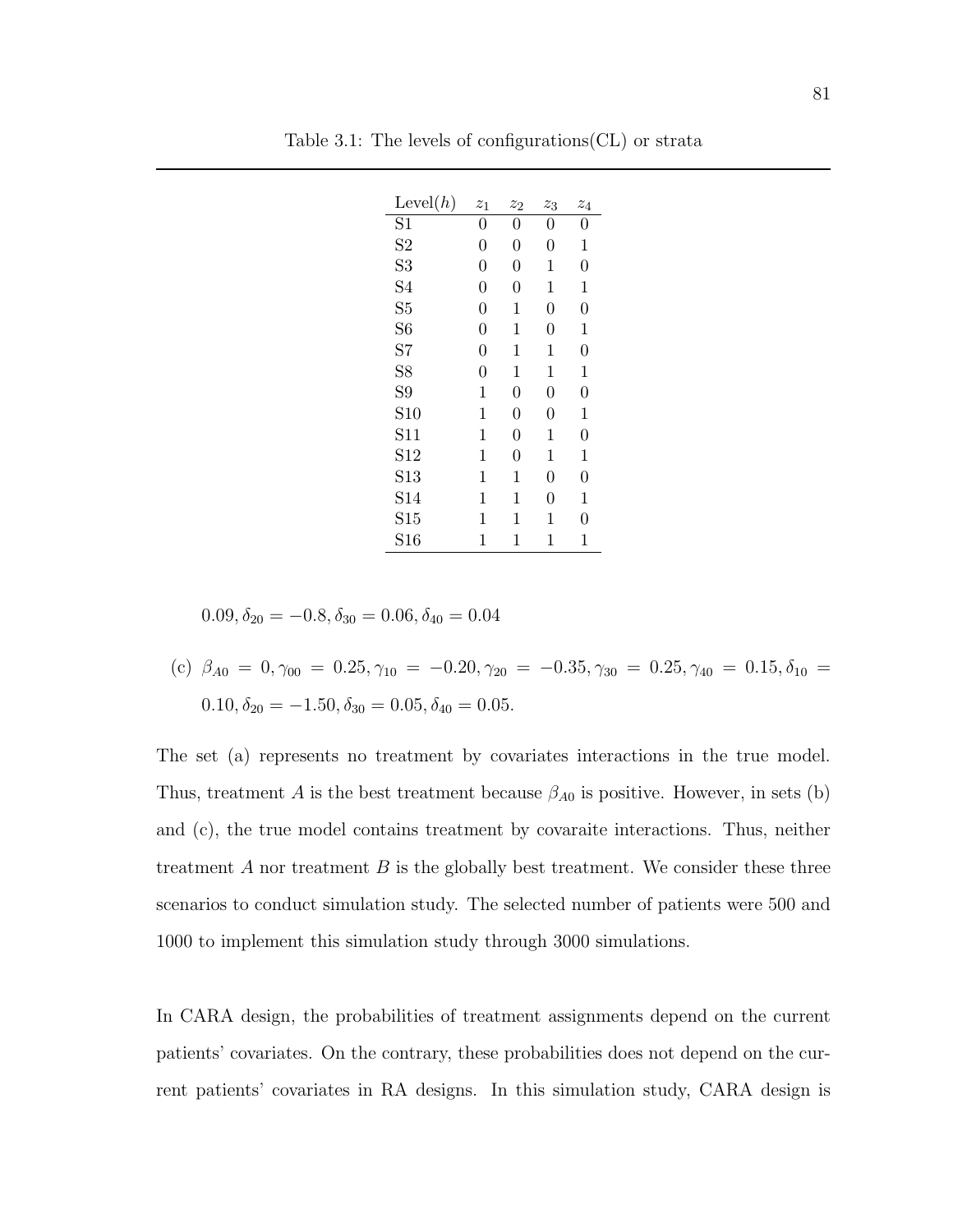Table 3.1: The levels of configurations(CL) or strata

| Level($h$) | $z_1$ | $z_2$ | $z_3$ | $z_4$ |
|---|---|---|---|---|
| S1 | 0 | 0 | 0 | 0 |
| S2 | 0 | 0 | 0 | 1 |
| S3 | 0 | 0 | 1 | 0 |
| S4 | 0 | 0 | 1 | 1 |
| S5 | 0 | 1 | 0 | 0 |
| S6 | 0 | 1 | 0 | 1 |
| S7 | 0 | 1 | 1 | 0 |
| S8 | 0 | 1 | 1 | 1 |
| S9 | 1 | 0 | 0 | 0 |
| S10 | 1 | 0 | 0 | 1 |
| S11 | 1 | 0 | 1 | 0 |
| S12 | 1 | 0 | 1 | 1 |
| S13 | 1 | 1 | 0 | 0 |
| S14 | 1 | 1 | 0 | 1 |
| S15 | 1 | 1 | 1 | 0 |
| S16 | 1 | 1 | 1 | 1 |

$0.09, \delta_{20} = -0.8, \delta_{30} = 0.06, \delta_{40} = 0.04$

(c) $\beta_{A0} = 0, \gamma_{00} = 0.25, \gamma_{10} = -0.20, \gamma_{20} = -0.35, \gamma_{30} = 0.25, \gamma_{40} = 0.15, \delta_{10} = 0.10, \delta_{20} = -1.50, \delta_{30} = 0.05, \delta_{40} = 0.05.$

The set (a) represents no treatment by covariates interactions in the true model. Thus, treatment $A$ is the best treatment because $\beta_{A0}$ is positive. However, in sets (b) and (c), the true model contains treatment by covaraite interactions. Thus, neither treatment $A$ nor treatment $B$ is the globally best treatment. We consider these three scenarios to conduct simulation study. The selected number of patients were 500 and 1000 to implement this simulation study through 3000 simulations.

In CARA design, the probabilities of treatment assignments depend on the current patients' covariates. On the contrary, these probabilities does not depend on the current patients' covariates in RA designs. In this simulation study, CARA design is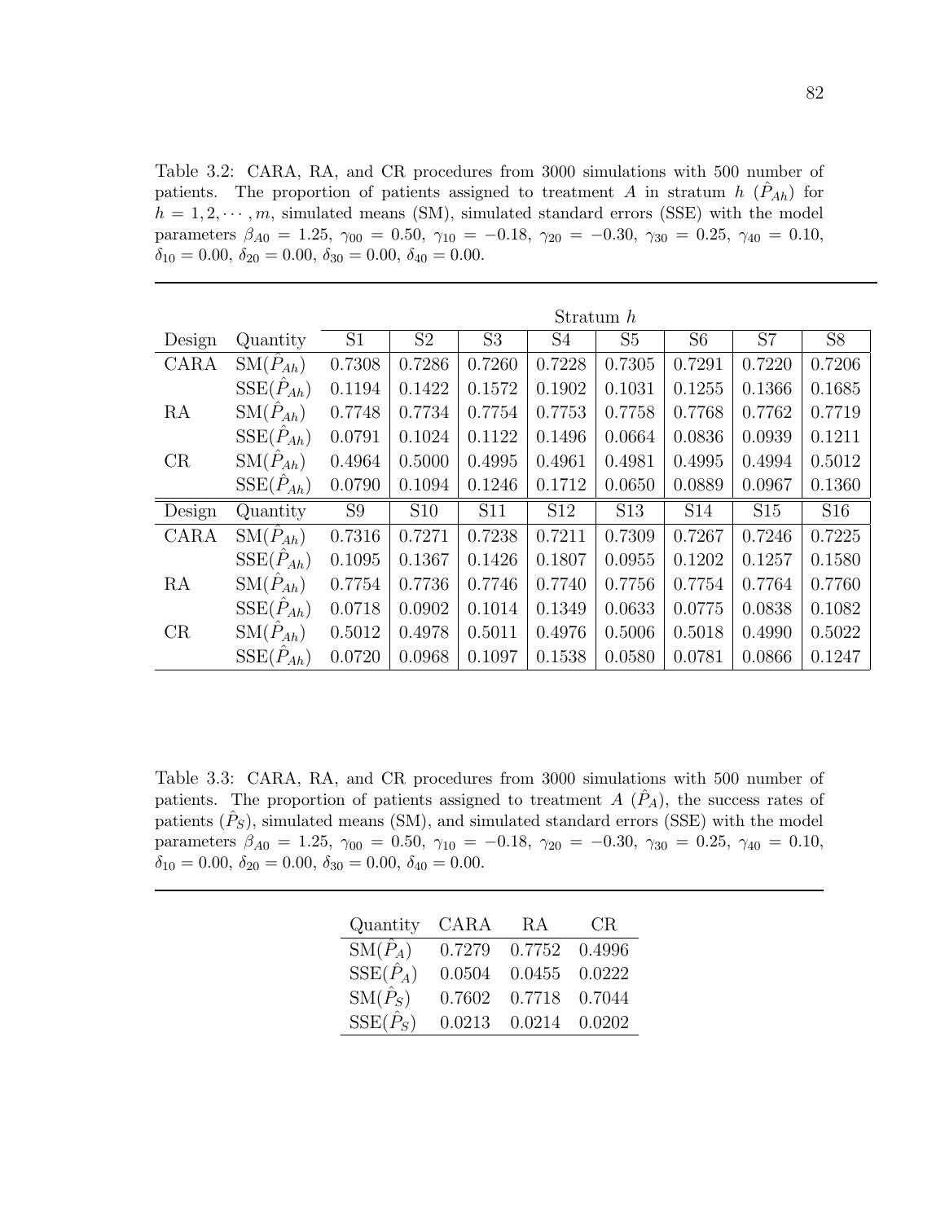Table 3.2: CARA, RA, and CR procedures from 3000 simulations with 500 number of patients. The proportion of patients assigned to treatment $A$ in stratum $h$ ($\hat{P}_{Ah}$) for $h = 1, 2, \cdots, m$, simulated means (SM), simulated standard errors (SSE) with the model parameters $\beta_{A0} = 1.25$, $\gamma_{00} = 0.50$, $\gamma_{10} = -0.18$, $\gamma_{20} = -0.30$, $\gamma_{30} = 0.25$, $\gamma_{40} = 0.10$, $\delta_{10} = 0.00$, $\delta_{20} = 0.00$, $\delta_{30} = 0.00$, $\delta_{40} = 0.00$.

| | | Stratum $h$ | | | | | | | |
|---|---|---|---|---|---|---|---|---|---|
| Design | Quantity | S1 | S2 | S3 | S4 | S5 | S6 | S7 | S8 |
| CARA | SM($\hat{P}_{Ah}$) | 0.7308 | 0.7286 | 0.7260 | 0.7228 | 0.7305 | 0.7291 | 0.7220 | 0.7206 |
| | SSE($\hat{P}_{Ah}$) | 0.1194 | 0.1422 | 0.1572 | 0.1902 | 0.1031 | 0.1255 | 0.1366 | 0.1685 |
| RA | SM($\hat{P}_{Ah}$) | 0.7748 | 0.7734 | 0.7754 | 0.7753 | 0.7758 | 0.7768 | 0.7762 | 0.7719 |
| | SSE($\hat{P}_{Ah}$) | 0.0791 | 0.1024 | 0.1122 | 0.1496 | 0.0664 | 0.0836 | 0.0939 | 0.1211 |
| CR | SM($\hat{P}_{Ah}$) | 0.4964 | 0.5000 | 0.4995 | 0.4961 | 0.4981 | 0.4995 | 0.4994 | 0.5012 |
| | SSE($\hat{P}_{Ah}$) | 0.0790 | 0.1094 | 0.1246 | 0.1712 | 0.0650 | 0.0889 | 0.0967 | 0.1360 |
| Design | Quantity | S9 | S10 | S11 | S12 | S13 | S14 | S15 | S16 |
| CARA | SM($\hat{P}_{Ah}$) | 0.7316 | 0.7271 | 0.7238 | 0.7211 | 0.7309 | 0.7267 | 0.7246 | 0.7225 |
| | SSE($\hat{P}_{Ah}$) | 0.1095 | 0.1367 | 0.1426 | 0.1807 | 0.0955 | 0.1202 | 0.1257 | 0.1580 |
| RA | SM($\hat{P}_{Ah}$) | 0.7754 | 0.7736 | 0.7746 | 0.7740 | 0.7756 | 0.7754 | 0.7764 | 0.7760 |
| | SSE($\hat{P}_{Ah}$) | 0.0718 | 0.0902 | 0.1014 | 0.1349 | 0.0633 | 0.0775 | 0.0838 | 0.1082 |
| CR | SM($\hat{P}_{Ah}$) | 0.5012 | 0.4978 | 0.5011 | 0.4976 | 0.5006 | 0.5018 | 0.4990 | 0.5022 |
| | SSE($\hat{P}_{Ah}$) | 0.0720 | 0.0968 | 0.1097 | 0.1538 | 0.0580 | 0.0781 | 0.0866 | 0.1247 |

Table 3.3: CARA, RA, and CR procedures from 3000 simulations with 500 number of patients. The proportion of patients assigned to treatment $A$ ($\hat{P}_A$), the success rates of patients ($\hat{P}_S$), simulated means (SM), and simulated standard errors (SSE) with the model parameters $\beta_{A0} = 1.25$, $\gamma_{00} = 0.50$, $\gamma_{10} = -0.18$, $\gamma_{20} = -0.30$, $\gamma_{30} = 0.25$, $\gamma_{40} = 0.10$, $\delta_{10} = 0.00$, $\delta_{20} = 0.00$, $\delta_{30} = 0.00$, $\delta_{40} = 0.00$.

| Quantity | CARA | RA | CR |
|---|---|---|---|
| SM($\hat{P}_A$) | 0.7279 | 0.7752 | 0.4996 |
| SSE($\hat{P}_A$) | 0.0504 | 0.0455 | 0.0222 |
| SM($\hat{P}_S$) | 0.7602 | 0.7718 | 0.7044 |
| SSE($\hat{P}_S$) | 0.0213 | 0.0214 | 0.0202 |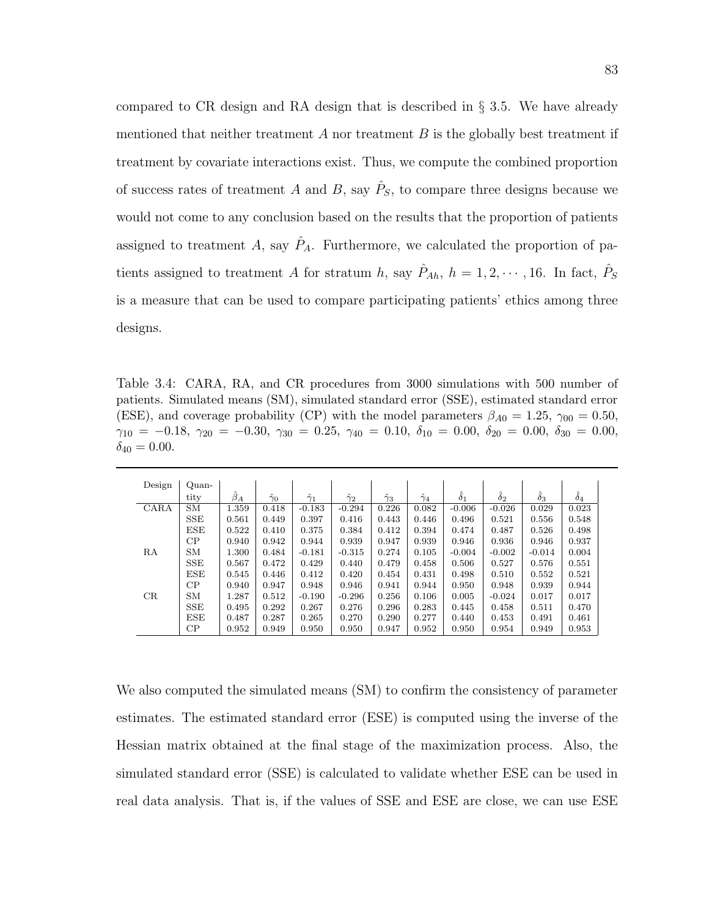compared to CR design and RA design that is described in § 3.5. We have already mentioned that neither treatment $A$ nor treatment $B$ is the globally best treatment if treatment by covariate interactions exist. Thus, we compute the combined proportion of success rates of treatment $A$ and $B$, say $\hat{P}_S$, to compare three designs because we would not come to any conclusion based on the results that the proportion of patients assigned to treatment $A$, say $\hat{P}_A$. Furthermore, we calculated the proportion of patients assigned to treatment $A$ for stratum $h$, say $\hat{P}_{Ah}$, $h = 1, 2, \cdots, 16$. In fact, $\hat{P}_S$ is a measure that can be used to compare participating patients' ethics among three designs.

Table 3.4: CARA, RA, and CR procedures from 3000 simulations with 500 number of patients. Simulated means (SM), simulated standard error (SSE), estimated standard error (ESE), and coverage probability (CP) with the model parameters $\beta_{A0} = 1.25$, $\gamma_{00} = 0.50$, $\gamma_{10} = -0.18$, $\gamma_{20} = -0.30$, $\gamma_{30} = 0.25$, $\gamma_{40} = 0.10$, $\delta_{10} = 0.00$, $\delta_{20} = 0.00$, $\delta_{30} = 0.00$, $\delta_{40} = 0.00$.

| Design | Quantity | $\hat{\beta}_A$ | $\hat{\gamma}_0$ | $\hat{\gamma}_1$ | $\hat{\gamma}_2$ | $\hat{\gamma}_3$ | $\hat{\gamma}_4$ | $\hat{\delta}_1$ | $\hat{\delta}_2$ | $\hat{\delta}_3$ | $\hat{\delta}_4$ |
|---|---|---|---|---|---|---|---|---|---|---|---|
| CARA | SM | 1.359 | 0.418 | -0.183 | -0.294 | 0.226 | 0.082 | -0.006 | -0.026 | 0.029 | 0.023 |
| | SSE | 0.561 | 0.449 | 0.397 | 0.416 | 0.443 | 0.446 | 0.496 | 0.521 | 0.556 | 0.548 |
| | ESE | 0.522 | 0.410 | 0.375 | 0.384 | 0.412 | 0.394 | 0.474 | 0.487 | 0.526 | 0.498 |
| | CP | 0.940 | 0.942 | 0.944 | 0.939 | 0.947 | 0.939 | 0.946 | 0.936 | 0.946 | 0.937 |
| RA | SM | 1.300 | 0.484 | -0.181 | -0.315 | 0.274 | 0.105 | -0.004 | -0.002 | -0.014 | 0.004 |
| | SSE | 0.567 | 0.472 | 0.429 | 0.440 | 0.479 | 0.458 | 0.506 | 0.527 | 0.576 | 0.551 |
| | ESE | 0.545 | 0.446 | 0.412 | 0.420 | 0.454 | 0.431 | 0.498 | 0.510 | 0.552 | 0.521 |
| | CP | 0.940 | 0.947 | 0.948 | 0.946 | 0.941 | 0.944 | 0.950 | 0.948 | 0.939 | 0.944 |
| CR | SM | 1.287 | 0.512 | -0.190 | -0.296 | 0.256 | 0.106 | 0.005 | -0.024 | 0.017 | 0.017 |
| | SSE | 0.495 | 0.292 | 0.267 | 0.276 | 0.296 | 0.283 | 0.445 | 0.458 | 0.511 | 0.470 |
| | ESE | 0.487 | 0.287 | 0.265 | 0.270 | 0.290 | 0.277 | 0.440 | 0.453 | 0.491 | 0.461 |
| | CP | 0.952 | 0.949 | 0.950 | 0.950 | 0.947 | 0.952 | 0.950 | 0.954 | 0.949 | 0.953 |

We also computed the simulated means (SM) to confirm the consistency of parameter estimates. The estimated standard error (ESE) is computed using the inverse of the Hessian matrix obtained at the final stage of the maximization process. Also, the simulated standard error (SSE) is calculated to validate whether ESE can be used in real data analysis. That is, if the values of SSE and ESE are close, we can use ESE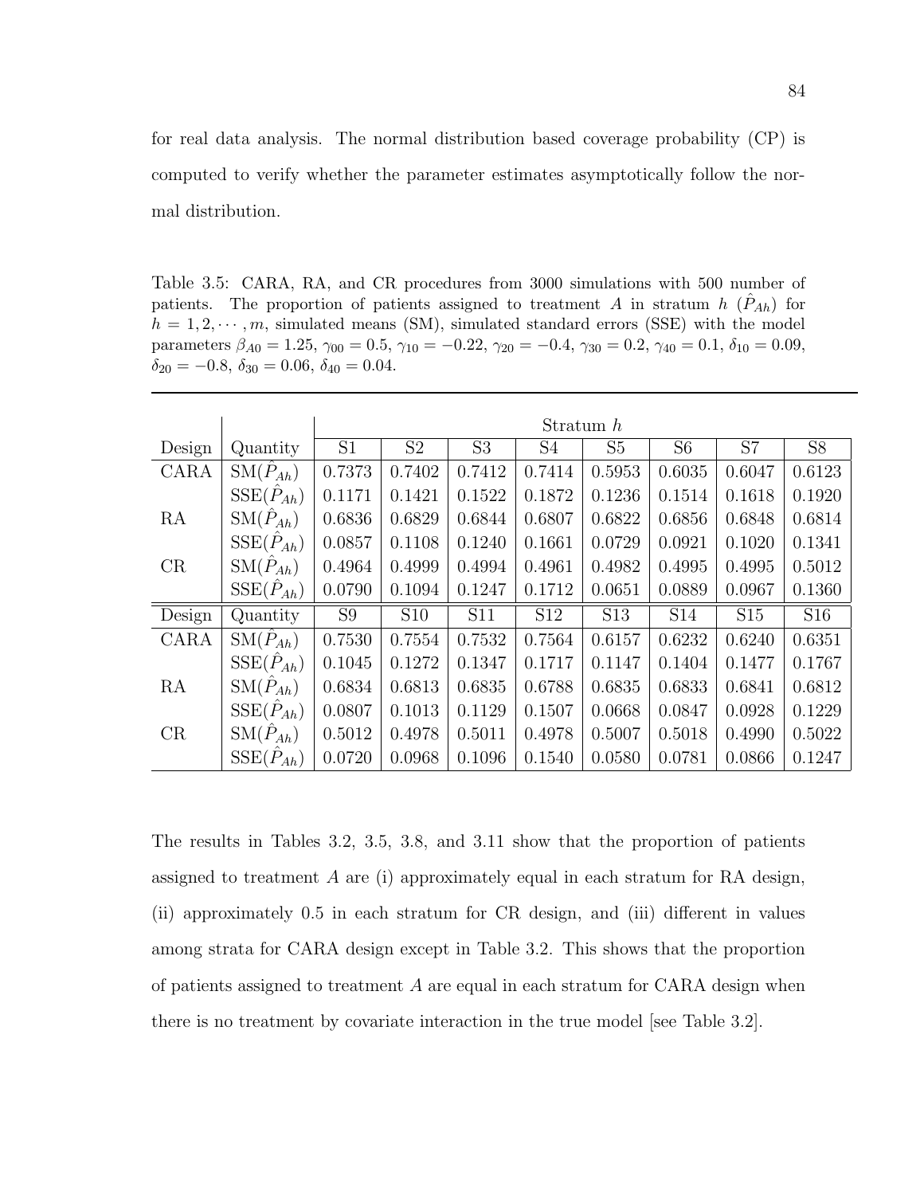for real data analysis. The normal distribution based coverage probability (CP) is computed to verify whether the parameter estimates asymptotically follow the normal distribution.

Table 3.5: CARA, RA, and CR procedures from 3000 simulations with 500 number of patients. The proportion of patients assigned to treatment $A$ in stratum $h$ ($\hat{P}_{Ah}$) for $h = 1, 2, \cdots, m$, simulated means (SM), simulated standard errors (SSE) with the model parameters $\beta_{A0} = 1.25$, $\gamma_{00} = 0.5$, $\gamma_{10} = -0.22$, $\gamma_{20} = -0.4$, $\gamma_{30} = 0.2$, $\gamma_{40} = 0.1$, $\delta_{10} = 0.09$, $\delta_{20} = -0.8$, $\delta_{30} = 0.06$, $\delta_{40} = 0.04$.

| | | Stratum $h$ | | | | | | | |
|---|---|---|---|---|---|---|---|---|---|
| Design | Quantity | S1 | S2 | S3 | S4 | S5 | S6 | S7 | S8 |
| CARA | $\text{SM}(\hat{P}_{Ah})$ | 0.7373 | 0.7402 | 0.7412 | 0.7414 | 0.5953 | 0.6035 | 0.6047 | 0.6123 |
| | $\text{SSE}(\hat{P}_{Ah})$ | 0.1171 | 0.1421 | 0.1522 | 0.1872 | 0.1236 | 0.1514 | 0.1618 | 0.1920 |
| RA | $\text{SM}(\hat{P}_{Ah})$ | 0.6836 | 0.6829 | 0.6844 | 0.6807 | 0.6822 | 0.6856 | 0.6848 | 0.6814 |
| | $\text{SSE}(\hat{P}_{Ah})$ | 0.0857 | 0.1108 | 0.1240 | 0.1661 | 0.0729 | 0.0921 | 0.1020 | 0.1341 |
| CR | $\text{SM}(\hat{P}_{Ah})$ | 0.4964 | 0.4999 | 0.4994 | 0.4961 | 0.4982 | 0.4995 | 0.4995 | 0.5012 |
| | $\text{SSE}(\hat{P}_{Ah})$ | 0.0790 | 0.1094 | 0.1247 | 0.1712 | 0.0651 | 0.0889 | 0.0967 | 0.1360 |
| Design | Quantity | S9 | S10 | S11 | S12 | S13 | S14 | S15 | S16 |
| CARA | $\text{SM}(\hat{P}_{Ah})$ | 0.7530 | 0.7554 | 0.7532 | 0.7564 | 0.6157 | 0.6232 | 0.6240 | 0.6351 |
| | $\text{SSE}(\hat{P}_{Ah})$ | 0.1045 | 0.1272 | 0.1347 | 0.1717 | 0.1147 | 0.1404 | 0.1477 | 0.1767 |
| RA | $\text{SM}(\hat{P}_{Ah})$ | 0.6834 | 0.6813 | 0.6835 | 0.6788 | 0.6835 | 0.6833 | 0.6841 | 0.6812 |
| | $\text{SSE}(\hat{P}_{Ah})$ | 0.0807 | 0.1013 | 0.1129 | 0.1507 | 0.0668 | 0.0847 | 0.0928 | 0.1229 |
| CR | $\text{SM}(\hat{P}_{Ah})$ | 0.5012 | 0.4978 | 0.5011 | 0.4978 | 0.5007 | 0.5018 | 0.4990 | 0.5022 |
| | $\text{SSE}(\hat{P}_{Ah})$ | 0.0720 | 0.0968 | 0.1096 | 0.1540 | 0.0580 | 0.0781 | 0.0866 | 0.1247 |

The results in Tables 3.2, 3.5, 3.8, and 3.11 show that the proportion of patients assigned to treatment $A$ are (i) approximately equal in each stratum for RA design, (ii) approximately 0.5 in each stratum for CR design, and (iii) different in values among strata for CARA design except in Table 3.2. This shows that the proportion of patients assigned to treatment $A$ are equal in each stratum for CARA design when there is no treatment by covariate interaction in the true model [see Table 3.2].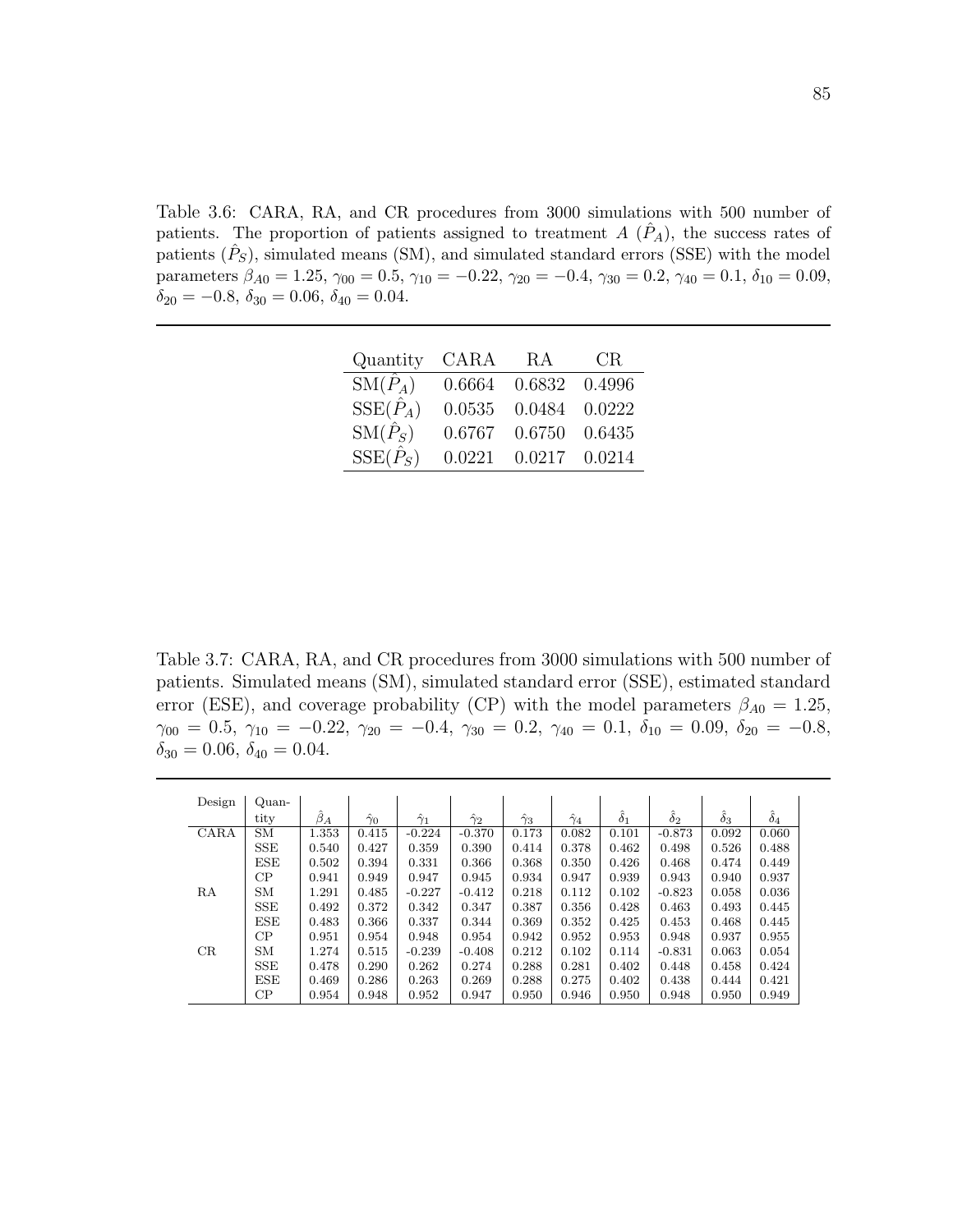Table 3.6: CARA, RA, and CR procedures from 3000 simulations with 500 number of patients. The proportion of patients assigned to treatment $A$ ($\hat{P}_A$), the success rates of patients ($\hat{P}_S$), simulated means (SM), and simulated standard errors (SSE) with the model parameters $\beta_{A0} = 1.25$, $\gamma_{00} = 0.5$, $\gamma_{10} = -0.22$, $\gamma_{20} = -0.4$, $\gamma_{30} = 0.2$, $\gamma_{40} = 0.1$, $\delta_{10} = 0.09$, $\delta_{20} = -0.8$, $\delta_{30} = 0.06$, $\delta_{40} = 0.04$.

| Quantity | CARA | RA | CR |
|---|---|---|---|
| SM($\hat{P}_A$) | 0.6664 | 0.6832 | 0.4996 |
| SSE($\hat{P}_A$) | 0.0535 | 0.0484 | 0.0222 |
| SM($\hat{P}_S$) | 0.6767 | 0.6750 | 0.6435 |
| SSE($\hat{P}_S$) | 0.0221 | 0.0217 | 0.0214 |

Table 3.7: CARA, RA, and CR procedures from 3000 simulations with 500 number of patients. Simulated means (SM), simulated standard error (SSE), estimated standard error (ESE), and coverage probability (CP) with the model parameters $\beta_{A0} = 1.25$, $\gamma_{00} = 0.5$, $\gamma_{10} = -0.22$, $\gamma_{20} = -0.4$, $\gamma_{30} = 0.2$, $\gamma_{40} = 0.1$, $\delta_{10} = 0.09$, $\delta_{20} = -0.8$, $\delta_{30} = 0.06$, $\delta_{40} = 0.04$.

| Design | Quantity | $\hat{\beta}_A$ | $\hat{\gamma}_0$ | $\hat{\gamma}_1$ | $\hat{\gamma}_2$ | $\hat{\gamma}_3$ | $\hat{\gamma}_4$ | $\hat{\delta}_1$ | $\hat{\delta}_2$ | $\hat{\delta}_3$ | $\hat{\delta}_4$ |
|---|---|---|---|---|---|---|---|---|---|---|---|
| CARA | SM | 1.353 | 0.415 | -0.224 | -0.370 | 0.173 | 0.082 | 0.101 | -0.873 | 0.092 | 0.060 |
| | SSE | 0.540 | 0.427 | 0.359 | 0.390 | 0.414 | 0.378 | 0.462 | 0.498 | 0.526 | 0.488 |
| | ESE | 0.502 | 0.394 | 0.331 | 0.366 | 0.368 | 0.350 | 0.426 | 0.468 | 0.474 | 0.449 |
| | CP | 0.941 | 0.949 | 0.947 | 0.945 | 0.934 | 0.947 | 0.939 | 0.943 | 0.940 | 0.937 |
| RA | SM | 1.291 | 0.485 | -0.227 | -0.412 | 0.218 | 0.112 | 0.102 | -0.823 | 0.058 | 0.036 |
| | SSE | 0.492 | 0.372 | 0.342 | 0.347 | 0.387 | 0.356 | 0.428 | 0.463 | 0.493 | 0.445 |
| | ESE | 0.483 | 0.366 | 0.337 | 0.344 | 0.369 | 0.352 | 0.425 | 0.453 | 0.468 | 0.445 |
| | CP | 0.951 | 0.954 | 0.948 | 0.954 | 0.942 | 0.952 | 0.953 | 0.948 | 0.937 | 0.955 |
| CR | SM | 1.274 | 0.515 | -0.239 | -0.408 | 0.212 | 0.102 | 0.114 | -0.831 | 0.063 | 0.054 |
| | SSE | 0.478 | 0.290 | 0.262 | 0.274 | 0.288 | 0.281 | 0.402 | 0.448 | 0.458 | 0.424 |
| | ESE | 0.469 | 0.286 | 0.263 | 0.269 | 0.288 | 0.275 | 0.402 | 0.438 | 0.444 | 0.421 |
| | CP | 0.954 | 0.948 | 0.952 | 0.947 | 0.950 | 0.946 | 0.950 | 0.948 | 0.950 | 0.949 |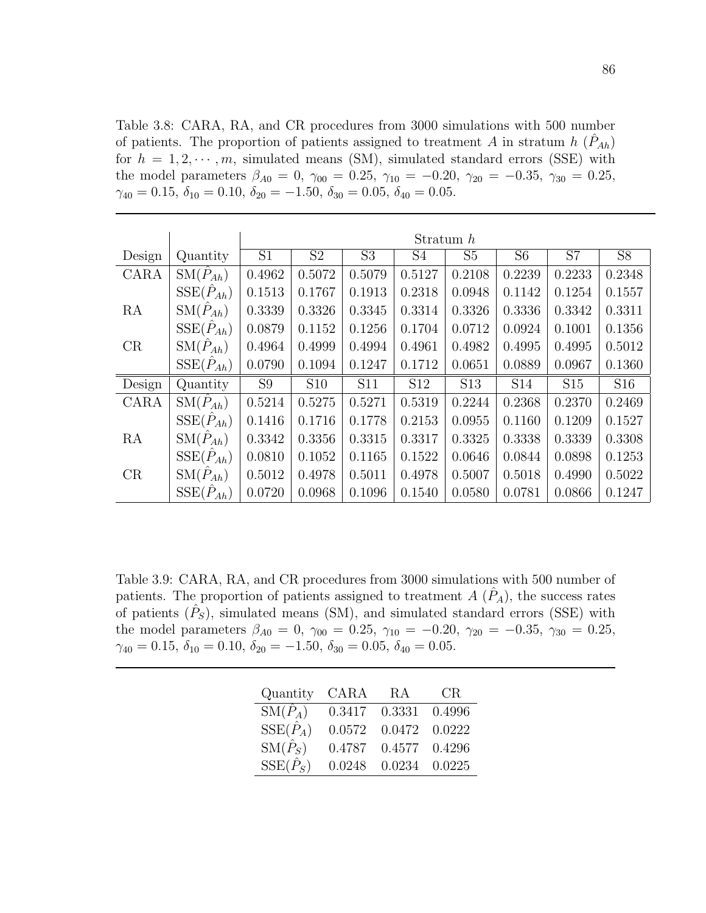Table 3.8: CARA, RA, and CR procedures from 3000 simulations with 500 number of patients. The proportion of patients assigned to treatment $A$ in stratum $h$ ($\hat{P}_{Ah}$) for $h = 1, 2, \cdots, m$, simulated means (SM), simulated standard errors (SSE) with the model parameters $\beta_{A0} = 0$, $\gamma_{00} = 0.25$, $\gamma_{10} = -0.20$, $\gamma_{20} = -0.35$, $\gamma_{30} = 0.25$, $\gamma_{40} = 0.15$, $\delta_{10} = 0.10$, $\delta_{20} = -1.50$, $\delta_{30} = 0.05$, $\delta_{40} = 0.05$.

| | | Stratum $h$ | | | | | | | |
|---|---|---|---|---|---|---|---|---|---|
| Design | Quantity | S1 | S2 | S3 | S4 | S5 | S6 | S7 | S8 |
| CARA | $\text{SM}(\hat{P}_{Ah})$ | 0.4962 | 0.5072 | 0.5079 | 0.5127 | 0.2108 | 0.2239 | 0.2233 | 0.2348 |
| | $\text{SSE}(\hat{P}_{Ah})$ | 0.1513 | 0.1767 | 0.1913 | 0.2318 | 0.0948 | 0.1142 | 0.1254 | 0.1557 |
| RA | $\text{SM}(\hat{P}_{Ah})$ | 0.3339 | 0.3326 | 0.3345 | 0.3314 | 0.3326 | 0.3336 | 0.3342 | 0.3311 |
| | $\text{SSE}(\hat{P}_{Ah})$ | 0.0879 | 0.1152 | 0.1256 | 0.1704 | 0.0712 | 0.0924 | 0.1001 | 0.1356 |
| CR | $\text{SM}(\hat{P}_{Ah})$ | 0.4964 | 0.4999 | 0.4994 | 0.4961 | 0.4982 | 0.4995 | 0.4995 | 0.5012 |
| | $\text{SSE}(\hat{P}_{Ah})$ | 0.0790 | 0.1094 | 0.1247 | 0.1712 | 0.0651 | 0.0889 | 0.0967 | 0.1360 |
| Design | Quantity | S9 | S10 | S11 | S12 | S13 | S14 | S15 | S16 |
| CARA | $\text{SM}(\hat{P}_{Ah})$ | 0.5214 | 0.5275 | 0.5271 | 0.5319 | 0.2244 | 0.2368 | 0.2370 | 0.2469 |
| | $\text{SSE}(\hat{P}_{Ah})$ | 0.1416 | 0.1716 | 0.1778 | 0.2153 | 0.0955 | 0.1160 | 0.1209 | 0.1527 |
| RA | $\text{SM}(\hat{P}_{Ah})$ | 0.3342 | 0.3356 | 0.3315 | 0.3317 | 0.3325 | 0.3338 | 0.3339 | 0.3308 |
| | $\text{SSE}(\hat{P}_{Ah})$ | 0.0810 | 0.1052 | 0.1165 | 0.1522 | 0.0646 | 0.0844 | 0.0898 | 0.1253 |
| CR | $\text{SM}(\hat{P}_{Ah})$ | 0.5012 | 0.4978 | 0.5011 | 0.4978 | 0.5007 | 0.5018 | 0.4990 | 0.5022 |
| | $\text{SSE}(\hat{P}_{Ah})$ | 0.0720 | 0.0968 | 0.1096 | 0.1540 | 0.0580 | 0.0781 | 0.0866 | 0.1247 |

Table 3.9: CARA, RA, and CR procedures from 3000 simulations with 500 number of patients. The proportion of patients assigned to treatment $A$ ($\hat{P}_A$), the success rates of patients ($\hat{P}_S$), simulated means (SM), and simulated standard errors (SSE) with the model parameters $\beta_{A0} = 0$, $\gamma_{00} = 0.25$, $\gamma_{10} = -0.20$, $\gamma_{20} = -0.35$, $\gamma_{30} = 0.25$, $\gamma_{40} = 0.15$, $\delta_{10} = 0.10$, $\delta_{20} = -1.50$, $\delta_{30} = 0.05$, $\delta_{40} = 0.05$.

| Quantity | CARA | RA | CR |
|---|---|---|---|
| $\text{SM}(\hat{P}_A)$ | 0.3417 | 0.3331 | 0.4996 |
| $\text{SSE}(\hat{P}_A)$ | 0.0572 | 0.0472 | 0.0222 |
| $\text{SM}(\hat{P}_S)$ | 0.4787 | 0.4577 | 0.4296 |
| $\text{SSE}(\hat{P}_S)$ | 0.0248 | 0.0234 | 0.0225 |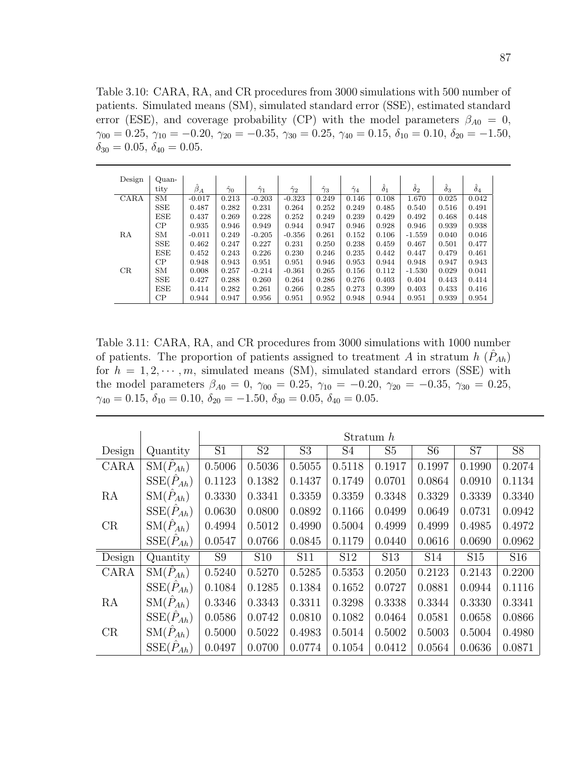Table 3.10: CARA, RA, and CR procedures from 3000 simulations with 500 number of patients. Simulated means (SM), simulated standard error (SSE), estimated standard error (ESE), and coverage probability (CP) with the model parameters $\beta_{A0} = 0$, $\gamma_{00} = 0.25$, $\gamma_{10} = -0.20$, $\gamma_{20} = -0.35$, $\gamma_{30} = 0.25$, $\gamma_{40} = 0.15$, $\delta_{10} = 0.10$, $\delta_{20} = -1.50$, $\delta_{30} = 0.05$, $\delta_{40} = 0.05$.

| Design | Quantity | $\hat{\beta}_A$ | $\hat{\gamma}_0$ | $\hat{\gamma}_1$ | $\hat{\gamma}_2$ | $\hat{\gamma}_3$ | $\hat{\gamma}_4$ | $\hat{\delta}_1$ | $\hat{\delta}_2$ | $\hat{\delta}_3$ | $\hat{\delta}_4$ |
|---|---|---|---|---|---|---|---|---|---|---|---|
| CARA | SM | -0.017 | 0.213 | -0.203 | -0.323 | 0.249 | 0.146 | 0.108 | 1.670 | 0.025 | 0.042 |
| | SSE | 0.487 | 0.282 | 0.231 | 0.264 | 0.252 | 0.249 | 0.485 | 0.540 | 0.516 | 0.491 |
| | ESE | 0.437 | 0.269 | 0.228 | 0.252 | 0.249 | 0.239 | 0.429 | 0.492 | 0.468 | 0.448 |
| | CP | 0.935 | 0.946 | 0.949 | 0.944 | 0.947 | 0.946 | 0.928 | 0.946 | 0.939 | 0.938 |
| RA | SM | -0.011 | 0.249 | -0.205 | -0.356 | 0.261 | 0.152 | 0.106 | -1.559 | 0.040 | 0.046 |
| | SSE | 0.462 | 0.247 | 0.227 | 0.231 | 0.250 | 0.238 | 0.459 | 0.467 | 0.501 | 0.477 |
| | ESE | 0.452 | 0.243 | 0.226 | 0.230 | 0.246 | 0.235 | 0.442 | 0.447 | 0.479 | 0.461 |
| | CP | 0.948 | 0.943 | 0.951 | 0.951 | 0.946 | 0.953 | 0.944 | 0.948 | 0.947 | 0.943 |
| CR | SM | 0.008 | 0.257 | -0.214 | -0.361 | 0.265 | 0.156 | 0.112 | -1.530 | 0.029 | 0.041 |
| | SSE | 0.427 | 0.288 | 0.260 | 0.264 | 0.286 | 0.276 | 0.403 | 0.404 | 0.443 | 0.414 |
| | ESE | 0.414 | 0.282 | 0.261 | 0.266 | 0.285 | 0.273 | 0.399 | 0.403 | 0.433 | 0.416 |
| | CP | 0.944 | 0.947 | 0.956 | 0.951 | 0.952 | 0.948 | 0.944 | 0.951 | 0.939 | 0.954 |

Table 3.11: CARA, RA, and CR procedures from 3000 simulations with 1000 number of patients. The proportion of patients assigned to treatment $A$ in stratum $h$ ($\hat{P}_{Ah}$) for $h = 1, 2, \cdots, m$, simulated means (SM), simulated standard errors (SSE) with the model parameters $\beta_{A0} = 0$, $\gamma_{00} = 0.25$, $\gamma_{10} = -0.20$, $\gamma_{20} = -0.35$, $\gamma_{30} = 0.25$, $\gamma_{40} = 0.15$, $\delta_{10} = 0.10$, $\delta_{20} = -1.50$, $\delta_{30} = 0.05$, $\delta_{40} = 0.05$.

| | | Stratum $h$ | | | | | | | |
|---|---|---|---|---|---|---|---|---|---|
| Design | Quantity | S1 | S2 | S3 | S4 | S5 | S6 | S7 | S8 |
| CARA | SM($\hat{P}_{Ah}$) | 0.5006 | 0.5036 | 0.5055 | 0.5118 | 0.1917 | 0.1997 | 0.1990 | 0.2074 |
| | SSE($\hat{P}_{Ah}$) | 0.1123 | 0.1382 | 0.1437 | 0.1749 | 0.0701 | 0.0864 | 0.0910 | 0.1134 |
| RA | SM($\hat{P}_{Ah}$) | 0.3330 | 0.3341 | 0.3359 | 0.3359 | 0.3348 | 0.3329 | 0.3339 | 0.3340 |
| | SSE($\hat{P}_{Ah}$) | 0.0630 | 0.0800 | 0.0892 | 0.1166 | 0.0499 | 0.0649 | 0.0731 | 0.0942 |
| CR | SM($\hat{P}_{Ah}$) | 0.4994 | 0.5012 | 0.4990 | 0.5004 | 0.4999 | 0.4999 | 0.4985 | 0.4972 |
| | SSE($\hat{P}_{Ah}$) | 0.0547 | 0.0766 | 0.0845 | 0.1179 | 0.0440 | 0.0616 | 0.0690 | 0.0962 |
| Design | Quantity | S9 | S10 | S11 | S12 | S13 | S14 | S15 | S16 |
| CARA | SM($\hat{P}_{Ah}$) | 0.5240 | 0.5270 | 0.5285 | 0.5353 | 0.2050 | 0.2123 | 0.2143 | 0.2200 |
| | SSE($\hat{P}_{Ah}$) | 0.1084 | 0.1285 | 0.1384 | 0.1652 | 0.0727 | 0.0881 | 0.0944 | 0.1116 |
| RA | SM($\hat{P}_{Ah}$) | 0.3346 | 0.3343 | 0.3311 | 0.3298 | 0.3338 | 0.3344 | 0.3330 | 0.3341 |
| | SSE($\hat{P}_{Ah}$) | 0.0586 | 0.0742 | 0.0810 | 0.1082 | 0.0464 | 0.0581 | 0.0658 | 0.0866 |
| CR | SM($\hat{P}_{Ah}$) | 0.5000 | 0.5022 | 0.4983 | 0.5014 | 0.5002 | 0.5003 | 0.5004 | 0.4980 |
| | SSE($\hat{P}_{Ah}$) | 0.0497 | 0.0700 | 0.0774 | 0.1054 | 0.0412 | 0.0564 | 0.0636 | 0.0871 |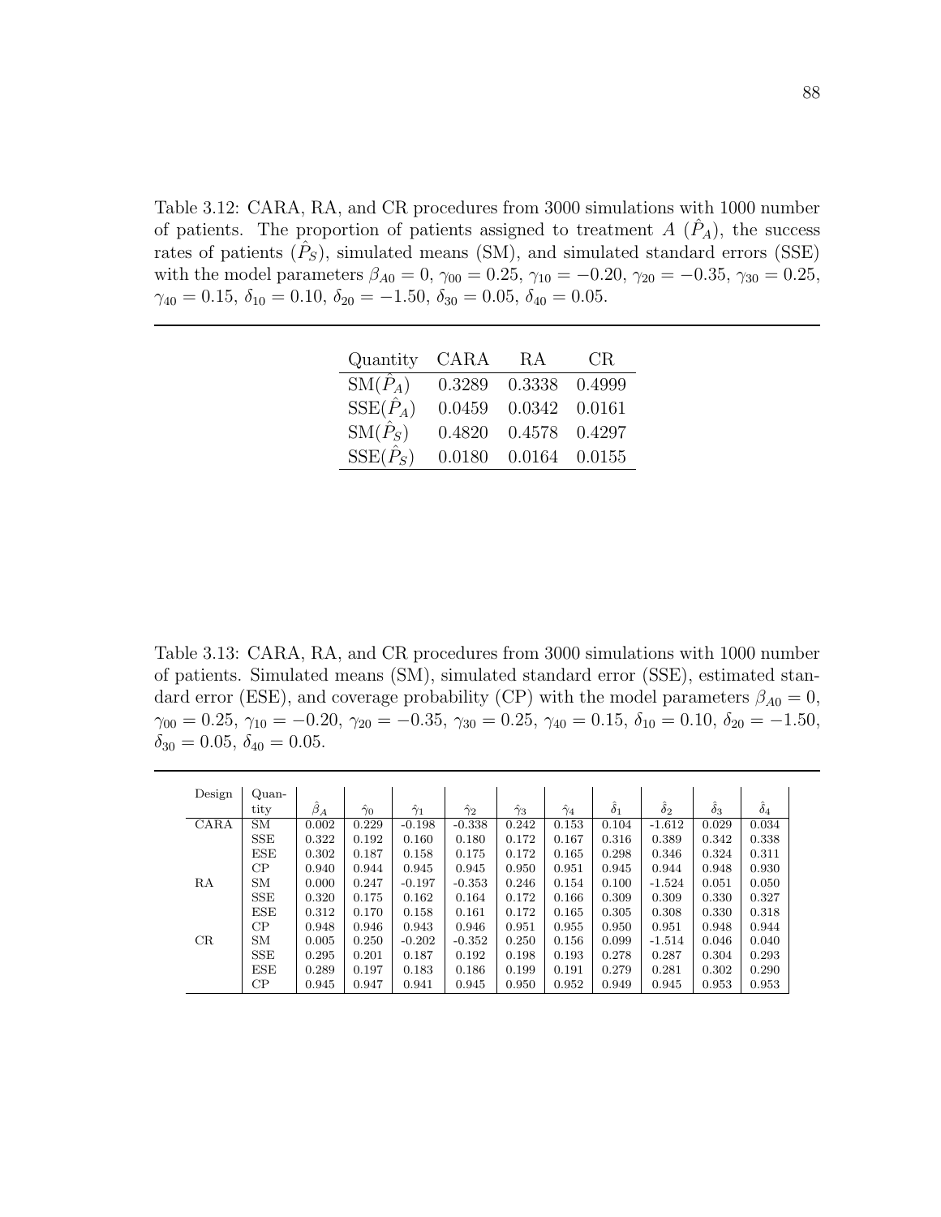Table 3.12: CARA, RA, and CR procedures from 3000 simulations with 1000 number of patients. The proportion of patients assigned to treatment $A$ ($\hat{P}_A$), the success rates of patients ($\hat{P}_S$), simulated means (SM), and simulated standard errors (SSE) with the model parameters $\beta_{A0} = 0$, $\gamma_{00} = 0.25$, $\gamma_{10} = -0.20$, $\gamma_{20} = -0.35$, $\gamma_{30} = 0.25$, $\gamma_{40} = 0.15$, $\delta_{10} = 0.10$, $\delta_{20} = -1.50$, $\delta_{30} = 0.05$, $\delta_{40} = 0.05$.

| Quantity | CARA | RA | CR |
|---|---|---|---|
| SM($\hat{P}_A$) | 0.3289 | 0.3338 | 0.4999 |
| SSE($\hat{P}_A$) | 0.0459 | 0.0342 | 0.0161 |
| SM($\hat{P}_S$) | 0.4820 | 0.4578 | 0.4297 |
| SSE($\hat{P}_S$) | 0.0180 | 0.0164 | 0.0155 |

Table 3.13: CARA, RA, and CR procedures from 3000 simulations with 1000 number of patients. Simulated means (SM), simulated standard error (SSE), estimated standard error (ESE), and coverage probability (CP) with the model parameters $\beta_{A0} = 0$, $\gamma_{00} = 0.25$, $\gamma_{10} = -0.20$, $\gamma_{20} = -0.35$, $\gamma_{30} = 0.25$, $\gamma_{40} = 0.15$, $\delta_{10} = 0.10$, $\delta_{20} = -1.50$, $\delta_{30} = 0.05$, $\delta_{40} = 0.05$.

| Design | Quantity | $\hat{\beta}_A$ | $\hat{\gamma}_0$ | $\hat{\gamma}_1$ | $\hat{\gamma}_2$ | $\hat{\gamma}_3$ | $\hat{\gamma}_4$ | $\hat{\delta}_1$ | $\hat{\delta}_2$ | $\hat{\delta}_3$ | $\hat{\delta}_4$ |
|---|---|---|---|---|---|---|---|---|---|---|---|
| CARA | SM | 0.002 | 0.229 | -0.198 | -0.338 | 0.242 | 0.153 | 0.104 | -1.612 | 0.029 | 0.034 |
| | SSE | 0.322 | 0.192 | 0.160 | 0.180 | 0.172 | 0.167 | 0.316 | 0.389 | 0.342 | 0.338 |
| | ESE | 0.302 | 0.187 | 0.158 | 0.175 | 0.172 | 0.165 | 0.298 | 0.346 | 0.324 | 0.311 |
| | CP | 0.940 | 0.944 | 0.945 | 0.945 | 0.950 | 0.951 | 0.945 | 0.944 | 0.948 | 0.930 |
| RA | SM | 0.000 | 0.247 | -0.197 | -0.353 | 0.246 | 0.154 | 0.100 | -1.524 | 0.051 | 0.050 |
| | SSE | 0.320 | 0.175 | 0.162 | 0.164 | 0.172 | 0.166 | 0.309 | 0.309 | 0.330 | 0.327 |
| | ESE | 0.312 | 0.170 | 0.158 | 0.161 | 0.172 | 0.165 | 0.305 | 0.308 | 0.330 | 0.318 |
| | CP | 0.948 | 0.946 | 0.943 | 0.946 | 0.951 | 0.955 | 0.950 | 0.951 | 0.948 | 0.944 |
| CR | SM | 0.005 | 0.250 | -0.202 | -0.352 | 0.250 | 0.156 | 0.099 | -1.514 | 0.046 | 0.040 |
| | SSE | 0.295 | 0.201 | 0.187 | 0.192 | 0.198 | 0.193 | 0.278 | 0.287 | 0.304 | 0.293 |
| | ESE | 0.289 | 0.197 | 0.183 | 0.186 | 0.199 | 0.191 | 0.279 | 0.281 | 0.302 | 0.290 |
| | CP | 0.945 | 0.947 | 0.941 | 0.945 | 0.950 | 0.952 | 0.949 | 0.945 | 0.953 | 0.953 |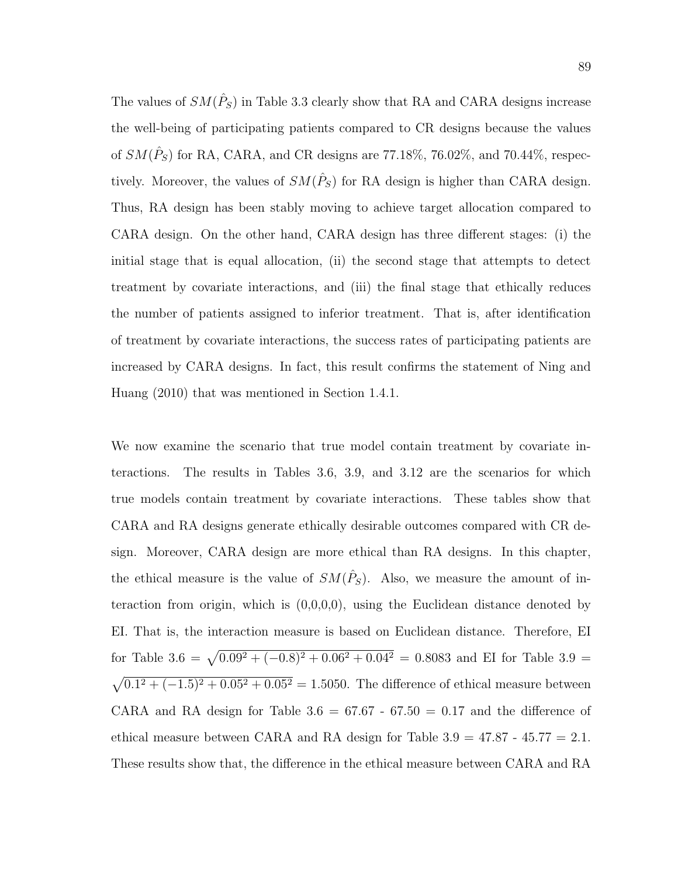The values of $SM(\hat{P}_S)$ in Table 3.3 clearly show that RA and CARA designs increase the well-being of participating patients compared to CR designs because the values of $SM(\hat{P}_S)$ for RA, CARA, and CR designs are 77.18%, 76.02%, and 70.44%, respectively. Moreover, the values of $SM(\hat{P}_S)$ for RA design is higher than CARA design. Thus, RA design has been stably moving to achieve target allocation compared to CARA design. On the other hand, CARA design has three different stages: (i) the initial stage that is equal allocation, (ii) the second stage that attempts to detect treatment by covariate interactions, and (iii) the final stage that ethically reduces the number of patients assigned to inferior treatment. That is, after identification of treatment by covariate interactions, the success rates of participating patients are increased by CARA designs. In fact, this result confirms the statement of Ning and Huang (2010) that was mentioned in Section 1.4.1.

We now examine the scenario that true model contain treatment by covariate interactions. The results in Tables 3.6, 3.9, and 3.12 are the scenarios for which true models contain treatment by covariate interactions. These tables show that CARA and RA designs generate ethically desirable outcomes compared with CR design. Moreover, CARA design are more ethical than RA designs. In this chapter, the ethical measure is the value of $SM(\hat{P}_S)$. Also, we measure the amount of interaction from origin, which is (0,0,0,0), using the Euclidean distance denoted by EI. That is, the interaction measure is based on Euclidean distance. Therefore, EI for Table 3.6 = $\sqrt{0.09^2 + (-0.8)^2 + 0.06^2 + 0.04^2} = 0.8083$ and EI for Table 3.9 = $\sqrt{0.1^2 + (-1.5)^2 + 0.05^2 + 0.05^2} = 1.5050$. The difference of ethical measure between CARA and RA design for Table 3.6 = 67.67 - 67.50 = 0.17 and the difference of ethical measure between CARA and RA design for Table 3.9 = 47.87 - 45.77 = 2.1. These results show that, the difference in the ethical measure between CARA and RA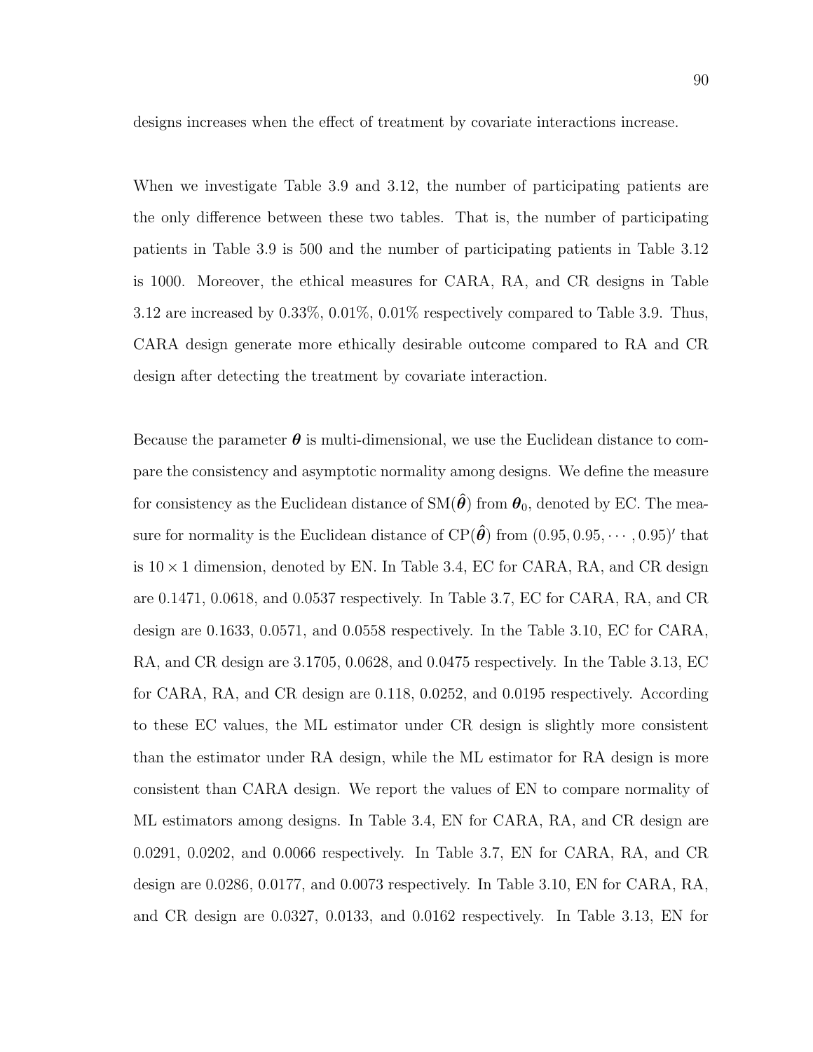designs increases when the effect of treatment by covariate interactions increase.

When we investigate Table 3.9 and 3.12, the number of participating patients are the only difference between these two tables. That is, the number of participating patients in Table 3.9 is 500 and the number of participating patients in Table 3.12 is 1000. Moreover, the ethical measures for CARA, RA, and CR designs in Table 3.12 are increased by 0.33%, 0.01%, 0.01% respectively compared to Table 3.9. Thus, CARA design generate more ethically desirable outcome compared to RA and CR design after detecting the treatment by covariate interaction.

Because the parameter $\boldsymbol{\theta}$ is multi-dimensional, we use the Euclidean distance to compare the consistency and asymptotic normality among designs. We define the measure for consistency as the Euclidean distance of $\text{SM}(\hat{\boldsymbol{\theta}})$ from $\boldsymbol{\theta}_0$, denoted by EC. The measure for normality is the Euclidean distance of $\text{CP}(\hat{\boldsymbol{\theta}})$ from $(0.95, 0.95, \cdots, 0.95)'$ that is $10 \times 1$ dimension, denoted by EN. In Table 3.4, EC for CARA, RA, and CR design are 0.1471, 0.0618, and 0.0537 respectively. In Table 3.7, EC for CARA, RA, and CR design are 0.1633, 0.0571, and 0.0558 respectively. In the Table 3.10, EC for CARA, RA, and CR design are 3.1705, 0.0628, and 0.0475 respectively. In the Table 3.13, EC for CARA, RA, and CR design are 0.118, 0.0252, and 0.0195 respectively. According to these EC values, the ML estimator under CR design is slightly more consistent than the estimator under RA design, while the ML estimator for RA design is more consistent than CARA design. We report the values of EN to compare normality of ML estimators among designs. In Table 3.4, EN for CARA, RA, and CR design are 0.0291, 0.0202, and 0.0066 respectively. In Table 3.7, EN for CARA, RA, and CR design are 0.0286, 0.0177, and 0.0073 respectively. In Table 3.10, EN for CARA, RA, and CR design are 0.0327, 0.0133, and 0.0162 respectively. In Table 3.13, EN for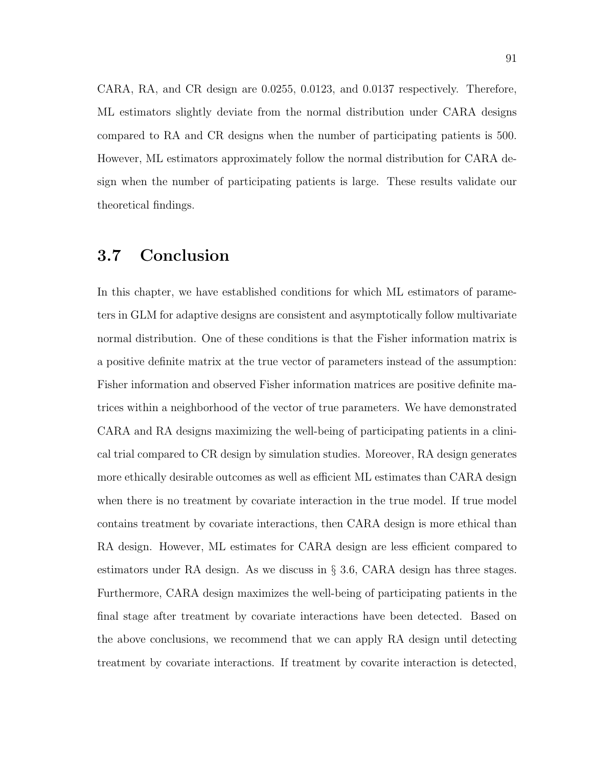CARA, RA, and CR design are 0.0255, 0.0123, and 0.0137 respectively. Therefore, ML estimators slightly deviate from the normal distribution under CARA designs compared to RA and CR designs when the number of participating patients is 500. However, ML estimators approximately follow the normal distribution for CARA design when the number of participating patients is large. These results validate our theoretical findings.

## 3.7 Conclusion

In this chapter, we have established conditions for which ML estimators of parameters in GLM for adaptive designs are consistent and asymptotically follow multivariate normal distribution. One of these conditions is that the Fisher information matrix is a positive definite matrix at the true vector of parameters instead of the assumption: Fisher information and observed Fisher information matrices are positive definite matrices within a neighborhood of the vector of true parameters. We have demonstrated CARA and RA designs maximizing the well-being of participating patients in a clinical trial compared to CR design by simulation studies. Moreover, RA design generates more ethically desirable outcomes as well as efficient ML estimates than CARA design when there is no treatment by covariate interaction in the true model. If true model contains treatment by covariate interactions, then CARA design is more ethical than RA design. However, ML estimates for CARA design are less efficient compared to estimators under RA design. As we discuss in § 3.6, CARA design has three stages. Furthermore, CARA design maximizes the well-being of participating patients in the final stage after treatment by covariate interactions have been detected. Based on the above conclusions, we recommend that we can apply RA design until detecting treatment by covariate interactions. If treatment by covarite interaction is detected,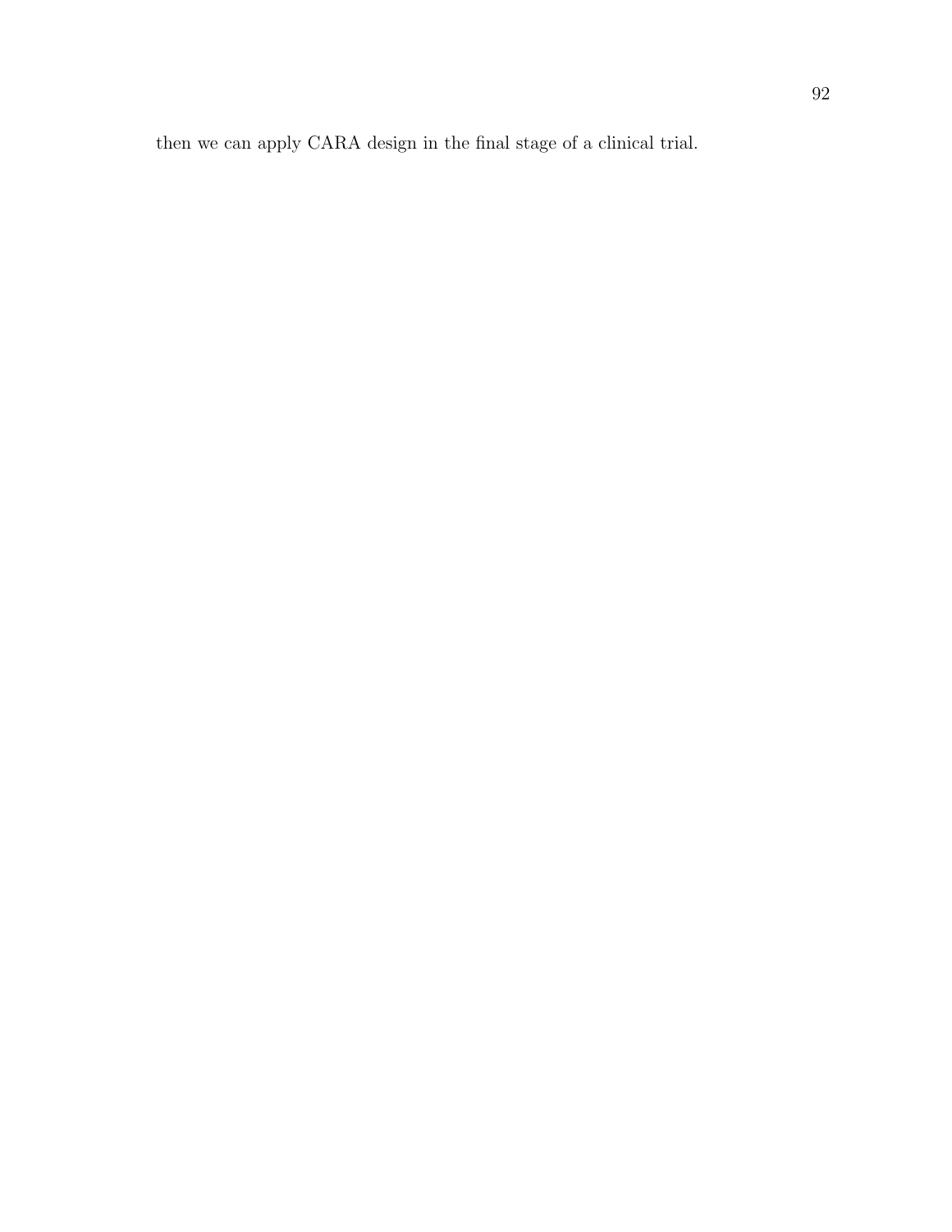then we can apply CARA design in the final stage of a clinical trial.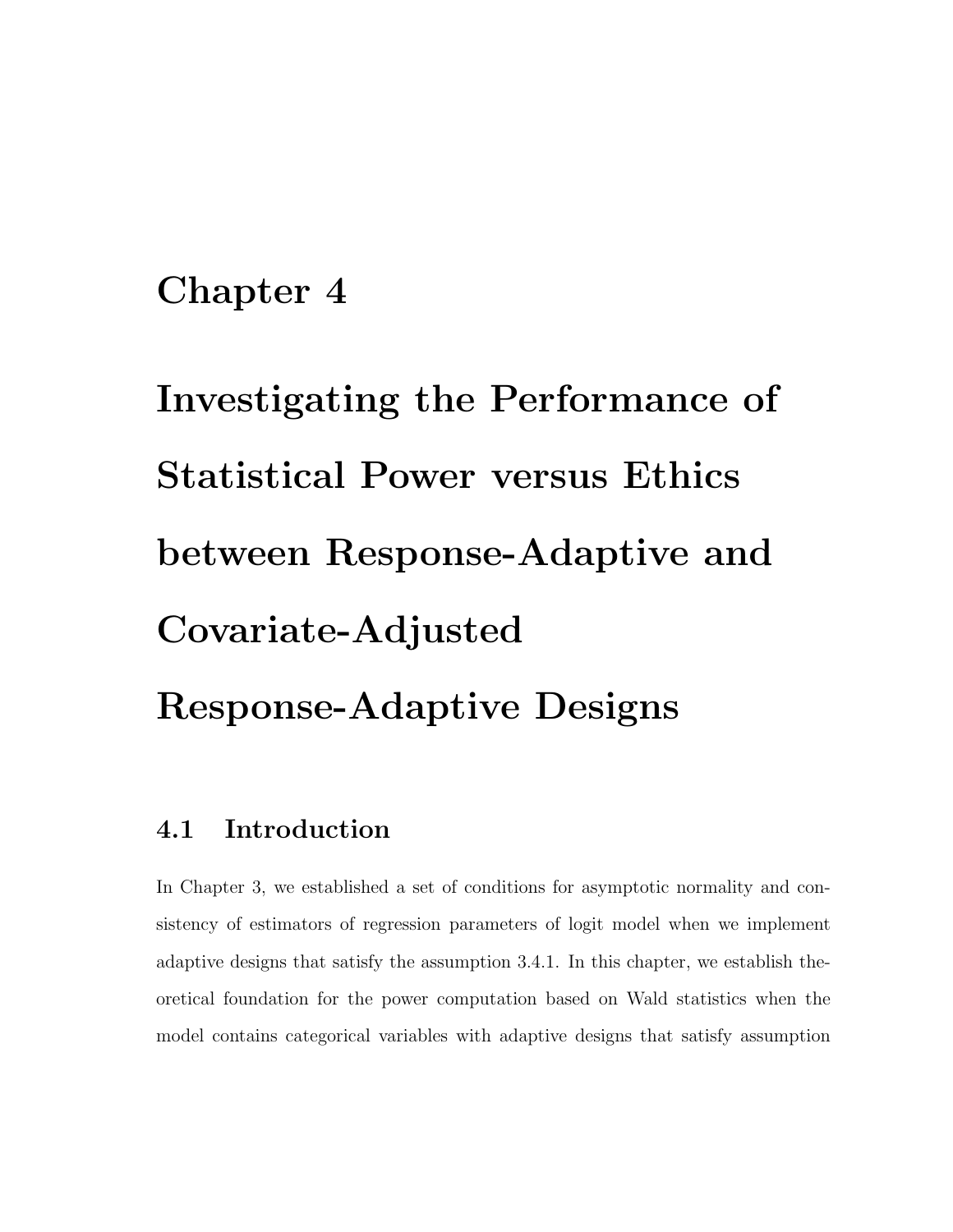# Chapter 4

# Investigating the Performance of Statistical Power versus Ethics between Response-Adaptive and Covariate-Adjusted Response-Adaptive Designs

## 4.1 Introduction

In Chapter 3, we established a set of conditions for asymptotic normality and consistency of estimators of regression parameters of logit model when we implement adaptive designs that satisfy the assumption 3.4.1. In this chapter, we establish theoretical foundation for the power computation based on Wald statistics when the model contains categorical variables with adaptive designs that satisfy assumption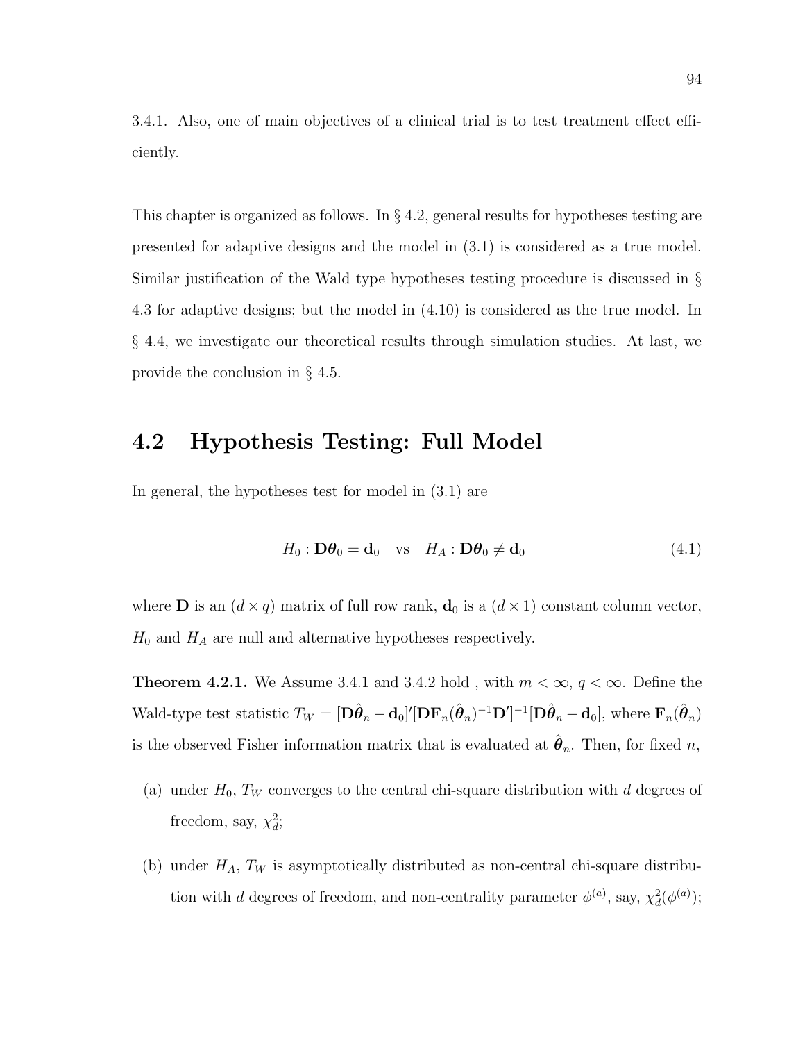3.4.1. Also, one of main objectives of a clinical trial is to test treatment effect efficiently.

This chapter is organized as follows. In § 4.2, general results for hypotheses testing are presented for adaptive designs and the model in (3.1) is considered as a true model. Similar justification of the Wald type hypotheses testing procedure is discussed in § 4.3 for adaptive designs; but the model in (4.10) is considered as the true model. In § 4.4, we investigate our theoretical results through simulation studies. At last, we provide the conclusion in § 4.5.

## 4.2 Hypothesis Testing: Full Model

In general, the hypotheses test for model in (3.1) are

$$H_0 : \mathbf{D}\boldsymbol{\theta}_0 = \mathbf{d}_0 \quad \text{vs} \quad H_A : \mathbf{D}\boldsymbol{\theta}_0 \neq \mathbf{d}_0 \tag{4.1}$$

where $\mathbf{D}$ is an $(d \times q)$ matrix of full row rank, $\mathbf{d}_0$ is a $(d \times 1)$ constant column vector, $H_0$ and $H_A$ are null and alternative hypotheses respectively.

**Theorem 4.2.1.** We Assume 3.4.1 and 3.4.2 hold , with $m < \infty$, $q < \infty$. Define the Wald-type test statistic $T_W = [\mathbf{D}\hat{\boldsymbol{\theta}}_n - \mathbf{d}_0]'[\mathbf{D}\mathbf{F}_n(\hat{\boldsymbol{\theta}}_n)^{-1}\mathbf{D}']^{-1}[\mathbf{D}\hat{\boldsymbol{\theta}}_n - \mathbf{d}_0]$, where $\mathbf{F}_n(\hat{\boldsymbol{\theta}}_n)$ is the observed Fisher information matrix that is evaluated at $\hat{\boldsymbol{\theta}}_n$. Then, for fixed $n$,

(a) under $H_0$, $T_W$ converges to the central chi-square distribution with $d$ degrees of freedom, say, $\chi^2_d$;

(b) under $H_A$, $T_W$ is asymptotically distributed as non-central chi-square distribution with $d$ degrees of freedom, and non-centrality parameter $\phi^{(a)}$, say, $\chi^2_d(\phi^{(a)})$;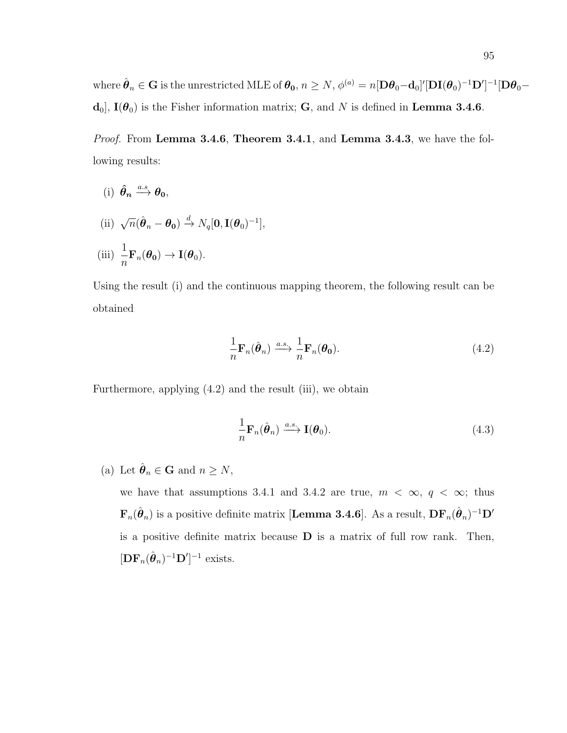where $\hat{\boldsymbol{\theta}}_n \in \mathbf{G}$ is the unrestricted MLE of $\boldsymbol{\theta_0}$, $n \geq N$, $\phi^{(a)} = n[\mathbf{D}\boldsymbol{\theta}_0 - \mathbf{d}_0]'[\mathbf{D}\mathbf{I}(\boldsymbol{\theta}_0)^{-1}\mathbf{D}']^{-1}[\mathbf{D}\boldsymbol{\theta}_0 - \mathbf{d}_0]$, $\mathbf{I}(\boldsymbol{\theta}_0)$ is the Fisher information matrix; $\mathbf{G}$, and $N$ is defined in **Lemma 3.4.6**.

*Proof.* From **Lemma 3.4.6**, **Theorem 3.4.1**, and **Lemma 3.4.3**, we have the following results:

(i) $\hat{\boldsymbol{\theta}}_{\boldsymbol{n}} \xrightarrow{a.s} \boldsymbol{\theta_0}$,

(ii) $\sqrt{n}(\hat{\boldsymbol{\theta}}_n - \boldsymbol{\theta_0}) \xrightarrow{d} N_q[\mathbf{0}, \mathbf{I}(\boldsymbol{\theta}_0)^{-1}]$,

(iii) $\dfrac{1}{n}\mathbf{F}_n(\boldsymbol{\theta_0}) \rightarrow \mathbf{I}(\boldsymbol{\theta}_0)$.

Using the result (i) and the continuous mapping theorem, the following result can be obtained

$$\frac{1}{n}\mathbf{F}_n(\hat{\boldsymbol{\theta}}_n) \xrightarrow{a.s.} \frac{1}{n}\mathbf{F}_n(\boldsymbol{\theta_0}). \tag{4.2}$$

Furthermore, applying (4.2) and the result (iii), we obtain

$$\frac{1}{n}\mathbf{F}_n(\hat{\boldsymbol{\theta}}_n) \xrightarrow{a.s.} \mathbf{I}(\boldsymbol{\theta}_0). \tag{4.3}$$

(a) Let $\hat{\boldsymbol{\theta}}_n \in \mathbf{G}$ and $n \geq N$,

we have that assumptions 3.4.1 and 3.4.2 are true, $m < \infty$, $q < \infty$; thus $\mathbf{F}_n(\hat{\boldsymbol{\theta}}_n)$ is a positive definite matrix [**Lemma 3.4.6**]. As a result, $\mathbf{D}\mathbf{F}_n(\hat{\boldsymbol{\theta}}_n)^{-1}\mathbf{D}'$ is a positive definite matrix because $\mathbf{D}$ is a matrix of full row rank. Then, $[\mathbf{D}\mathbf{F}_n(\hat{\boldsymbol{\theta}}_n)^{-1}\mathbf{D}']^{-1}$ exists.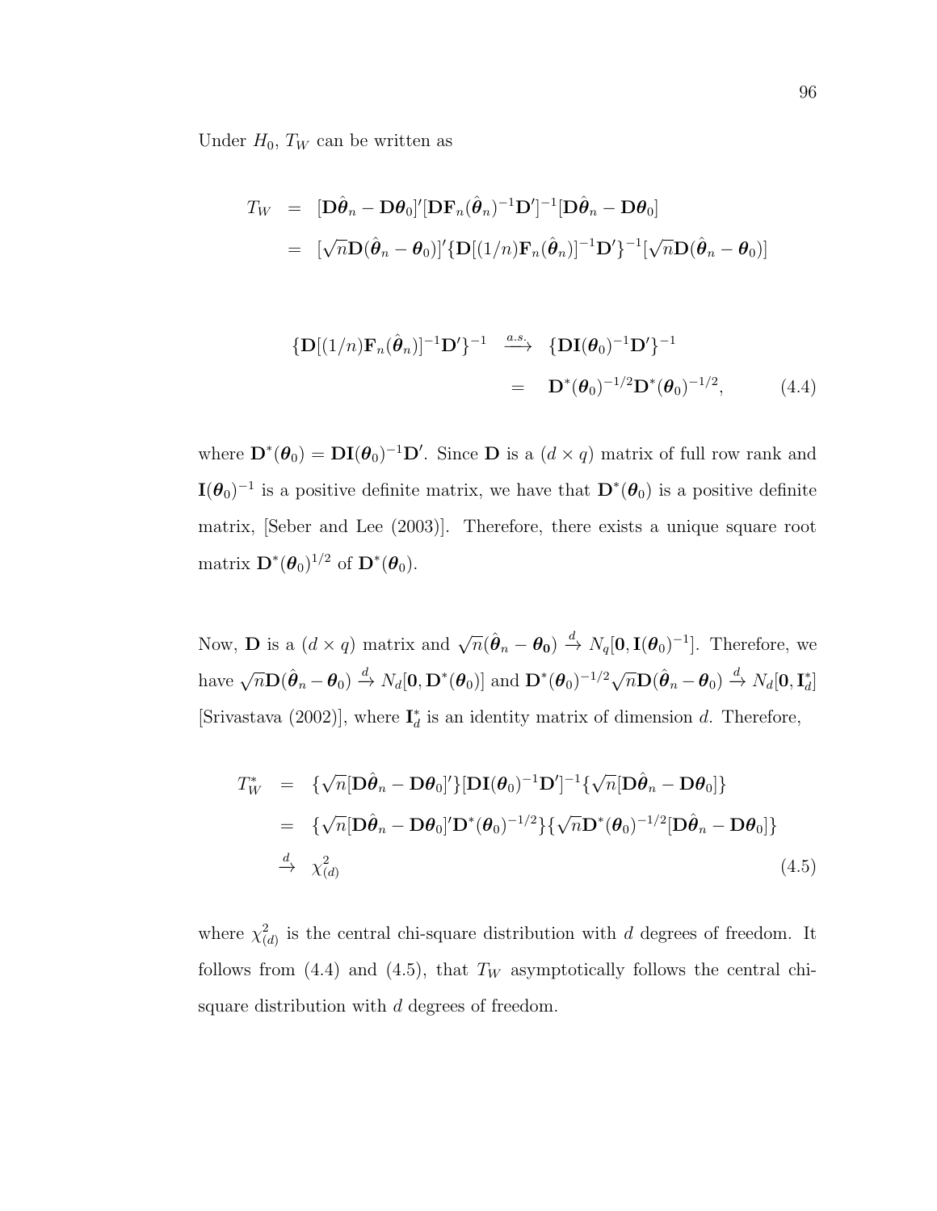Under $H_0$, $T_W$ can be written as

$$
\begin{aligned}
T_W &= [\mathbf{D}\hat{\boldsymbol{\theta}}_n - \mathbf{D}\boldsymbol{\theta}_0]'[\mathbf{D}\mathbf{F}_n(\hat{\boldsymbol{\theta}}_n)^{-1}\mathbf{D}']^{-1}[\mathbf{D}\hat{\boldsymbol{\theta}}_n - \mathbf{D}\boldsymbol{\theta}_0] \\
&= [\sqrt{n}\mathbf{D}(\hat{\boldsymbol{\theta}}_n - \boldsymbol{\theta}_0)]'\{\mathbf{D}[(1/n)\mathbf{F}_n(\hat{\boldsymbol{\theta}}_n)]^{-1}\mathbf{D}'\}^{-1}[\sqrt{n}\mathbf{D}(\hat{\boldsymbol{\theta}}_n - \boldsymbol{\theta}_0)]
\end{aligned}
$$

$$
\begin{aligned}
\{\mathbf{D}[(1/n)\mathbf{F}_n(\hat{\boldsymbol{\theta}}_n)]^{-1}\mathbf{D}'\}^{-1} &\xrightarrow{a.s.} \{\mathbf{D}\mathbf{I}(\boldsymbol{\theta}_0)^{-1}\mathbf{D}'\}^{-1} \\
&= \mathbf{D}^*(\boldsymbol{\theta}_0)^{-1/2}\mathbf{D}^*(\boldsymbol{\theta}_0)^{-1/2}, \qquad (4.4)
\end{aligned}
$$

where $\mathbf{D}^*(\boldsymbol{\theta}_0) = \mathbf{D}\mathbf{I}(\boldsymbol{\theta}_0)^{-1}\mathbf{D}'$. Since $\mathbf{D}$ is a $(d \times q)$ matrix of full row rank and $\mathbf{I}(\boldsymbol{\theta}_0)^{-1}$ is a positive definite matrix, we have that $\mathbf{D}^*(\boldsymbol{\theta}_0)$ is a positive definite matrix, [Seber and Lee (2003)]. Therefore, there exists a unique square root matrix $\mathbf{D}^*(\boldsymbol{\theta}_0)^{1/2}$ of $\mathbf{D}^*(\boldsymbol{\theta}_0)$.

Now, $\mathbf{D}$ is a $(d \times q)$ matrix and $\sqrt{n}(\hat{\boldsymbol{\theta}}_n - \boldsymbol{\theta}_\mathbf{0}) \xrightarrow{d} N_q[\mathbf{0}, \mathbf{I}(\boldsymbol{\theta}_0)^{-1}]$. Therefore, we have $\sqrt{n}\mathbf{D}(\hat{\boldsymbol{\theta}}_n - \boldsymbol{\theta}_0) \xrightarrow{d} N_d[\mathbf{0}, \mathbf{D}^*(\boldsymbol{\theta}_0)]$ and $\mathbf{D}^*(\boldsymbol{\theta}_0)^{-1/2}\sqrt{n}\mathbf{D}(\hat{\boldsymbol{\theta}}_n - \boldsymbol{\theta}_0) \xrightarrow{d} N_d[\mathbf{0}, \mathbf{I}_d^*]$ [Srivastava (2002)], where $\mathbf{I}_d^*$ is an identity matrix of dimension $d$. Therefore,

$$
\begin{aligned}
T_W^* &= \{\sqrt{n}[\mathbf{D}\hat{\boldsymbol{\theta}}_n - \mathbf{D}\boldsymbol{\theta}_0]'\}[\mathbf{D}\mathbf{I}(\boldsymbol{\theta}_0)^{-1}\mathbf{D}']^{-1}\{\sqrt{n}[\mathbf{D}\hat{\boldsymbol{\theta}}_n - \mathbf{D}\boldsymbol{\theta}_0]\} \\
&= \{\sqrt{n}[\mathbf{D}\hat{\boldsymbol{\theta}}_n - \mathbf{D}\boldsymbol{\theta}_0]'\mathbf{D}^*(\boldsymbol{\theta}_0)^{-1/2}\}\{\sqrt{n}\mathbf{D}^*(\boldsymbol{\theta}_0)^{-1/2}[\mathbf{D}\hat{\boldsymbol{\theta}}_n - \mathbf{D}\boldsymbol{\theta}_0]\} \\
&\xrightarrow{d} \chi^2_{(d)} \qquad (4.5)
\end{aligned}
$$

where $\chi^2_{(d)}$ is the central chi-square distribution with $d$ degrees of freedom. It follows from (4.4) and (4.5), that $T_W$ asymptotically follows the central chi-square distribution with $d$ degrees of freedom.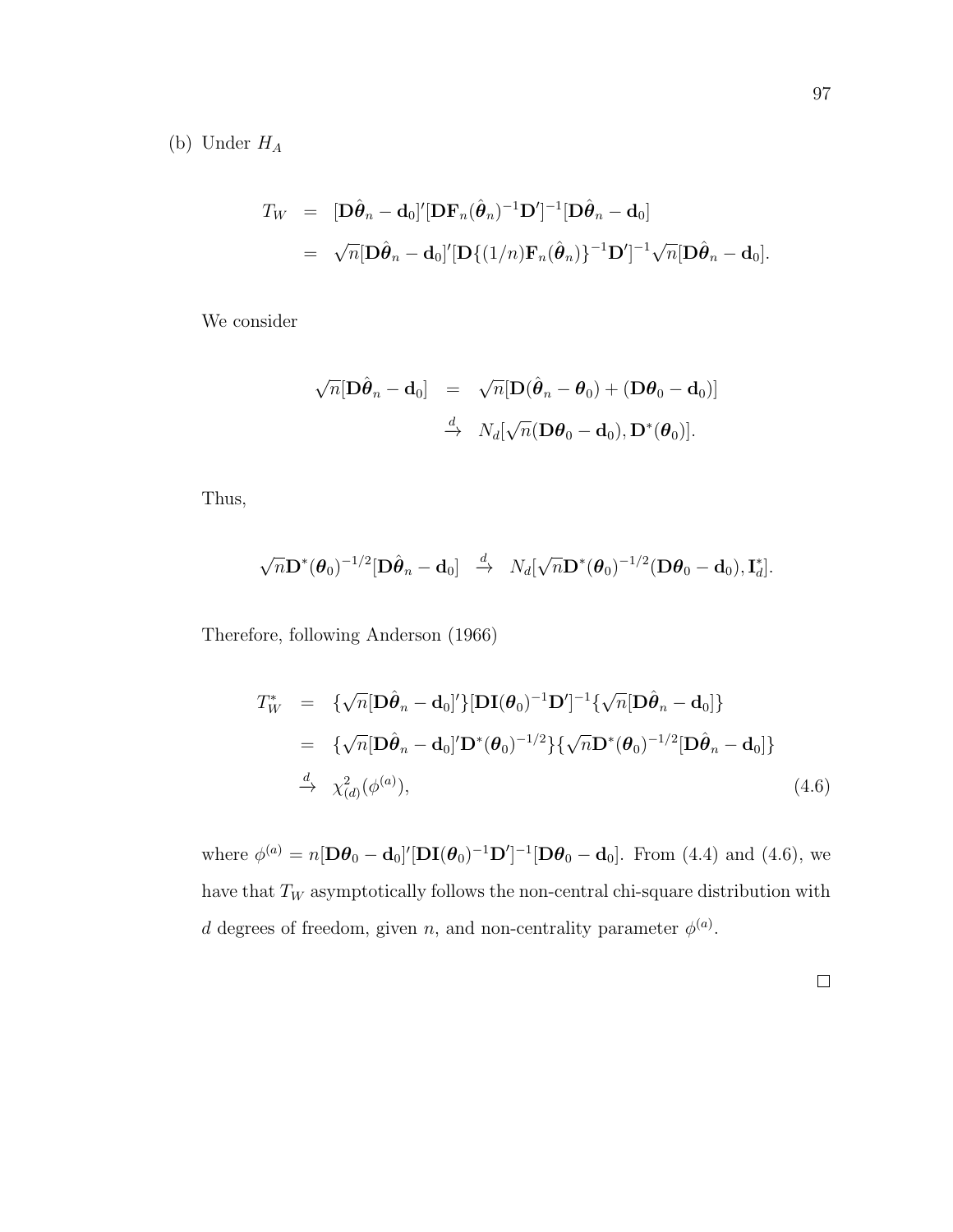(b) Under $H_A$

$$
\begin{aligned}
T_W &= [\mathbf{D}\hat{\boldsymbol{\theta}}_n - \mathbf{d}_0]'[\mathbf{D}\mathbf{F}_n(\hat{\boldsymbol{\theta}}_n)^{-1}\mathbf{D}']^{-1}[\mathbf{D}\hat{\boldsymbol{\theta}}_n - \mathbf{d}_0] \\
&= \sqrt{n}[\mathbf{D}\hat{\boldsymbol{\theta}}_n - \mathbf{d}_0]'[\mathbf{D}\{(1/n)\mathbf{F}_n(\hat{\boldsymbol{\theta}}_n)\}^{-1}\mathbf{D}']^{-1}\sqrt{n}[\mathbf{D}\hat{\boldsymbol{\theta}}_n - \mathbf{d}_0].
\end{aligned}
$$

We consider

$$
\begin{aligned}
\sqrt{n}[\mathbf{D}\hat{\boldsymbol{\theta}}_n - \mathbf{d}_0] &= \sqrt{n}[\mathbf{D}(\hat{\boldsymbol{\theta}}_n - \boldsymbol{\theta}_0) + (\mathbf{D}\boldsymbol{\theta}_0 - \mathbf{d}_0)] \\
&\xrightarrow{d} N_d[\sqrt{n}(\mathbf{D}\boldsymbol{\theta}_0 - \mathbf{d}_0), \mathbf{D}^*(\boldsymbol{\theta}_0)].
\end{aligned}
$$

Thus,

$$
\sqrt{n}\mathbf{D}^*(\boldsymbol{\theta}_0)^{-1/2}[\mathbf{D}\hat{\boldsymbol{\theta}}_n - \mathbf{d}_0] \xrightarrow{d} N_d[\sqrt{n}\mathbf{D}^*(\boldsymbol{\theta}_0)^{-1/2}(\mathbf{D}\boldsymbol{\theta}_0 - \mathbf{d}_0), \mathbf{I}_d^*].
$$

Therefore, following Anderson (1966)

$$
\begin{aligned}
T_W^* &= \{\sqrt{n}[\mathbf{D}\hat{\boldsymbol{\theta}}_n - \mathbf{d}_0]'\}[\mathbf{D}\mathbf{I}(\boldsymbol{\theta}_0)^{-1}\mathbf{D}']^{-1}\{\sqrt{n}[\mathbf{D}\hat{\boldsymbol{\theta}}_n - \mathbf{d}_0]\} \\
&= \{\sqrt{n}[\mathbf{D}\hat{\boldsymbol{\theta}}_n - \mathbf{d}_0]'\mathbf{D}^*(\boldsymbol{\theta}_0)^{-1/2}\}\{\sqrt{n}\mathbf{D}^*(\boldsymbol{\theta}_0)^{-1/2}[\mathbf{D}\hat{\boldsymbol{\theta}}_n - \mathbf{d}_0]\} \\
&\xrightarrow{d} \chi^2_{(d)}(\phi^{(a)}), \qquad (4.6)
\end{aligned}
$$

where $\phi^{(a)} = n[\mathbf{D}\boldsymbol{\theta}_0 - \mathbf{d}_0]'[\mathbf{D}\mathbf{I}(\boldsymbol{\theta}_0)^{-1}\mathbf{D}']^{-1}[\mathbf{D}\boldsymbol{\theta}_0 - \mathbf{d}_0]$. From (4.4) and (4.6), we have that $T_W$ asymptotically follows the non-central chi-square distribution with $d$ degrees of freedom, given $n$, and non-centrality parameter $\phi^{(a)}$.

□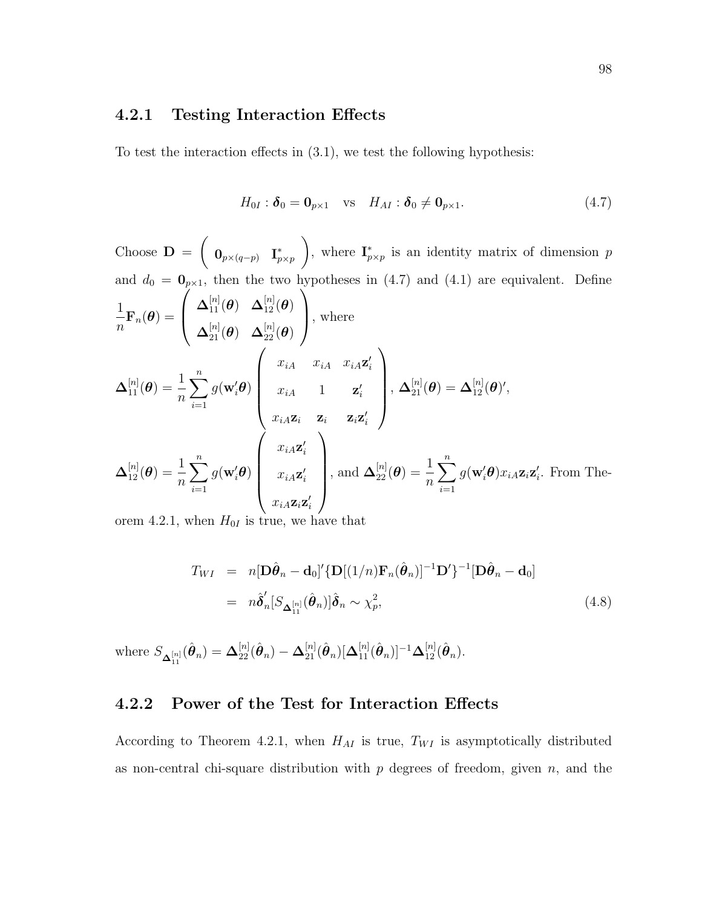### 4.2.1 Testing Interaction Effects

To test the interaction effects in (3.1), we test the following hypothesis:

$$H_{0I} : \boldsymbol{\delta}_0 = \mathbf{0}_{p\times 1} \quad \text{vs} \quad H_{AI} : \boldsymbol{\delta}_0 \neq \mathbf{0}_{p\times 1}. \tag{4.7}$$

Choose $\mathbf{D} = \begin{pmatrix} \mathbf{0}_{p\times(q-p)} & \mathbf{I}^*_{p\times p} \end{pmatrix}$, where $\mathbf{I}^*_{p\times p}$ is an identity matrix of dimension $p$ and $d_0 = \mathbf{0}_{p\times 1}$, then the two hypotheses in (4.7) and (4.1) are equivalent. Define $\frac{1}{n}\mathbf{F}_n(\boldsymbol{\theta}) = \begin{pmatrix} \boldsymbol{\Delta}^{[n]}_{11}(\boldsymbol{\theta}) & \boldsymbol{\Delta}^{[n]}_{12}(\boldsymbol{\theta}) \\ \boldsymbol{\Delta}^{[n]}_{21}(\boldsymbol{\theta}) & \boldsymbol{\Delta}^{[n]}_{22}(\boldsymbol{\theta}) \end{pmatrix}$, where

$\boldsymbol{\Delta}^{[n]}_{11}(\boldsymbol{\theta}) = \frac{1}{n}\sum_{i=1}^{n} g(\mathbf{w}_i'\boldsymbol{\theta}) \begin{pmatrix} x_{iA} & x_{iA} & x_{iA}\mathbf{z}_i' \\ x_{iA} & 1 & \mathbf{z}_i' \\ x_{iA}\mathbf{z}_i & \mathbf{z}_i & \mathbf{z}_i\mathbf{z}_i' \end{pmatrix}$, $\boldsymbol{\Delta}^{[n]}_{21}(\boldsymbol{\theta}) = \boldsymbol{\Delta}^{[n]}_{12}(\boldsymbol{\theta})'$,

$\boldsymbol{\Delta}^{[n]}_{12}(\boldsymbol{\theta}) = \frac{1}{n}\sum_{i=1}^{n} g(\mathbf{w}_i'\boldsymbol{\theta}) \begin{pmatrix} x_{iA}\mathbf{z}_i' \\ x_{iA}\mathbf{z}_i' \\ x_{iA}\mathbf{z}_i\mathbf{z}_i' \end{pmatrix}$, and $\boldsymbol{\Delta}^{[n]}_{22}(\boldsymbol{\theta}) = \frac{1}{n}\sum_{i=1}^{n} g(\mathbf{w}_i'\boldsymbol{\theta}) x_{iA}\mathbf{z}_i\mathbf{z}_i'$. From Theorem 4.2.1, when $H_{0I}$ is true, we have that

$$\begin{aligned} T_{WI} &= n[\mathbf{D}\hat{\boldsymbol{\theta}}_n - \mathbf{d}_0]'\{\mathbf{D}[(1/n)\mathbf{F}_n(\hat{\boldsymbol{\theta}}_n)]^{-1}\mathbf{D}'\}^{-1}[\mathbf{D}\hat{\boldsymbol{\theta}}_n - \mathbf{d}_0] \\ &= n\hat{\boldsymbol{\delta}}_n'[S_{\boldsymbol{\Delta}^{[n]}_{11}}(\hat{\boldsymbol{\theta}}_n)]\hat{\boldsymbol{\delta}}_n \sim \chi^2_p, \end{aligned} \tag{4.8}$$

where $S_{\boldsymbol{\Delta}^{[n]}_{11}}(\hat{\boldsymbol{\theta}}_n) = \boldsymbol{\Delta}^{[n]}_{22}(\hat{\boldsymbol{\theta}}_n) - \boldsymbol{\Delta}^{[n]}_{21}(\hat{\boldsymbol{\theta}}_n)[\boldsymbol{\Delta}^{[n]}_{11}(\hat{\boldsymbol{\theta}}_n)]^{-1}\boldsymbol{\Delta}^{[n]}_{12}(\hat{\boldsymbol{\theta}}_n)$.

### 4.2.2 Power of the Test for Interaction Effects

According to Theorem 4.2.1, when $H_{AI}$ is true, $T_{WI}$ is asymptotically distributed as non-central chi-square distribution with $p$ degrees of freedom, given $n$, and the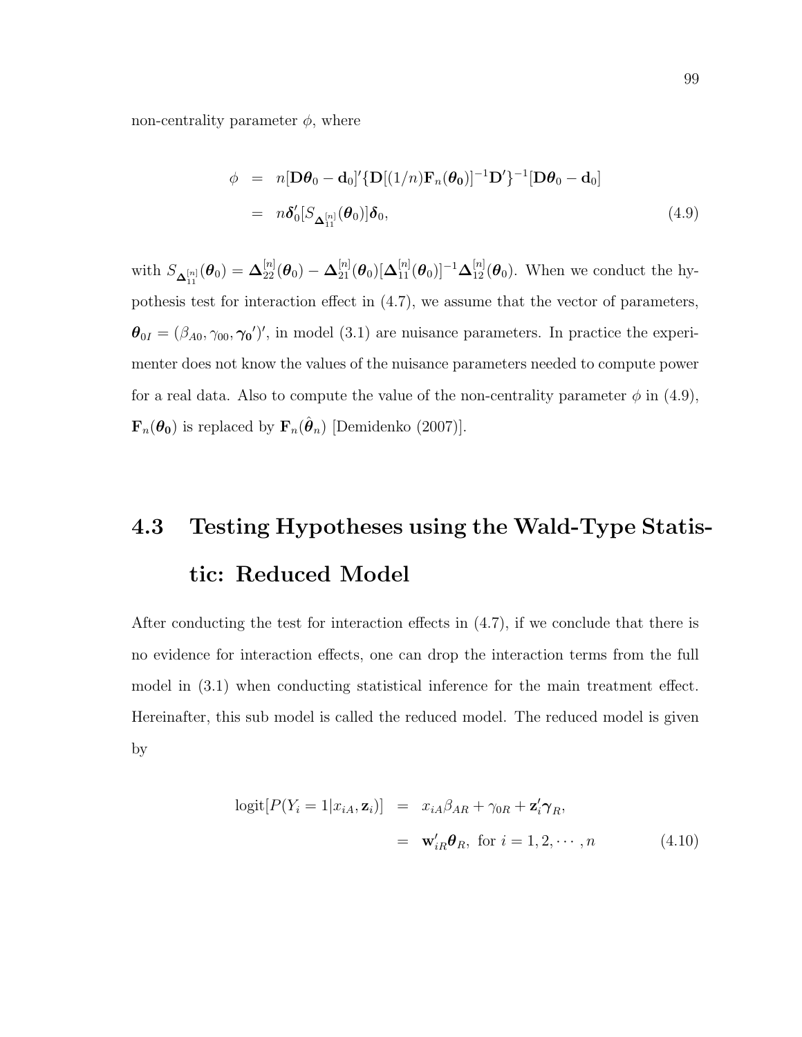non-centrality parameter $\phi$, where

$$
\begin{aligned}
\phi &= n[\mathbf{D}\boldsymbol{\theta}_0 - \mathbf{d}_0]'\{\mathbf{D}[(1/n)\mathbf{F}_n(\boldsymbol{\theta}_\mathbf{0})]^{-1}\mathbf{D}'\}^{-1}[\mathbf{D}\boldsymbol{\theta}_0 - \mathbf{d}_0] \\
&= n\boldsymbol{\delta}_0'[S_{\boldsymbol{\Delta}_{11}^{[n]}}(\boldsymbol{\theta}_0)]\boldsymbol{\delta}_0, \qquad (4.9)
\end{aligned}
$$

with $S_{\boldsymbol{\Delta}_{11}^{[n]}}(\boldsymbol{\theta}_0) = \boldsymbol{\Delta}_{22}^{[n]}(\boldsymbol{\theta}_0) - \boldsymbol{\Delta}_{21}^{[n]}(\boldsymbol{\theta}_0)[\boldsymbol{\Delta}_{11}^{[n]}(\boldsymbol{\theta}_0)]^{-1}\boldsymbol{\Delta}_{12}^{[n]}(\boldsymbol{\theta}_0)$. When we conduct the hypothesis test for interaction effect in (4.7), we assume that the vector of parameters, $\boldsymbol{\theta}_{0I} = (\beta_{A0}, \gamma_{00}, \boldsymbol{\gamma_0}')'$, in model (3.1) are nuisance parameters. In practice the experimenter does not know the values of the nuisance parameters needed to compute power for a real data. Also to compute the value of the non-centrality parameter $\phi$ in (4.9), $\mathbf{F}_n(\boldsymbol{\theta_0})$ is replaced by $\mathbf{F}_n(\hat{\boldsymbol{\theta}}_n)$ [Demidenko (2007)].

## 4.3 Testing Hypotheses using the Wald-Type Statistic: Reduced Model

After conducting the test for interaction effects in (4.7), if we conclude that there is no evidence for interaction effects, one can drop the interaction terms from the full model in (3.1) when conducting statistical inference for the main treatment effect. Hereinafter, this sub model is called the reduced model. The reduced model is given by

$$
\begin{aligned}
\text{logit}[P(Y_i = 1|x_{iA}, \mathbf{z}_i)] &= x_{iA}\beta_{AR} + \gamma_{0R} + \mathbf{z}_i'\boldsymbol{\gamma}_R, \\
&= \mathbf{w}_{iR}'\boldsymbol{\theta}_R, \text{ for } i = 1, 2, \cdots, n \qquad (4.10)
\end{aligned}
$$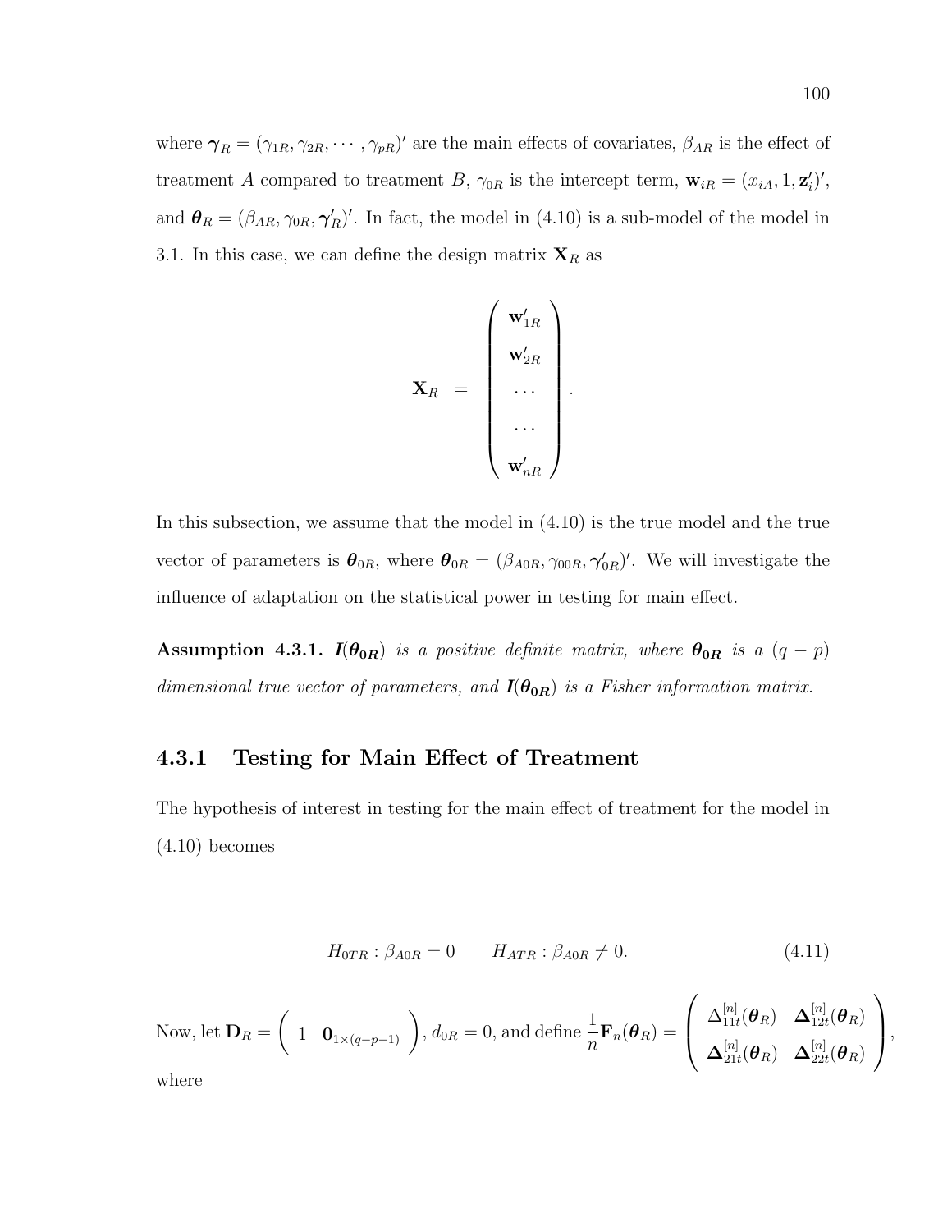where $\boldsymbol{\gamma}_R = (\gamma_{1R}, \gamma_{2R}, \cdots, \gamma_{pR})'$ are the main effects of covariates, $\beta_{AR}$ is the effect of treatment $A$ compared to treatment $B$, $\gamma_{0R}$ is the intercept term, $\mathbf{w}_{iR} = (x_{iA}, 1, \mathbf{z}_i')'$, and $\boldsymbol{\theta}_R = (\beta_{AR}, \gamma_{0R}, \boldsymbol{\gamma}_R')'$. In fact, the model in (4.10) is a sub-model of the model in 3.1. In this case, we can define the design matrix $\mathbf{X}_R$ as

$$\mathbf{X}_R = \begin{pmatrix} \mathbf{w}_{1R}' \\ \mathbf{w}_{2R}' \\ \cdots \\ \cdots \\ \mathbf{w}_{nR}' \end{pmatrix}.$$

In this subsection, we assume that the model in (4.10) is the true model and the true vector of parameters is $\boldsymbol{\theta}_{0R}$, where $\boldsymbol{\theta}_{0R} = (\beta_{A0R}, \gamma_{00R}, \boldsymbol{\gamma}_{0R}')'$. We will investigate the influence of adaptation on the statistical power in testing for main effect.

**Assumption 4.3.1.** *$\boldsymbol{I}(\boldsymbol{\theta}_{\mathbf{0R}})$ is a positive definite matrix, where $\boldsymbol{\theta}_{\mathbf{0R}}$ is a $(q-p)$ dimensional true vector of parameters, and $\boldsymbol{I}(\boldsymbol{\theta}_{\mathbf{0R}})$ is a Fisher information matrix.*

### 4.3.1 Testing for Main Effect of Treatment

The hypothesis of interest in testing for the main effect of treatment for the model in (4.10) becomes

$$H_{0TR} : \beta_{A0R} = 0 \qquad H_{ATR} : \beta_{A0R} \neq 0. \tag{4.11}$$

Now, let $\mathbf{D}_R = \begin{pmatrix} 1 & \mathbf{0}_{1\times(q-p-1)} \end{pmatrix}$, $d_{0R} = 0$, and define $\frac{1}{n}\mathbf{F}_n(\boldsymbol{\theta}_R) = \begin{pmatrix} \Delta_{11t}^{[n]}(\boldsymbol{\theta}_R) & \boldsymbol{\Delta}_{12t}^{[n]}(\boldsymbol{\theta}_R) \\ \boldsymbol{\Delta}_{21t}^{[n]}(\boldsymbol{\theta}_R) & \boldsymbol{\Delta}_{22t}^{[n]}(\boldsymbol{\theta}_R) \end{pmatrix}$, where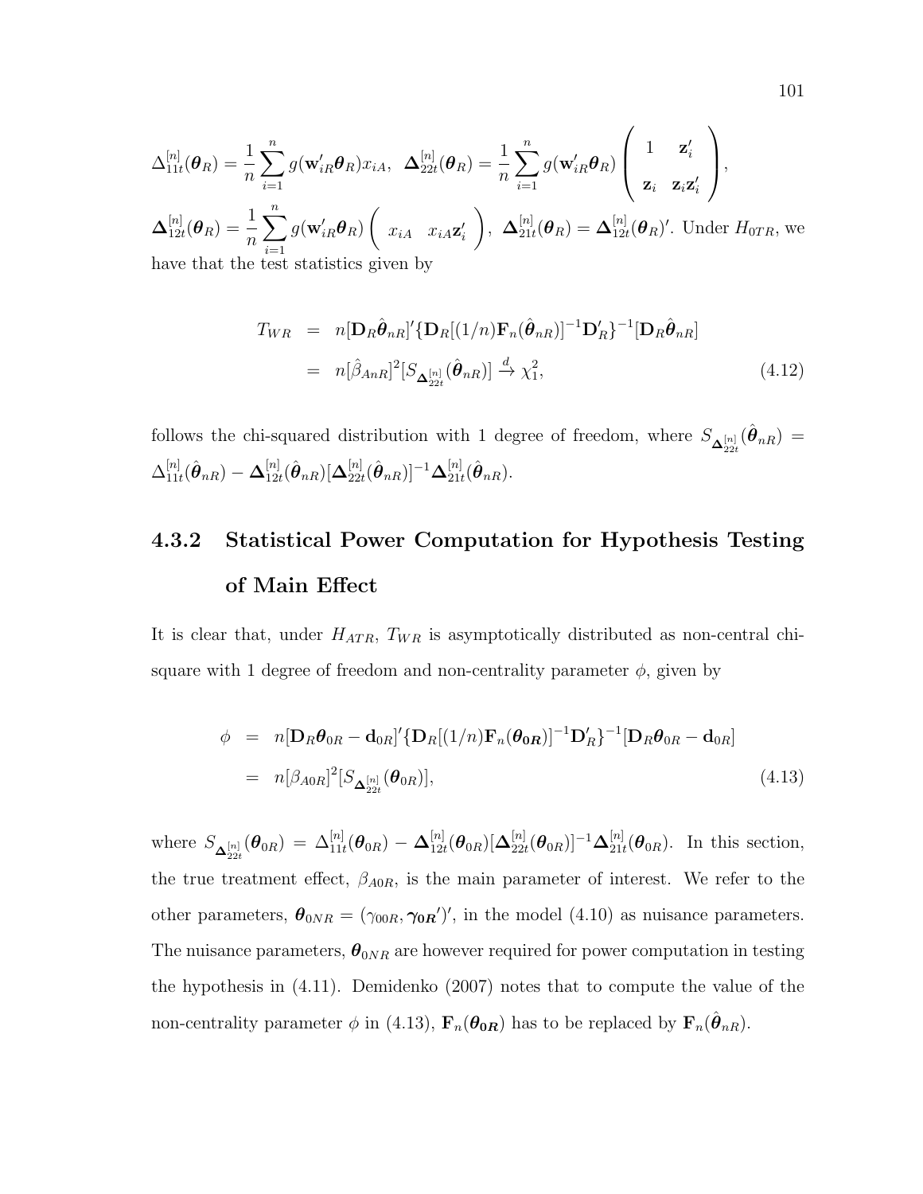$\Delta_{11t}^{[n]}(\boldsymbol{\theta}_R) = \dfrac{1}{n}\sum_{i=1}^{n} g(\mathbf{w}_{iR}'\boldsymbol{\theta}_R)x_{iA}$, $\boldsymbol{\Delta}_{22t}^{[n]}(\boldsymbol{\theta}_R) = \dfrac{1}{n}\sum_{i=1}^{n} g(\mathbf{w}_{iR}'\boldsymbol{\theta}_R)\begin{pmatrix} 1 & \mathbf{z}_i' \\ \mathbf{z}_i & \mathbf{z}_i\mathbf{z}_i' \end{pmatrix}$,
$\boldsymbol{\Delta}_{12t}^{[n]}(\boldsymbol{\theta}_R) = \dfrac{1}{n}\sum_{i=1}^{n} g(\mathbf{w}_{iR}'\boldsymbol{\theta}_R)\begin{pmatrix} x_{iA} & x_{iA}\mathbf{z}_i' \end{pmatrix}$, $\boldsymbol{\Delta}_{21t}^{[n]}(\boldsymbol{\theta}_R) = \boldsymbol{\Delta}_{12t}^{[n]}(\boldsymbol{\theta}_R)'$. Under $H_{0TR}$, we have that the test statistics given by

$$
\begin{aligned}
T_{WR} &= n[\mathbf{D}_R\hat{\boldsymbol{\theta}}_{nR}]'\{\mathbf{D}_R[(1/n)\mathbf{F}_n(\hat{\boldsymbol{\theta}}_{nR})]^{-1}\mathbf{D}_R'\}^{-1}[\mathbf{D}_R\hat{\boldsymbol{\theta}}_{nR}] \\
&= n[\hat{\beta}_{AnR}]^2[S_{\boldsymbol{\Delta}_{22t}^{[n]}}(\hat{\boldsymbol{\theta}}_{nR})] \xrightarrow{d} \chi_1^2,
\end{aligned}
\tag{4.12}
$$

follows the chi-squared distribution with 1 degree of freedom, where $S_{\boldsymbol{\Delta}_{22t}^{[n]}}(\hat{\boldsymbol{\theta}}_{nR}) = \Delta_{11t}^{[n]}(\hat{\boldsymbol{\theta}}_{nR}) - \boldsymbol{\Delta}_{12t}^{[n]}(\hat{\boldsymbol{\theta}}_{nR})[\boldsymbol{\Delta}_{22t}^{[n]}(\hat{\boldsymbol{\theta}}_{nR})]^{-1}\boldsymbol{\Delta}_{21t}^{[n]}(\hat{\boldsymbol{\theta}}_{nR})$.

### 4.3.2 Statistical Power Computation for Hypothesis Testing of Main Effect

It is clear that, under $H_{ATR}$, $T_{WR}$ is asymptotically distributed as non-central chi-square with 1 degree of freedom and non-centrality parameter $\phi$, given by

$$
\begin{aligned}
\phi &= n[\mathbf{D}_R\boldsymbol{\theta}_{0R} - \mathbf{d}_{0R}]'\{\mathbf{D}_R[(1/n)\mathbf{F}_n(\boldsymbol{\theta}_{\mathbf{0R}})]^{-1}\mathbf{D}_R'\}^{-1}[\mathbf{D}_R\boldsymbol{\theta}_{0R} - \mathbf{d}_{0R}] \\
&= n[\beta_{A0R}]^2[S_{\boldsymbol{\Delta}_{22t}^{[n]}}(\boldsymbol{\theta}_{0R})],
\end{aligned}
\tag{4.13}
$$

where $S_{\boldsymbol{\Delta}_{22t}^{[n]}}(\boldsymbol{\theta}_{0R}) = \Delta_{11t}^{[n]}(\boldsymbol{\theta}_{0R}) - \boldsymbol{\Delta}_{12t}^{[n]}(\boldsymbol{\theta}_{0R})[\boldsymbol{\Delta}_{22t}^{[n]}(\boldsymbol{\theta}_{0R})]^{-1}\boldsymbol{\Delta}_{21t}^{[n]}(\boldsymbol{\theta}_{0R})$. In this section, the true treatment effect, $\beta_{A0R}$, is the main parameter of interest. We refer to the other parameters, $\boldsymbol{\theta}_{0NR} = (\gamma_{00R}, \boldsymbol{\gamma}_{\mathbf{0R}}')'$, in the model (4.10) as nuisance parameters. The nuisance parameters, $\boldsymbol{\theta}_{0NR}$ are however required for power computation in testing the hypothesis in (4.11). Demidenko (2007) notes that to compute the value of the non-centrality parameter $\phi$ in (4.13), $\mathbf{F}_n(\boldsymbol{\theta}_{\mathbf{0R}})$ has to be replaced by $\mathbf{F}_n(\hat{\boldsymbol{\theta}}_{nR})$.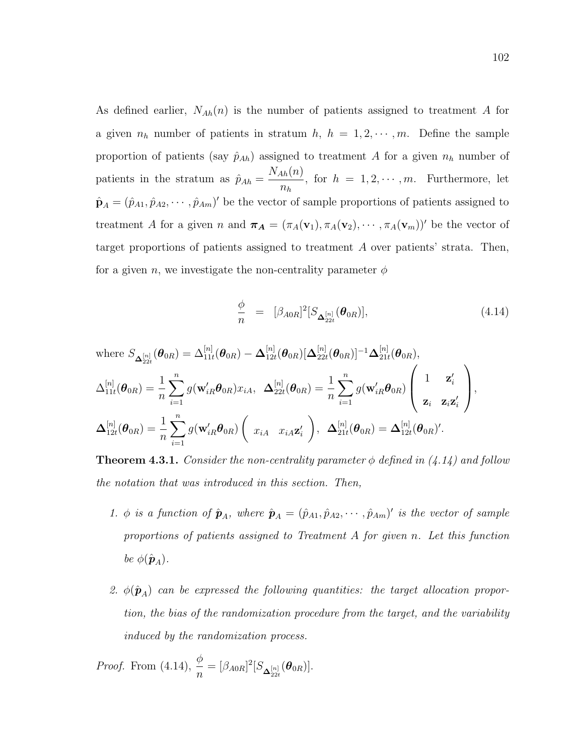As defined earlier, $N_{Ah}(n)$ is the number of patients assigned to treatment $A$ for a given $n_h$ number of patients in stratum $h$, $h = 1, 2, \cdots, m$. Define the sample proportion of patients (say $\hat{p}_{Ah}$) assigned to treatment $A$ for a given $n_h$ number of patients in the stratum as $\hat{p}_{Ah} = \dfrac{N_{Ah}(n)}{n_h}$, for $h = 1, 2, \cdots, m$. Furthermore, let $\hat{\mathbf{p}}_A = (\hat{p}_{A1}, \hat{p}_{A2}, \cdots, \hat{p}_{Am})'$ be the vector of sample proportions of patients assigned to treatment $A$ for a given $n$ and $\boldsymbol{\pi_A} = (\pi_A(\mathbf{v}_1), \pi_A(\mathbf{v}_2), \cdots, \pi_A(\mathbf{v}_m))'$ be the vector of target proportions of patients assigned to treatment $A$ over patients' strata. Then, for a given $n$, we investigate the non-centrality parameter $\phi$

$$\frac{\phi}{n} = [\beta_{A0R}]^2 [S_{\boldsymbol{\Delta}_{22t}^{[n]}}(\boldsymbol{\theta}_{0R})], \tag{4.14}$$

where $S_{\boldsymbol{\Delta}_{22t}^{[n]}}(\boldsymbol{\theta}_{0R}) = \Delta_{11t}^{[n]}(\boldsymbol{\theta}_{0R}) - \boldsymbol{\Delta}_{12t}^{[n]}(\boldsymbol{\theta}_{0R})[\boldsymbol{\Delta}_{22t}^{[n]}(\boldsymbol{\theta}_{0R})]^{-1}\boldsymbol{\Delta}_{21t}^{[n]}(\boldsymbol{\theta}_{0R})$,

$\Delta_{11t}^{[n]}(\boldsymbol{\theta}_{0R}) = \dfrac{1}{n}\displaystyle\sum_{i=1}^{n} g(\mathbf{w}_{iR}'\boldsymbol{\theta}_{0R})x_{iA}$, $\boldsymbol{\Delta}_{22t}^{[n]}(\boldsymbol{\theta}_{0R}) = \dfrac{1}{n}\displaystyle\sum_{i=1}^{n} g(\mathbf{w}_{iR}'\boldsymbol{\theta}_{0R}) \begin{pmatrix} 1 & \mathbf{z}_i' \\ \mathbf{z}_i & \mathbf{z}_i\mathbf{z}_i' \end{pmatrix}$,

$\boldsymbol{\Delta}_{12t}^{[n]}(\boldsymbol{\theta}_{0R}) = \dfrac{1}{n}\displaystyle\sum_{i=1}^{n} g(\mathbf{w}_{iR}'\boldsymbol{\theta}_{0R}) \begin{pmatrix} x_{iA} & x_{iA}\mathbf{z}_i' \end{pmatrix}$, $\boldsymbol{\Delta}_{21t}^{[n]}(\boldsymbol{\theta}_{0R}) = \boldsymbol{\Delta}_{12t}^{[n]}(\boldsymbol{\theta}_{0R})'$.

**Theorem 4.3.1.** *Consider the non-centrality parameter $\phi$ defined in (4.14) and follow the notation that was introduced in this section. Then,*

1. *$\phi$ is a function of $\hat{\boldsymbol{p}}_A$, where $\hat{\boldsymbol{p}}_A = (\hat{p}_{A1}, \hat{p}_{A2}, \cdots, \hat{p}_{Am})'$ is the vector of sample proportions of patients assigned to Treatment A for given $n$. Let this function be $\phi(\hat{\boldsymbol{p}}_A)$.*

2. *$\phi(\hat{\boldsymbol{p}}_A)$ can be expressed the following quantities: the target allocation proportion, the bias of the randomization procedure from the target, and the variability induced by the randomization process.*

*Proof.* From (4.14), $\dfrac{\phi}{n} = [\beta_{A0R}]^2[S_{\boldsymbol{\Delta}_{22t}^{[n]}}(\boldsymbol{\theta}_{0R})]$.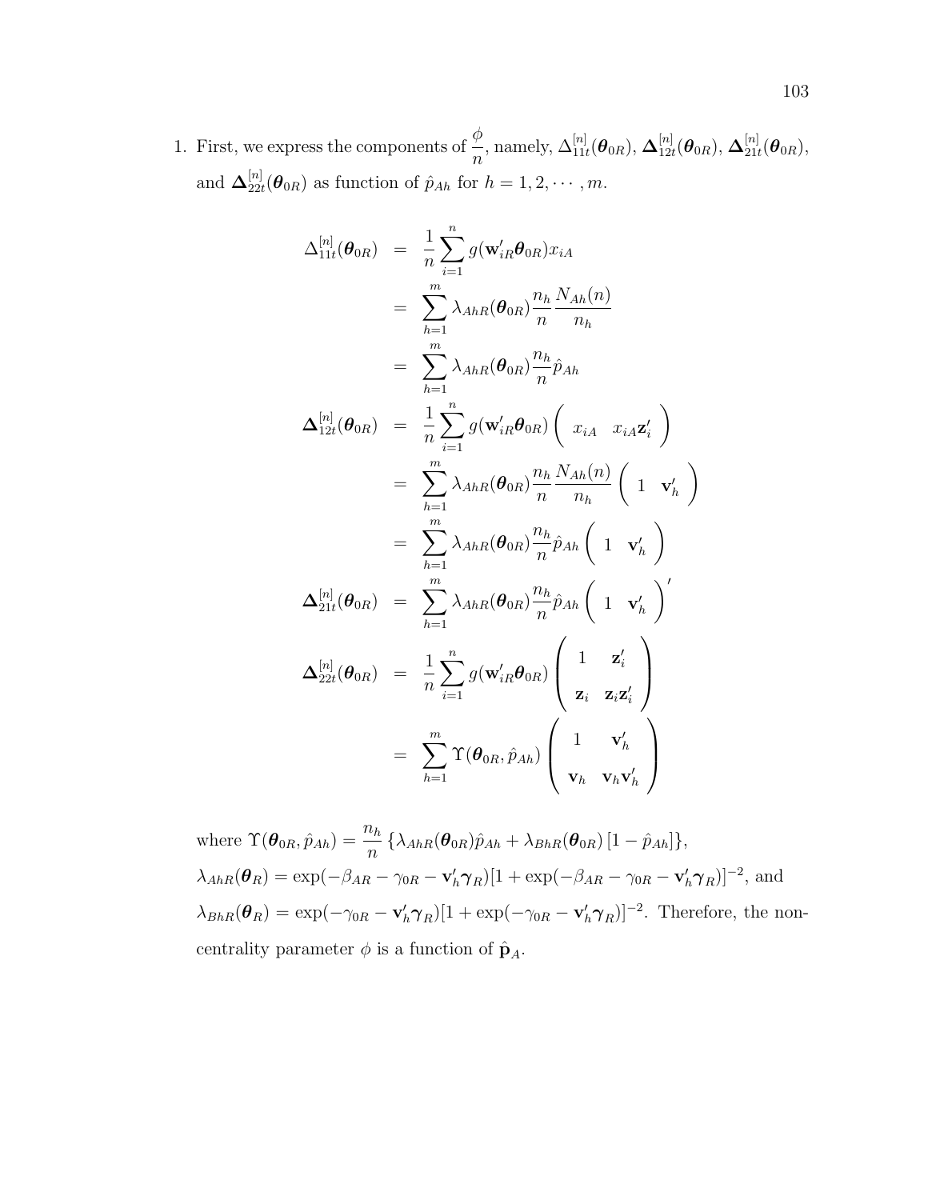1. First, we express the components of $\dfrac{\phi}{n}$, namely, $\Delta_{11t}^{[n]}(\boldsymbol{\theta}_{0R})$, $\boldsymbol{\Delta}_{12t}^{[n]}(\boldsymbol{\theta}_{0R})$, $\boldsymbol{\Delta}_{21t}^{[n]}(\boldsymbol{\theta}_{0R})$, and $\boldsymbol{\Delta}_{22t}^{[n]}(\boldsymbol{\theta}_{0R})$ as function of $\hat{p}_{Ah}$ for $h = 1, 2, \cdots, m$.

$$
\begin{aligned}
\Delta_{11t}^{[n]}(\boldsymbol{\theta}_{0R}) &= \frac{1}{n}\sum_{i=1}^{n} g(\mathbf{w}_{iR}'\boldsymbol{\theta}_{0R})x_{iA} \\
&= \sum_{h=1}^{m} \lambda_{AhR}(\boldsymbol{\theta}_{0R})\frac{n_h}{n}\frac{N_{Ah}(n)}{n_h} \\
&= \sum_{h=1}^{m} \lambda_{AhR}(\boldsymbol{\theta}_{0R})\frac{n_h}{n}\hat{p}_{Ah} \\
\boldsymbol{\Delta}_{12t}^{[n]}(\boldsymbol{\theta}_{0R}) &= \frac{1}{n}\sum_{i=1}^{n} g(\mathbf{w}_{iR}'\boldsymbol{\theta}_{0R})\begin{pmatrix} x_{iA} & x_{iA}\mathbf{z}_i' \end{pmatrix} \\
&= \sum_{h=1}^{m} \lambda_{AhR}(\boldsymbol{\theta}_{0R})\frac{n_h}{n}\frac{N_{Ah}(n)}{n_h}\begin{pmatrix} 1 & \mathbf{v}_h' \end{pmatrix} \\
&= \sum_{h=1}^{m} \lambda_{AhR}(\boldsymbol{\theta}_{0R})\frac{n_h}{n}\hat{p}_{Ah}\begin{pmatrix} 1 & \mathbf{v}_h' \end{pmatrix} \\
\boldsymbol{\Delta}_{21t}^{[n]}(\boldsymbol{\theta}_{0R}) &= \sum_{h=1}^{m} \lambda_{AhR}(\boldsymbol{\theta}_{0R})\frac{n_h}{n}\hat{p}_{Ah}\begin{pmatrix} 1 & \mathbf{v}_h' \end{pmatrix}' \\
\boldsymbol{\Delta}_{22t}^{[n]}(\boldsymbol{\theta}_{0R}) &= \frac{1}{n}\sum_{i=1}^{n} g(\mathbf{w}_{iR}'\boldsymbol{\theta}_{0R})\begin{pmatrix} 1 & \mathbf{z}_i' \\ \mathbf{z}_i & \mathbf{z}_i\mathbf{z}_i' \end{pmatrix} \\
&= \sum_{h=1}^{m} \Upsilon(\boldsymbol{\theta}_{0R}, \hat{p}_{Ah})\begin{pmatrix} 1 & \mathbf{v}_h' \\ \mathbf{v}_h & \mathbf{v}_h\mathbf{v}_h' \end{pmatrix}
\end{aligned}
$$

where $\Upsilon(\boldsymbol{\theta}_{0R}, \hat{p}_{Ah}) = \dfrac{n_h}{n}\left\{\lambda_{AhR}(\boldsymbol{\theta}_{0R})\hat{p}_{Ah} + \lambda_{BhR}(\boldsymbol{\theta}_{0R})\left[1 - \hat{p}_{Ah}\right]\right\}$, $\lambda_{AhR}(\boldsymbol{\theta}_R) = \exp(-\beta_{AR} - \gamma_{0R} - \mathbf{v}_h'\boldsymbol{\gamma}_R)[1 + \exp(-\beta_{AR} - \gamma_{0R} - \mathbf{v}_h'\boldsymbol{\gamma}_R)]^{-2}$, and $\lambda_{BhR}(\boldsymbol{\theta}_R) = \exp(-\gamma_{0R} - \mathbf{v}_h'\boldsymbol{\gamma}_R)[1 + \exp(-\gamma_{0R} - \mathbf{v}_h'\boldsymbol{\gamma}_R)]^{-2}$. Therefore, the non-centrality parameter $\phi$ is a function of $\hat{\mathbf{p}}_A$.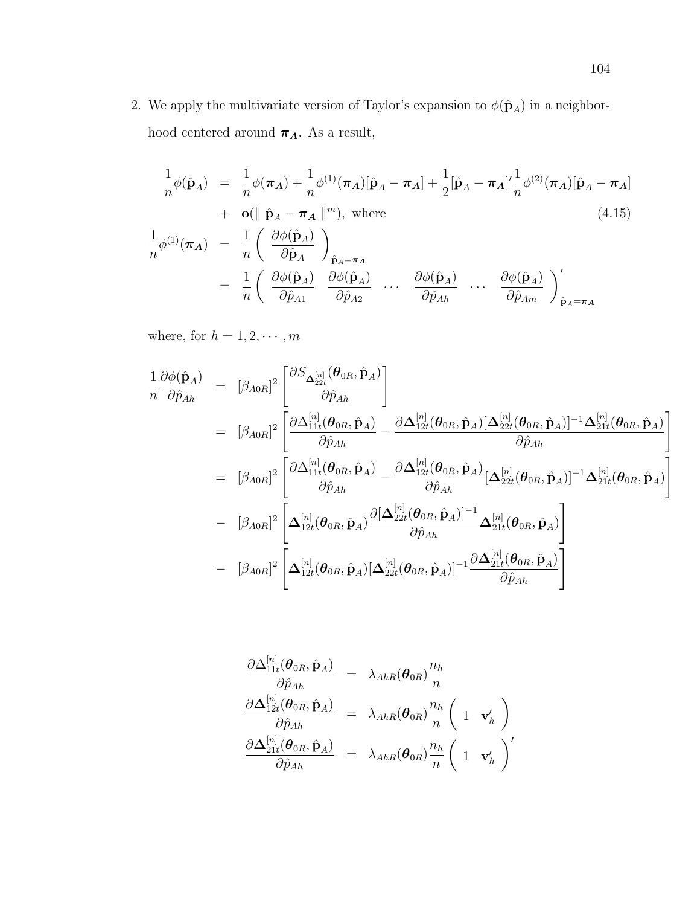2. We apply the multivariate version of Taylor's expansion to $\phi(\hat{\mathbf{p}}_A)$ in a neighborhood centered around $\boldsymbol{\pi}_{\boldsymbol{A}}$. As a result,

$$
\begin{aligned}
\frac{1}{n}\phi(\hat{\mathbf{p}}_A) &= \frac{1}{n}\phi(\boldsymbol{\pi}_{\boldsymbol{A}}) + \frac{1}{n}\phi^{(1)}(\boldsymbol{\pi}_{\boldsymbol{A}})[\hat{\mathbf{p}}_A - \boldsymbol{\pi}_{\boldsymbol{A}}] + \frac{1}{2}[\hat{\mathbf{p}}_A - \boldsymbol{\pi}_{\boldsymbol{A}}]'\frac{1}{n}\phi^{(2)}(\boldsymbol{\pi}_{\boldsymbol{A}})[\hat{\mathbf{p}}_A - \boldsymbol{\pi}_{\boldsymbol{A}}] \\
&+ \mathbf{o}(\| \hat{\mathbf{p}}_A - \boldsymbol{\pi}_{\boldsymbol{A}} \|^m), \text{ where} \qquad (4.15) \\
\frac{1}{n}\phi^{(1)}(\boldsymbol{\pi}_{\boldsymbol{A}}) &= \frac{1}{n}\left( \frac{\partial \phi(\hat{\mathbf{p}}_A)}{\partial \hat{\mathbf{p}}_A} \right)_{\hat{\mathbf{p}}_A = \boldsymbol{\pi}_{\boldsymbol{A}}} \\
&= \frac{1}{n}\left( \frac{\partial \phi(\hat{\mathbf{p}}_A)}{\partial \hat{p}_{A1}} \quad \frac{\partial \phi(\hat{\mathbf{p}}_A)}{\partial \hat{p}_{A2}} \quad \cdots \quad \frac{\partial \phi(\hat{\mathbf{p}}_A)}{\partial \hat{p}_{Ah}} \quad \cdots \quad \frac{\partial \phi(\hat{\mathbf{p}}_A)}{\partial \hat{p}_{Am}} \right)'_{\hat{\mathbf{p}}_A = \boldsymbol{\pi}_{\boldsymbol{A}}}
\end{aligned}
$$

where, for $h = 1, 2, \cdots, m$

$$
\begin{aligned}
\frac{1}{n}\frac{\partial \phi(\hat{\mathbf{p}}_A)}{\partial \hat{p}_{Ah}} &= [\beta_{A0R}]^2 \left[ \frac{\partial S_{\boldsymbol{\Delta}_{22t}^{[n]}}(\boldsymbol{\theta}_{0R}, \hat{\mathbf{p}}_A)}{\partial \hat{p}_{Ah}} \right] \\
&= [\beta_{A0R}]^2 \left[ \frac{\partial \Delta_{11t}^{[n]}(\boldsymbol{\theta}_{0R}, \hat{\mathbf{p}}_A)}{\partial \hat{p}_{Ah}} - \frac{\partial \boldsymbol{\Delta}_{12t}^{[n]}(\boldsymbol{\theta}_{0R}, \hat{\mathbf{p}}_A)[\boldsymbol{\Delta}_{22t}^{[n]}(\boldsymbol{\theta}_{0R}, \hat{\mathbf{p}}_A)]^{-1}\boldsymbol{\Delta}_{21t}^{[n]}(\boldsymbol{\theta}_{0R}, \hat{\mathbf{p}}_A)}{\partial \hat{p}_{Ah}} \right] \\
&= [\beta_{A0R}]^2 \left[ \frac{\partial \Delta_{11t}^{[n]}(\boldsymbol{\theta}_{0R}, \hat{\mathbf{p}}_A)}{\partial \hat{p}_{Ah}} - \frac{\partial \boldsymbol{\Delta}_{12t}^{[n]}(\boldsymbol{\theta}_{0R}, \hat{\mathbf{p}}_A)}{\partial \hat{p}_{Ah}}[\boldsymbol{\Delta}_{22t}^{[n]}(\boldsymbol{\theta}_{0R}, \hat{\mathbf{p}}_A)]^{-1}\boldsymbol{\Delta}_{21t}^{[n]}(\boldsymbol{\theta}_{0R}, \hat{\mathbf{p}}_A) \right] \\
&- [\beta_{A0R}]^2 \left[ \boldsymbol{\Delta}_{12t}^{[n]}(\boldsymbol{\theta}_{0R}, \hat{\mathbf{p}}_A) \frac{\partial [\boldsymbol{\Delta}_{22t}^{[n]}(\boldsymbol{\theta}_{0R}, \hat{\mathbf{p}}_A)]^{-1}}{\partial \hat{p}_{Ah}} \boldsymbol{\Delta}_{21t}^{[n]}(\boldsymbol{\theta}_{0R}, \hat{\mathbf{p}}_A) \right] \\
&- [\beta_{A0R}]^2 \left[ \boldsymbol{\Delta}_{12t}^{[n]}(\boldsymbol{\theta}_{0R}, \hat{\mathbf{p}}_A)[\boldsymbol{\Delta}_{22t}^{[n]}(\boldsymbol{\theta}_{0R}, \hat{\mathbf{p}}_A)]^{-1} \frac{\partial \boldsymbol{\Delta}_{21t}^{[n]}(\boldsymbol{\theta}_{0R}, \hat{\mathbf{p}}_A)}{\partial \hat{p}_{Ah}} \right]
\end{aligned}
$$

$$
\begin{aligned}
\frac{\partial \Delta_{11t}^{[n]}(\boldsymbol{\theta}_{0R}, \hat{\mathbf{p}}_A)}{\partial \hat{p}_{Ah}} &= \lambda_{AhR}(\boldsymbol{\theta}_{0R})\frac{n_h}{n} \\
\frac{\partial \boldsymbol{\Delta}_{12t}^{[n]}(\boldsymbol{\theta}_{0R}, \hat{\mathbf{p}}_A)}{\partial \hat{p}_{Ah}} &= \lambda_{AhR}(\boldsymbol{\theta}_{0R})\frac{n_h}{n}\left( 1 \quad \mathbf{v}_h' \right) \\
\frac{\partial \boldsymbol{\Delta}_{21t}^{[n]}(\boldsymbol{\theta}_{0R}, \hat{\mathbf{p}}_A)}{\partial \hat{p}_{Ah}} &= \lambda_{AhR}(\boldsymbol{\theta}_{0R})\frac{n_h}{n}\left( 1 \quad \mathbf{v}_h' \right)'
\end{aligned}
$$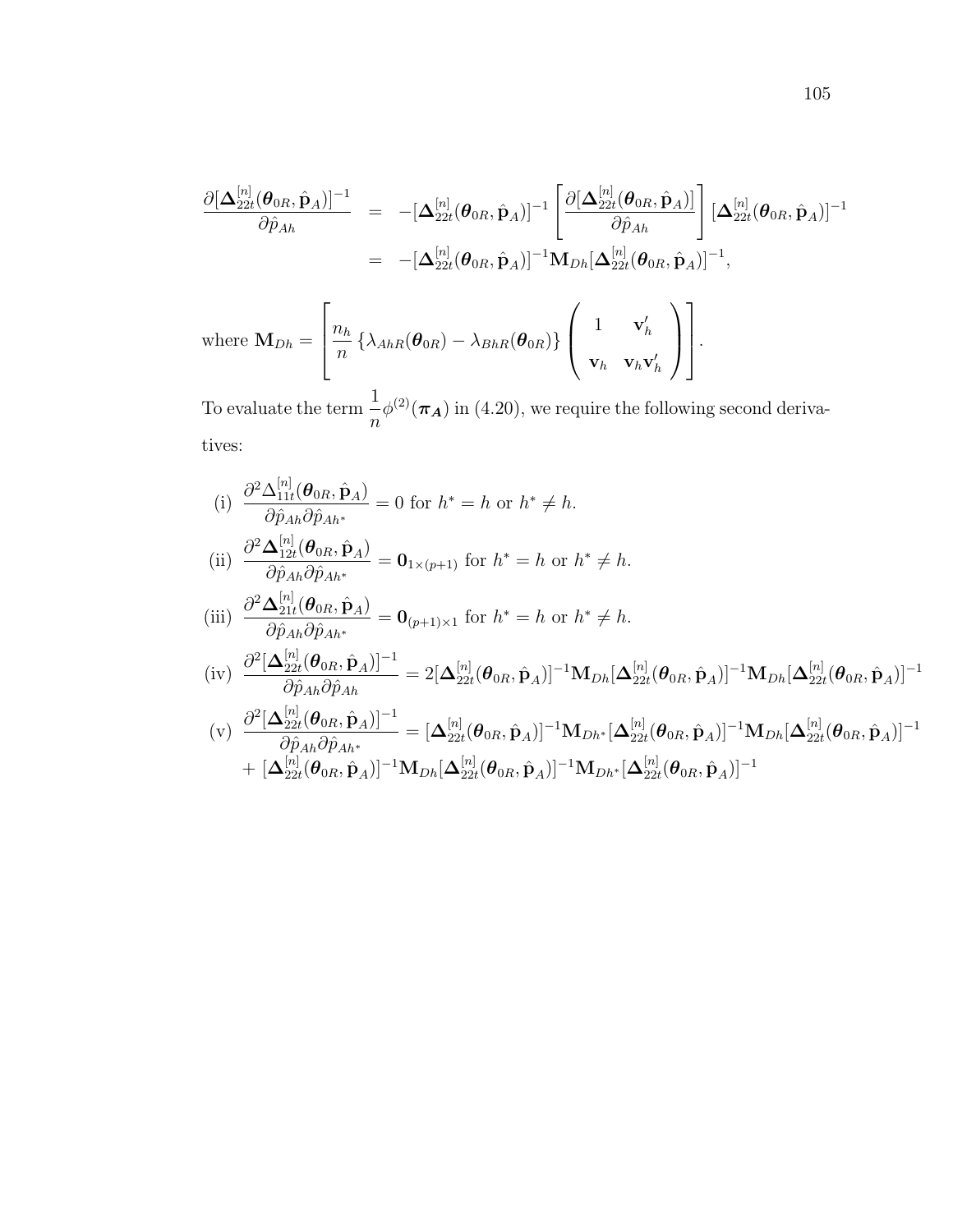$$
\begin{aligned}
\frac{\partial[\boldsymbol{\Delta}_{22t}^{[n]}(\boldsymbol{\theta}_{0R}, \hat{\mathbf{p}}_A)]^{-1}}{\partial \hat{p}_{Ah}} &= -[\boldsymbol{\Delta}_{22t}^{[n]}(\boldsymbol{\theta}_{0R}, \hat{\mathbf{p}}_A)]^{-1} \left[ \frac{\partial[\boldsymbol{\Delta}_{22t}^{[n]}(\boldsymbol{\theta}_{0R}, \hat{\mathbf{p}}_A)]}{\partial \hat{p}_{Ah}} \right] [\boldsymbol{\Delta}_{22t}^{[n]}(\boldsymbol{\theta}_{0R}, \hat{\mathbf{p}}_A)]^{-1} \\
&= -[\boldsymbol{\Delta}_{22t}^{[n]}(\boldsymbol{\theta}_{0R}, \hat{\mathbf{p}}_A)]^{-1} \mathbf{M}_{Dh} [\boldsymbol{\Delta}_{22t}^{[n]}(\boldsymbol{\theta}_{0R}, \hat{\mathbf{p}}_A)]^{-1},
\end{aligned}
$$

where $\mathbf{M}_{Dh} = \left[ \dfrac{n_h}{n} \left\{ \lambda_{AhR}(\boldsymbol{\theta}_{0R}) - \lambda_{BhR}(\boldsymbol{\theta}_{0R}) \right\} \begin{pmatrix} 1 & \mathbf{v}_h' \\ \mathbf{v}_h & \mathbf{v}_h \mathbf{v}_h' \end{pmatrix} \right]$.

To evaluate the term $\dfrac{1}{n}\phi^{(2)}(\boldsymbol{\pi_A})$ in (4.20), we require the following second derivatives:

(i) $\dfrac{\partial^2 \Delta_{11t}^{[n]}(\boldsymbol{\theta}_{0R}, \hat{\mathbf{p}}_A)}{\partial \hat{p}_{Ah} \partial \hat{p}_{Ah^*}} = 0$ for $h^* = h$ or $h^* \neq h$.

(ii) $\dfrac{\partial^2 \boldsymbol{\Delta}_{12t}^{[n]}(\boldsymbol{\theta}_{0R}, \hat{\mathbf{p}}_A)}{\partial \hat{p}_{Ah} \partial \hat{p}_{Ah^*}} = \mathbf{0}_{1 \times (p+1)}$ for $h^* = h$ or $h^* \neq h$.

(iii) $\dfrac{\partial^2 \boldsymbol{\Delta}_{21t}^{[n]}(\boldsymbol{\theta}_{0R}, \hat{\mathbf{p}}_A)}{\partial \hat{p}_{Ah} \partial \hat{p}_{Ah^*}} = \mathbf{0}_{(p+1) \times 1}$ for $h^* = h$ or $h^* \neq h$.

(iv) $\dfrac{\partial^2 [\boldsymbol{\Delta}_{22t}^{[n]}(\boldsymbol{\theta}_{0R}, \hat{\mathbf{p}}_A)]^{-1}}{\partial \hat{p}_{Ah} \partial \hat{p}_{Ah}} = 2[\boldsymbol{\Delta}_{22t}^{[n]}(\boldsymbol{\theta}_{0R}, \hat{\mathbf{p}}_A)]^{-1} \mathbf{M}_{Dh} [\boldsymbol{\Delta}_{22t}^{[n]}(\boldsymbol{\theta}_{0R}, \hat{\mathbf{p}}_A)]^{-1} \mathbf{M}_{Dh} [\boldsymbol{\Delta}_{22t}^{[n]}(\boldsymbol{\theta}_{0R}, \hat{\mathbf{p}}_A)]^{-1}$

(v) $\dfrac{\partial^2 [\boldsymbol{\Delta}_{22t}^{[n]}(\boldsymbol{\theta}_{0R}, \hat{\mathbf{p}}_A)]^{-1}}{\partial \hat{p}_{Ah} \partial \hat{p}_{Ah^*}} = [\boldsymbol{\Delta}_{22t}^{[n]}(\boldsymbol{\theta}_{0R}, \hat{\mathbf{p}}_A)]^{-1} \mathbf{M}_{Dh^*} [\boldsymbol{\Delta}_{22t}^{[n]}(\boldsymbol{\theta}_{0R}, \hat{\mathbf{p}}_A)]^{-1} \mathbf{M}_{Dh} [\boldsymbol{\Delta}_{22t}^{[n]}(\boldsymbol{\theta}_{0R}, \hat{\mathbf{p}}_A)]^{-1}$ $+ [\boldsymbol{\Delta}_{22t}^{[n]}(\boldsymbol{\theta}_{0R}, \hat{\mathbf{p}}_A)]^{-1} \mathbf{M}_{Dh} [\boldsymbol{\Delta}_{22t}^{[n]}(\boldsymbol{\theta}_{0R}, \hat{\mathbf{p}}_A)]^{-1} \mathbf{M}_{Dh^*} [\boldsymbol{\Delta}_{22t}^{[n]}(\boldsymbol{\theta}_{0R}, \hat{\mathbf{p}}_A)]^{-1}$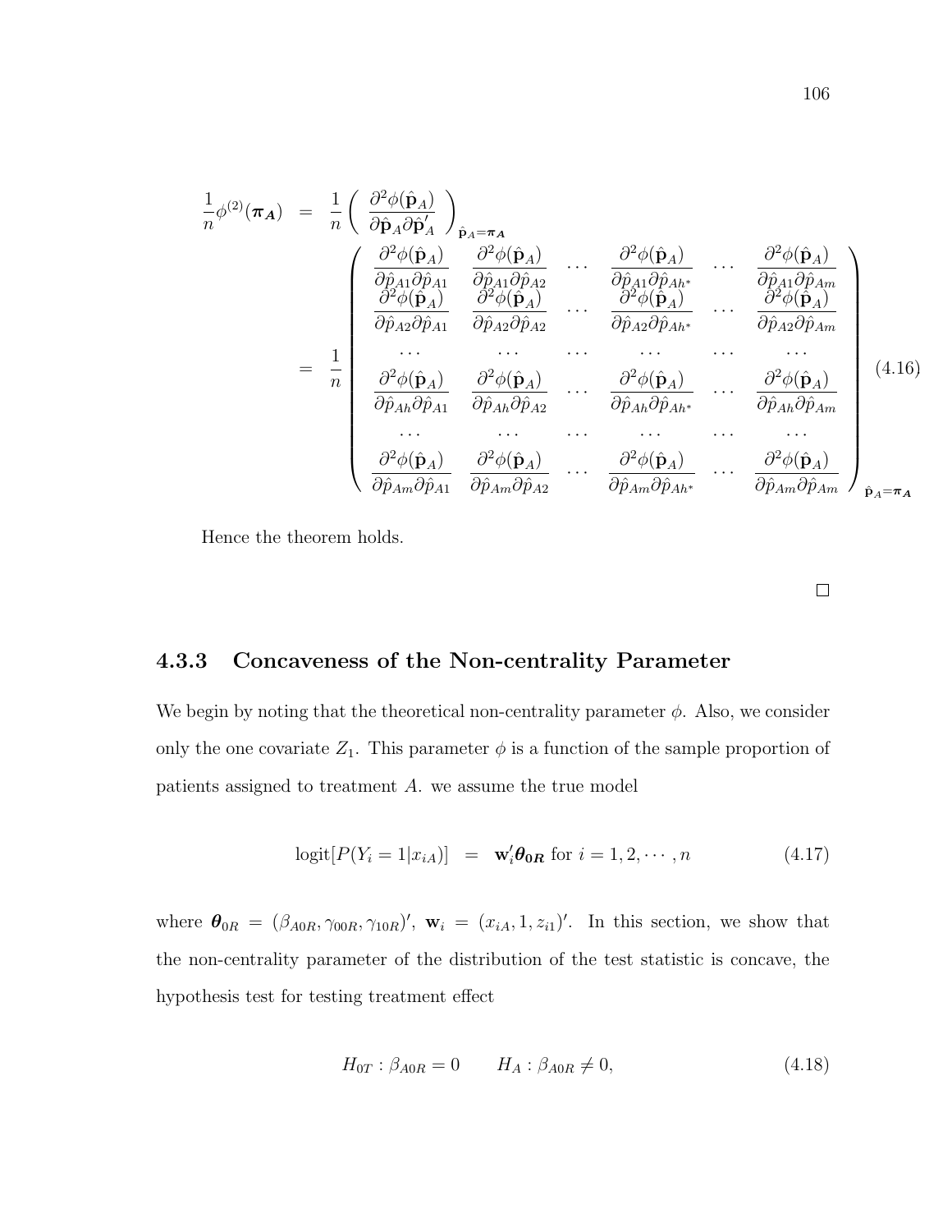$$
\begin{aligned}
\frac{1}{n}\phi^{(2)}(\boldsymbol{\pi_A}) &= \frac{1}{n}\left(\frac{\partial^2\phi(\hat{\mathbf{p}}_A)}{\partial\hat{\mathbf{p}}_A\partial\hat{\mathbf{p}}_A'}\right)_{\hat{\mathbf{p}}_A=\boldsymbol{\pi_A}} \\
&= \frac{1}{n}\begin{pmatrix}
\frac{\partial^2\phi(\hat{\mathbf{p}}_A)}{\partial\hat{p}_{A1}\partial\hat{p}_{A1}} & \frac{\partial^2\phi(\hat{\mathbf{p}}_A)}{\partial\hat{p}_{A1}\partial\hat{p}_{A2}} & \cdots & \frac{\partial^2\phi(\hat{\mathbf{p}}_A)}{\partial\hat{p}_{A1}\partial\hat{p}_{Ah^*}} & \cdots & \frac{\partial^2\phi(\hat{\mathbf{p}}_A)}{\partial\hat{p}_{A1}\partial\hat{p}_{Am}} \\
\frac{\partial^2\phi(\hat{\mathbf{p}}_A)}{\partial\hat{p}_{A2}\partial\hat{p}_{A1}} & \frac{\partial^2\phi(\hat{\mathbf{p}}_A)}{\partial\hat{p}_{A2}\partial\hat{p}_{A2}} & \cdots & \frac{\partial^2\phi(\hat{\mathbf{p}}_A)}{\partial\hat{p}_{A2}\partial\hat{p}_{Ah^*}} & \cdots & \frac{\partial^2\phi(\hat{\mathbf{p}}_A)}{\partial\hat{p}_{A2}\partial\hat{p}_{Am}} \\
\cdots & \cdots & \cdots & \cdots & \cdots & \cdots \\
\frac{\partial^2\phi(\hat{\mathbf{p}}_A)}{\partial\hat{p}_{Ah}\partial\hat{p}_{A1}} & \frac{\partial^2\phi(\hat{\mathbf{p}}_A)}{\partial\hat{p}_{Ah}\partial\hat{p}_{A2}} & \cdots & \frac{\partial^2\phi(\hat{\mathbf{p}}_A)}{\partial\hat{p}_{Ah}\partial\hat{p}_{Ah^*}} & \cdots & \frac{\partial^2\phi(\hat{\mathbf{p}}_A)}{\partial\hat{p}_{Ah}\partial\hat{p}_{Am}} \\
\cdots & \cdots & \cdots & \cdots & \cdots & \cdots \\
\frac{\partial^2\phi(\hat{\mathbf{p}}_A)}{\partial\hat{p}_{Am}\partial\hat{p}_{A1}} & \frac{\partial^2\phi(\hat{\mathbf{p}}_A)}{\partial\hat{p}_{Am}\partial\hat{p}_{A2}} & \cdots & \frac{\partial^2\phi(\hat{\mathbf{p}}_A)}{\partial\hat{p}_{Am}\partial\hat{p}_{Ah^*}} & \cdots & \frac{\partial^2\phi(\hat{\mathbf{p}}_A)}{\partial\hat{p}_{Am}\partial\hat{p}_{Am}}
\end{pmatrix}_{\hat{\mathbf{p}}_A=\boldsymbol{\pi_A}}
\end{aligned} \tag{4.16}
$$

Hence the theorem holds.

□

### 4.3.3 Concaveness of the Non-centrality Parameter

We begin by noting that the theoretical non-centrality parameter $\phi$. Also, we consider only the one covariate $Z_1$. This parameter $\phi$ is a function of the sample proportion of patients assigned to treatment $A$. we assume the true model

$$
\text{logit}[P(Y_i = 1|x_{iA})] = \mathbf{w}_i'\boldsymbol{\theta_{0R}} \text{ for } i = 1, 2, \cdots, n \tag{4.17}
$$

where $\boldsymbol{\theta}_{0R} = (\beta_{A0R}, \gamma_{00R}, \gamma_{10R})'$, $\mathbf{w}_i = (x_{iA}, 1, z_{i1})'$. In this section, we show that the non-centrality parameter of the distribution of the test statistic is concave, the hypothesis test for testing treatment effect

$$
H_{0T} : \beta_{A0R} = 0 \qquad H_A : \beta_{A0R} \neq 0, \tag{4.18}
$$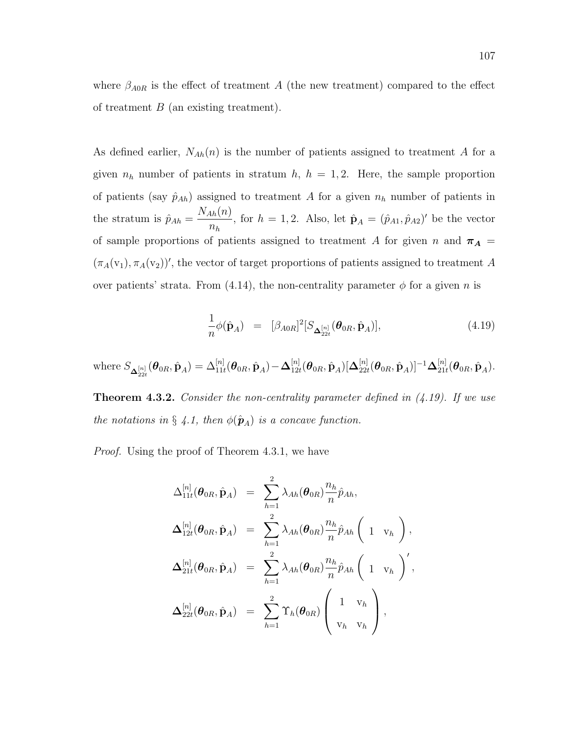where $\beta_{A0R}$ is the effect of treatment $A$ (the new treatment) compared to the effect of treatment $B$ (an existing treatment).

As defined earlier, $N_{Ah}(n)$ is the number of patients assigned to treatment $A$ for a given $n_h$ number of patients in stratum $h$, $h = 1, 2$. Here, the sample proportion of patients (say $\hat{p}_{Ah}$) assigned to treatment $A$ for a given $n_h$ number of patients in the stratum is $\hat{p}_{Ah} = \dfrac{N_{Ah}(n)}{n_h}$, for $h = 1, 2$. Also, let $\hat{\mathbf{p}}_A = (\hat{p}_{A1}, \hat{p}_{A2})'$ be the vector of sample proportions of patients assigned to treatment $A$ for given $n$ and $\boldsymbol{\pi_A} = (\pi_A(\mathrm{v}_1), \pi_A(\mathrm{v}_2))'$, the vector of target proportions of patients assigned to treatment $A$ over patients' strata. From (4.14), the non-centrality parameter $\phi$ for a given $n$ is

$$\frac{1}{n}\phi(\hat{\mathbf{p}}_A) \;=\; [\beta_{A0R}]^2[S_{\boldsymbol{\Delta}_{22t}^{[n]}}(\boldsymbol{\theta}_{0R}, \hat{\mathbf{p}}_A)], \tag{4.19}$$

where $S_{\boldsymbol{\Delta}_{22t}^{[n]}}(\boldsymbol{\theta}_{0R}, \hat{\mathbf{p}}_A) = \Delta_{11t}^{[n]}(\boldsymbol{\theta}_{0R}, \hat{\mathbf{p}}_A) - \boldsymbol{\Delta}_{12t}^{[n]}(\boldsymbol{\theta}_{0R}, \hat{\mathbf{p}}_A)[\boldsymbol{\Delta}_{22t}^{[n]}(\boldsymbol{\theta}_{0R}, \hat{\mathbf{p}}_A)]^{-1}\boldsymbol{\Delta}_{21t}^{[n]}(\boldsymbol{\theta}_{0R}, \hat{\mathbf{p}}_A)$.

**Theorem 4.3.2.** *Consider the non-centrality parameter defined in (4.19). If we use the notations in § 4.1, then $\phi(\hat{\boldsymbol{p}}_A)$ is a concave function.*

*Proof.* Using the proof of Theorem 4.3.1, we have

$$\begin{aligned}
\Delta_{11t}^{[n]}(\boldsymbol{\theta}_{0R}, \hat{\mathbf{p}}_A) &= \sum_{h=1}^{2} \lambda_{Ah}(\boldsymbol{\theta}_{0R})\frac{n_h}{n}\hat{p}_{Ah}, \\
\boldsymbol{\Delta}_{12t}^{[n]}(\boldsymbol{\theta}_{0R}, \hat{\mathbf{p}}_A) &= \sum_{h=1}^{2} \lambda_{Ah}(\boldsymbol{\theta}_{0R})\frac{n_h}{n}\hat{p}_{Ah}\begin{pmatrix} 1 & \mathrm{v}_h \end{pmatrix}, \\
\boldsymbol{\Delta}_{21t}^{[n]}(\boldsymbol{\theta}_{0R}, \hat{\mathbf{p}}_A) &= \sum_{h=1}^{2} \lambda_{Ah}(\boldsymbol{\theta}_{0R})\frac{n_h}{n}\hat{p}_{Ah}\begin{pmatrix} 1 & \mathrm{v}_h \end{pmatrix}', \\
\boldsymbol{\Delta}_{22t}^{[n]}(\boldsymbol{\theta}_{0R}, \hat{\mathbf{p}}_A) &= \sum_{h=1}^{2} \Upsilon_h(\boldsymbol{\theta}_{0R})\begin{pmatrix} 1 & \mathrm{v}_h \\ \mathrm{v}_h & \mathrm{v}_h \end{pmatrix},
\end{aligned}$$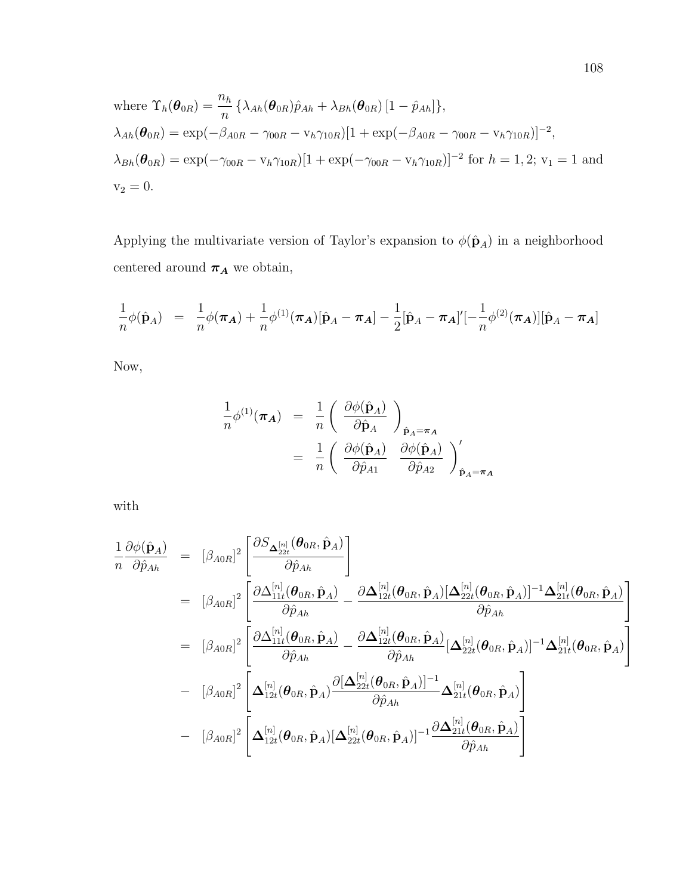where $\Upsilon_h(\boldsymbol{\theta}_{0R}) = \frac{n_h}{n}\left\{\lambda_{Ah}(\boldsymbol{\theta}_{0R})\hat{p}_{Ah} + \lambda_{Bh}(\boldsymbol{\theta}_{0R})\left[1-\hat{p}_{Ah}\right]\right\}$,
$\lambda_{Ah}(\boldsymbol{\theta}_{0R}) = \exp(-\beta_{A0R} - \gamma_{00R} - \mathrm{v}_h\gamma_{10R})[1+\exp(-\beta_{A0R} - \gamma_{00R} - \mathrm{v}_h\gamma_{10R})]^{-2}$,
$\lambda_{Bh}(\boldsymbol{\theta}_{0R}) = \exp(-\gamma_{00R} - \mathrm{v}_h\gamma_{10R})[1+\exp(-\gamma_{00R} - \mathrm{v}_h\gamma_{10R})]^{-2}$ for $h = 1, 2$; $\mathrm{v}_1 = 1$ and $\mathrm{v}_2 = 0$.

Applying the multivariate version of Taylor's expansion to $\phi(\hat{\mathbf{p}}_A)$ in a neighborhood centered around $\boldsymbol{\pi_A}$ we obtain,

$$\frac{1}{n}\phi(\hat{\mathbf{p}}_A) = \frac{1}{n}\phi(\boldsymbol{\pi_A}) + \frac{1}{n}\phi^{(1)}(\boldsymbol{\pi_A})[\hat{\mathbf{p}}_A - \boldsymbol{\pi_A}] - \frac{1}{2}[\hat{\mathbf{p}}_A - \boldsymbol{\pi_A}]'[-\frac{1}{n}\phi^{(2)}(\boldsymbol{\pi_A})][\hat{\mathbf{p}}_A - \boldsymbol{\pi_A}]$$

Now,

$$\begin{aligned}
\frac{1}{n}\phi^{(1)}(\boldsymbol{\pi_A}) &= \frac{1}{n}\left(\frac{\partial\phi(\hat{\mathbf{p}}_A)}{\partial\hat{\mathbf{p}}_A}\right)_{\hat{\mathbf{p}}_A=\boldsymbol{\pi_A}} \\
&= \frac{1}{n}\left(\begin{array}{cc}\frac{\partial\phi(\hat{\mathbf{p}}_A)}{\partial\hat{p}_{A1}} & \frac{\partial\phi(\hat{\mathbf{p}}_A)}{\partial\hat{p}_{A2}}\end{array}\right)'_{\hat{\mathbf{p}}_A=\boldsymbol{\pi_A}}
\end{aligned}$$

with

$$\begin{aligned}
\frac{1}{n}\frac{\partial\phi(\hat{\mathbf{p}}_A)}{\partial\hat{p}_{Ah}} &= [\beta_{A0R}]^2\left[\frac{\partial S_{\boldsymbol{\Delta}_{22t}^{[n]}}(\boldsymbol{\theta}_{0R}, \hat{\mathbf{p}}_A)}{\partial\hat{p}_{Ah}}\right] \\
&= [\beta_{A0R}]^2\left[\frac{\partial\Delta_{11t}^{[n]}(\boldsymbol{\theta}_{0R}, \hat{\mathbf{p}}_A)}{\partial\hat{p}_{Ah}} - \frac{\partial\boldsymbol{\Delta}_{12t}^{[n]}(\boldsymbol{\theta}_{0R}, \hat{\mathbf{p}}_A)[\boldsymbol{\Delta}_{22t}^{[n]}(\boldsymbol{\theta}_{0R}, \hat{\mathbf{p}}_A)]^{-1}\boldsymbol{\Delta}_{21t}^{[n]}(\boldsymbol{\theta}_{0R}, \hat{\mathbf{p}}_A)}{\partial\hat{p}_{Ah}}\right] \\
&= [\beta_{A0R}]^2\left[\frac{\partial\Delta_{11t}^{[n]}(\boldsymbol{\theta}_{0R}, \hat{\mathbf{p}}_A)}{\partial\hat{p}_{Ah}} - \frac{\partial\boldsymbol{\Delta}_{12t}^{[n]}(\boldsymbol{\theta}_{0R}, \hat{\mathbf{p}}_A)}{\partial\hat{p}_{Ah}}[\boldsymbol{\Delta}_{22t}^{[n]}(\boldsymbol{\theta}_{0R}, \hat{\mathbf{p}}_A)]^{-1}\boldsymbol{\Delta}_{21t}^{[n]}(\boldsymbol{\theta}_{0R}, \hat{\mathbf{p}}_A)\right] \\
&- [\beta_{A0R}]^2\left[\boldsymbol{\Delta}_{12t}^{[n]}(\boldsymbol{\theta}_{0R}, \hat{\mathbf{p}}_A)\frac{\partial[\boldsymbol{\Delta}_{22t}^{[n]}(\boldsymbol{\theta}_{0R}, \hat{\mathbf{p}}_A)]^{-1}}{\partial\hat{p}_{Ah}}\boldsymbol{\Delta}_{21t}^{[n]}(\boldsymbol{\theta}_{0R}, \hat{\mathbf{p}}_A)\right] \\
&- [\beta_{A0R}]^2\left[\boldsymbol{\Delta}_{12t}^{[n]}(\boldsymbol{\theta}_{0R}, \hat{\mathbf{p}}_A)[\boldsymbol{\Delta}_{22t}^{[n]}(\boldsymbol{\theta}_{0R}, \hat{\mathbf{p}}_A)]^{-1}\frac{\partial\boldsymbol{\Delta}_{21t}^{[n]}(\boldsymbol{\theta}_{0R}, \hat{\mathbf{p}}_A)}{\partial\hat{p}_{Ah}}\right]
\end{aligned}$$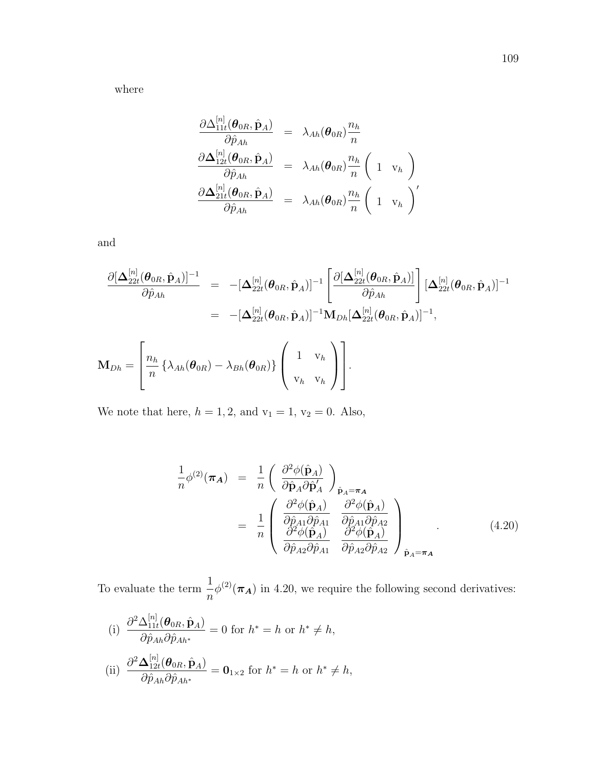where

$$
\begin{aligned}
\frac{\partial \Delta_{11t}^{[n]}(\boldsymbol{\theta}_{0R}, \hat{\mathbf{p}}_A)}{\partial \hat{p}_{Ah}} &= \lambda_{Ah}(\boldsymbol{\theta}_{0R})\frac{n_h}{n} \\
\frac{\partial \boldsymbol{\Delta}_{12t}^{[n]}(\boldsymbol{\theta}_{0R}, \hat{\mathbf{p}}_A)}{\partial \hat{p}_{Ah}} &= \lambda_{Ah}(\boldsymbol{\theta}_{0R})\frac{n_h}{n}\begin{pmatrix} 1 & \mathrm{v}_h \end{pmatrix} \\
\frac{\partial \boldsymbol{\Delta}_{21t}^{[n]}(\boldsymbol{\theta}_{0R}, \hat{\mathbf{p}}_A)}{\partial \hat{p}_{Ah}} &= \lambda_{Ah}(\boldsymbol{\theta}_{0R})\frac{n_h}{n}\begin{pmatrix} 1 & \mathrm{v}_h \end{pmatrix}'
\end{aligned}
$$

and

$$
\begin{aligned}
\frac{\partial [\boldsymbol{\Delta}_{22t}^{[n]}(\boldsymbol{\theta}_{0R}, \hat{\mathbf{p}}_A)]^{-1}}{\partial \hat{p}_{Ah}} &= -[\boldsymbol{\Delta}_{22t}^{[n]}(\boldsymbol{\theta}_{0R}, \hat{\mathbf{p}}_A)]^{-1}\left[\frac{\partial [\boldsymbol{\Delta}_{22t}^{[n]}(\boldsymbol{\theta}_{0R}, \hat{\mathbf{p}}_A)]}{\partial \hat{p}_{Ah}}\right][\boldsymbol{\Delta}_{22t}^{[n]}(\boldsymbol{\theta}_{0R}, \hat{\mathbf{p}}_A)]^{-1} \\
&= -[\boldsymbol{\Delta}_{22t}^{[n]}(\boldsymbol{\theta}_{0R}, \hat{\mathbf{p}}_A)]^{-1}\mathbf{M}_{Dh}[\boldsymbol{\Delta}_{22t}^{[n]}(\boldsymbol{\theta}_{0R}, \hat{\mathbf{p}}_A)]^{-1},
\end{aligned}
$$

$$
\mathbf{M}_{Dh} = \left[\frac{n_h}{n}\left\{\lambda_{Ah}(\boldsymbol{\theta}_{0R}) - \lambda_{Bh}(\boldsymbol{\theta}_{0R})\right\}\begin{pmatrix} 1 & \mathrm{v}_h \\ \mathrm{v}_h & \mathrm{v}_h \end{pmatrix}\right].
$$

We note that here, $h = 1, 2$, and $\mathrm{v}_1 = 1$, $\mathrm{v}_2 = 0$. Also,

$$
\begin{aligned}
\frac{1}{n}\phi^{(2)}(\boldsymbol{\pi_A}) &= \frac{1}{n}\left(\frac{\partial^2 \phi(\hat{\mathbf{p}}_A)}{\partial \hat{\mathbf{p}}_A \partial \hat{\mathbf{p}}_A'}\right)_{\hat{\mathbf{p}}_A = \boldsymbol{\pi_A}} \\
&= \frac{1}{n}\begin{pmatrix} \dfrac{\partial^2 \phi(\hat{\mathbf{p}}_A)}{\partial \hat{p}_{A1}\partial \hat{p}_{A1}} & \dfrac{\partial^2 \phi(\hat{\mathbf{p}}_A)}{\partial \hat{p}_{A1}\partial \hat{p}_{A2}} \\ \dfrac{\partial^2 \phi(\hat{\mathbf{p}}_A)}{\partial \hat{p}_{A2}\partial \hat{p}_{A1}} & \dfrac{\partial^2 \phi(\hat{\mathbf{p}}_A)}{\partial \hat{p}_{A2}\partial \hat{p}_{A2}} \end{pmatrix}_{\hat{\mathbf{p}}_A = \boldsymbol{\pi_A}} .
\end{aligned} \tag{4.20}
$$

To evaluate the term $\frac{1}{n}\phi^{(2)}(\boldsymbol{\pi_A})$ in 4.20, we require the following second derivatives:

(i) $\dfrac{\partial^2 \Delta_{11t}^{[n]}(\boldsymbol{\theta}_{0R}, \hat{\mathbf{p}}_A)}{\partial \hat{p}_{Ah}\partial \hat{p}_{Ah^*}} = 0$ for $h^* = h$ or $h^* \neq h$,

(ii) $\dfrac{\partial^2 \boldsymbol{\Delta}_{12t}^{[n]}(\boldsymbol{\theta}_{0R}, \hat{\mathbf{p}}_A)}{\partial \hat{p}_{Ah}\partial \hat{p}_{Ah^*}} = \mathbf{0}_{1\times 2}$ for $h^* = h$ or $h^* \neq h$,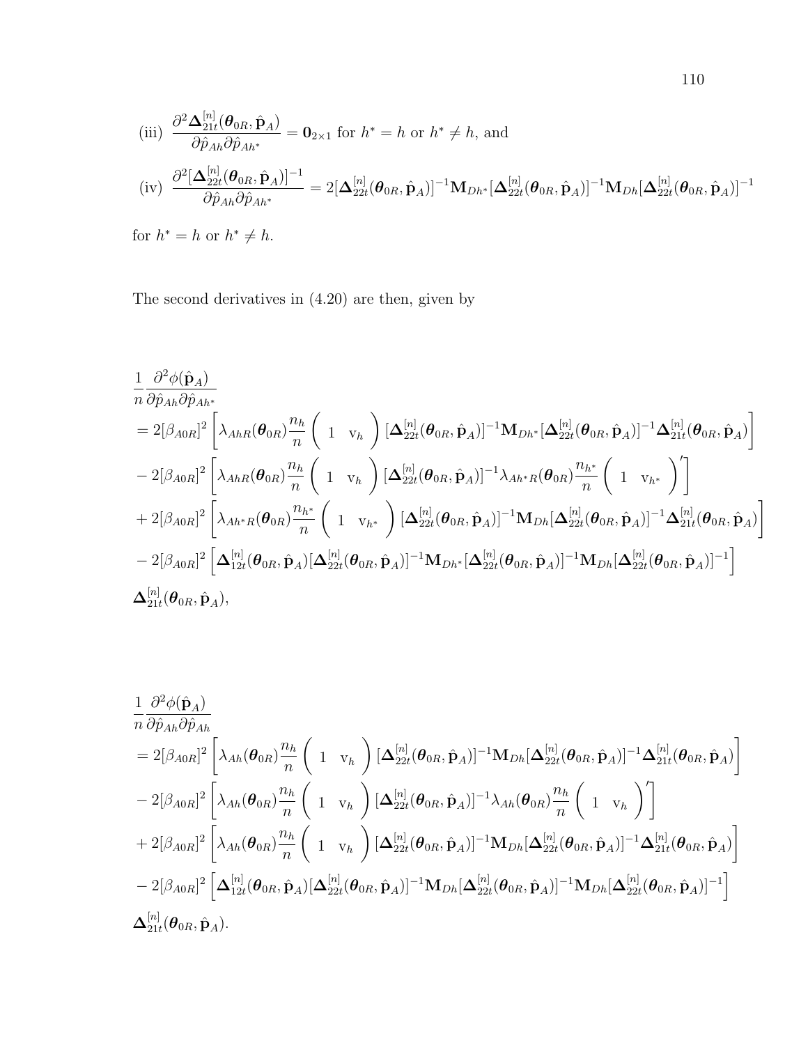(iii) $\dfrac{\partial^2 \boldsymbol{\Delta}_{21t}^{[n]}(\boldsymbol{\theta}_{0R}, \hat{\mathbf{p}}_A)}{\partial \hat{p}_{Ah} \partial \hat{p}_{Ah^*}} = \mathbf{0}_{2\times 1}$ for $h^* = h$ or $h^* \neq h$, and

(iv) $\dfrac{\partial^2 [\boldsymbol{\Delta}_{22t}^{[n]}(\boldsymbol{\theta}_{0R}, \hat{\mathbf{p}}_A)]^{-1}}{\partial \hat{p}_{Ah} \partial \hat{p}_{Ah^*}} = 2[\boldsymbol{\Delta}_{22t}^{[n]}(\boldsymbol{\theta}_{0R}, \hat{\mathbf{p}}_A)]^{-1} \mathbf{M}_{Dh^*} [\boldsymbol{\Delta}_{22t}^{[n]}(\boldsymbol{\theta}_{0R}, \hat{\mathbf{p}}_A)]^{-1} \mathbf{M}_{Dh} [\boldsymbol{\Delta}_{22t}^{[n]}(\boldsymbol{\theta}_{0R}, \hat{\mathbf{p}}_A)]^{-1}$

for $h^* = h$ or $h^* \neq h$.

The second derivatives in (4.20) are then, given by

$$
\begin{aligned}
&\frac{1}{n} \frac{\partial^2 \phi(\hat{\mathbf{p}}_A)}{\partial \hat{p}_{Ah} \partial \hat{p}_{Ah^*}} \\
&= 2[\beta_{A0R}]^2 \left[ \lambda_{AhR}(\boldsymbol{\theta}_{0R}) \frac{n_h}{n} \left( \begin{array}{cc} 1 & \mathrm{v}_h \end{array} \right) [\boldsymbol{\Delta}_{22t}^{[n]}(\boldsymbol{\theta}_{0R}, \hat{\mathbf{p}}_A)]^{-1} \mathbf{M}_{Dh^*} [\boldsymbol{\Delta}_{22t}^{[n]}(\boldsymbol{\theta}_{0R}, \hat{\mathbf{p}}_A)]^{-1} \boldsymbol{\Delta}_{21t}^{[n]}(\boldsymbol{\theta}_{0R}, \hat{\mathbf{p}}_A) \right] \\
&- 2[\beta_{A0R}]^2 \left[ \lambda_{AhR}(\boldsymbol{\theta}_{0R}) \frac{n_h}{n} \left( \begin{array}{cc} 1 & \mathrm{v}_h \end{array} \right) [\boldsymbol{\Delta}_{22t}^{[n]}(\boldsymbol{\theta}_{0R}, \hat{\mathbf{p}}_A)]^{-1} \lambda_{Ah^*R}(\boldsymbol{\theta}_{0R}) \frac{n_{h^*}}{n} \left( \begin{array}{cc} 1 & \mathrm{v}_{h^*} \end{array} \right)' \right] \\
&+ 2[\beta_{A0R}]^2 \left[ \lambda_{Ah^*R}(\boldsymbol{\theta}_{0R}) \frac{n_{h^*}}{n} \left( \begin{array}{cc} 1 & \mathrm{v}_{h^*} \end{array} \right) [\boldsymbol{\Delta}_{22t}^{[n]}(\boldsymbol{\theta}_{0R}, \hat{\mathbf{p}}_A)]^{-1} \mathbf{M}_{Dh} [\boldsymbol{\Delta}_{22t}^{[n]}(\boldsymbol{\theta}_{0R}, \hat{\mathbf{p}}_A)]^{-1} \boldsymbol{\Delta}_{21t}^{[n]}(\boldsymbol{\theta}_{0R}, \hat{\mathbf{p}}_A) \right] \\
&- 2[\beta_{A0R}]^2 \left[ \boldsymbol{\Delta}_{12t}^{[n]}(\boldsymbol{\theta}_{0R}, \hat{\mathbf{p}}_A) [\boldsymbol{\Delta}_{22t}^{[n]}(\boldsymbol{\theta}_{0R}, \hat{\mathbf{p}}_A)]^{-1} \mathbf{M}_{Dh^*} [\boldsymbol{\Delta}_{22t}^{[n]}(\boldsymbol{\theta}_{0R}, \hat{\mathbf{p}}_A)]^{-1} \mathbf{M}_{Dh} [\boldsymbol{\Delta}_{22t}^{[n]}(\boldsymbol{\theta}_{0R}, \hat{\mathbf{p}}_A)]^{-1} \right] \\
&\boldsymbol{\Delta}_{21t}^{[n]}(\boldsymbol{\theta}_{0R}, \hat{\mathbf{p}}_A),
\end{aligned}
$$

$$
\begin{aligned}
&\frac{1}{n} \frac{\partial^2 \phi(\hat{\mathbf{p}}_A)}{\partial \hat{p}_{Ah} \partial \hat{p}_{Ah}} \\
&= 2[\beta_{A0R}]^2 \left[ \lambda_{Ah}(\boldsymbol{\theta}_{0R}) \frac{n_h}{n} \left( \begin{array}{cc} 1 & \mathrm{v}_h \end{array} \right) [\boldsymbol{\Delta}_{22t}^{[n]}(\boldsymbol{\theta}_{0R}, \hat{\mathbf{p}}_A)]^{-1} \mathbf{M}_{Dh} [\boldsymbol{\Delta}_{22t}^{[n]}(\boldsymbol{\theta}_{0R}, \hat{\mathbf{p}}_A)]^{-1} \boldsymbol{\Delta}_{21t}^{[n]}(\boldsymbol{\theta}_{0R}, \hat{\mathbf{p}}_A) \right] \\
&- 2[\beta_{A0R}]^2 \left[ \lambda_{Ah}(\boldsymbol{\theta}_{0R}) \frac{n_h}{n} \left( \begin{array}{cc} 1 & \mathrm{v}_h \end{array} \right) [\boldsymbol{\Delta}_{22t}^{[n]}(\boldsymbol{\theta}_{0R}, \hat{\mathbf{p}}_A)]^{-1} \lambda_{Ah}(\boldsymbol{\theta}_{0R}) \frac{n_h}{n} \left( \begin{array}{cc} 1 & \mathrm{v}_h \end{array} \right)' \right] \\
&+ 2[\beta_{A0R}]^2 \left[ \lambda_{Ah}(\boldsymbol{\theta}_{0R}) \frac{n_h}{n} \left( \begin{array}{cc} 1 & \mathrm{v}_h \end{array} \right) [\boldsymbol{\Delta}_{22t}^{[n]}(\boldsymbol{\theta}_{0R}, \hat{\mathbf{p}}_A)]^{-1} \mathbf{M}_{Dh} [\boldsymbol{\Delta}_{22t}^{[n]}(\boldsymbol{\theta}_{0R}, \hat{\mathbf{p}}_A)]^{-1} \boldsymbol{\Delta}_{21t}^{[n]}(\boldsymbol{\theta}_{0R}, \hat{\mathbf{p}}_A) \right] \\
&- 2[\beta_{A0R}]^2 \left[ \boldsymbol{\Delta}_{12t}^{[n]}(\boldsymbol{\theta}_{0R}, \hat{\mathbf{p}}_A) [\boldsymbol{\Delta}_{22t}^{[n]}(\boldsymbol{\theta}_{0R}, \hat{\mathbf{p}}_A)]^{-1} \mathbf{M}_{Dh} [\boldsymbol{\Delta}_{22t}^{[n]}(\boldsymbol{\theta}_{0R}, \hat{\mathbf{p}}_A)]^{-1} \mathbf{M}_{Dh} [\boldsymbol{\Delta}_{22t}^{[n]}(\boldsymbol{\theta}_{0R}, \hat{\mathbf{p}}_A)]^{-1} \right] \\
&\boldsymbol{\Delta}_{21t}^{[n]}(\boldsymbol{\theta}_{0R}, \hat{\mathbf{p}}_A).
\end{aligned}
$$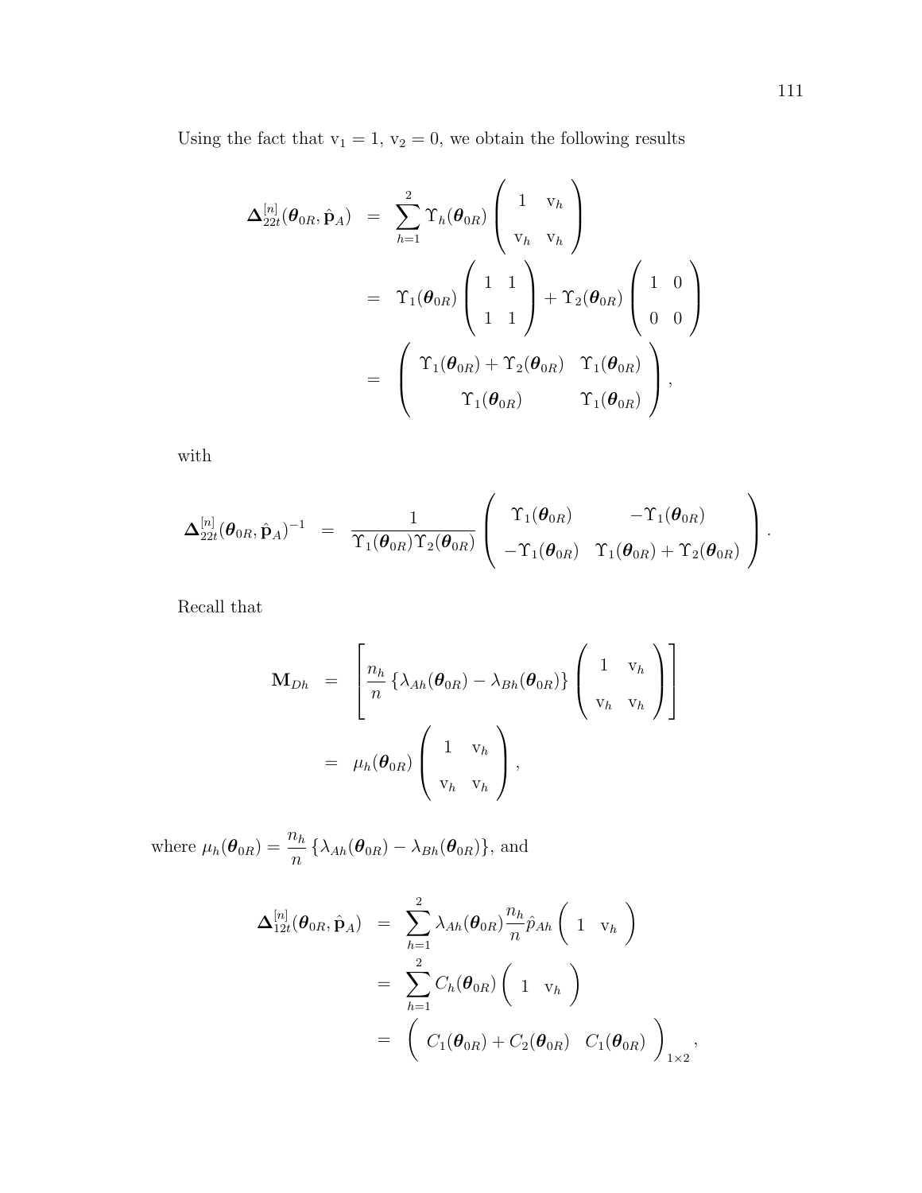Using the fact that $\mathrm{v}_1 = 1$, $\mathrm{v}_2 = 0$, we obtain the following results

$$
\begin{aligned}
\boldsymbol{\Delta}_{22t}^{[n]}(\boldsymbol{\theta}_{0R}, \hat{\mathbf{p}}_A) &= \sum_{h=1}^{2} \Upsilon_h(\boldsymbol{\theta}_{0R}) \begin{pmatrix} 1 & \mathrm{v}_h \\ \mathrm{v}_h & \mathrm{v}_h \end{pmatrix} \\
&= \Upsilon_1(\boldsymbol{\theta}_{0R}) \begin{pmatrix} 1 & 1 \\ 1 & 1 \end{pmatrix} + \Upsilon_2(\boldsymbol{\theta}_{0R}) \begin{pmatrix} 1 & 0 \\ 0 & 0 \end{pmatrix} \\
&= \begin{pmatrix} \Upsilon_1(\boldsymbol{\theta}_{0R}) + \Upsilon_2(\boldsymbol{\theta}_{0R}) & \Upsilon_1(\boldsymbol{\theta}_{0R}) \\ \Upsilon_1(\boldsymbol{\theta}_{0R}) & \Upsilon_1(\boldsymbol{\theta}_{0R}) \end{pmatrix},
\end{aligned}
$$

with

$$
\boldsymbol{\Delta}_{22t}^{[n]}(\boldsymbol{\theta}_{0R}, \hat{\mathbf{p}}_A)^{-1} = \frac{1}{\Upsilon_1(\boldsymbol{\theta}_{0R})\Upsilon_2(\boldsymbol{\theta}_{0R})} \begin{pmatrix} \Upsilon_1(\boldsymbol{\theta}_{0R}) & -\Upsilon_1(\boldsymbol{\theta}_{0R}) \\ -\Upsilon_1(\boldsymbol{\theta}_{0R}) & \Upsilon_1(\boldsymbol{\theta}_{0R}) + \Upsilon_2(\boldsymbol{\theta}_{0R}) \end{pmatrix}.
$$

Recall that

$$
\begin{aligned}
\mathbf{M}_{Dh} &= \left[ \frac{n_h}{n} \left\{ \lambda_{Ah}(\boldsymbol{\theta}_{0R}) - \lambda_{Bh}(\boldsymbol{\theta}_{0R}) \right\} \begin{pmatrix} 1 & \mathrm{v}_h \\ \mathrm{v}_h & \mathrm{v}_h \end{pmatrix} \right] \\
&= \mu_h(\boldsymbol{\theta}_{0R}) \begin{pmatrix} 1 & \mathrm{v}_h \\ \mathrm{v}_h & \mathrm{v}_h \end{pmatrix},
\end{aligned}
$$

where $\mu_h(\boldsymbol{\theta}_{0R}) = \dfrac{n_h}{n} \left\{ \lambda_{Ah}(\boldsymbol{\theta}_{0R}) - \lambda_{Bh}(\boldsymbol{\theta}_{0R}) \right\}$, and

$$
\begin{aligned}
\boldsymbol{\Delta}_{12t}^{[n]}(\boldsymbol{\theta}_{0R}, \hat{\mathbf{p}}_A) &= \sum_{h=1}^{2} \lambda_{Ah}(\boldsymbol{\theta}_{0R}) \frac{n_h}{n} \hat{p}_{Ah} \begin{pmatrix} 1 & \mathrm{v}_h \end{pmatrix} \\
&= \sum_{h=1}^{2} C_h(\boldsymbol{\theta}_{0R}) \begin{pmatrix} 1 & \mathrm{v}_h \end{pmatrix} \\
&= \begin{pmatrix} C_1(\boldsymbol{\theta}_{0R}) + C_2(\boldsymbol{\theta}_{0R}) & C_1(\boldsymbol{\theta}_{0R}) \end{pmatrix}_{1\times 2},
\end{aligned}
$$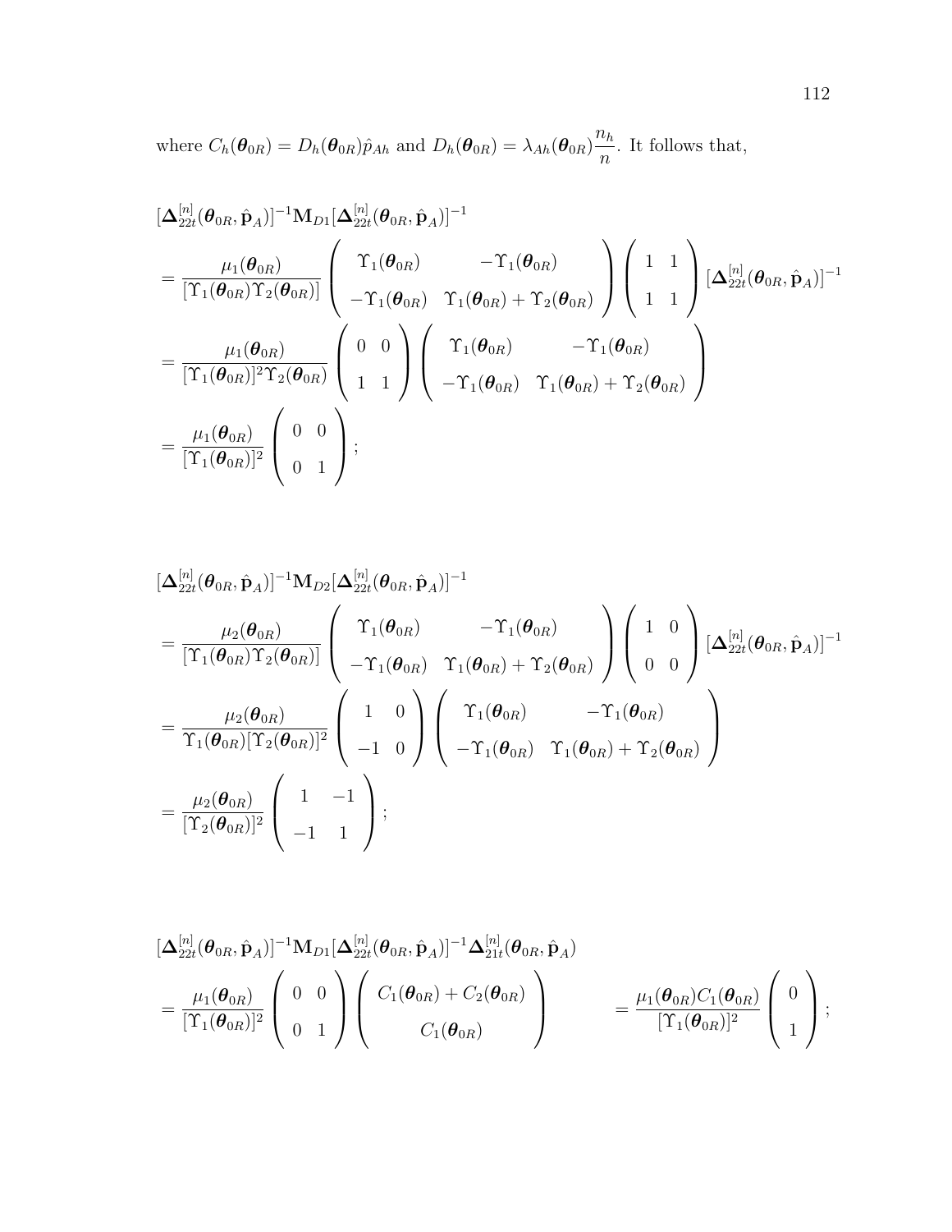where $C_h(\boldsymbol{\theta}_{0R}) = D_h(\boldsymbol{\theta}_{0R})\hat{p}_{Ah}$ and $D_h(\boldsymbol{\theta}_{0R}) = \lambda_{Ah}(\boldsymbol{\theta}_{0R})\dfrac{n_h}{n}$. It follows that,

$$
\begin{aligned}
&[\boldsymbol{\Delta}_{22t}^{[n]}(\boldsymbol{\theta}_{0R}, \hat{\mathbf{p}}_A)]^{-1}\mathbf{M}_{D1}[\boldsymbol{\Delta}_{22t}^{[n]}(\boldsymbol{\theta}_{0R}, \hat{\mathbf{p}}_A)]^{-1} \\
&= \frac{\mu_1(\boldsymbol{\theta}_{0R})}{[\Upsilon_1(\boldsymbol{\theta}_{0R})\Upsilon_2(\boldsymbol{\theta}_{0R})]} \begin{pmatrix} \Upsilon_1(\boldsymbol{\theta}_{0R}) & -\Upsilon_1(\boldsymbol{\theta}_{0R}) \\ -\Upsilon_1(\boldsymbol{\theta}_{0R}) & \Upsilon_1(\boldsymbol{\theta}_{0R}) + \Upsilon_2(\boldsymbol{\theta}_{0R}) \end{pmatrix} \begin{pmatrix} 1 & 1 \\ 1 & 1 \end{pmatrix} [\boldsymbol{\Delta}_{22t}^{[n]}(\boldsymbol{\theta}_{0R}, \hat{\mathbf{p}}_A)]^{-1} \\
&= \frac{\mu_1(\boldsymbol{\theta}_{0R})}{[\Upsilon_1(\boldsymbol{\theta}_{0R})]^2\Upsilon_2(\boldsymbol{\theta}_{0R})} \begin{pmatrix} 0 & 0 \\ 1 & 1 \end{pmatrix} \begin{pmatrix} \Upsilon_1(\boldsymbol{\theta}_{0R}) & -\Upsilon_1(\boldsymbol{\theta}_{0R}) \\ -\Upsilon_1(\boldsymbol{\theta}_{0R}) & \Upsilon_1(\boldsymbol{\theta}_{0R}) + \Upsilon_2(\boldsymbol{\theta}_{0R}) \end{pmatrix} \\
&= \frac{\mu_1(\boldsymbol{\theta}_{0R})}{[\Upsilon_1(\boldsymbol{\theta}_{0R})]^2} \begin{pmatrix} 0 & 0 \\ 0 & 1 \end{pmatrix};
\end{aligned}
$$

$$
\begin{aligned}
&[\boldsymbol{\Delta}_{22t}^{[n]}(\boldsymbol{\theta}_{0R}, \hat{\mathbf{p}}_A)]^{-1}\mathbf{M}_{D2}[\boldsymbol{\Delta}_{22t}^{[n]}(\boldsymbol{\theta}_{0R}, \hat{\mathbf{p}}_A)]^{-1} \\
&= \frac{\mu_2(\boldsymbol{\theta}_{0R})}{[\Upsilon_1(\boldsymbol{\theta}_{0R})\Upsilon_2(\boldsymbol{\theta}_{0R})]} \begin{pmatrix} \Upsilon_1(\boldsymbol{\theta}_{0R}) & -\Upsilon_1(\boldsymbol{\theta}_{0R}) \\ -\Upsilon_1(\boldsymbol{\theta}_{0R}) & \Upsilon_1(\boldsymbol{\theta}_{0R}) + \Upsilon_2(\boldsymbol{\theta}_{0R}) \end{pmatrix} \begin{pmatrix} 1 & 0 \\ 0 & 0 \end{pmatrix} [\boldsymbol{\Delta}_{22t}^{[n]}(\boldsymbol{\theta}_{0R}, \hat{\mathbf{p}}_A)]^{-1} \\
&= \frac{\mu_2(\boldsymbol{\theta}_{0R})}{\Upsilon_1(\boldsymbol{\theta}_{0R})[\Upsilon_2(\boldsymbol{\theta}_{0R})]^2} \begin{pmatrix} 1 & 0 \\ -1 & 0 \end{pmatrix} \begin{pmatrix} \Upsilon_1(\boldsymbol{\theta}_{0R}) & -\Upsilon_1(\boldsymbol{\theta}_{0R}) \\ -\Upsilon_1(\boldsymbol{\theta}_{0R}) & \Upsilon_1(\boldsymbol{\theta}_{0R}) + \Upsilon_2(\boldsymbol{\theta}_{0R}) \end{pmatrix} \\
&= \frac{\mu_2(\boldsymbol{\theta}_{0R})}{[\Upsilon_2(\boldsymbol{\theta}_{0R})]^2} \begin{pmatrix} 1 & -1 \\ -1 & 1 \end{pmatrix};
\end{aligned}
$$

$$
\begin{aligned}
&[\boldsymbol{\Delta}_{22t}^{[n]}(\boldsymbol{\theta}_{0R}, \hat{\mathbf{p}}_A)]^{-1}\mathbf{M}_{D1}[\boldsymbol{\Delta}_{22t}^{[n]}(\boldsymbol{\theta}_{0R}, \hat{\mathbf{p}}_A)]^{-1}\boldsymbol{\Delta}_{21t}^{[n]}(\boldsymbol{\theta}_{0R}, \hat{\mathbf{p}}_A) \\
&= \frac{\mu_1(\boldsymbol{\theta}_{0R})}{[\Upsilon_1(\boldsymbol{\theta}_{0R})]^2} \begin{pmatrix} 0 & 0 \\ 0 & 1 \end{pmatrix} \begin{pmatrix} C_1(\boldsymbol{\theta}_{0R}) + C_2(\boldsymbol{\theta}_{0R}) \\ C_1(\boldsymbol{\theta}_{0R}) \end{pmatrix} \qquad = \frac{\mu_1(\boldsymbol{\theta}_{0R})C_1(\boldsymbol{\theta}_{0R})}{[\Upsilon_1(\boldsymbol{\theta}_{0R})]^2} \begin{pmatrix} 0 \\ 1 \end{pmatrix};
\end{aligned}
$$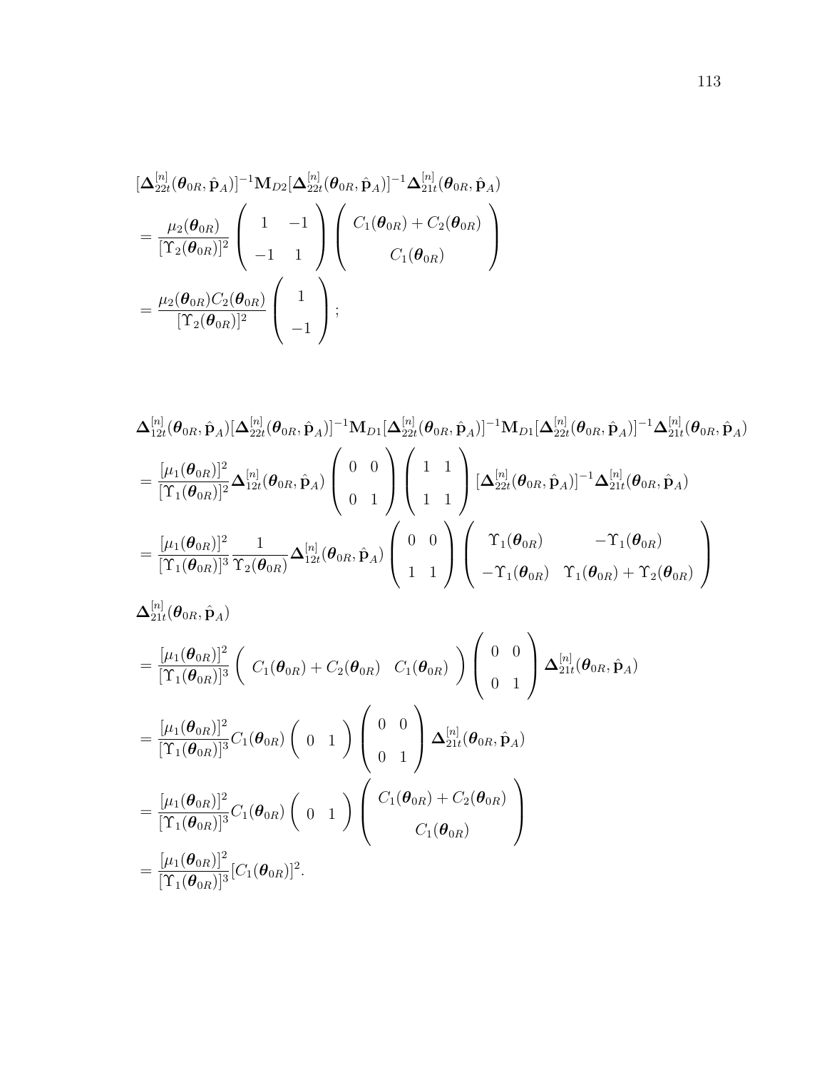$$
\begin{aligned}
&[\boldsymbol{\Delta}_{22t}^{[n]}(\boldsymbol{\theta}_{0R}, \hat{\mathbf{p}}_A)]^{-1}\mathbf{M}_{D2}[\boldsymbol{\Delta}_{22t}^{[n]}(\boldsymbol{\theta}_{0R}, \hat{\mathbf{p}}_A)]^{-1}\boldsymbol{\Delta}_{21t}^{[n]}(\boldsymbol{\theta}_{0R}, \hat{\mathbf{p}}_A) \\
&= \frac{\mu_2(\boldsymbol{\theta}_{0R})}{[\Upsilon_2(\boldsymbol{\theta}_{0R})]^2} \begin{pmatrix} 1 & -1 \\ -1 & 1 \end{pmatrix} \begin{pmatrix} C_1(\boldsymbol{\theta}_{0R}) + C_2(\boldsymbol{\theta}_{0R}) \\ C_1(\boldsymbol{\theta}_{0R}) \end{pmatrix} \\
&= \frac{\mu_2(\boldsymbol{\theta}_{0R})C_2(\boldsymbol{\theta}_{0R})}{[\Upsilon_2(\boldsymbol{\theta}_{0R})]^2} \begin{pmatrix} 1 \\ -1 \end{pmatrix};
\end{aligned}
$$

$$
\begin{aligned}
&\boldsymbol{\Delta}_{12t}^{[n]}(\boldsymbol{\theta}_{0R}, \hat{\mathbf{p}}_A)[\boldsymbol{\Delta}_{22t}^{[n]}(\boldsymbol{\theta}_{0R}, \hat{\mathbf{p}}_A)]^{-1}\mathbf{M}_{D1}[\boldsymbol{\Delta}_{22t}^{[n]}(\boldsymbol{\theta}_{0R}, \hat{\mathbf{p}}_A)]^{-1}\mathbf{M}_{D1}[\boldsymbol{\Delta}_{22t}^{[n]}(\boldsymbol{\theta}_{0R}, \hat{\mathbf{p}}_A)]^{-1}\boldsymbol{\Delta}_{21t}^{[n]}(\boldsymbol{\theta}_{0R}, \hat{\mathbf{p}}_A) \\
&= \frac{[\mu_1(\boldsymbol{\theta}_{0R})]^2}{[\Upsilon_1(\boldsymbol{\theta}_{0R})]^2}\boldsymbol{\Delta}_{12t}^{[n]}(\boldsymbol{\theta}_{0R}, \hat{\mathbf{p}}_A) \begin{pmatrix} 0 & 0 \\ 0 & 1 \end{pmatrix} \begin{pmatrix} 1 & 1 \\ 1 & 1 \end{pmatrix} [\boldsymbol{\Delta}_{22t}^{[n]}(\boldsymbol{\theta}_{0R}, \hat{\mathbf{p}}_A)]^{-1}\boldsymbol{\Delta}_{21t}^{[n]}(\boldsymbol{\theta}_{0R}, \hat{\mathbf{p}}_A) \\
&= \frac{[\mu_1(\boldsymbol{\theta}_{0R})]^2}{[\Upsilon_1(\boldsymbol{\theta}_{0R})]^3}\frac{1}{\Upsilon_2(\boldsymbol{\theta}_{0R})}\boldsymbol{\Delta}_{12t}^{[n]}(\boldsymbol{\theta}_{0R}, \hat{\mathbf{p}}_A) \begin{pmatrix} 0 & 0 \\ 1 & 1 \end{pmatrix} \begin{pmatrix} \Upsilon_1(\boldsymbol{\theta}_{0R}) & -\Upsilon_1(\boldsymbol{\theta}_{0R}) \\ -\Upsilon_1(\boldsymbol{\theta}_{0R}) & \Upsilon_1(\boldsymbol{\theta}_{0R}) + \Upsilon_2(\boldsymbol{\theta}_{0R}) \end{pmatrix} \\
&\boldsymbol{\Delta}_{21t}^{[n]}(\boldsymbol{\theta}_{0R}, \hat{\mathbf{p}}_A) \\
&= \frac{[\mu_1(\boldsymbol{\theta}_{0R})]^2}{[\Upsilon_1(\boldsymbol{\theta}_{0R})]^3} \begin{pmatrix} C_1(\boldsymbol{\theta}_{0R}) + C_2(\boldsymbol{\theta}_{0R}) & C_1(\boldsymbol{\theta}_{0R}) \end{pmatrix} \begin{pmatrix} 0 & 0 \\ 0 & 1 \end{pmatrix} \boldsymbol{\Delta}_{21t}^{[n]}(\boldsymbol{\theta}_{0R}, \hat{\mathbf{p}}_A) \\
&= \frac{[\mu_1(\boldsymbol{\theta}_{0R})]^2}{[\Upsilon_1(\boldsymbol{\theta}_{0R})]^3}C_1(\boldsymbol{\theta}_{0R}) \begin{pmatrix} 0 & 1 \end{pmatrix} \begin{pmatrix} 0 & 0 \\ 0 & 1 \end{pmatrix} \boldsymbol{\Delta}_{21t}^{[n]}(\boldsymbol{\theta}_{0R}, \hat{\mathbf{p}}_A) \\
&= \frac{[\mu_1(\boldsymbol{\theta}_{0R})]^2}{[\Upsilon_1(\boldsymbol{\theta}_{0R})]^3}C_1(\boldsymbol{\theta}_{0R}) \begin{pmatrix} 0 & 1 \end{pmatrix} \begin{pmatrix} C_1(\boldsymbol{\theta}_{0R}) + C_2(\boldsymbol{\theta}_{0R}) \\ C_1(\boldsymbol{\theta}_{0R}) \end{pmatrix} \\
&= \frac{[\mu_1(\boldsymbol{\theta}_{0R})]^2}{[\Upsilon_1(\boldsymbol{\theta}_{0R})]^3}[C_1(\boldsymbol{\theta}_{0R})]^2.
\end{aligned}
$$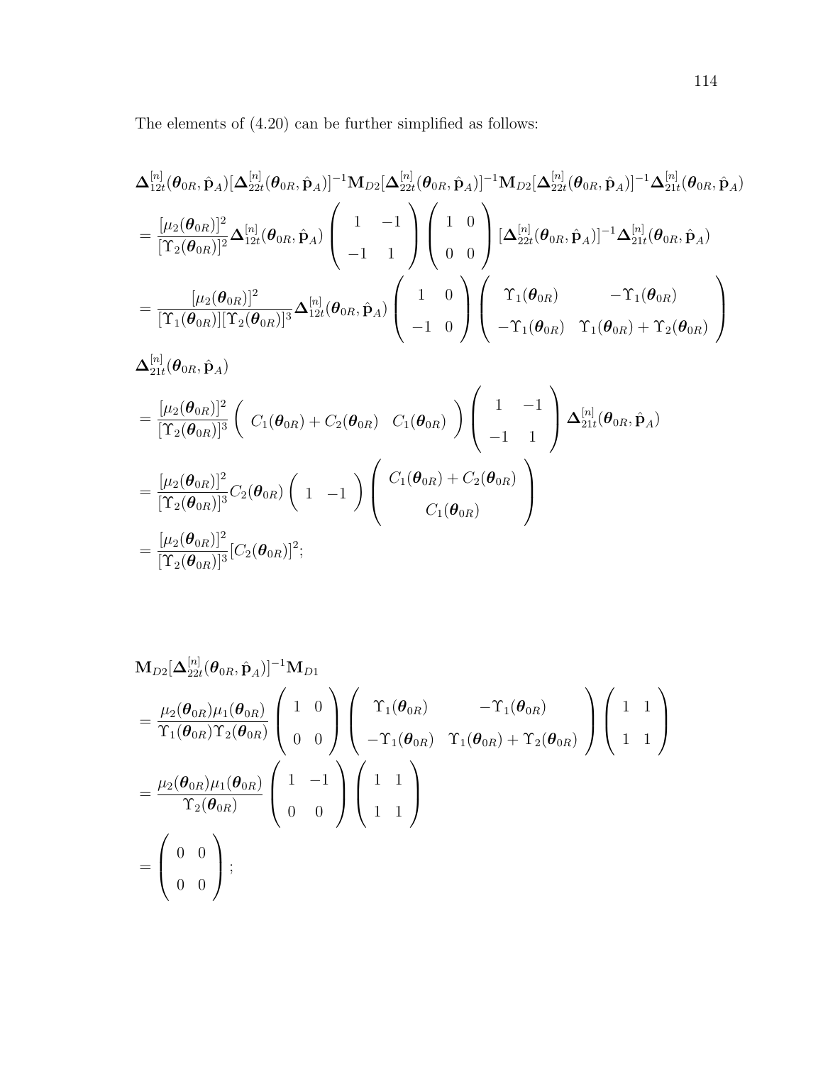The elements of (4.20) can be further simplified as follows:

$$
\begin{aligned}
&\boldsymbol{\Delta}_{12t}^{[n]}(\boldsymbol{\theta}_{0R}, \hat{\mathbf{p}}_A)[\boldsymbol{\Delta}_{22t}^{[n]}(\boldsymbol{\theta}_{0R}, \hat{\mathbf{p}}_A)]^{-1}\mathbf{M}_{D2}[\boldsymbol{\Delta}_{22t}^{[n]}(\boldsymbol{\theta}_{0R}, \hat{\mathbf{p}}_A)]^{-1}\mathbf{M}_{D2}[\boldsymbol{\Delta}_{22t}^{[n]}(\boldsymbol{\theta}_{0R}, \hat{\mathbf{p}}_A)]^{-1}\boldsymbol{\Delta}_{21t}^{[n]}(\boldsymbol{\theta}_{0R}, \hat{\mathbf{p}}_A) \\
&= \frac{[\mu_2(\boldsymbol{\theta}_{0R})]^2}{[\Upsilon_2(\boldsymbol{\theta}_{0R})]^2}\boldsymbol{\Delta}_{12t}^{[n]}(\boldsymbol{\theta}_{0R}, \hat{\mathbf{p}}_A)\begin{pmatrix} 1 & -1 \\ -1 & 1 \end{pmatrix}\begin{pmatrix} 1 & 0 \\ 0 & 0 \end{pmatrix}[\boldsymbol{\Delta}_{22t}^{[n]}(\boldsymbol{\theta}_{0R}, \hat{\mathbf{p}}_A)]^{-1}\boldsymbol{\Delta}_{21t}^{[n]}(\boldsymbol{\theta}_{0R}, \hat{\mathbf{p}}_A) \\
&= \frac{[\mu_2(\boldsymbol{\theta}_{0R})]^2}{[\Upsilon_1(\boldsymbol{\theta}_{0R})][\Upsilon_2(\boldsymbol{\theta}_{0R})]^3}\boldsymbol{\Delta}_{12t}^{[n]}(\boldsymbol{\theta}_{0R}, \hat{\mathbf{p}}_A)\begin{pmatrix} 1 & 0 \\ -1 & 0 \end{pmatrix}\begin{pmatrix} \Upsilon_1(\boldsymbol{\theta}_{0R}) & -\Upsilon_1(\boldsymbol{\theta}_{0R}) \\ -\Upsilon_1(\boldsymbol{\theta}_{0R}) & \Upsilon_1(\boldsymbol{\theta}_{0R}) + \Upsilon_2(\boldsymbol{\theta}_{0R}) \end{pmatrix} \\
&\boldsymbol{\Delta}_{21t}^{[n]}(\boldsymbol{\theta}_{0R}, \hat{\mathbf{p}}_A) \\
&= \frac{[\mu_2(\boldsymbol{\theta}_{0R})]^2}{[\Upsilon_2(\boldsymbol{\theta}_{0R})]^3}\begin{pmatrix} C_1(\boldsymbol{\theta}_{0R}) + C_2(\boldsymbol{\theta}_{0R}) & C_1(\boldsymbol{\theta}_{0R}) \end{pmatrix}\begin{pmatrix} 1 & -1 \\ -1 & 1 \end{pmatrix}\boldsymbol{\Delta}_{21t}^{[n]}(\boldsymbol{\theta}_{0R}, \hat{\mathbf{p}}_A) \\
&= \frac{[\mu_2(\boldsymbol{\theta}_{0R})]^2}{[\Upsilon_2(\boldsymbol{\theta}_{0R})]^3}C_2(\boldsymbol{\theta}_{0R})\begin{pmatrix} 1 & -1 \end{pmatrix}\begin{pmatrix} C_1(\boldsymbol{\theta}_{0R}) + C_2(\boldsymbol{\theta}_{0R}) \\ C_1(\boldsymbol{\theta}_{0R}) \end{pmatrix} \\
&= \frac{[\mu_2(\boldsymbol{\theta}_{0R})]^2}{[\Upsilon_2(\boldsymbol{\theta}_{0R})]^3}[C_2(\boldsymbol{\theta}_{0R})]^2;
\end{aligned}
$$

$$
\begin{aligned}
&\mathbf{M}_{D2}[\boldsymbol{\Delta}_{22t}^{[n]}(\boldsymbol{\theta}_{0R}, \hat{\mathbf{p}}_A)]^{-1}\mathbf{M}_{D1} \\
&= \frac{\mu_2(\boldsymbol{\theta}_{0R})\mu_1(\boldsymbol{\theta}_{0R})}{\Upsilon_1(\boldsymbol{\theta}_{0R})\Upsilon_2(\boldsymbol{\theta}_{0R})}\begin{pmatrix} 1 & 0 \\ 0 & 0 \end{pmatrix}\begin{pmatrix} \Upsilon_1(\boldsymbol{\theta}_{0R}) & -\Upsilon_1(\boldsymbol{\theta}_{0R}) \\ -\Upsilon_1(\boldsymbol{\theta}_{0R}) & \Upsilon_1(\boldsymbol{\theta}_{0R}) + \Upsilon_2(\boldsymbol{\theta}_{0R}) \end{pmatrix}\begin{pmatrix} 1 & 1 \\ 1 & 1 \end{pmatrix} \\
&= \frac{\mu_2(\boldsymbol{\theta}_{0R})\mu_1(\boldsymbol{\theta}_{0R})}{\Upsilon_2(\boldsymbol{\theta}_{0R})}\begin{pmatrix} 1 & -1 \\ 0 & 0 \end{pmatrix}\begin{pmatrix} 1 & 1 \\ 1 & 1 \end{pmatrix} \\
&= \begin{pmatrix} 0 & 0 \\ 0 & 0 \end{pmatrix};
\end{aligned}
$$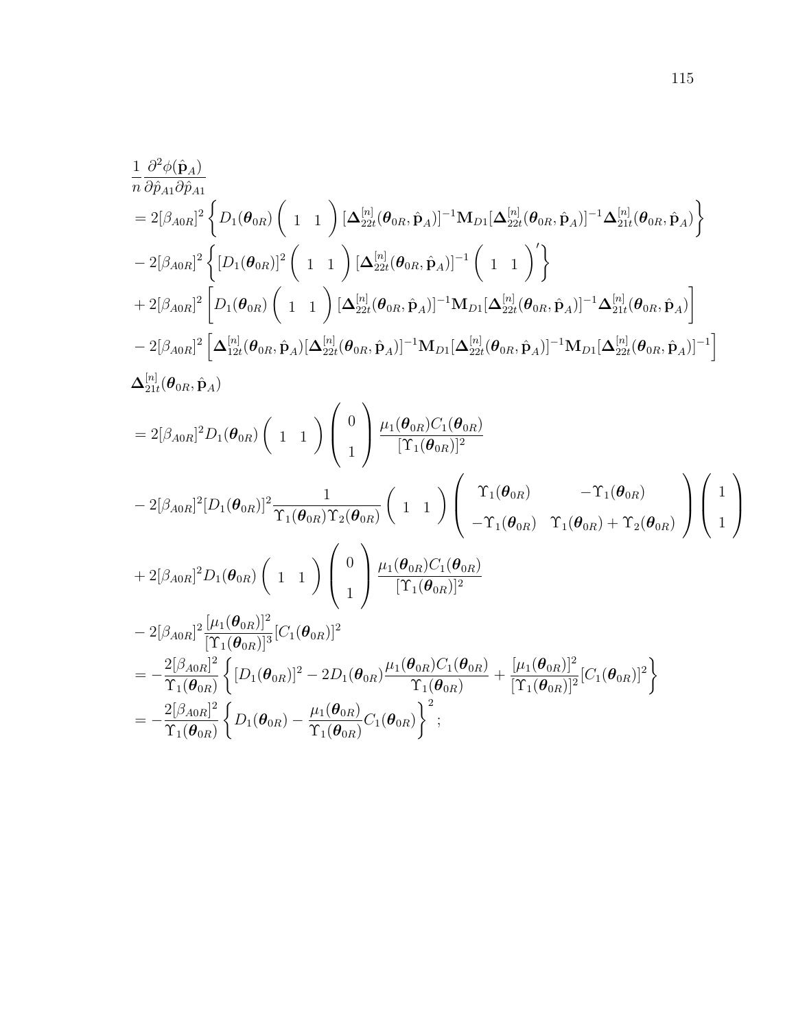$$
\begin{aligned}
&\frac{1}{n}\frac{\partial^2 \phi(\hat{\mathbf{p}}_A)}{\partial \hat{p}_{A1}\partial \hat{p}_{A1}} \\
&= 2[\beta_{A0R}]^2 \left\{ D_1(\boldsymbol{\theta}_{0R}) \left( \begin{array}{cc} 1 & 1 \end{array} \right) [\boldsymbol{\Delta}_{22t}^{[n]}(\boldsymbol{\theta}_{0R}, \hat{\mathbf{p}}_A)]^{-1} \mathbf{M}_{D1} [\boldsymbol{\Delta}_{22t}^{[n]}(\boldsymbol{\theta}_{0R}, \hat{\mathbf{p}}_A)]^{-1} \boldsymbol{\Delta}_{21t}^{[n]}(\boldsymbol{\theta}_{0R}, \hat{\mathbf{p}}_A) \right\} \\
&- 2[\beta_{A0R}]^2 \left\{ [D_1(\boldsymbol{\theta}_{0R})]^2 \left( \begin{array}{cc} 1 & 1 \end{array} \right) [\boldsymbol{\Delta}_{22t}^{[n]}(\boldsymbol{\theta}_{0R}, \hat{\mathbf{p}}_A)]^{-1} \left( \begin{array}{cc} 1 & 1 \end{array} \right)' \right\} \\
&+ 2[\beta_{A0R}]^2 \left[ D_1(\boldsymbol{\theta}_{0R}) \left( \begin{array}{cc} 1 & 1 \end{array} \right) [\boldsymbol{\Delta}_{22t}^{[n]}(\boldsymbol{\theta}_{0R}, \hat{\mathbf{p}}_A)]^{-1} \mathbf{M}_{D1} [\boldsymbol{\Delta}_{22t}^{[n]}(\boldsymbol{\theta}_{0R}, \hat{\mathbf{p}}_A)]^{-1} \boldsymbol{\Delta}_{21t}^{[n]}(\boldsymbol{\theta}_{0R}, \hat{\mathbf{p}}_A) \right] \\
&- 2[\beta_{A0R}]^2 \left[ \boldsymbol{\Delta}_{12t}^{[n]}(\boldsymbol{\theta}_{0R}, \hat{\mathbf{p}}_A) [\boldsymbol{\Delta}_{22t}^{[n]}(\boldsymbol{\theta}_{0R}, \hat{\mathbf{p}}_A)]^{-1} \mathbf{M}_{D1} [\boldsymbol{\Delta}_{22t}^{[n]}(\boldsymbol{\theta}_{0R}, \hat{\mathbf{p}}_A)]^{-1} \mathbf{M}_{D1} [\boldsymbol{\Delta}_{22t}^{[n]}(\boldsymbol{\theta}_{0R}, \hat{\mathbf{p}}_A)]^{-1} \right] \\
&\boldsymbol{\Delta}_{21t}^{[n]}(\boldsymbol{\theta}_{0R}, \hat{\mathbf{p}}_A) \\
&= 2[\beta_{A0R}]^2 D_1(\boldsymbol{\theta}_{0R}) \left( \begin{array}{cc} 1 & 1 \end{array} \right) \left( \begin{array}{c} 0 \\ 1 \end{array} \right) \frac{\mu_1(\boldsymbol{\theta}_{0R}) C_1(\boldsymbol{\theta}_{0R})}{[\Upsilon_1(\boldsymbol{\theta}_{0R})]^2} \\
&- 2[\beta_{A0R}]^2 [D_1(\boldsymbol{\theta}_{0R})]^2 \frac{1}{\Upsilon_1(\boldsymbol{\theta}_{0R})\Upsilon_2(\boldsymbol{\theta}_{0R})} \left( \begin{array}{cc} 1 & 1 \end{array} \right) \left( \begin{array}{cc} \Upsilon_1(\boldsymbol{\theta}_{0R}) & -\Upsilon_1(\boldsymbol{\theta}_{0R}) \\ -\Upsilon_1(\boldsymbol{\theta}_{0R}) & \Upsilon_1(\boldsymbol{\theta}_{0R}) + \Upsilon_2(\boldsymbol{\theta}_{0R}) \end{array} \right) \left( \begin{array}{c} 1 \\ 1 \end{array} \right) \\
&+ 2[\beta_{A0R}]^2 D_1(\boldsymbol{\theta}_{0R}) \left( \begin{array}{cc} 1 & 1 \end{array} \right) \left( \begin{array}{c} 0 \\ 1 \end{array} \right) \frac{\mu_1(\boldsymbol{\theta}_{0R}) C_1(\boldsymbol{\theta}_{0R})}{[\Upsilon_1(\boldsymbol{\theta}_{0R})]^2} \\
&- 2[\beta_{A0R}]^2 \frac{[\mu_1(\boldsymbol{\theta}_{0R})]^2}{[\Upsilon_1(\boldsymbol{\theta}_{0R})]^3} [C_1(\boldsymbol{\theta}_{0R})]^2 \\
&= -\frac{2[\beta_{A0R}]^2}{\Upsilon_1(\boldsymbol{\theta}_{0R})} \left\{ [D_1(\boldsymbol{\theta}_{0R})]^2 - 2D_1(\boldsymbol{\theta}_{0R}) \frac{\mu_1(\boldsymbol{\theta}_{0R}) C_1(\boldsymbol{\theta}_{0R})}{\Upsilon_1(\boldsymbol{\theta}_{0R})} + \frac{[\mu_1(\boldsymbol{\theta}_{0R})]^2}{[\Upsilon_1(\boldsymbol{\theta}_{0R})]^2} [C_1(\boldsymbol{\theta}_{0R})]^2 \right\} \\
&= -\frac{2[\beta_{A0R}]^2}{\Upsilon_1(\boldsymbol{\theta}_{0R})} \left\{ D_1(\boldsymbol{\theta}_{0R}) - \frac{\mu_1(\boldsymbol{\theta}_{0R})}{\Upsilon_1(\boldsymbol{\theta}_{0R})} C_1(\boldsymbol{\theta}_{0R}) \right\}^2;
\end{aligned}
$$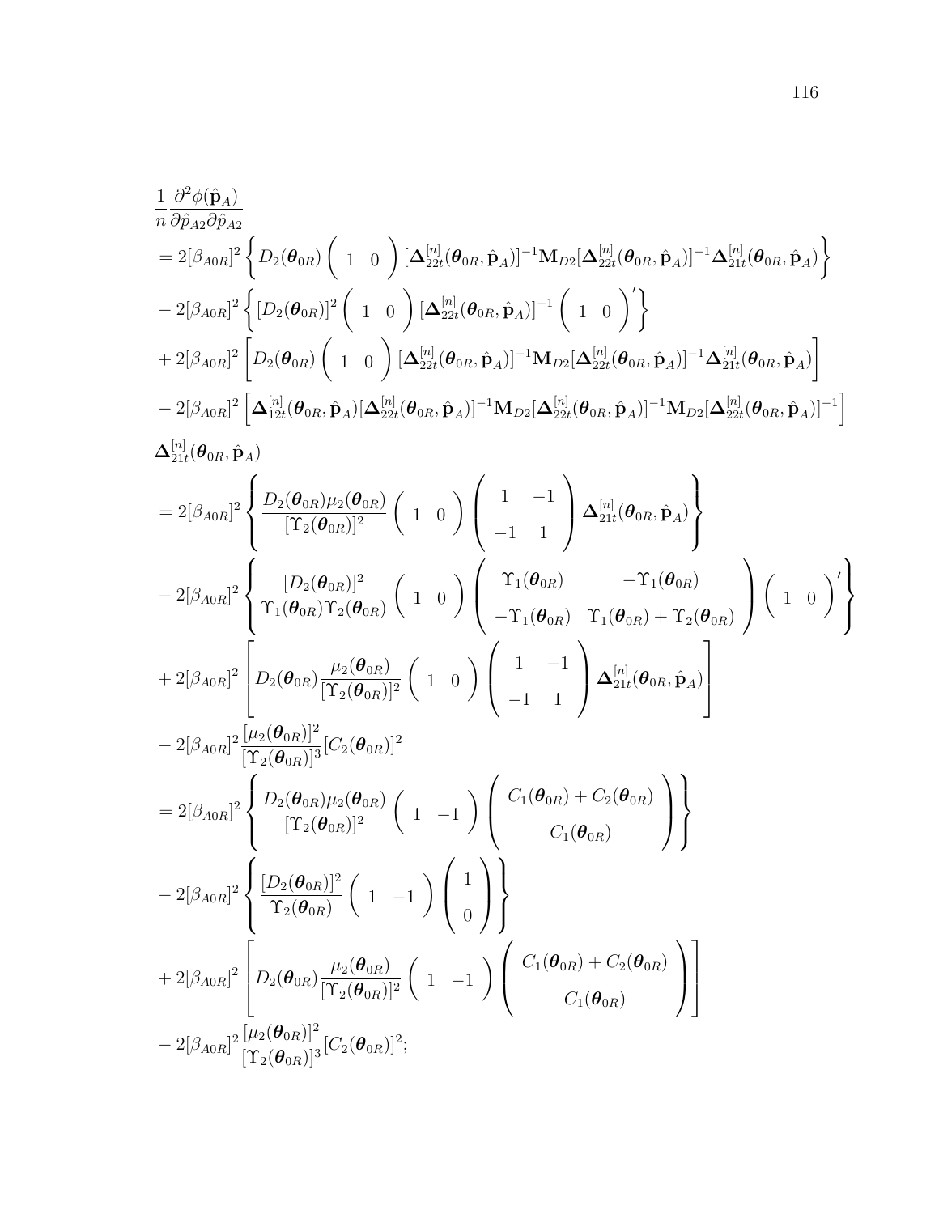$$
\begin{aligned}
&\frac{1}{n}\frac{\partial^2\phi(\hat{\mathbf{p}}_A)}{\partial\hat{p}_{A2}\partial\hat{p}_{A2}} \\
&= 2[\beta_{A0R}]^2\left\{D_2(\boldsymbol{\theta}_{0R})\left(\begin{array}{cc}1 & 0\end{array}\right)[\boldsymbol{\Delta}_{22t}^{[n]}(\boldsymbol{\theta}_{0R},\hat{\mathbf{p}}_A)]^{-1}\mathbf{M}_{D2}[\boldsymbol{\Delta}_{22t}^{[n]}(\boldsymbol{\theta}_{0R},\hat{\mathbf{p}}_A)]^{-1}\boldsymbol{\Delta}_{21t}^{[n]}(\boldsymbol{\theta}_{0R},\hat{\mathbf{p}}_A)\right\} \\
&- 2[\beta_{A0R}]^2\left\{[D_2(\boldsymbol{\theta}_{0R})]^2\left(\begin{array}{cc}1 & 0\end{array}\right)[\boldsymbol{\Delta}_{22t}^{[n]}(\boldsymbol{\theta}_{0R},\hat{\mathbf{p}}_A)]^{-1}\left(\begin{array}{cc}1 & 0\end{array}\right)'\right\} \\
&+ 2[\beta_{A0R}]^2\left[D_2(\boldsymbol{\theta}_{0R})\left(\begin{array}{cc}1 & 0\end{array}\right)[\boldsymbol{\Delta}_{22t}^{[n]}(\boldsymbol{\theta}_{0R},\hat{\mathbf{p}}_A)]^{-1}\mathbf{M}_{D2}[\boldsymbol{\Delta}_{22t}^{[n]}(\boldsymbol{\theta}_{0R},\hat{\mathbf{p}}_A)]^{-1}\boldsymbol{\Delta}_{21t}^{[n]}(\boldsymbol{\theta}_{0R},\hat{\mathbf{p}}_A)\right] \\
&- 2[\beta_{A0R}]^2\left[\boldsymbol{\Delta}_{12t}^{[n]}(\boldsymbol{\theta}_{0R},\hat{\mathbf{p}}_A)[\boldsymbol{\Delta}_{22t}^{[n]}(\boldsymbol{\theta}_{0R},\hat{\mathbf{p}}_A)]^{-1}\mathbf{M}_{D2}[\boldsymbol{\Delta}_{22t}^{[n]}(\boldsymbol{\theta}_{0R},\hat{\mathbf{p}}_A)]^{-1}\mathbf{M}_{D2}[\boldsymbol{\Delta}_{22t}^{[n]}(\boldsymbol{\theta}_{0R},\hat{\mathbf{p}}_A)]^{-1}\right] \\
&\boldsymbol{\Delta}_{21t}^{[n]}(\boldsymbol{\theta}_{0R},\hat{\mathbf{p}}_A) \\
&= 2[\beta_{A0R}]^2\left\{\frac{D_2(\boldsymbol{\theta}_{0R})\mu_2(\boldsymbol{\theta}_{0R})}{[\Upsilon_2(\boldsymbol{\theta}_{0R})]^2}\left(\begin{array}{cc}1 & 0\end{array}\right)\left(\begin{array}{cc}1 & -1\\ -1 & 1\end{array}\right)\boldsymbol{\Delta}_{21t}^{[n]}(\boldsymbol{\theta}_{0R},\hat{\mathbf{p}}_A)\right\} \\
&- 2[\beta_{A0R}]^2\left\{\frac{[D_2(\boldsymbol{\theta}_{0R})]^2}{\Upsilon_1(\boldsymbol{\theta}_{0R})\Upsilon_2(\boldsymbol{\theta}_{0R})}\left(\begin{array}{cc}1 & 0\end{array}\right)\left(\begin{array}{cc}\Upsilon_1(\boldsymbol{\theta}_{0R}) & -\Upsilon_1(\boldsymbol{\theta}_{0R})\\ -\Upsilon_1(\boldsymbol{\theta}_{0R}) & \Upsilon_1(\boldsymbol{\theta}_{0R})+\Upsilon_2(\boldsymbol{\theta}_{0R})\end{array}\right)\left(\begin{array}{cc}1 & 0\end{array}\right)'\right\} \\
&+ 2[\beta_{A0R}]^2\left[D_2(\boldsymbol{\theta}_{0R})\frac{\mu_2(\boldsymbol{\theta}_{0R})}{[\Upsilon_2(\boldsymbol{\theta}_{0R})]^2}\left(\begin{array}{cc}1 & 0\end{array}\right)\left(\begin{array}{cc}1 & -1\\ -1 & 1\end{array}\right)\boldsymbol{\Delta}_{21t}^{[n]}(\boldsymbol{\theta}_{0R},\hat{\mathbf{p}}_A)\right] \\
&- 2[\beta_{A0R}]^2\frac{[\mu_2(\boldsymbol{\theta}_{0R})]^2}{[\Upsilon_2(\boldsymbol{\theta}_{0R})]^3}[C_2(\boldsymbol{\theta}_{0R})]^2 \\
&= 2[\beta_{A0R}]^2\left\{\frac{D_2(\boldsymbol{\theta}_{0R})\mu_2(\boldsymbol{\theta}_{0R})}{[\Upsilon_2(\boldsymbol{\theta}_{0R})]^2}\left(\begin{array}{cc}1 & -1\end{array}\right)\left(\begin{array}{c}C_1(\boldsymbol{\theta}_{0R})+C_2(\boldsymbol{\theta}_{0R})\\ C_1(\boldsymbol{\theta}_{0R})\end{array}\right)\right\} \\
&- 2[\beta_{A0R}]^2\left\{\frac{[D_2(\boldsymbol{\theta}_{0R})]^2}{\Upsilon_2(\boldsymbol{\theta}_{0R})}\left(\begin{array}{cc}1 & -1\end{array}\right)\left(\begin{array}{c}1\\ 0\end{array}\right)\right\} \\
&+ 2[\beta_{A0R}]^2\left[D_2(\boldsymbol{\theta}_{0R})\frac{\mu_2(\boldsymbol{\theta}_{0R})}{[\Upsilon_2(\boldsymbol{\theta}_{0R})]^2}\left(\begin{array}{cc}1 & -1\end{array}\right)\left(\begin{array}{c}C_1(\boldsymbol{\theta}_{0R})+C_2(\boldsymbol{\theta}_{0R})\\ C_1(\boldsymbol{\theta}_{0R})\end{array}\right)\right] \\
&- 2[\beta_{A0R}]^2\frac{[\mu_2(\boldsymbol{\theta}_{0R})]^2}{[\Upsilon_2(\boldsymbol{\theta}_{0R})]^3}[C_2(\boldsymbol{\theta}_{0R})]^2;
\end{aligned}
$$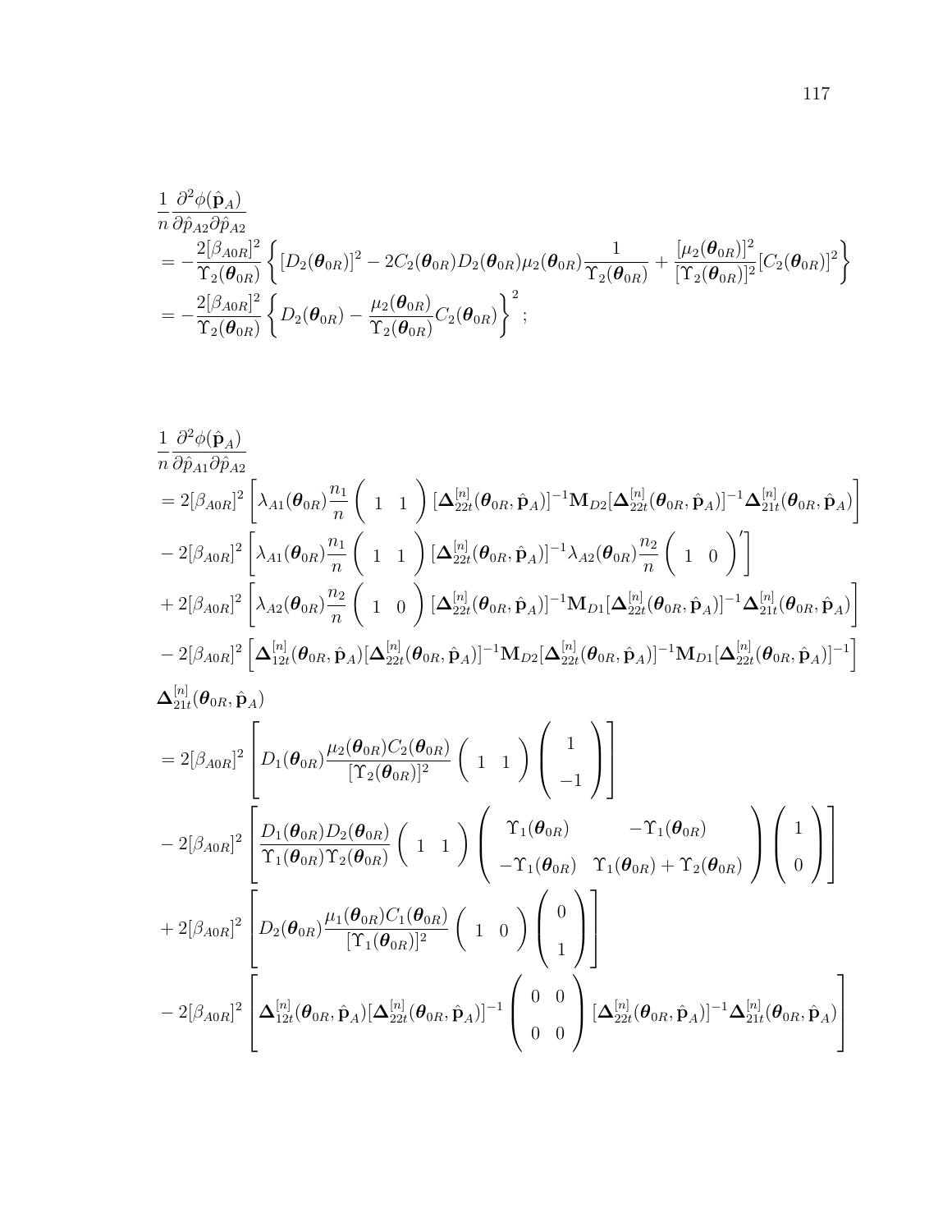$$
\begin{aligned}
&\frac{1}{n}\frac{\partial^2 \phi(\hat{\mathbf{p}}_A)}{\partial \hat{p}_{A2}\partial \hat{p}_{A2}} \\
&= -\frac{2[\beta_{A0R}]^2}{\Upsilon_2(\boldsymbol{\theta}_{0R})}\left\{[D_2(\boldsymbol{\theta}_{0R})]^2 - 2C_2(\boldsymbol{\theta}_{0R})D_2(\boldsymbol{\theta}_{0R})\mu_2(\boldsymbol{\theta}_{0R})\frac{1}{\Upsilon_2(\boldsymbol{\theta}_{0R})} + \frac{[\mu_2(\boldsymbol{\theta}_{0R})]^2}{[\Upsilon_2(\boldsymbol{\theta}_{0R})]^2}[C_2(\boldsymbol{\theta}_{0R})]^2\right\} \\
&= -\frac{2[\beta_{A0R}]^2}{\Upsilon_2(\boldsymbol{\theta}_{0R})}\left\{D_2(\boldsymbol{\theta}_{0R}) - \frac{\mu_2(\boldsymbol{\theta}_{0R})}{\Upsilon_2(\boldsymbol{\theta}_{0R})}C_2(\boldsymbol{\theta}_{0R})\right\}^2;
\end{aligned}
$$

$$
\begin{aligned}
&\frac{1}{n}\frac{\partial^2 \phi(\hat{\mathbf{p}}_A)}{\partial \hat{p}_{A1}\partial \hat{p}_{A2}} \\
&= 2[\beta_{A0R}]^2\left[\lambda_{A1}(\boldsymbol{\theta}_{0R})\frac{n_1}{n}\begin{pmatrix} 1 & 1 \end{pmatrix}[\boldsymbol{\Delta}_{22t}^{[n]}(\boldsymbol{\theta}_{0R},\hat{\mathbf{p}}_A)]^{-1}\mathbf{M}_{D2}[\boldsymbol{\Delta}_{22t}^{[n]}(\boldsymbol{\theta}_{0R},\hat{\mathbf{p}}_A)]^{-1}\boldsymbol{\Delta}_{21t}^{[n]}(\boldsymbol{\theta}_{0R},\hat{\mathbf{p}}_A)\right] \\
&- 2[\beta_{A0R}]^2\left[\lambda_{A1}(\boldsymbol{\theta}_{0R})\frac{n_1}{n}\begin{pmatrix} 1 & 1 \end{pmatrix}[\boldsymbol{\Delta}_{22t}^{[n]}(\boldsymbol{\theta}_{0R},\hat{\mathbf{p}}_A)]^{-1}\lambda_{A2}(\boldsymbol{\theta}_{0R})\frac{n_2}{n}\begin{pmatrix} 1 & 0 \end{pmatrix}'\right] \\
&+ 2[\beta_{A0R}]^2\left[\lambda_{A2}(\boldsymbol{\theta}_{0R})\frac{n_2}{n}\begin{pmatrix} 1 & 0 \end{pmatrix}[\boldsymbol{\Delta}_{22t}^{[n]}(\boldsymbol{\theta}_{0R},\hat{\mathbf{p}}_A)]^{-1}\mathbf{M}_{D1}[\boldsymbol{\Delta}_{22t}^{[n]}(\boldsymbol{\theta}_{0R},\hat{\mathbf{p}}_A)]^{-1}\boldsymbol{\Delta}_{21t}^{[n]}(\boldsymbol{\theta}_{0R},\hat{\mathbf{p}}_A)\right] \\
&- 2[\beta_{A0R}]^2\left[\boldsymbol{\Delta}_{12t}^{[n]}(\boldsymbol{\theta}_{0R},\hat{\mathbf{p}}_A)[\boldsymbol{\Delta}_{22t}^{[n]}(\boldsymbol{\theta}_{0R},\hat{\mathbf{p}}_A)]^{-1}\mathbf{M}_{D2}[\boldsymbol{\Delta}_{22t}^{[n]}(\boldsymbol{\theta}_{0R},\hat{\mathbf{p}}_A)]^{-1}\mathbf{M}_{D1}[\boldsymbol{\Delta}_{22t}^{[n]}(\boldsymbol{\theta}_{0R},\hat{\mathbf{p}}_A)]^{-1}\right] \\
&\boldsymbol{\Delta}_{21t}^{[n]}(\boldsymbol{\theta}_{0R},\hat{\mathbf{p}}_A) \\
&= 2[\beta_{A0R}]^2\left[D_1(\boldsymbol{\theta}_{0R})\frac{\mu_2(\boldsymbol{\theta}_{0R})C_2(\boldsymbol{\theta}_{0R})}{[\Upsilon_2(\boldsymbol{\theta}_{0R})]^2}\begin{pmatrix} 1 & 1 \end{pmatrix}\begin{pmatrix} 1 \\ -1 \end{pmatrix}\right] \\
&- 2[\beta_{A0R}]^2\left[\frac{D_1(\boldsymbol{\theta}_{0R})D_2(\boldsymbol{\theta}_{0R})}{\Upsilon_1(\boldsymbol{\theta}_{0R})\Upsilon_2(\boldsymbol{\theta}_{0R})}\begin{pmatrix} 1 & 1 \end{pmatrix}\begin{pmatrix} \Upsilon_1(\boldsymbol{\theta}_{0R}) & -\Upsilon_1(\boldsymbol{\theta}_{0R}) \\ -\Upsilon_1(\boldsymbol{\theta}_{0R}) & \Upsilon_1(\boldsymbol{\theta}_{0R})+\Upsilon_2(\boldsymbol{\theta}_{0R}) \end{pmatrix}\begin{pmatrix} 1 \\ 0 \end{pmatrix}\right] \\
&+ 2[\beta_{A0R}]^2\left[D_2(\boldsymbol{\theta}_{0R})\frac{\mu_1(\boldsymbol{\theta}_{0R})C_1(\boldsymbol{\theta}_{0R})}{[\Upsilon_1(\boldsymbol{\theta}_{0R})]^2}\begin{pmatrix} 1 & 0 \end{pmatrix}\begin{pmatrix} 0 \\ 1 \end{pmatrix}\right] \\
&- 2[\beta_{A0R}]^2\left[\boldsymbol{\Delta}_{12t}^{[n]}(\boldsymbol{\theta}_{0R},\hat{\mathbf{p}}_A)[\boldsymbol{\Delta}_{22t}^{[n]}(\boldsymbol{\theta}_{0R},\hat{\mathbf{p}}_A)]^{-1}\begin{pmatrix} 0 & 0 \\ 0 & 0 \end{pmatrix}[\boldsymbol{\Delta}_{22t}^{[n]}(\boldsymbol{\theta}_{0R},\hat{\mathbf{p}}_A)]^{-1}\boldsymbol{\Delta}_{21t}^{[n]}(\boldsymbol{\theta}_{0R},\hat{\mathbf{p}}_A)\right]
\end{aligned}
$$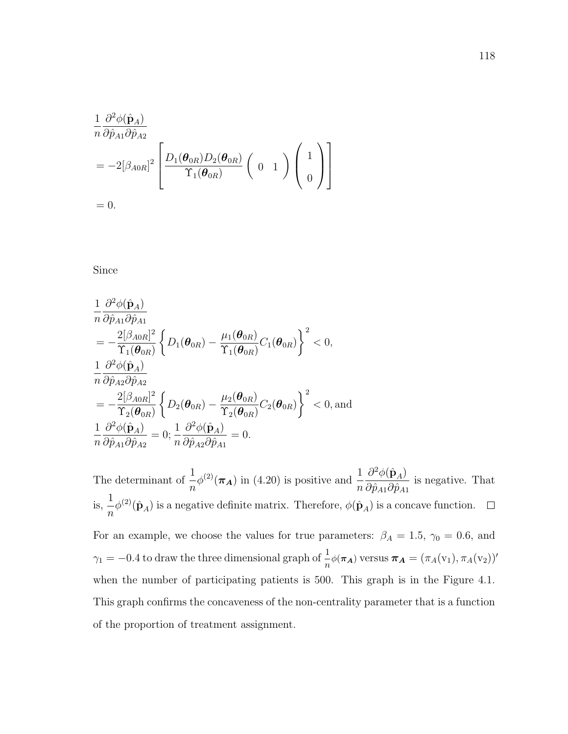$$
\begin{aligned}
&\frac{1}{n}\frac{\partial^2 \phi(\hat{\mathbf{p}}_A)}{\partial \hat{p}_{A1}\partial \hat{p}_{A2}} \\
&= -2[\beta_{A0R}]^2 \left[ \frac{D_1(\boldsymbol{\theta}_{0R}) D_2(\boldsymbol{\theta}_{0R})}{\Upsilon_1(\boldsymbol{\theta}_{0R})} \begin{pmatrix} 0 & 1 \end{pmatrix} \begin{pmatrix} 1 \\ 0 \end{pmatrix} \right] \\
&= 0.
\end{aligned}
$$

Since

$$
\begin{aligned}
&\frac{1}{n}\frac{\partial^2 \phi(\hat{\mathbf{p}}_A)}{\partial \hat{p}_{A1}\partial \hat{p}_{A1}} \\
&= -\frac{2[\beta_{A0R}]^2}{\Upsilon_1(\boldsymbol{\theta}_{0R})} \left\{ D_1(\boldsymbol{\theta}_{0R}) - \frac{\mu_1(\boldsymbol{\theta}_{0R})}{\Upsilon_1(\boldsymbol{\theta}_{0R})} C_1(\boldsymbol{\theta}_{0R}) \right\}^2 < 0, \\
&\frac{1}{n}\frac{\partial^2 \phi(\hat{\mathbf{p}}_A)}{\partial \hat{p}_{A2}\partial \hat{p}_{A2}} \\
&= -\frac{2[\beta_{A0R}]^2}{\Upsilon_2(\boldsymbol{\theta}_{0R})} \left\{ D_2(\boldsymbol{\theta}_{0R}) - \frac{\mu_2(\boldsymbol{\theta}_{0R})}{\Upsilon_2(\boldsymbol{\theta}_{0R})} C_2(\boldsymbol{\theta}_{0R}) \right\}^2 < 0, \text{and} \\
&\frac{1}{n}\frac{\partial^2 \phi(\hat{\mathbf{p}}_A)}{\partial \hat{p}_{A1}\partial \hat{p}_{A2}} = 0; \frac{1}{n}\frac{\partial^2 \phi(\hat{\mathbf{p}}_A)}{\partial \hat{p}_{A2}\partial \hat{p}_{A1}} = 0.
\end{aligned}
$$

The determinant of $\frac{1}{n}\phi^{(2)}(\boldsymbol{\pi_A})$ in (4.20) is positive and $\frac{1}{n}\frac{\partial^2 \phi(\hat{\mathbf{p}}_A)}{\partial \hat{p}_{A1}\partial \hat{p}_{A1}}$ is negative. That is, $\frac{1}{n}\phi^{(2)}(\hat{\mathbf{p}}_A)$ is a negative definite matrix. Therefore, $\phi(\hat{\mathbf{p}}_A)$ is a concave function. □

For an example, we choose the values for true parameters: $\beta_A = 1.5$, $\gamma_0 = 0.6$, and $\gamma_1 = -0.4$ to draw the three dimensional graph of $\frac{1}{n}\phi(\boldsymbol{\pi_A})$ versus $\boldsymbol{\pi_A} = (\pi_A(\mathrm{v}_1), \pi_A(\mathrm{v}_2))'$ when the number of participating patients is 500. This graph is in the Figure 4.1. This graph confirms the concaveness of the non-centrality parameter that is a function of the proportion of treatment assignment.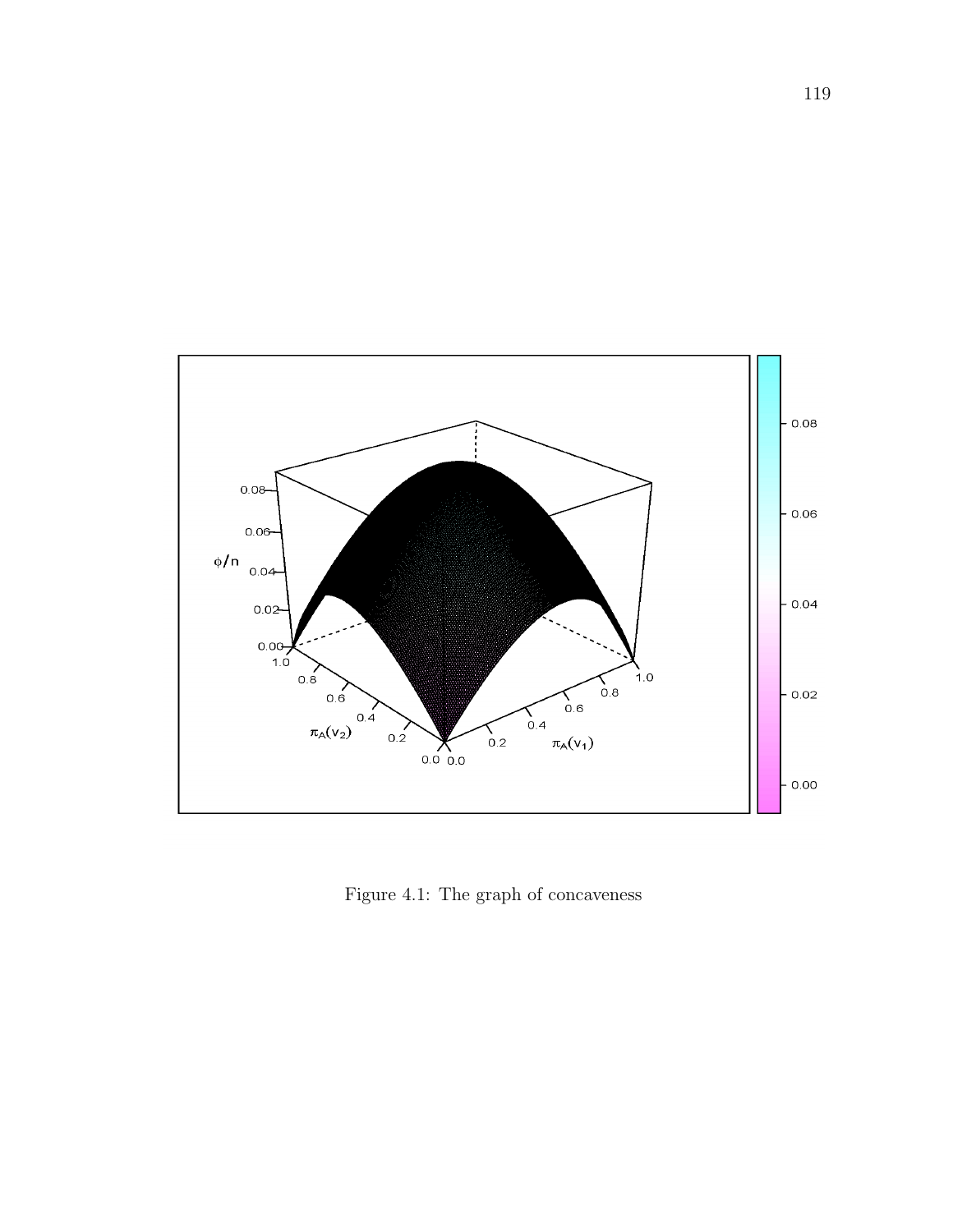Figure 4.1: The graph of concaveness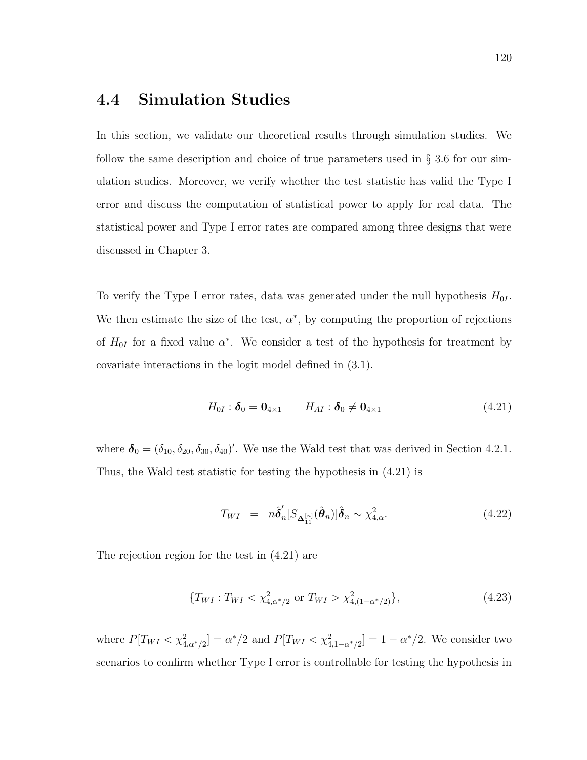## 4.4 Simulation Studies

In this section, we validate our theoretical results through simulation studies. We follow the same description and choice of true parameters used in § 3.6 for our simulation studies. Moreover, we verify whether the test statistic has valid the Type I error and discuss the computation of statistical power to apply for real data. The statistical power and Type I error rates are compared among three designs that were discussed in Chapter 3.

To verify the Type I error rates, data was generated under the null hypothesis $H_{0I}$. We then estimate the size of the test, $\alpha^*$, by computing the proportion of rejections of $H_{0I}$ for a fixed value $\alpha^*$. We consider a test of the hypothesis for treatment by covariate interactions in the logit model defined in (3.1).

$$H_{0I} : \boldsymbol{\delta}_0 = \mathbf{0}_{4\times 1} \qquad H_{AI} : \boldsymbol{\delta}_0 \neq \mathbf{0}_{4\times 1} \tag{4.21}$$

where $\boldsymbol{\delta}_0 = (\delta_{10}, \delta_{20}, \delta_{30}, \delta_{40})'$. We use the Wald test that was derived in Section 4.2.1. Thus, the Wald test statistic for testing the hypothesis in (4.21) is

$$T_{WI} \;\; = \;\; n\hat{\boldsymbol{\delta}}_n'[S_{\boldsymbol{\Delta}_{11}^{[n]}}(\hat{\boldsymbol{\theta}}_n)]\hat{\boldsymbol{\delta}}_n \sim \chi^2_{4,\alpha}. \tag{4.22}$$

The rejection region for the test in (4.21) are

$$\{T_{WI} : T_{WI} < \chi^2_{4,\alpha^*/2} \text{ or } T_{WI} > \chi^2_{4,(1-\alpha^*/2)}\}, \tag{4.23}$$

where $P[T_{WI} < \chi^2_{4,\alpha^*/2}] = \alpha^*/2$ and $P[T_{WI} < \chi^2_{4,1-\alpha^*/2}] = 1 - \alpha^*/2$. We consider two scenarios to confirm whether Type I error is controllable for testing the hypothesis in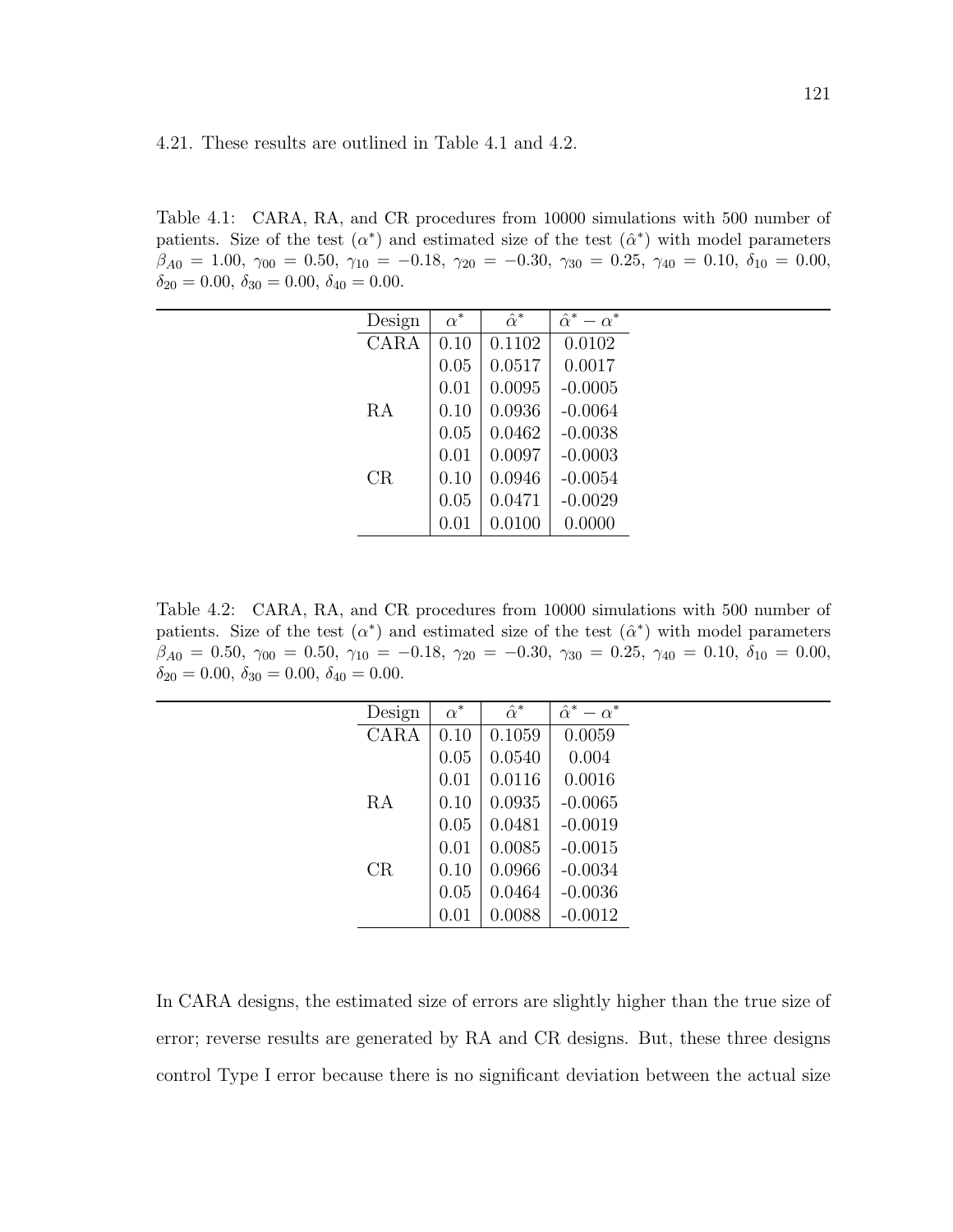4.21. These results are outlined in Table 4.1 and 4.2.

Table 4.1: CARA, RA, and CR procedures from 10000 simulations with 500 number of patients. Size of the test ($\alpha^*$) and estimated size of the test ($\hat{\alpha}^*$) with model parameters $\beta_{A0} = 1.00$, $\gamma_{00} = 0.50$, $\gamma_{10} = -0.18$, $\gamma_{20} = -0.30$, $\gamma_{30} = 0.25$, $\gamma_{40} = 0.10$, $\delta_{10} = 0.00$, $\delta_{20} = 0.00$, $\delta_{30} = 0.00$, $\delta_{40} = 0.00$.

| Design | $\alpha^*$ | $\hat{\alpha}^*$ | $\hat{\alpha}^* - \alpha^*$ |
|---|---|---|---|
| CARA | 0.10 | 0.1102 | 0.0102 |
| | 0.05 | 0.0517 | 0.0017 |
| | 0.01 | 0.0095 | -0.0005 |
| RA | 0.10 | 0.0936 | -0.0064 |
| | 0.05 | 0.0462 | -0.0038 |
| | 0.01 | 0.0097 | -0.0003 |
| CR | 0.10 | 0.0946 | -0.0054 |
| | 0.05 | 0.0471 | -0.0029 |
| | 0.01 | 0.0100 | 0.0000 |

Table 4.2: CARA, RA, and CR procedures from 10000 simulations with 500 number of patients. Size of the test ($\alpha^*$) and estimated size of the test ($\hat{\alpha}^*$) with model parameters $\beta_{A0} = 0.50$, $\gamma_{00} = 0.50$, $\gamma_{10} = -0.18$, $\gamma_{20} = -0.30$, $\gamma_{30} = 0.25$, $\gamma_{40} = 0.10$, $\delta_{10} = 0.00$, $\delta_{20} = 0.00$, $\delta_{30} = 0.00$, $\delta_{40} = 0.00$.

| Design | $\alpha^*$ | $\hat{\alpha}^*$ | $\hat{\alpha}^* - \alpha^*$ |
|---|---|---|---|
| CARA | 0.10 | 0.1059 | 0.0059 |
| | 0.05 | 0.0540 | 0.004 |
| | 0.01 | 0.0116 | 0.0016 |
| RA | 0.10 | 0.0935 | -0.0065 |
| | 0.05 | 0.0481 | -0.0019 |
| | 0.01 | 0.0085 | -0.0015 |
| CR | 0.10 | 0.0966 | -0.0034 |
| | 0.05 | 0.0464 | -0.0036 |
| | 0.01 | 0.0088 | -0.0012 |

In CARA designs, the estimated size of errors are slightly higher than the true size of error; reverse results are generated by RA and CR designs. But, these three designs control Type I error because there is no significant deviation between the actual size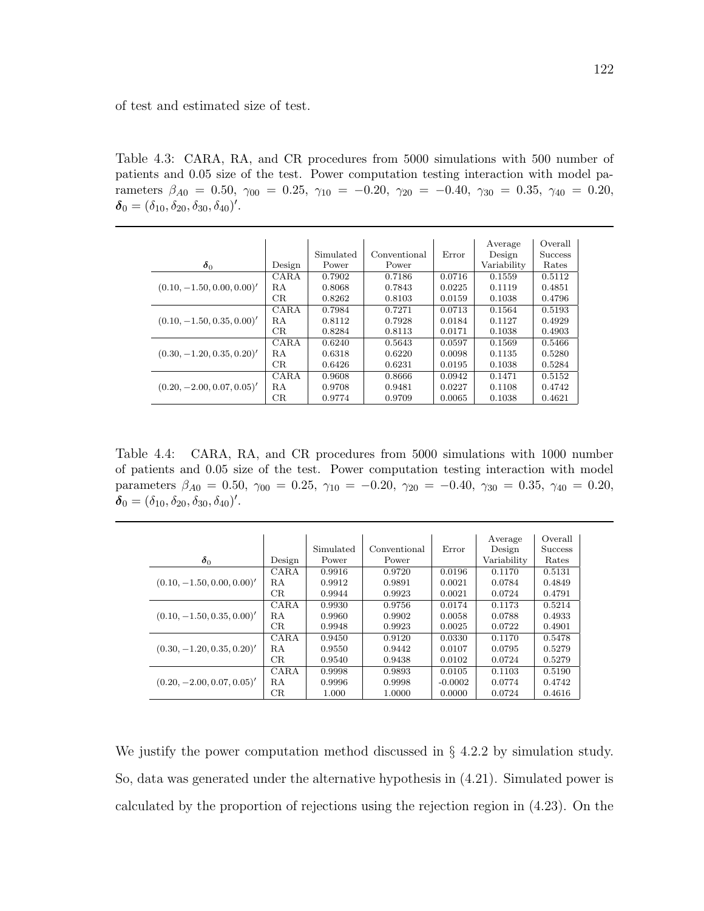of test and estimated size of test.

Table 4.3: CARA, RA, and CR procedures from 5000 simulations with 500 number of patients and 0.05 size of the test. Power computation testing interaction with model parameters $\beta_{A0} = 0.50$, $\gamma_{00} = 0.25$, $\gamma_{10} = -0.20$, $\gamma_{20} = -0.40$, $\gamma_{30} = 0.35$, $\gamma_{40} = 0.20$, $\boldsymbol{\delta}_0 = (\delta_{10}, \delta_{20}, \delta_{30}, \delta_{40})'$.

| $\boldsymbol{\delta}_0$ | Design | Simulated Power | Conventional Power | Error | Average Design Variability | Overall Success Rates |
|---|---|---|---|---|---|---|
| $(0.10, -1.50, 0.00, 0.00)'$ | CARA | 0.7902 | 0.7186 | 0.0716 | 0.1559 | 0.5112 |
| | RA | 0.8068 | 0.7843 | 0.0225 | 0.1119 | 0.4851 |
| | CR | 0.8262 | 0.8103 | 0.0159 | 0.1038 | 0.4796 |
| $(0.10, -1.50, 0.35, 0.00)'$ | CARA | 0.7984 | 0.7271 | 0.0713 | 0.1564 | 0.5193 |
| | RA | 0.8112 | 0.7928 | 0.0184 | 0.1127 | 0.4929 |
| | CR | 0.8284 | 0.8113 | 0.0171 | 0.1038 | 0.4903 |
| $(0.30, -1.20, 0.35, 0.20)'$ | CARA | 0.6240 | 0.5643 | 0.0597 | 0.1569 | 0.5466 |
| | RA | 0.6318 | 0.6220 | 0.0098 | 0.1135 | 0.5280 |
| | CR | 0.6426 | 0.6231 | 0.0195 | 0.1038 | 0.5284 |
| $(0.20, -2.00, 0.07, 0.05)'$ | CARA | 0.9608 | 0.8666 | 0.0942 | 0.1471 | 0.5152 |
| | RA | 0.9708 | 0.9481 | 0.0227 | 0.1108 | 0.4742 |
| | CR | 0.9774 | 0.9709 | 0.0065 | 0.1038 | 0.4621 |

Table 4.4: CARA, RA, and CR procedures from 5000 simulations with 1000 number of patients and 0.05 size of the test. Power computation testing interaction with model parameters $\beta_{A0} = 0.50$, $\gamma_{00} = 0.25$, $\gamma_{10} = -0.20$, $\gamma_{20} = -0.40$, $\gamma_{30} = 0.35$, $\gamma_{40} = 0.20$, $\boldsymbol{\delta}_0 = (\delta_{10}, \delta_{20}, \delta_{30}, \delta_{40})'$.

| $\boldsymbol{\delta}_0$ | Design | Simulated Power | Conventional Power | Error | Average Design Variability | Overall Success Rates |
|---|---|---|---|---|---|---|
| $(0.10, -1.50, 0.00, 0.00)'$ | CARA | 0.9916 | 0.9720 | 0.0196 | 0.1170 | 0.5131 |
| | RA | 0.9912 | 0.9891 | 0.0021 | 0.0784 | 0.4849 |
| | CR | 0.9944 | 0.9923 | 0.0021 | 0.0724 | 0.4791 |
| $(0.10, -1.50, 0.35, 0.00)'$ | CARA | 0.9930 | 0.9756 | 0.0174 | 0.1173 | 0.5214 |
| | RA | 0.9960 | 0.9902 | 0.0058 | 0.0788 | 0.4933 |
| | CR | 0.9948 | 0.9923 | 0.0025 | 0.0722 | 0.4901 |
| $(0.30, -1.20, 0.35, 0.20)'$ | CARA | 0.9450 | 0.9120 | 0.0330 | 0.1170 | 0.5478 |
| | RA | 0.9550 | 0.9442 | 0.0107 | 0.0795 | 0.5279 |
| | CR | 0.9540 | 0.9438 | 0.0102 | 0.0724 | 0.5279 |
| $(0.20, -2.00, 0.07, 0.05)'$ | CARA | 0.9998 | 0.9893 | 0.0105 | 0.1103 | 0.5190 |
| | RA | 0.9996 | 0.9998 | -0.0002 | 0.0774 | 0.4742 |
| | CR | 1.000 | 1.0000 | 0.0000 | 0.0724 | 0.4616 |

We justify the power computation method discussed in § 4.2.2 by simulation study. So, data was generated under the alternative hypothesis in (4.21). Simulated power is calculated by the proportion of rejections using the rejection region in (4.23). On the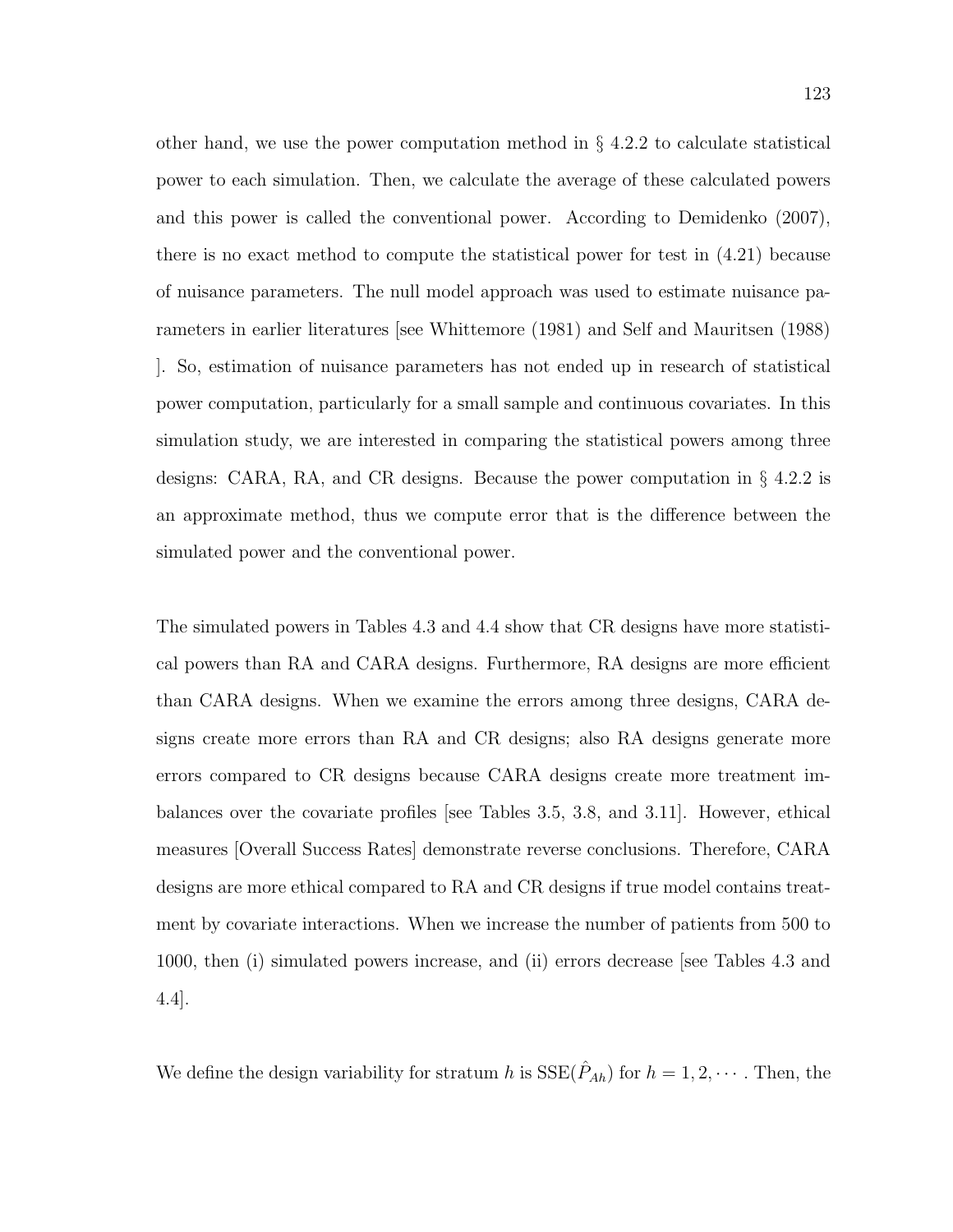other hand, we use the power computation method in § 4.2.2 to calculate statistical power to each simulation. Then, we calculate the average of these calculated powers and this power is called the conventional power. According to Demidenko (2007), there is no exact method to compute the statistical power for test in (4.21) because of nuisance parameters. The null model approach was used to estimate nuisance parameters in earlier literatures [see Whittemore (1981) and Self and Mauritsen (1988) ]. So, estimation of nuisance parameters has not ended up in research of statistical power computation, particularly for a small sample and continuous covariates. In this simulation study, we are interested in comparing the statistical powers among three designs: CARA, RA, and CR designs. Because the power computation in § 4.2.2 is an approximate method, thus we compute error that is the difference between the simulated power and the conventional power.

The simulated powers in Tables 4.3 and 4.4 show that CR designs have more statistical powers than RA and CARA designs. Furthermore, RA designs are more efficient than CARA designs. When we examine the errors among three designs, CARA designs create more errors than RA and CR designs; also RA designs generate more errors compared to CR designs because CARA designs create more treatment imbalances over the covariate profiles [see Tables 3.5, 3.8, and 3.11]. However, ethical measures [Overall Success Rates] demonstrate reverse conclusions. Therefore, CARA designs are more ethical compared to RA and CR designs if true model contains treatment by covariate interactions. When we increase the number of patients from 500 to 1000, then (i) simulated powers increase, and (ii) errors decrease [see Tables 4.3 and 4.4].

We define the design variability for stratum $h$ is $\text{SSE}(\hat{P}_{Ah})$ for $h = 1, 2, \cdots$. Then, the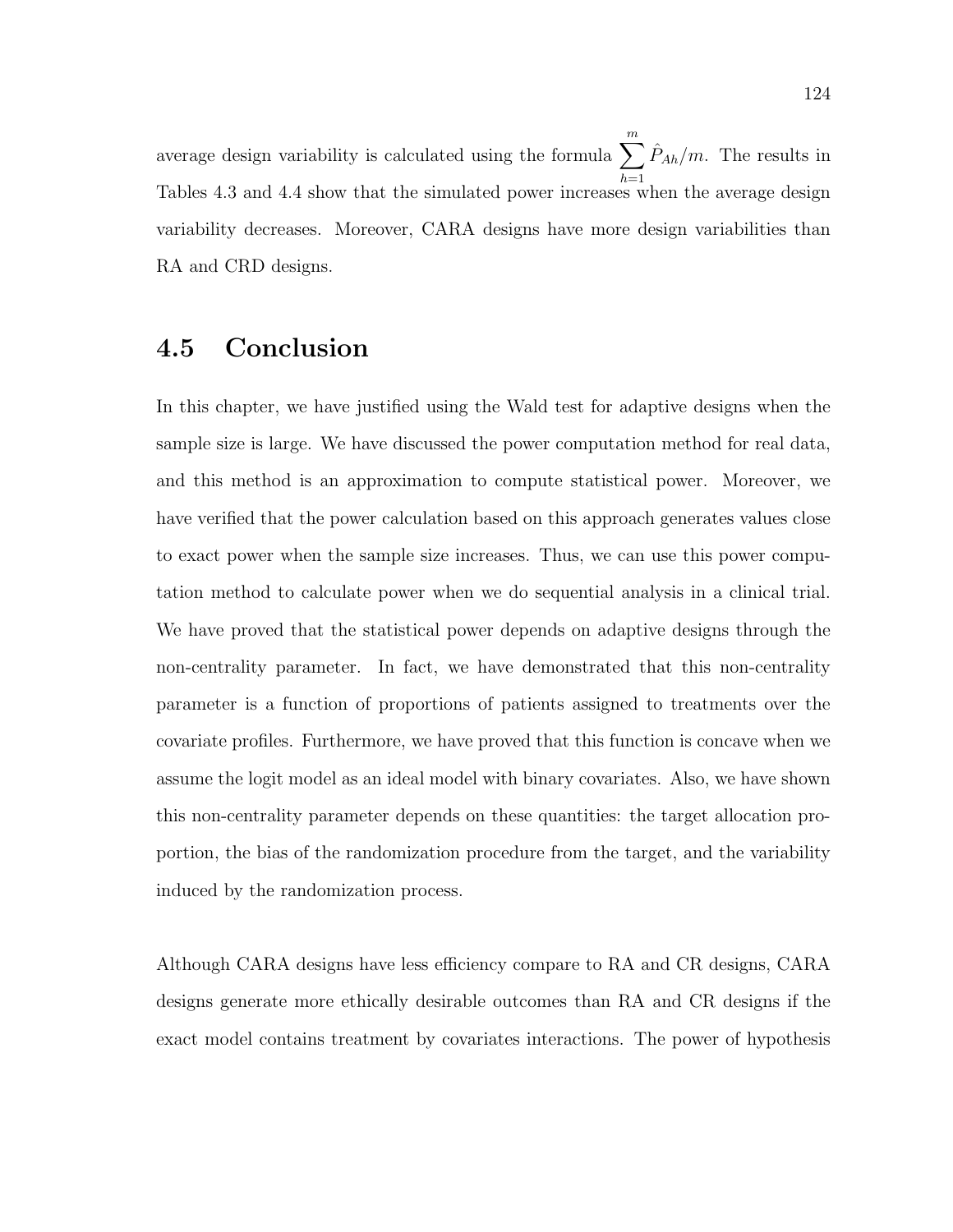average design variability is calculated using the formula $\sum_{h=1}^{m} \hat{P}_{Ah}/m$. The results in Tables 4.3 and 4.4 show that the simulated power increases when the average design variability decreases. Moreover, CARA designs have more design variabilities than RA and CRD designs.

## 4.5 Conclusion

In this chapter, we have justified using the Wald test for adaptive designs when the sample size is large. We have discussed the power computation method for real data, and this method is an approximation to compute statistical power. Moreover, we have verified that the power calculation based on this approach generates values close to exact power when the sample size increases. Thus, we can use this power computation method to calculate power when we do sequential analysis in a clinical trial. We have proved that the statistical power depends on adaptive designs through the non-centrality parameter. In fact, we have demonstrated that this non-centrality parameter is a function of proportions of patients assigned to treatments over the covariate profiles. Furthermore, we have proved that this function is concave when we assume the logit model as an ideal model with binary covariates. Also, we have shown this non-centrality parameter depends on these quantities: the target allocation proportion, the bias of the randomization procedure from the target, and the variability induced by the randomization process.

Although CARA designs have less efficiency compare to RA and CR designs, CARA designs generate more ethically desirable outcomes than RA and CR designs if the exact model contains treatment by covariates interactions. The power of hypothesis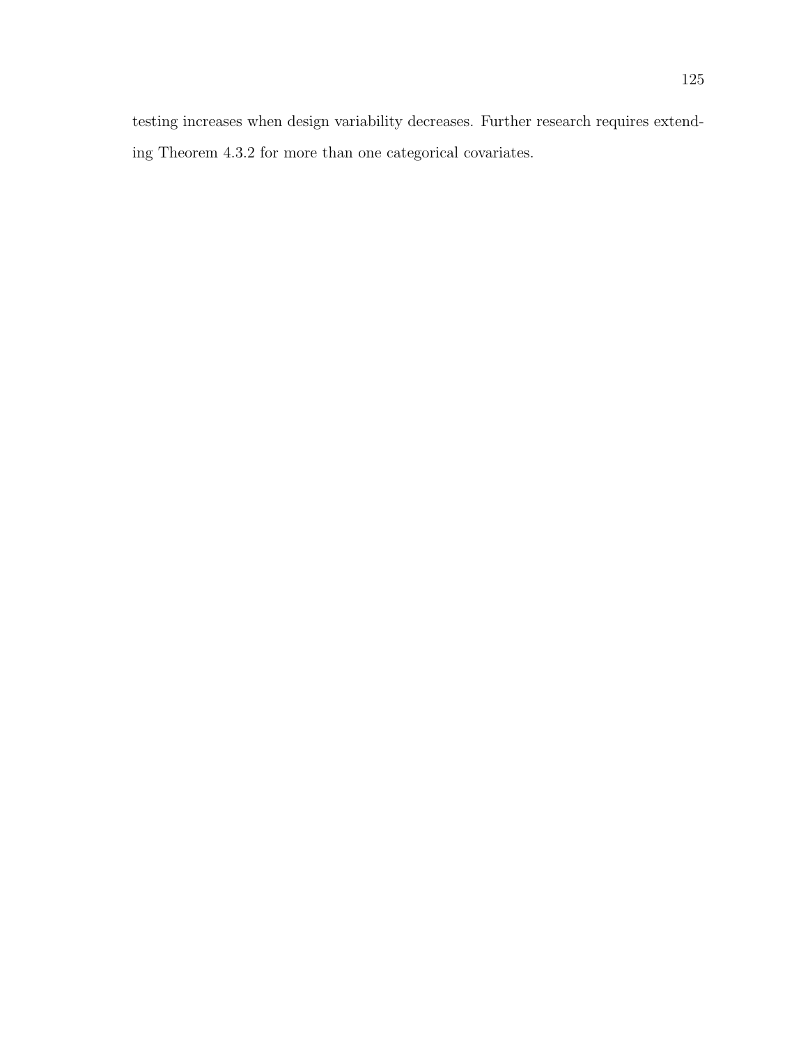testing increases when design variability decreases. Further research requires extending Theorem 4.3.2 for more than one categorical covariates.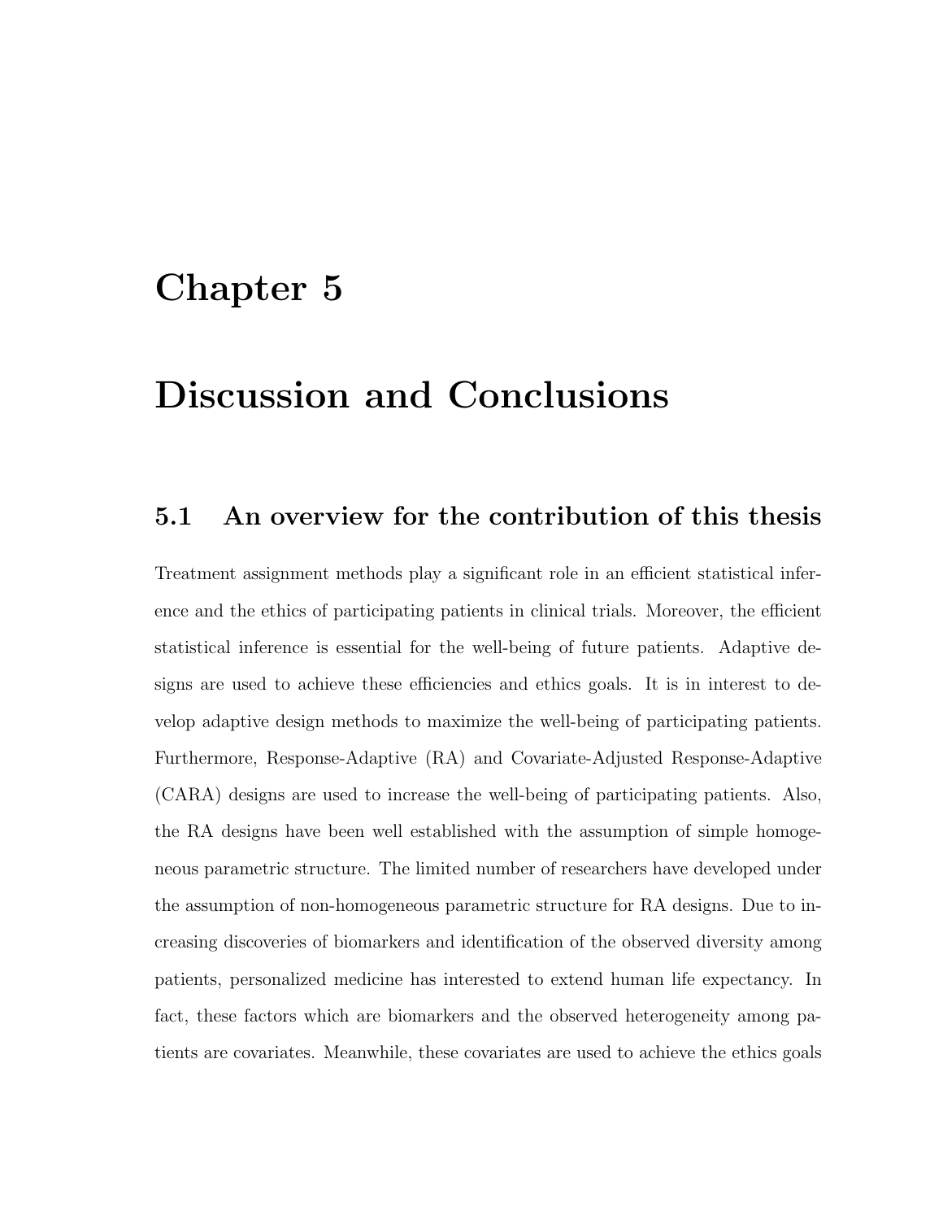# Chapter 5

# Discussion and Conclusions

## 5.1 An overview for the contribution of this thesis

Treatment assignment methods play a significant role in an efficient statistical inference and the ethics of participating patients in clinical trials. Moreover, the efficient statistical inference is essential for the well-being of future patients. Adaptive designs are used to achieve these efficiencies and ethics goals. It is in interest to develop adaptive design methods to maximize the well-being of participating patients. Furthermore, Response-Adaptive (RA) and Covariate-Adjusted Response-Adaptive (CARA) designs are used to increase the well-being of participating patients. Also, the RA designs have been well established with the assumption of simple homogeneous parametric structure. The limited number of researchers have developed under the assumption of non-homogeneous parametric structure for RA designs. Due to increasing discoveries of biomarkers and identification of the observed diversity among patients, personalized medicine has interested to extend human life expectancy. In fact, these factors which are biomarkers and the observed heterogeneity among patients are covariates. Meanwhile, these covariates are used to achieve the ethics goals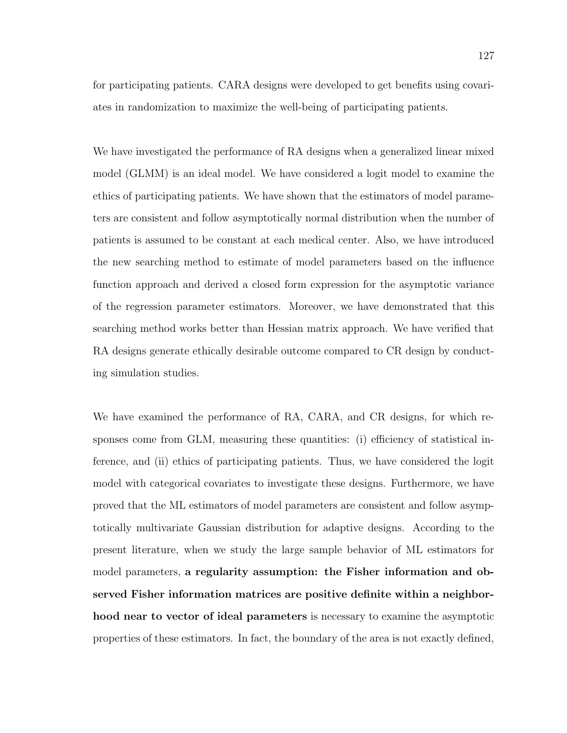for participating patients. CARA designs were developed to get benefits using covariates in randomization to maximize the well-being of participating patients.

We have investigated the performance of RA designs when a generalized linear mixed model (GLMM) is an ideal model. We have considered a logit model to examine the ethics of participating patients. We have shown that the estimators of model parameters are consistent and follow asymptotically normal distribution when the number of patients is assumed to be constant at each medical center. Also, we have introduced the new searching method to estimate of model parameters based on the influence function approach and derived a closed form expression for the asymptotic variance of the regression parameter estimators. Moreover, we have demonstrated that this searching method works better than Hessian matrix approach. We have verified that RA designs generate ethically desirable outcome compared to CR design by conducting simulation studies.

We have examined the performance of RA, CARA, and CR designs, for which responses come from GLM, measuring these quantities: (i) efficiency of statistical inference, and (ii) ethics of participating patients. Thus, we have considered the logit model with categorical covariates to investigate these designs. Furthermore, we have proved that the ML estimators of model parameters are consistent and follow asymptotically multivariate Gaussian distribution for adaptive designs. According to the present literature, when we study the large sample behavior of ML estimators for model parameters, **a regularity assumption: the Fisher information and observed Fisher information matrices are positive definite within a neighborhood near to vector of ideal parameters** is necessary to examine the asymptotic properties of these estimators. In fact, the boundary of the area is not exactly defined,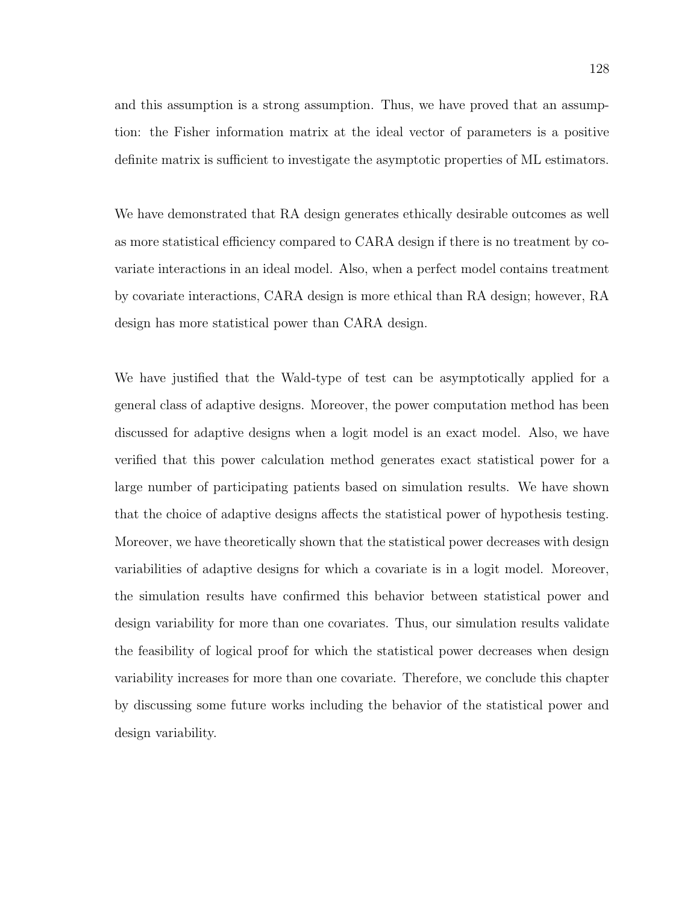and this assumption is a strong assumption. Thus, we have proved that an assumption: the Fisher information matrix at the ideal vector of parameters is a positive definite matrix is sufficient to investigate the asymptotic properties of ML estimators.

We have demonstrated that RA design generates ethically desirable outcomes as well as more statistical efficiency compared to CARA design if there is no treatment by covariate interactions in an ideal model. Also, when a perfect model contains treatment by covariate interactions, CARA design is more ethical than RA design; however, RA design has more statistical power than CARA design.

We have justified that the Wald-type of test can be asymptotically applied for a general class of adaptive designs. Moreover, the power computation method has been discussed for adaptive designs when a logit model is an exact model. Also, we have verified that this power calculation method generates exact statistical power for a large number of participating patients based on simulation results. We have shown that the choice of adaptive designs affects the statistical power of hypothesis testing. Moreover, we have theoretically shown that the statistical power decreases with design variabilities of adaptive designs for which a covariate is in a logit model. Moreover, the simulation results have confirmed this behavior between statistical power and design variability for more than one covariates. Thus, our simulation results validate the feasibility of logical proof for which the statistical power decreases when design variability increases for more than one covariate. Therefore, we conclude this chapter by discussing some future works including the behavior of the statistical power and design variability.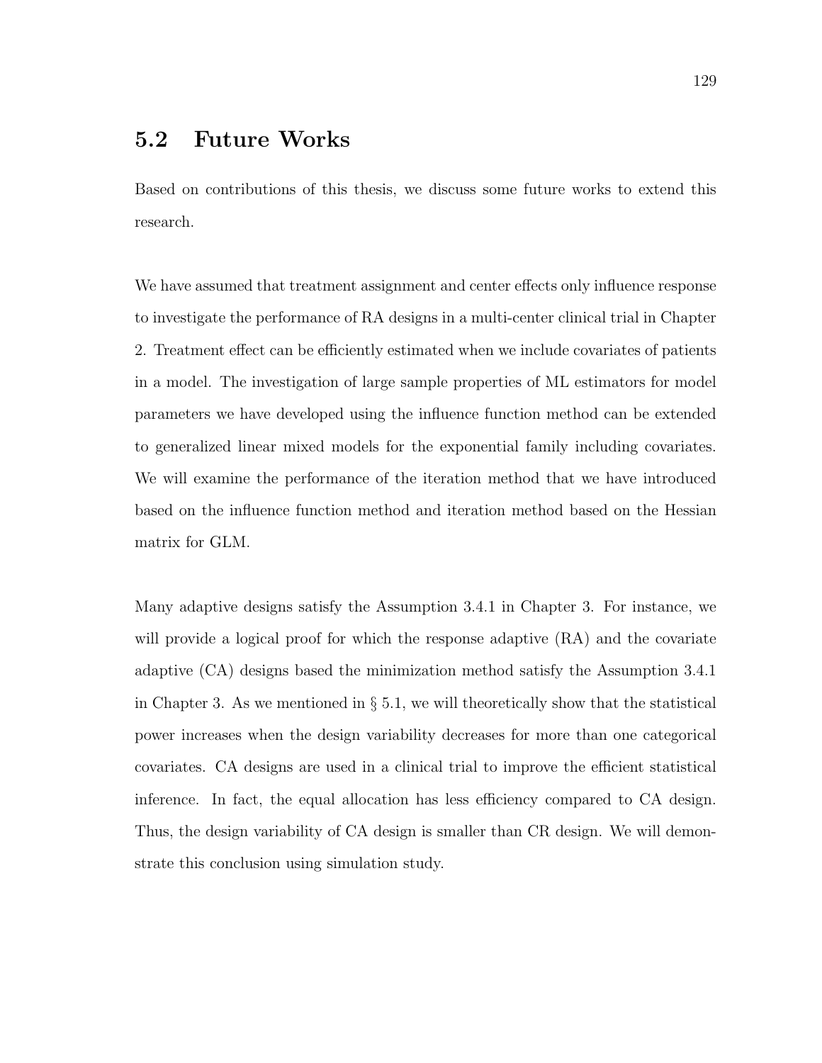## 5.2 Future Works

Based on contributions of this thesis, we discuss some future works to extend this research.

We have assumed that treatment assignment and center effects only influence response to investigate the performance of RA designs in a multi-center clinical trial in Chapter 2. Treatment effect can be efficiently estimated when we include covariates of patients in a model. The investigation of large sample properties of ML estimators for model parameters we have developed using the influence function method can be extended to generalized linear mixed models for the exponential family including covariates. We will examine the performance of the iteration method that we have introduced based on the influence function method and iteration method based on the Hessian matrix for GLM.

Many adaptive designs satisfy the Assumption 3.4.1 in Chapter 3. For instance, we will provide a logical proof for which the response adaptive (RA) and the covariate adaptive (CA) designs based the minimization method satisfy the Assumption 3.4.1 in Chapter 3. As we mentioned in § 5.1, we will theoretically show that the statistical power increases when the design variability decreases for more than one categorical covariates. CA designs are used in a clinical trial to improve the efficient statistical inference. In fact, the equal allocation has less efficiency compared to CA design. Thus, the design variability of CA design is smaller than CR design. We will demonstrate this conclusion using simulation study.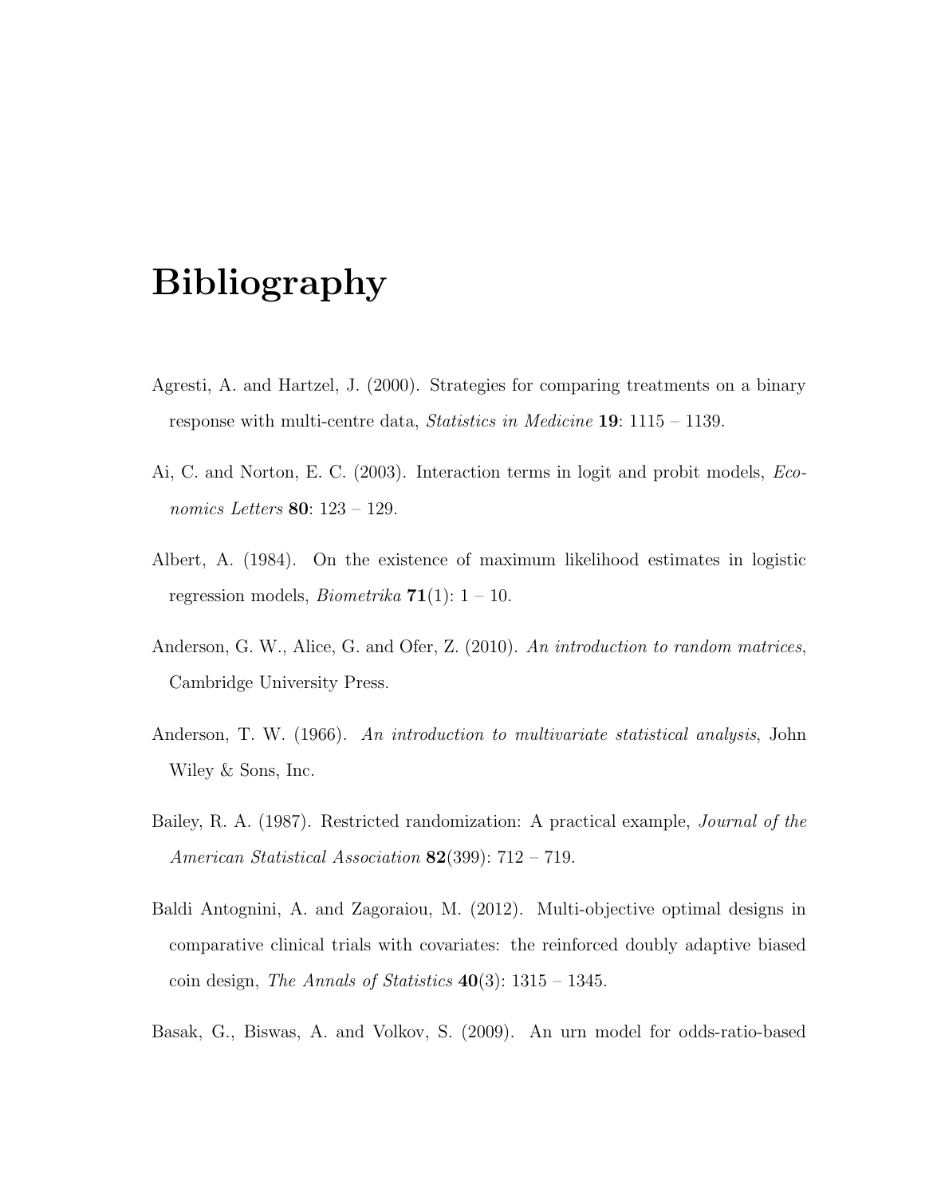# Bibliography

Agresti, A. and Hartzel, J. (2000). Strategies for comparing treatments on a binary response with multi-centre data, *Statistics in Medicine* **19**: 1115 – 1139.

Ai, C. and Norton, E. C. (2003). Interaction terms in logit and probit models, *Economics Letters* **80**: 123 – 129.

Albert, A. (1984). On the existence of maximum likelihood estimates in logistic regression models, *Biometrika* **71**(1): 1 – 10.

Anderson, G. W., Alice, G. and Ofer, Z. (2010). *An introduction to random matrices*, Cambridge University Press.

Anderson, T. W. (1966). *An introduction to multivariate statistical analysis*, John Wiley & Sons, Inc.

Bailey, R. A. (1987). Restricted randomization: A practical example, *Journal of the American Statistical Association* **82**(399): 712 – 719.

Baldi Antognini, A. and Zagoraiou, M. (2012). Multi-objective optimal designs in comparative clinical trials with covariates: the reinforced doubly adaptive biased coin design, *The Annals of Statistics* **40**(3): 1315 – 1345.

Basak, G., Biswas, A. and Volkov, S. (2009). An urn model for odds-ratio-based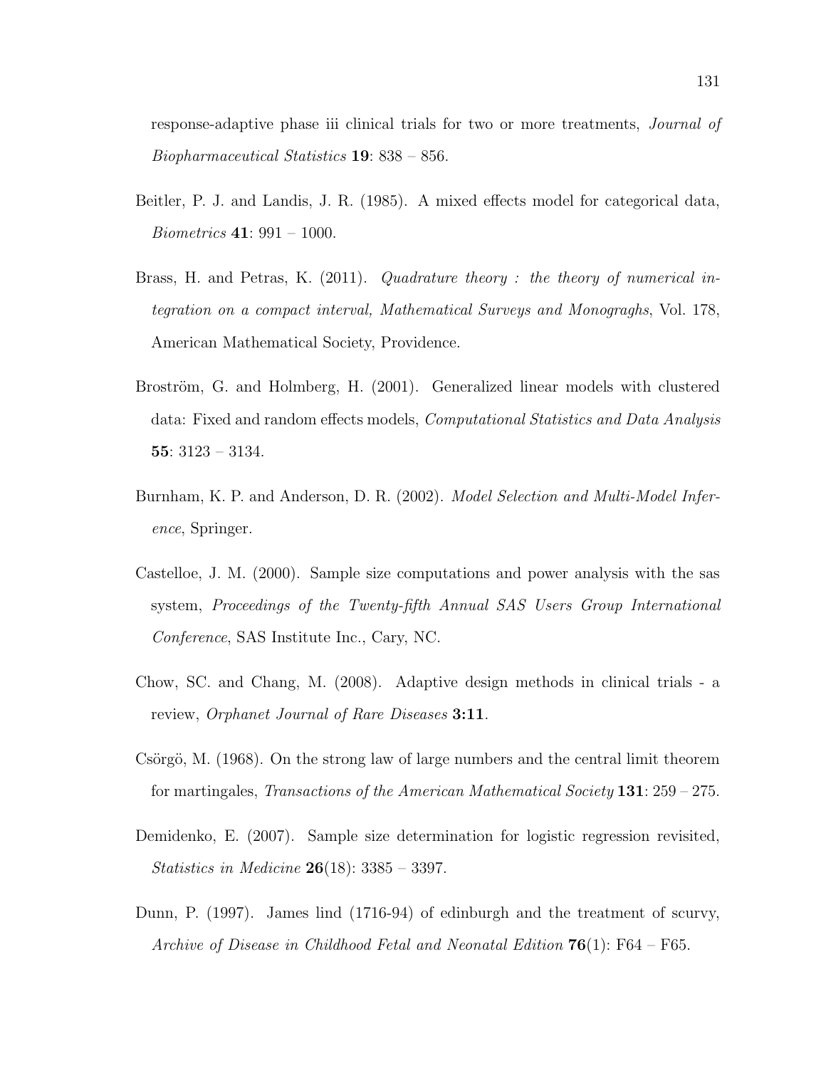response-adaptive phase iii clinical trials for two or more treatments, *Journal of Biopharmaceutical Statistics* **19**: 838 – 856.

Beitler, P. J. and Landis, J. R. (1985). A mixed effects model for categorical data, *Biometrics* **41**: 991 – 1000.

Brass, H. and Petras, K. (2011). *Quadrature theory : the theory of numerical integration on a compact interval, Mathematical Surveys and Monograghs*, Vol. 178, American Mathematical Society, Providence.

Broström, G. and Holmberg, H. (2001). Generalized linear models with clustered data: Fixed and random effects models, *Computational Statistics and Data Analysis* **55**: 3123 – 3134.

Burnham, K. P. and Anderson, D. R. (2002). *Model Selection and Multi-Model Inference*, Springer.

Castelloe, J. M. (2000). Sample size computations and power analysis with the sas system, *Proceedings of the Twenty-fifth Annual SAS Users Group International Conference*, SAS Institute Inc., Cary, NC.

Chow, SC. and Chang, M. (2008). Adaptive design methods in clinical trials - a review, *Orphanet Journal of Rare Diseases* **3:11**.

Csörgö, M. (1968). On the strong law of large numbers and the central limit theorem for martingales, *Transactions of the American Mathematical Society* **131**: 259 – 275.

Demidenko, E. (2007). Sample size determination for logistic regression revisited, *Statistics in Medicine* **26**(18): 3385 – 3397.

Dunn, P. (1997). James lind (1716-94) of edinburgh and the treatment of scurvy, *Archive of Disease in Childhood Fetal and Neonatal Edition* **76**(1): F64 – F65.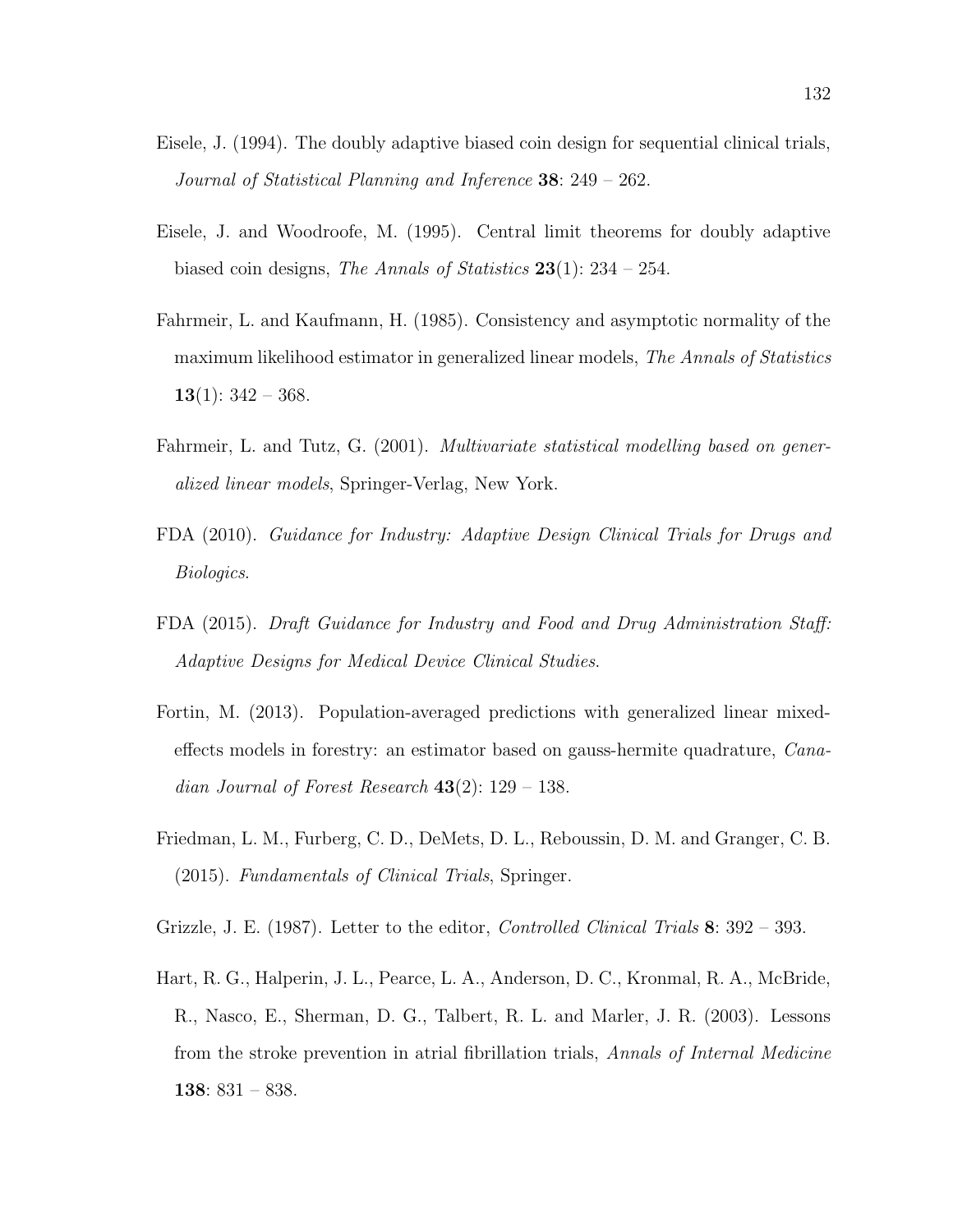Eisele, J. (1994). The doubly adaptive biased coin design for sequential clinical trials, *Journal of Statistical Planning and Inference* **38**: 249 – 262.

Eisele, J. and Woodroofe, M. (1995). Central limit theorems for doubly adaptive biased coin designs, *The Annals of Statistics* **23**(1): 234 – 254.

Fahrmeir, L. and Kaufmann, H. (1985). Consistency and asymptotic normality of the maximum likelihood estimator in generalized linear models, *The Annals of Statistics* **13**(1): 342 – 368.

Fahrmeir, L. and Tutz, G. (2001). *Multivariate statistical modelling based on generalized linear models*, Springer-Verlag, New York.

FDA (2010). *Guidance for Industry: Adaptive Design Clinical Trials for Drugs and Biologics*.

FDA (2015). *Draft Guidance for Industry and Food and Drug Administration Staff: Adaptive Designs for Medical Device Clinical Studies*.

Fortin, M. (2013). Population-averaged predictions with generalized linear mixed-effects models in forestry: an estimator based on gauss-hermite quadrature, *Canadian Journal of Forest Research* **43**(2): 129 – 138.

Friedman, L. M., Furberg, C. D., DeMets, D. L., Reboussin, D. M. and Granger, C. B. (2015). *Fundamentals of Clinical Trials*, Springer.

Grizzle, J. E. (1987). Letter to the editor, *Controlled Clinical Trials* **8**: 392 – 393.

Hart, R. G., Halperin, J. L., Pearce, L. A., Anderson, D. C., Kronmal, R. A., McBride, R., Nasco, E., Sherman, D. G., Talbert, R. L. and Marler, J. R. (2003). Lessons from the stroke prevention in atrial fibrillation trials, *Annals of Internal Medicine* **138**: 831 – 838.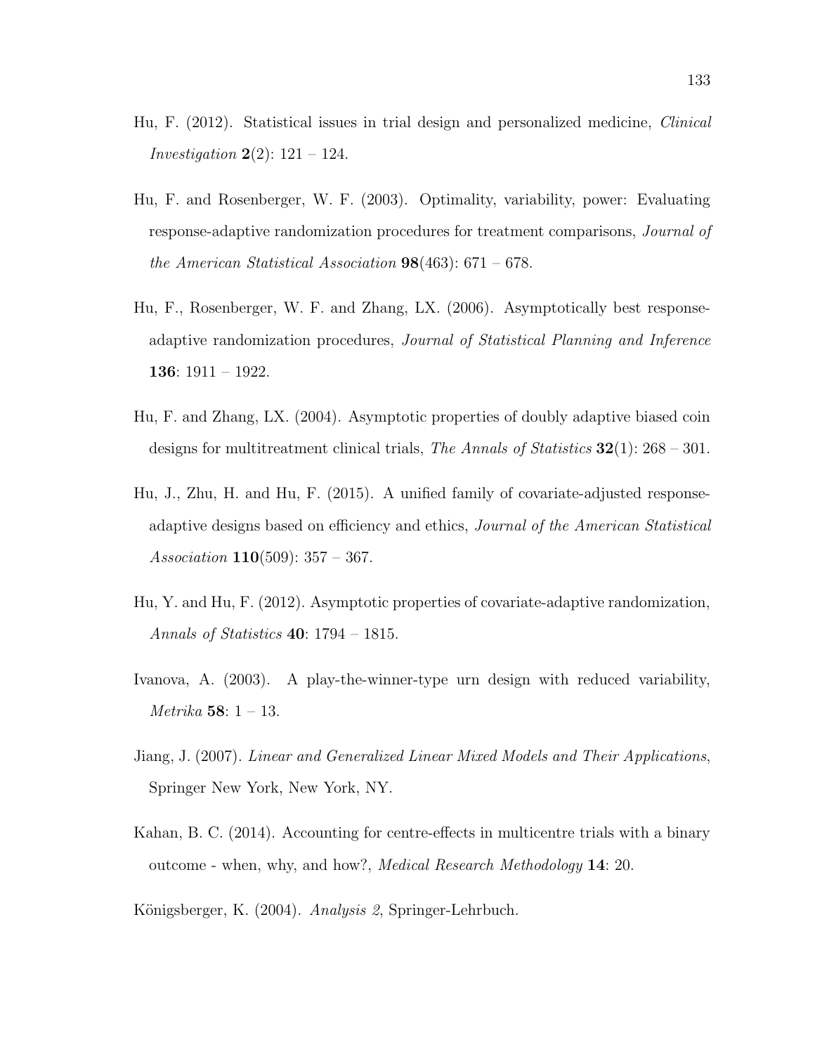Hu, F. (2012). Statistical issues in trial design and personalized medicine, *Clinical Investigation* **2**(2): 121 – 124.

Hu, F. and Rosenberger, W. F. (2003). Optimality, variability, power: Evaluating response-adaptive randomization procedures for treatment comparisons, *Journal of the American Statistical Association* **98**(463): 671 – 678.

Hu, F., Rosenberger, W. F. and Zhang, LX. (2006). Asymptotically best response-adaptive randomization procedures, *Journal of Statistical Planning and Inference* **136**: 1911 – 1922.

Hu, F. and Zhang, LX. (2004). Asymptotic properties of doubly adaptive biased coin designs for multitreatment clinical trials, *The Annals of Statistics* **32**(1): 268 – 301.

Hu, J., Zhu, H. and Hu, F. (2015). A unified family of covariate-adjusted response-adaptive designs based on efficiency and ethics, *Journal of the American Statistical Association* **110**(509): 357 – 367.

Hu, Y. and Hu, F. (2012). Asymptotic properties of covariate-adaptive randomization, *Annals of Statistics* **40**: 1794 – 1815.

Ivanova, A. (2003). A play-the-winner-type urn design with reduced variability, *Metrika* **58**: 1 – 13.

Jiang, J. (2007). *Linear and Generalized Linear Mixed Models and Their Applications*, Springer New York, New York, NY.

Kahan, B. C. (2014). Accounting for centre-effects in multicentre trials with a binary outcome - when, why, and how?, *Medical Research Methodology* **14**: 20.

Königsberger, K. (2004). *Analysis 2*, Springer-Lehrbuch.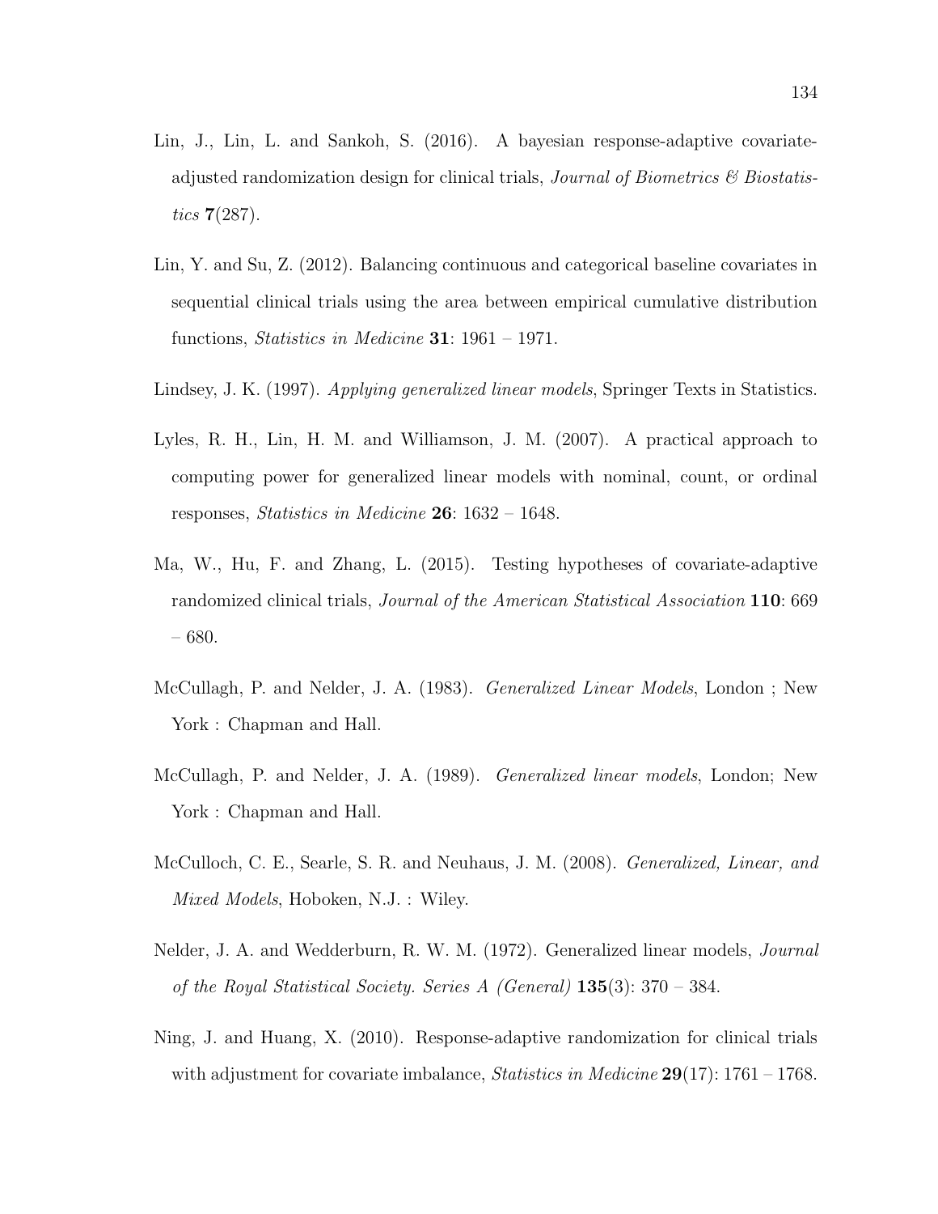Lin, J., Lin, L. and Sankoh, S. (2016). A bayesian response-adaptive covariate-adjusted randomization design for clinical trials, *Journal of Biometrics & Biostatistics* **7**(287).

Lin, Y. and Su, Z. (2012). Balancing continuous and categorical baseline covariates in sequential clinical trials using the area between empirical cumulative distribution functions, *Statistics in Medicine* **31**: 1961 – 1971.

Lindsey, J. K. (1997). *Applying generalized linear models*, Springer Texts in Statistics.

Lyles, R. H., Lin, H. M. and Williamson, J. M. (2007). A practical approach to computing power for generalized linear models with nominal, count, or ordinal responses, *Statistics in Medicine* **26**: 1632 – 1648.

Ma, W., Hu, F. and Zhang, L. (2015). Testing hypotheses of covariate-adaptive randomized clinical trials, *Journal of the American Statistical Association* **110**: 669 – 680.

McCullagh, P. and Nelder, J. A. (1983). *Generalized Linear Models*, London ; New York : Chapman and Hall.

McCullagh, P. and Nelder, J. A. (1989). *Generalized linear models*, London; New York : Chapman and Hall.

McCulloch, C. E., Searle, S. R. and Neuhaus, J. M. (2008). *Generalized, Linear, and Mixed Models*, Hoboken, N.J. : Wiley.

Nelder, J. A. and Wedderburn, R. W. M. (1972). Generalized linear models, *Journal of the Royal Statistical Society. Series A (General)* **135**(3): 370 – 384.

Ning, J. and Huang, X. (2010). Response-adaptive randomization for clinical trials with adjustment for covariate imbalance, *Statistics in Medicine* **29**(17): 1761 – 1768.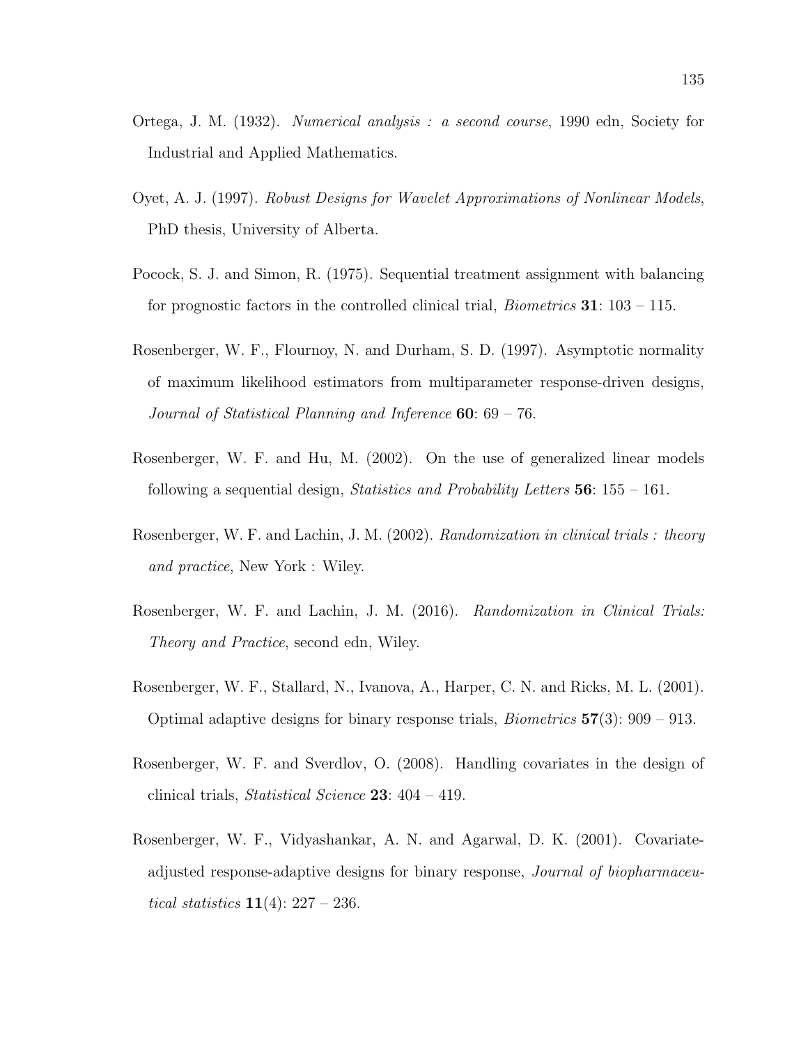Ortega, J. M. (1932). *Numerical analysis : a second course*, 1990 edn, Society for Industrial and Applied Mathematics.

Oyet, A. J. (1997). *Robust Designs for Wavelet Approximations of Nonlinear Models*, PhD thesis, University of Alberta.

Pocock, S. J. and Simon, R. (1975). Sequential treatment assignment with balancing for prognostic factors in the controlled clinical trial, *Biometrics* **31**: 103 – 115.

Rosenberger, W. F., Flournoy, N. and Durham, S. D. (1997). Asymptotic normality of maximum likelihood estimators from multiparameter response-driven designs, *Journal of Statistical Planning and Inference* **60**: 69 – 76.

Rosenberger, W. F. and Hu, M. (2002). On the use of generalized linear models following a sequential design, *Statistics and Probability Letters* **56**: 155 – 161.

Rosenberger, W. F. and Lachin, J. M. (2002). *Randomization in clinical trials : theory and practice*, New York : Wiley.

Rosenberger, W. F. and Lachin, J. M. (2016). *Randomization in Clinical Trials: Theory and Practice*, second edn, Wiley.

Rosenberger, W. F., Stallard, N., Ivanova, A., Harper, C. N. and Ricks, M. L. (2001). Optimal adaptive designs for binary response trials, *Biometrics* **57**(3): 909 – 913.

Rosenberger, W. F. and Sverdlov, O. (2008). Handling covariates in the design of clinical trials, *Statistical Science* **23**: 404 – 419.

Rosenberger, W. F., Vidyashankar, A. N. and Agarwal, D. K. (2001). Covariate-adjusted response-adaptive designs for binary response, *Journal of biopharmaceutical statistics* **11**(4): 227 – 236.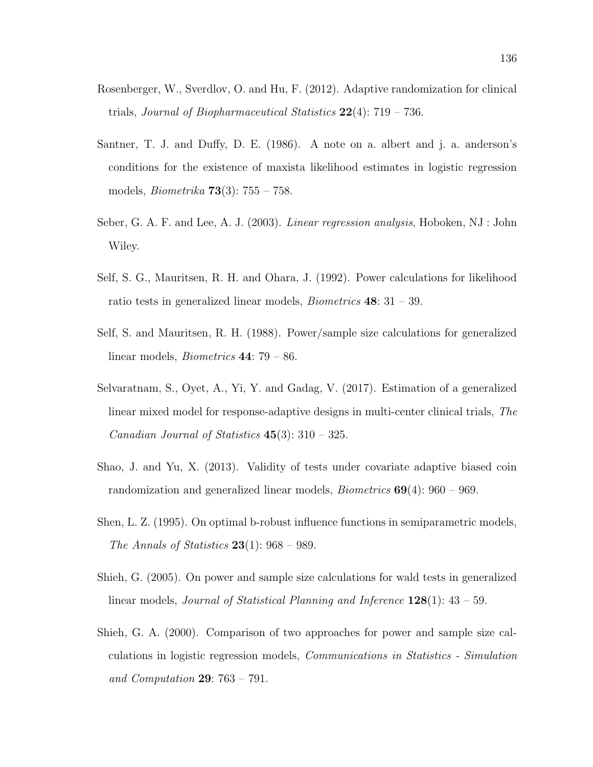Rosenberger, W., Sverdlov, O. and Hu, F. (2012). Adaptive randomization for clinical trials, *Journal of Biopharmaceutical Statistics* **22**(4): 719 – 736.

Santner, T. J. and Duffy, D. E. (1986). A note on a. albert and j. a. anderson's conditions for the existence of maxista likelihood estimates in logistic regression models, *Biometrika* **73**(3): 755 – 758.

Seber, G. A. F. and Lee, A. J. (2003). *Linear regression analysis*, Hoboken, NJ : John Wiley.

Self, S. G., Mauritsen, R. H. and Ohara, J. (1992). Power calculations for likelihood ratio tests in generalized linear models, *Biometrics* **48**: 31 – 39.

Self, S. and Mauritsen, R. H. (1988). Power/sample size calculations for generalized linear models, *Biometrics* **44**: 79 – 86.

Selvaratnam, S., Oyet, A., Yi, Y. and Gadag, V. (2017). Estimation of a generalized linear mixed model for response-adaptive designs in multi-center clinical trials, *The Canadian Journal of Statistics* **45**(3): 310 – 325.

Shao, J. and Yu, X. (2013). Validity of tests under covariate adaptive biased coin randomization and generalized linear models, *Biometrics* **69**(4): 960 – 969.

Shen, L. Z. (1995). On optimal b-robust influence functions in semiparametric models, *The Annals of Statistics* **23**(1): 968 – 989.

Shieh, G. (2005). On power and sample size calculations for wald tests in generalized linear models, *Journal of Statistical Planning and Inference* **128**(1): 43 – 59.

Shieh, G. A. (2000). Comparison of two approaches for power and sample size calculations in logistic regression models, *Communications in Statistics - Simulation and Computation* **29**: 763 – 791.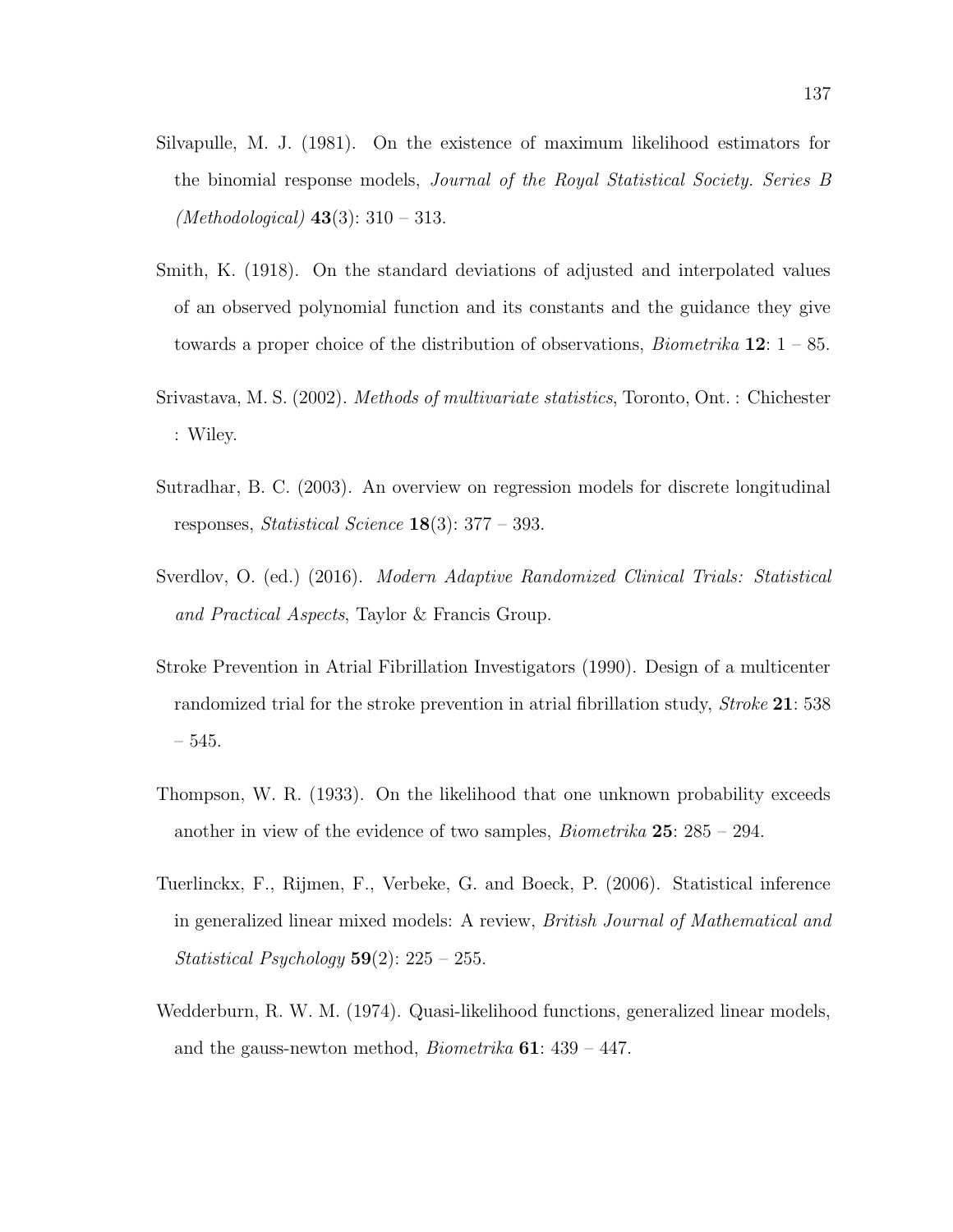Silvapulle, M. J. (1981). On the existence of maximum likelihood estimators for the binomial response models, *Journal of the Royal Statistical Society. Series B (Methodological)* **43**(3): 310 – 313.

Smith, K. (1918). On the standard deviations of adjusted and interpolated values of an observed polynomial function and its constants and the guidance they give towards a proper choice of the distribution of observations, *Biometrika* **12**: 1 – 85.

Srivastava, M. S. (2002). *Methods of multivariate statistics*, Toronto, Ont. : Chichester : Wiley.

Sutradhar, B. C. (2003). An overview on regression models for discrete longitudinal responses, *Statistical Science* **18**(3): 377 – 393.

Sverdlov, O. (ed.) (2016). *Modern Adaptive Randomized Clinical Trials: Statistical and Practical Aspects*, Taylor & Francis Group.

Stroke Prevention in Atrial Fibrillation Investigators (1990). Design of a multicenter randomized trial for the stroke prevention in atrial fibrillation study, *Stroke* **21**: 538 – 545.

Thompson, W. R. (1933). On the likelihood that one unknown probability exceeds another in view of the evidence of two samples, *Biometrika* **25**: 285 – 294.

Tuerlinckx, F., Rijmen, F., Verbeke, G. and Boeck, P. (2006). Statistical inference in generalized linear mixed models: A review, *British Journal of Mathematical and Statistical Psychology* **59**(2): 225 – 255.

Wedderburn, R. W. M. (1974). Quasi-likelihood functions, generalized linear models, and the gauss-newton method, *Biometrika* **61**: 439 – 447.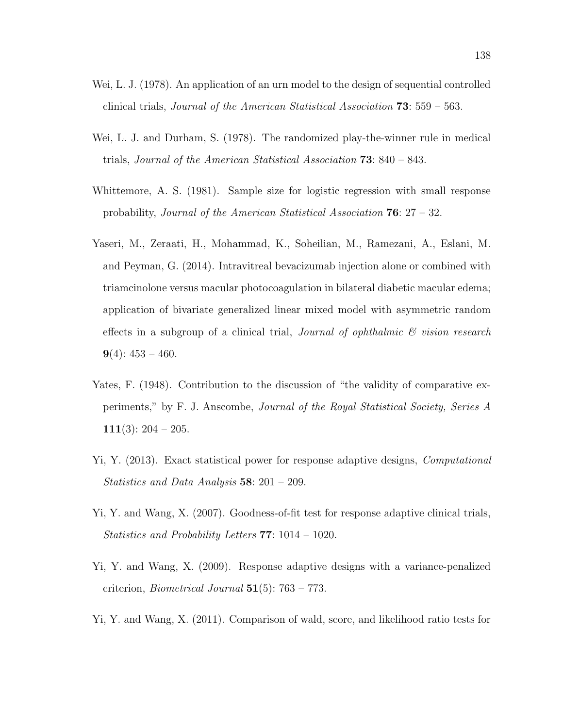Wei, L. J. (1978). An application of an urn model to the design of sequential controlled clinical trials, *Journal of the American Statistical Association* **73**: 559 – 563.

Wei, L. J. and Durham, S. (1978). The randomized play-the-winner rule in medical trials, *Journal of the American Statistical Association* **73**: 840 – 843.

Whittemore, A. S. (1981). Sample size for logistic regression with small response probability, *Journal of the American Statistical Association* **76**: 27 – 32.

Yaseri, M., Zeraati, H., Mohammad, K., Soheilian, M., Ramezani, A., Eslani, M. and Peyman, G. (2014). Intravitreal bevacizumab injection alone or combined with triamcinolone versus macular photocoagulation in bilateral diabetic macular edema; application of bivariate generalized linear mixed model with asymmetric random effects in a subgroup of a clinical trial, *Journal of ophthalmic & vision research* **9**(4): 453 – 460.

Yates, F. (1948). Contribution to the discussion of "the validity of comparative experiments," by F. J. Anscombe, *Journal of the Royal Statistical Society, Series A* **111**(3): 204 – 205.

Yi, Y. (2013). Exact statistical power for response adaptive designs, *Computational Statistics and Data Analysis* **58**: 201 – 209.

Yi, Y. and Wang, X. (2007). Goodness-of-fit test for response adaptive clinical trials, *Statistics and Probability Letters* **77**: 1014 – 1020.

Yi, Y. and Wang, X. (2009). Response adaptive designs with a variance-penalized criterion, *Biometrical Journal* **51**(5): 763 – 773.

Yi, Y. and Wang, X. (2011). Comparison of wald, score, and likelihood ratio tests for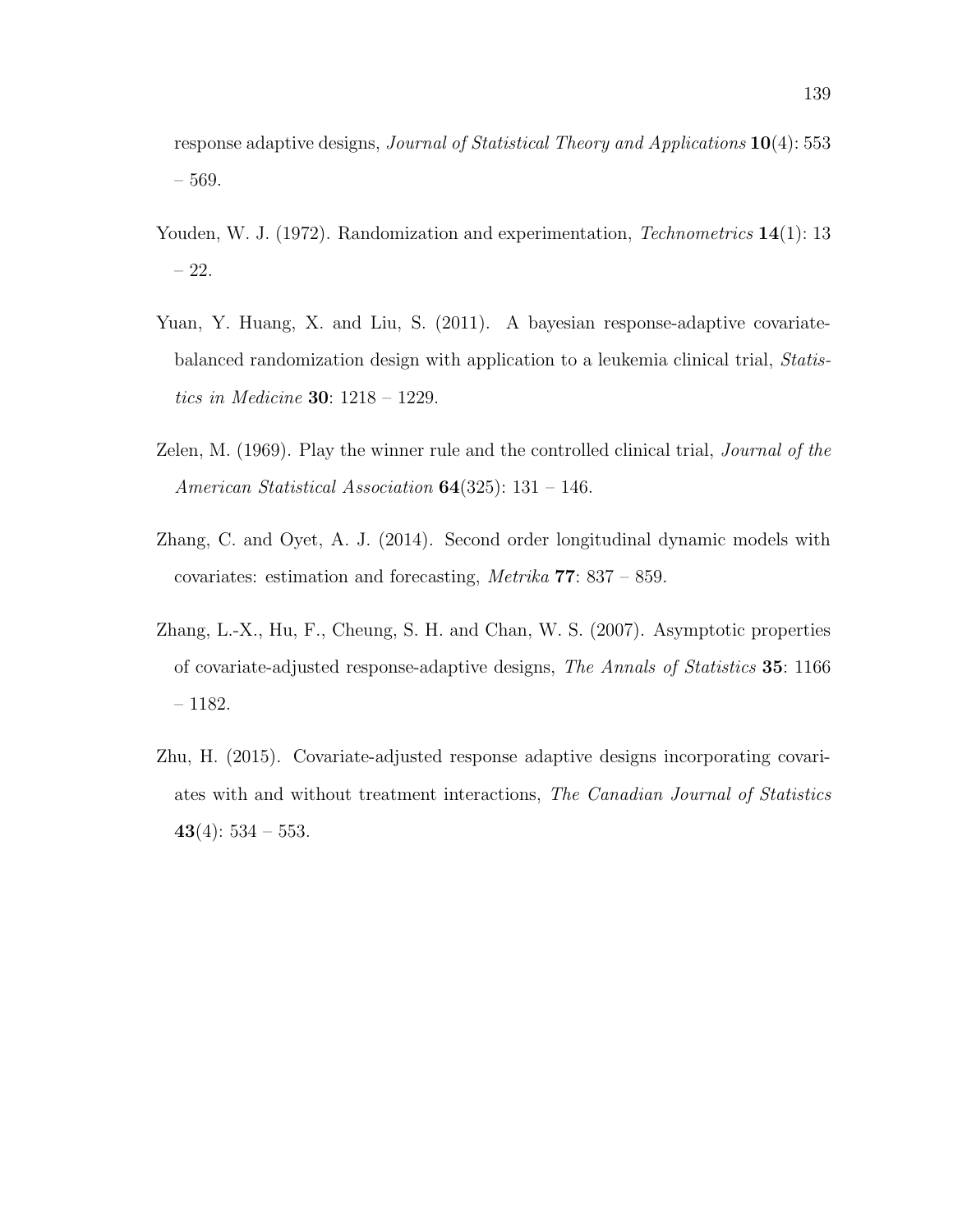response adaptive designs, *Journal of Statistical Theory and Applications* **10**(4): 553 – 569.

Youden, W. J. (1972). Randomization and experimentation, *Technometrics* **14**(1): 13 – 22.

Yuan, Y. Huang, X. and Liu, S. (2011). A bayesian response-adaptive covariate-balanced randomization design with application to a leukemia clinical trial, *Statistics in Medicine* **30**: 1218 – 1229.

Zelen, M. (1969). Play the winner rule and the controlled clinical trial, *Journal of the American Statistical Association* **64**(325): 131 – 146.

Zhang, C. and Oyet, A. J. (2014). Second order longitudinal dynamic models with covariates: estimation and forecasting, *Metrika* **77**: 837 – 859.

Zhang, L.-X., Hu, F., Cheung, S. H. and Chan, W. S. (2007). Asymptotic properties of covariate-adjusted response-adaptive designs, *The Annals of Statistics* **35**: 1166 – 1182.

Zhu, H. (2015). Covariate-adjusted response adaptive designs incorporating covariates with and without treatment interactions, *The Canadian Journal of Statistics* **43**(4): 534 – 553.